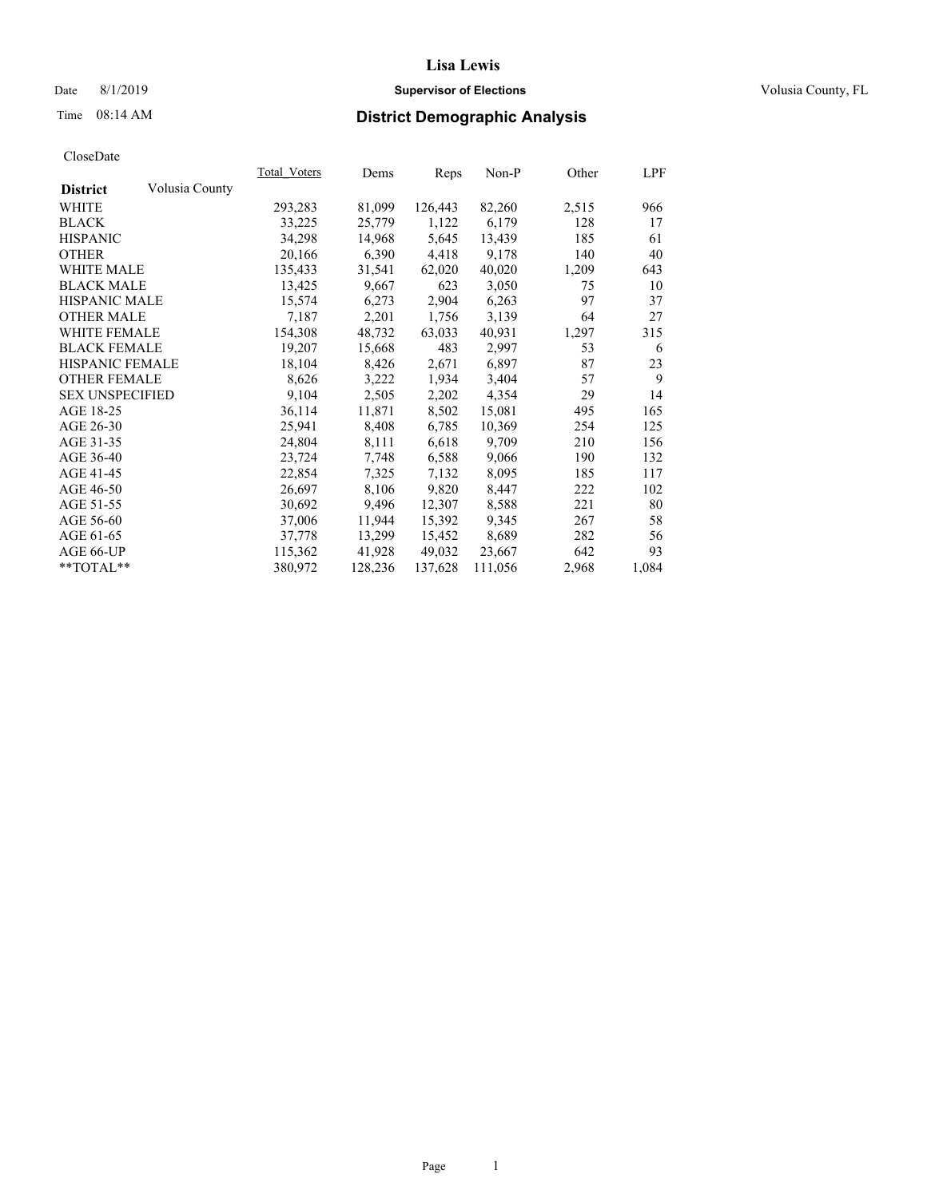# Lisa Lewis

Date 8/1/2019 **Supervisor of Elections** Volusia County, FL

Time 08:14 AM **District Demographic Analysis**

CloseDate

| **District** Volusia County | Total_Voters | Dems | Reps | Non-P | Other | LPF |
|---|---|---|---|---|---|---|
| WHITE | 293,283 | 81,099 | 126,443 | 82,260 | 2,515 | 966 |
| BLACK | 33,225 | 25,779 | 1,122 | 6,179 | 128 | 17 |
| HISPANIC | 34,298 | 14,968 | 5,645 | 13,439 | 185 | 61 |
| OTHER | 20,166 | 6,390 | 4,418 | 9,178 | 140 | 40 |
| WHITE MALE | 135,433 | 31,541 | 62,020 | 40,020 | 1,209 | 643 |
| BLACK MALE | 13,425 | 9,667 | 623 | 3,050 | 75 | 10 |
| HISPANIC MALE | 15,574 | 6,273 | 2,904 | 6,263 | 97 | 37 |
| OTHER MALE | 7,187 | 2,201 | 1,756 | 3,139 | 64 | 27 |
| WHITE FEMALE | 154,308 | 48,732 | 63,033 | 40,931 | 1,297 | 315 |
| BLACK FEMALE | 19,207 | 15,668 | 483 | 2,997 | 53 | 6 |
| HISPANIC FEMALE | 18,104 | 8,426 | 2,671 | 6,897 | 87 | 23 |
| OTHER FEMALE | 8,626 | 3,222 | 1,934 | 3,404 | 57 | 9 |
| SEX UNSPECIFIED | 9,104 | 2,505 | 2,202 | 4,354 | 29 | 14 |
| AGE 18-25 | 36,114 | 11,871 | 8,502 | 15,081 | 495 | 165 |
| AGE 26-30 | 25,941 | 8,408 | 6,785 | 10,369 | 254 | 125 |
| AGE 31-35 | 24,804 | 8,111 | 6,618 | 9,709 | 210 | 156 |
| AGE 36-40 | 23,724 | 7,748 | 6,588 | 9,066 | 190 | 132 |
| AGE 41-45 | 22,854 | 7,325 | 7,132 | 8,095 | 185 | 117 |
| AGE 46-50 | 26,697 | 8,106 | 9,820 | 8,447 | 222 | 102 |
| AGE 51-55 | 30,692 | 9,496 | 12,307 | 8,588 | 221 | 80 |
| AGE 56-60 | 37,006 | 11,944 | 15,392 | 9,345 | 267 | 58 |
| AGE 61-65 | 37,778 | 13,299 | 15,452 | 8,689 | 282 | 56 |
| AGE 66-UP | 115,362 | 41,928 | 49,032 | 23,667 | 642 | 93 |
| **TOTAL** | 380,972 | 128,236 | 137,628 | 111,056 | 2,968 | 1,084 |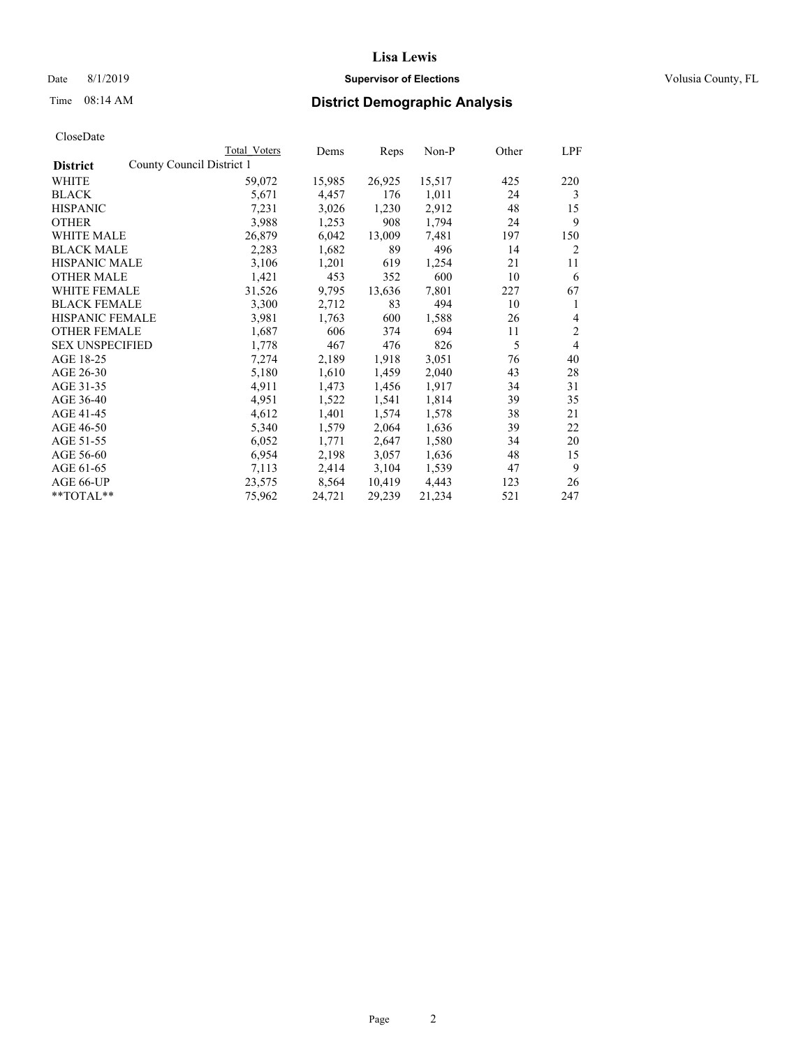# Lisa Lewis

Date 8/1/2019 **Supervisor of Elections** Volusia County, FL

Time 08:14 AM **District Demographic Analysis**

CloseDate

| District | Total Voters | Dems | Reps | Non-P | Other | LPF |
|---|---|---|---|---|---|---|
| County Council District 1 | | | | | | |
| WHITE | 59,072 | 15,985 | 26,925 | 15,517 | 425 | 220 |
| BLACK | 5,671 | 4,457 | 176 | 1,011 | 24 | 3 |
| HISPANIC | 7,231 | 3,026 | 1,230 | 2,912 | 48 | 15 |
| OTHER | 3,988 | 1,253 | 908 | 1,794 | 24 | 9 |
| WHITE MALE | 26,879 | 6,042 | 13,009 | 7,481 | 197 | 150 |
| BLACK MALE | 2,283 | 1,682 | 89 | 496 | 14 | 2 |
| HISPANIC MALE | 3,106 | 1,201 | 619 | 1,254 | 21 | 11 |
| OTHER MALE | 1,421 | 453 | 352 | 600 | 10 | 6 |
| WHITE FEMALE | 31,526 | 9,795 | 13,636 | 7,801 | 227 | 67 |
| BLACK FEMALE | 3,300 | 2,712 | 83 | 494 | 10 | 1 |
| HISPANIC FEMALE | 3,981 | 1,763 | 600 | 1,588 | 26 | 4 |
| OTHER FEMALE | 1,687 | 606 | 374 | 694 | 11 | 2 |
| SEX UNSPECIFIED | 1,778 | 467 | 476 | 826 | 5 | 4 |
| AGE 18-25 | 7,274 | 2,189 | 1,918 | 3,051 | 76 | 40 |
| AGE 26-30 | 5,180 | 1,610 | 1,459 | 2,040 | 43 | 28 |
| AGE 31-35 | 4,911 | 1,473 | 1,456 | 1,917 | 34 | 31 |
| AGE 36-40 | 4,951 | 1,522 | 1,541 | 1,814 | 39 | 35 |
| AGE 41-45 | 4,612 | 1,401 | 1,574 | 1,578 | 38 | 21 |
| AGE 46-50 | 5,340 | 1,579 | 2,064 | 1,636 | 39 | 22 |
| AGE 51-55 | 6,052 | 1,771 | 2,647 | 1,580 | 34 | 20 |
| AGE 56-60 | 6,954 | 2,198 | 3,057 | 1,636 | 48 | 15 |
| AGE 61-65 | 7,113 | 2,414 | 3,104 | 1,539 | 47 | 9 |
| AGE 66-UP | 23,575 | 8,564 | 10,419 | 4,443 | 123 | 26 |
| **TOTAL** | 75,962 | 24,721 | 29,239 | 21,234 | 521 | 247 |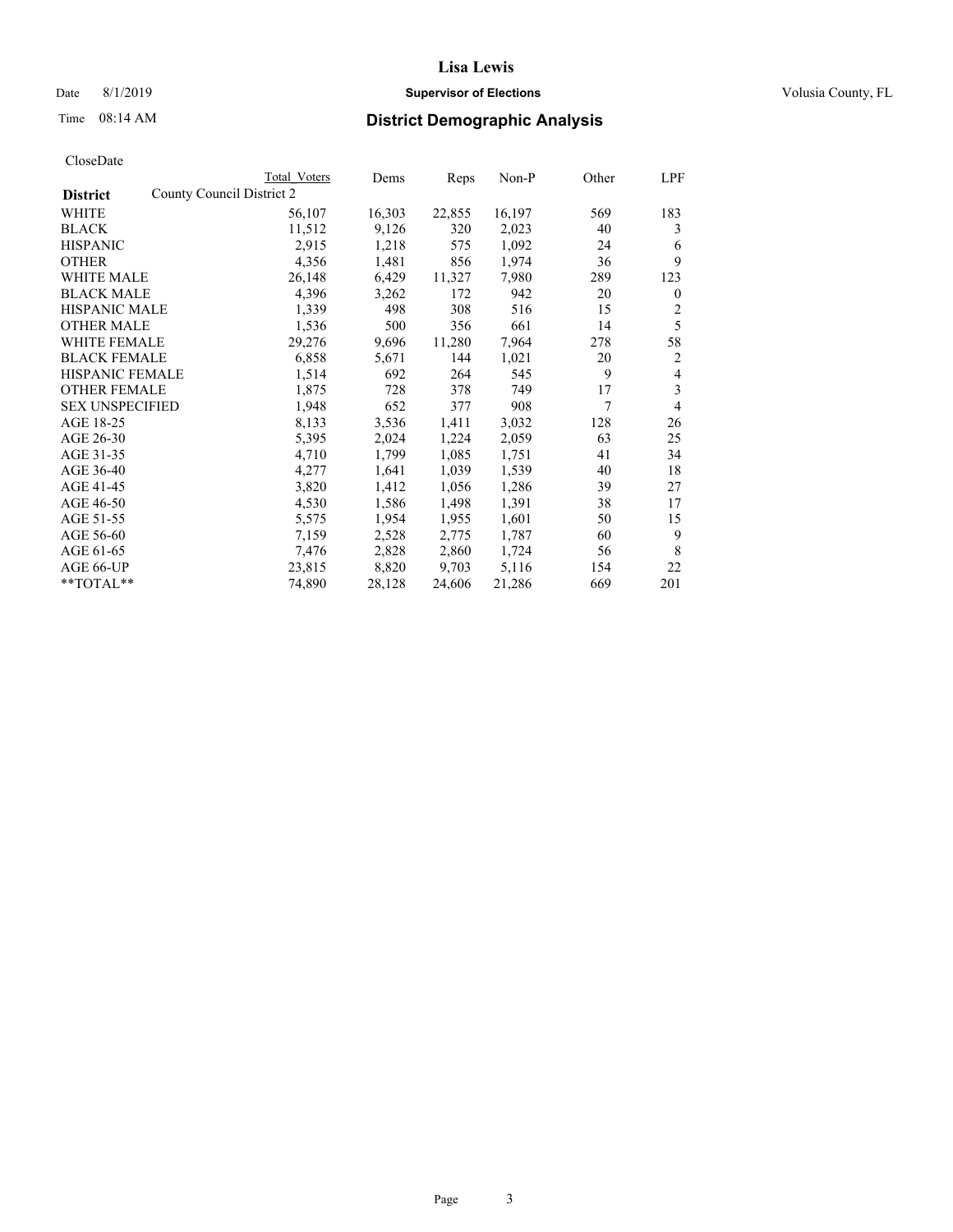**Lisa Lewis**

Date 8/1/2019 **Supervisor of Elections** Volusia County, FL

Time 08:14 AM **District Demographic Analysis**

CloseDate

| District | Total Voters | Dems | Reps | Non-P | Other | LPF |
|---|---|---|---|---|---|---|
| County Council District 2 | | | | | | |
| WHITE | 56,107 | 16,303 | 22,855 | 16,197 | 569 | 183 |
| BLACK | 11,512 | 9,126 | 320 | 2,023 | 40 | 3 |
| HISPANIC | 2,915 | 1,218 | 575 | 1,092 | 24 | 6 |
| OTHER | 4,356 | 1,481 | 856 | 1,974 | 36 | 9 |
| WHITE MALE | 26,148 | 6,429 | 11,327 | 7,980 | 289 | 123 |
| BLACK MALE | 4,396 | 3,262 | 172 | 942 | 20 | 0 |
| HISPANIC MALE | 1,339 | 498 | 308 | 516 | 15 | 2 |
| OTHER MALE | 1,536 | 500 | 356 | 661 | 14 | 5 |
| WHITE FEMALE | 29,276 | 9,696 | 11,280 | 7,964 | 278 | 58 |
| BLACK FEMALE | 6,858 | 5,671 | 144 | 1,021 | 20 | 2 |
| HISPANIC FEMALE | 1,514 | 692 | 264 | 545 | 9 | 4 |
| OTHER FEMALE | 1,875 | 728 | 378 | 749 | 17 | 3 |
| SEX UNSPECIFIED | 1,948 | 652 | 377 | 908 | 7 | 4 |
| AGE 18-25 | 8,133 | 3,536 | 1,411 | 3,032 | 128 | 26 |
| AGE 26-30 | 5,395 | 2,024 | 1,224 | 2,059 | 63 | 25 |
| AGE 31-35 | 4,710 | 1,799 | 1,085 | 1,751 | 41 | 34 |
| AGE 36-40 | 4,277 | 1,641 | 1,039 | 1,539 | 40 | 18 |
| AGE 41-45 | 3,820 | 1,412 | 1,056 | 1,286 | 39 | 27 |
| AGE 46-50 | 4,530 | 1,586 | 1,498 | 1,391 | 38 | 17 |
| AGE 51-55 | 5,575 | 1,954 | 1,955 | 1,601 | 50 | 15 |
| AGE 56-60 | 7,159 | 2,528 | 2,775 | 1,787 | 60 | 9 |
| AGE 61-65 | 7,476 | 2,828 | 2,860 | 1,724 | 56 | 8 |
| AGE 66-UP | 23,815 | 8,820 | 9,703 | 5,116 | 154 | 22 |
| **TOTAL** | 74,890 | 28,128 | 24,606 | 21,286 | 669 | 201 |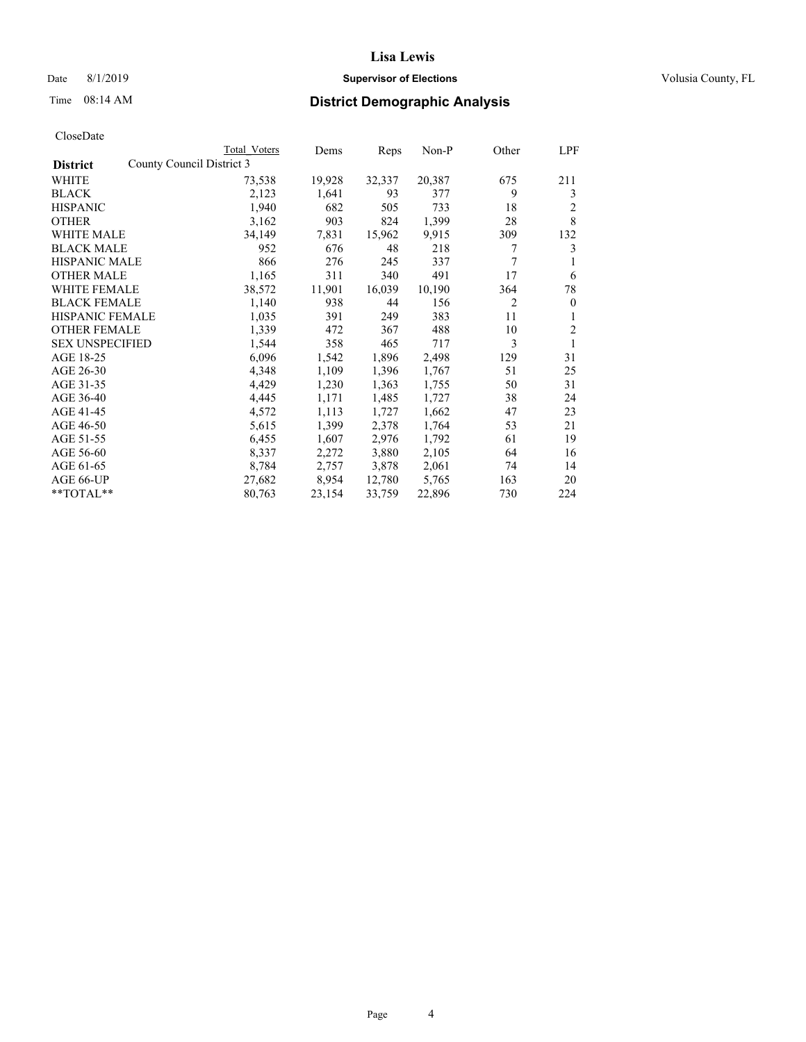# Lisa Lewis

Date 8/1/2019 **Supervisor of Elections** Volusia County, FL

Time 08:14 AM **District Demographic Analysis**

CloseDate

| District | Total Voters | Dems | Reps | Non-P | Other | LPF |
|---|---|---|---|---|---|---|
| **County Council District 3** | | | | | | |
| WHITE | 73,538 | 19,928 | 32,337 | 20,387 | 675 | 211 |
| BLACK | 2,123 | 1,641 | 93 | 377 | 9 | 3 |
| HISPANIC | 1,940 | 682 | 505 | 733 | 18 | 2 |
| OTHER | 3,162 | 903 | 824 | 1,399 | 28 | 8 |
| WHITE MALE | 34,149 | 7,831 | 15,962 | 9,915 | 309 | 132 |
| BLACK MALE | 952 | 676 | 48 | 218 | 7 | 3 |
| HISPANIC MALE | 866 | 276 | 245 | 337 | 7 | 1 |
| OTHER MALE | 1,165 | 311 | 340 | 491 | 17 | 6 |
| WHITE FEMALE | 38,572 | 11,901 | 16,039 | 10,190 | 364 | 78 |
| BLACK FEMALE | 1,140 | 938 | 44 | 156 | 2 | 0 |
| HISPANIC FEMALE | 1,035 | 391 | 249 | 383 | 11 | 1 |
| OTHER FEMALE | 1,339 | 472 | 367 | 488 | 10 | 2 |
| SEX UNSPECIFIED | 1,544 | 358 | 465 | 717 | 3 | 1 |
| AGE 18-25 | 6,096 | 1,542 | 1,896 | 2,498 | 129 | 31 |
| AGE 26-30 | 4,348 | 1,109 | 1,396 | 1,767 | 51 | 25 |
| AGE 31-35 | 4,429 | 1,230 | 1,363 | 1,755 | 50 | 31 |
| AGE 36-40 | 4,445 | 1,171 | 1,485 | 1,727 | 38 | 24 |
| AGE 41-45 | 4,572 | 1,113 | 1,727 | 1,662 | 47 | 23 |
| AGE 46-50 | 5,615 | 1,399 | 2,378 | 1,764 | 53 | 21 |
| AGE 51-55 | 6,455 | 1,607 | 2,976 | 1,792 | 61 | 19 |
| AGE 56-60 | 8,337 | 2,272 | 3,880 | 2,105 | 64 | 16 |
| AGE 61-65 | 8,784 | 2,757 | 3,878 | 2,061 | 74 | 14 |
| AGE 66-UP | 27,682 | 8,954 | 12,780 | 5,765 | 163 | 20 |
| **TOTAL** | 80,763 | 23,154 | 33,759 | 22,896 | 730 | 224 |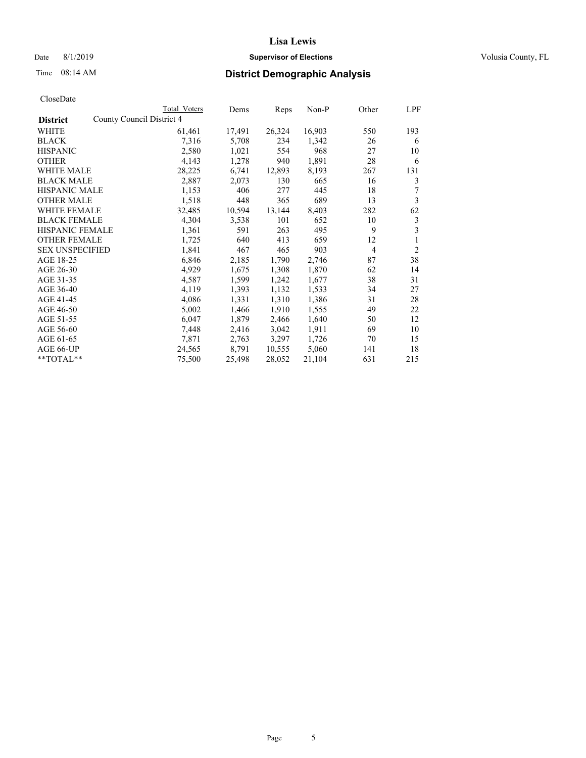CloseDate

| District | County Council District 4 | Total Voters | Dems | Reps | Non-P | Other | LPF |
|---|---|---|---|---|---|---|---|
| WHITE | | 61,461 | 17,491 | 26,324 | 16,903 | 550 | 193 |
| BLACK | | 7,316 | 5,708 | 234 | 1,342 | 26 | 6 |
| HISPANIC | | 2,580 | 1,021 | 554 | 968 | 27 | 10 |
| OTHER | | 4,143 | 1,278 | 940 | 1,891 | 28 | 6 |
| WHITE MALE | | 28,225 | 6,741 | 12,893 | 8,193 | 267 | 131 |
| BLACK MALE | | 2,887 | 2,073 | 130 | 665 | 16 | 3 |
| HISPANIC MALE | | 1,153 | 406 | 277 | 445 | 18 | 7 |
| OTHER MALE | | 1,518 | 448 | 365 | 689 | 13 | 3 |
| WHITE FEMALE | | 32,485 | 10,594 | 13,144 | 8,403 | 282 | 62 |
| BLACK FEMALE | | 4,304 | 3,538 | 101 | 652 | 10 | 3 |
| HISPANIC FEMALE | | 1,361 | 591 | 263 | 495 | 9 | 3 |
| OTHER FEMALE | | 1,725 | 640 | 413 | 659 | 12 | 1 |
| SEX UNSPECIFIED | | 1,841 | 467 | 465 | 903 | 4 | 2 |
| AGE 18-25 | | 6,846 | 2,185 | 1,790 | 2,746 | 87 | 38 |
| AGE 26-30 | | 4,929 | 1,675 | 1,308 | 1,870 | 62 | 14 |
| AGE 31-35 | | 4,587 | 1,599 | 1,242 | 1,677 | 38 | 31 |
| AGE 36-40 | | 4,119 | 1,393 | 1,132 | 1,533 | 34 | 27 |
| AGE 41-45 | | 4,086 | 1,331 | 1,310 | 1,386 | 31 | 28 |
| AGE 46-50 | | 5,002 | 1,466 | 1,910 | 1,555 | 49 | 22 |
| AGE 51-55 | | 6,047 | 1,879 | 2,466 | 1,640 | 50 | 12 |
| AGE 56-60 | | 7,448 | 2,416 | 3,042 | 1,911 | 69 | 10 |
| AGE 61-65 | | 7,871 | 2,763 | 3,297 | 1,726 | 70 | 15 |
| AGE 66-UP | | 24,565 | 8,791 | 10,555 | 5,060 | 141 | 18 |
| **TOTAL** | | 75,500 | 25,498 | 28,052 | 21,104 | 631 | 215 |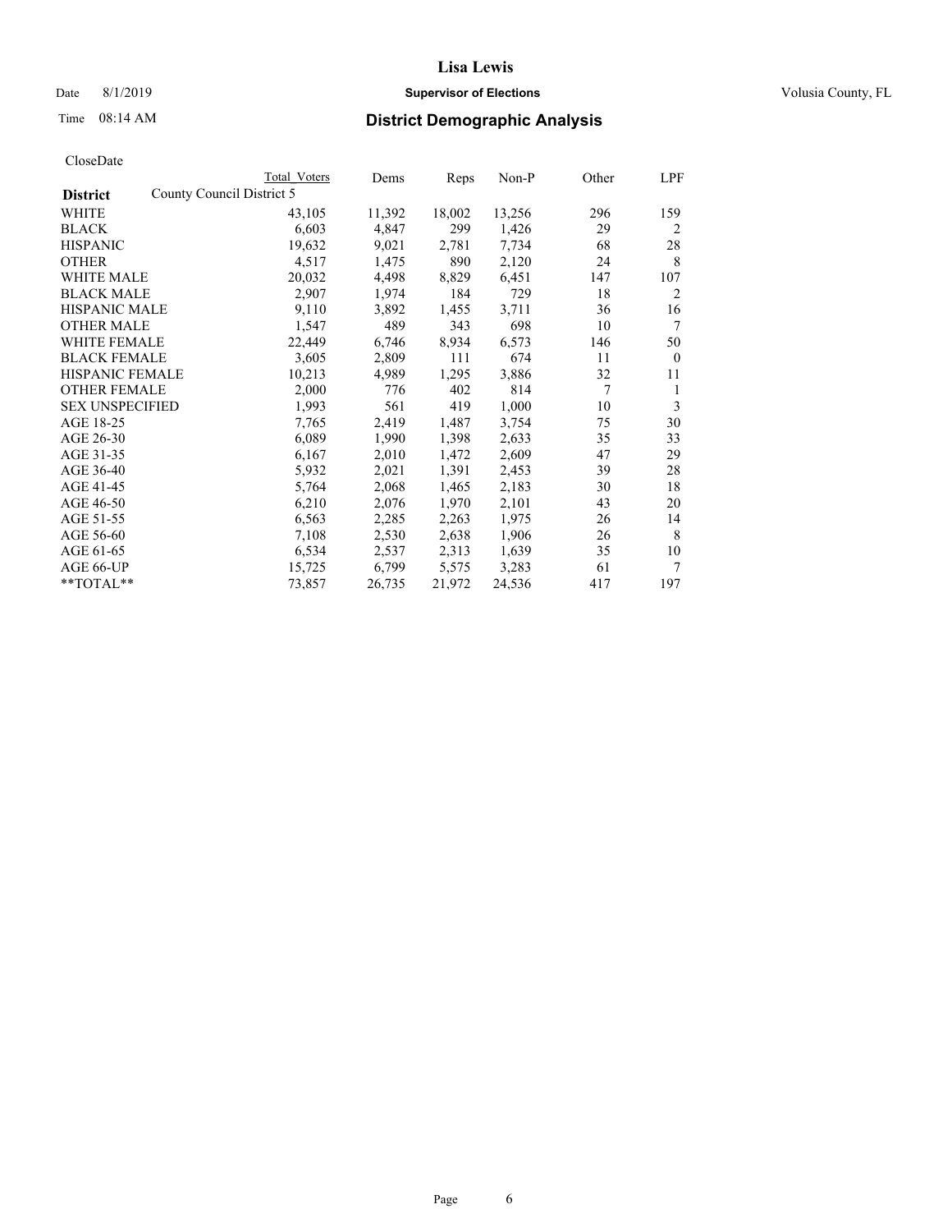# Lisa Lewis

Date 8/1/2019 **Supervisor of Elections** Volusia County, FL

Time 08:14 AM **District Demographic Analysis**

CloseDate

| **District** | County Council District 5 | Total Voters | Dems | Reps | Non-P | Other | LPF |
|---|---|---|---|---|---|---|---|
| WHITE | | 43,105 | 11,392 | 18,002 | 13,256 | 296 | 159 |
| BLACK | | 6,603 | 4,847 | 299 | 1,426 | 29 | 2 |
| HISPANIC | | 19,632 | 9,021 | 2,781 | 7,734 | 68 | 28 |
| OTHER | | 4,517 | 1,475 | 890 | 2,120 | 24 | 8 |
| WHITE MALE | | 20,032 | 4,498 | 8,829 | 6,451 | 147 | 107 |
| BLACK MALE | | 2,907 | 1,974 | 184 | 729 | 18 | 2 |
| HISPANIC MALE | | 9,110 | 3,892 | 1,455 | 3,711 | 36 | 16 |
| OTHER MALE | | 1,547 | 489 | 343 | 698 | 10 | 7 |
| WHITE FEMALE | | 22,449 | 6,746 | 8,934 | 6,573 | 146 | 50 |
| BLACK FEMALE | | 3,605 | 2,809 | 111 | 674 | 11 | 0 |
| HISPANIC FEMALE | | 10,213 | 4,989 | 1,295 | 3,886 | 32 | 11 |
| OTHER FEMALE | | 2,000 | 776 | 402 | 814 | 7 | 1 |
| SEX UNSPECIFIED | | 1,993 | 561 | 419 | 1,000 | 10 | 3 |
| AGE 18-25 | | 7,765 | 2,419 | 1,487 | 3,754 | 75 | 30 |
| AGE 26-30 | | 6,089 | 1,990 | 1,398 | 2,633 | 35 | 33 |
| AGE 31-35 | | 6,167 | 2,010 | 1,472 | 2,609 | 47 | 29 |
| AGE 36-40 | | 5,932 | 2,021 | 1,391 | 2,453 | 39 | 28 |
| AGE 41-45 | | 5,764 | 2,068 | 1,465 | 2,183 | 30 | 18 |
| AGE 46-50 | | 6,210 | 2,076 | 1,970 | 2,101 | 43 | 20 |
| AGE 51-55 | | 6,563 | 2,285 | 2,263 | 1,975 | 26 | 14 |
| AGE 56-60 | | 7,108 | 2,530 | 2,638 | 1,906 | 26 | 8 |
| AGE 61-65 | | 6,534 | 2,537 | 2,313 | 1,639 | 35 | 10 |
| AGE 66-UP | | 15,725 | 6,799 | 5,575 | 3,283 | 61 | 7 |
| **TOTAL** | | 73,857 | 26,735 | 21,972 | 24,536 | 417 | 197 |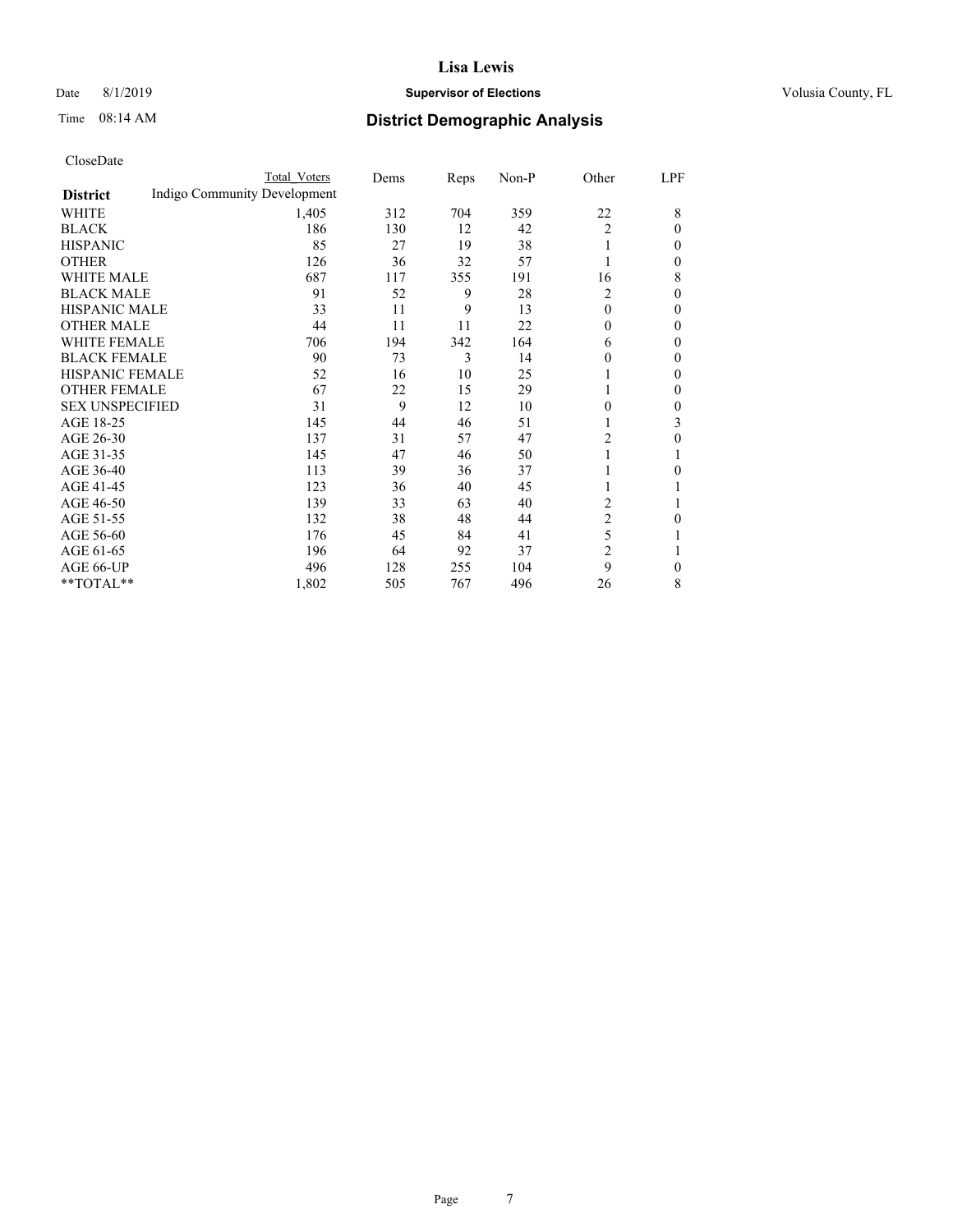# Lisa Lewis

Date 8/1/2019 **Supervisor of Elections** Volusia County, FL

Time 08:14 AM **District Demographic Analysis**

CloseDate

| District | Total Voters | Dems | Reps | Non-P | Other | LPF |
|---|---|---|---|---|---|---|
| Indigo Community Development | | | | | | |
| WHITE | 1,405 | 312 | 704 | 359 | 22 | 8 |
| BLACK | 186 | 130 | 12 | 42 | 2 | 0 |
| HISPANIC | 85 | 27 | 19 | 38 | 1 | 0 |
| OTHER | 126 | 36 | 32 | 57 | 1 | 0 |
| WHITE MALE | 687 | 117 | 355 | 191 | 16 | 8 |
| BLACK MALE | 91 | 52 | 9 | 28 | 2 | 0 |
| HISPANIC MALE | 33 | 11 | 9 | 13 | 0 | 0 |
| OTHER MALE | 44 | 11 | 11 | 22 | 0 | 0 |
| WHITE FEMALE | 706 | 194 | 342 | 164 | 6 | 0 |
| BLACK FEMALE | 90 | 73 | 3 | 14 | 0 | 0 |
| HISPANIC FEMALE | 52 | 16 | 10 | 25 | 1 | 0 |
| OTHER FEMALE | 67 | 22 | 15 | 29 | 1 | 0 |
| SEX UNSPECIFIED | 31 | 9 | 12 | 10 | 0 | 0 |
| AGE 18-25 | 145 | 44 | 46 | 51 | 1 | 3 |
| AGE 26-30 | 137 | 31 | 57 | 47 | 2 | 0 |
| AGE 31-35 | 145 | 47 | 46 | 50 | 1 | 1 |
| AGE 36-40 | 113 | 39 | 36 | 37 | 1 | 0 |
| AGE 41-45 | 123 | 36 | 40 | 45 | 1 | 1 |
| AGE 46-50 | 139 | 33 | 63 | 40 | 2 | 1 |
| AGE 51-55 | 132 | 38 | 48 | 44 | 2 | 0 |
| AGE 56-60 | 176 | 45 | 84 | 41 | 5 | 1 |
| AGE 61-65 | 196 | 64 | 92 | 37 | 2 | 1 |
| AGE 66-UP | 496 | 128 | 255 | 104 | 9 | 0 |
| **TOTAL** | 1,802 | 505 | 767 | 496 | 26 | 8 |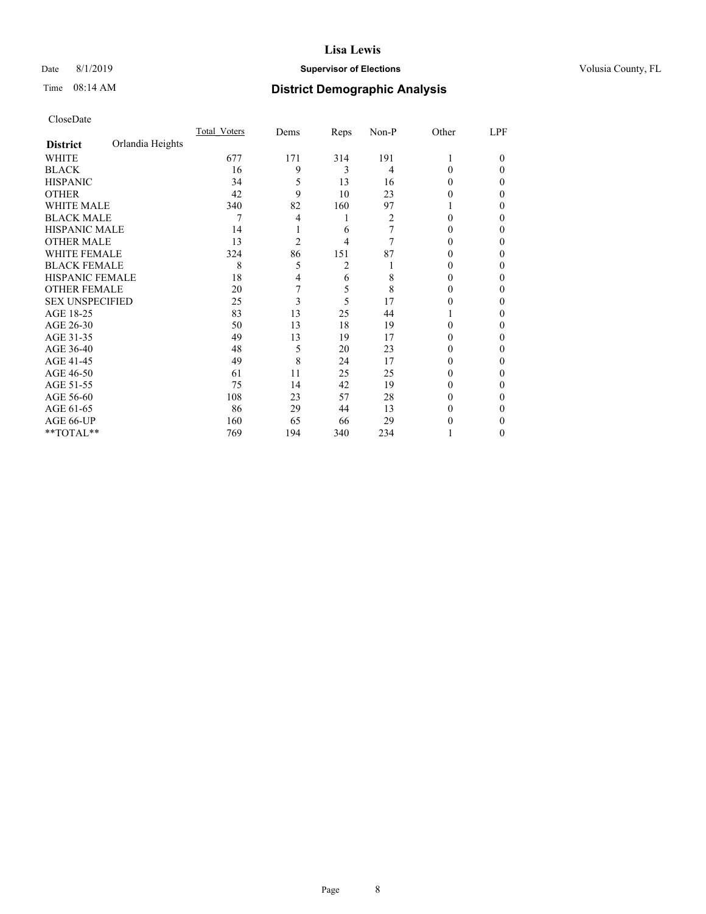# Lisa Lewis

Date 8/1/2019 **Supervisor of Elections** Volusia County, FL

Time 08:14 AM **District Demographic Analysis**

CloseDate

| **District** Orlandia Heights | Total_Voters | Dems | Reps | Non-P | Other | LPF |
|---|---|---|---|---|---|---|
| WHITE | 677 | 171 | 314 | 191 | 1 | 0 |
| BLACK | 16 | 9 | 3 | 4 | 0 | 0 |
| HISPANIC | 34 | 5 | 13 | 16 | 0 | 0 |
| OTHER | 42 | 9 | 10 | 23 | 0 | 0 |
| WHITE MALE | 340 | 82 | 160 | 97 | 1 | 0 |
| BLACK MALE | 7 | 4 | 1 | 2 | 0 | 0 |
| HISPANIC MALE | 14 | 1 | 6 | 7 | 0 | 0 |
| OTHER MALE | 13 | 2 | 4 | 7 | 0 | 0 |
| WHITE FEMALE | 324 | 86 | 151 | 87 | 0 | 0 |
| BLACK FEMALE | 8 | 5 | 2 | 1 | 0 | 0 |
| HISPANIC FEMALE | 18 | 4 | 6 | 8 | 0 | 0 |
| OTHER FEMALE | 20 | 7 | 5 | 8 | 0 | 0 |
| SEX UNSPECIFIED | 25 | 3 | 5 | 17 | 0 | 0 |
| AGE 18-25 | 83 | 13 | 25 | 44 | 1 | 0 |
| AGE 26-30 | 50 | 13 | 18 | 19 | 0 | 0 |
| AGE 31-35 | 49 | 13 | 19 | 17 | 0 | 0 |
| AGE 36-40 | 48 | 5 | 20 | 23 | 0 | 0 |
| AGE 41-45 | 49 | 8 | 24 | 17 | 0 | 0 |
| AGE 46-50 | 61 | 11 | 25 | 25 | 0 | 0 |
| AGE 51-55 | 75 | 14 | 42 | 19 | 0 | 0 |
| AGE 56-60 | 108 | 23 | 57 | 28 | 0 | 0 |
| AGE 61-65 | 86 | 29 | 44 | 13 | 0 | 0 |
| AGE 66-UP | 160 | 65 | 66 | 29 | 0 | 0 |
| **TOTAL** | 769 | 194 | 340 | 234 | 1 | 0 |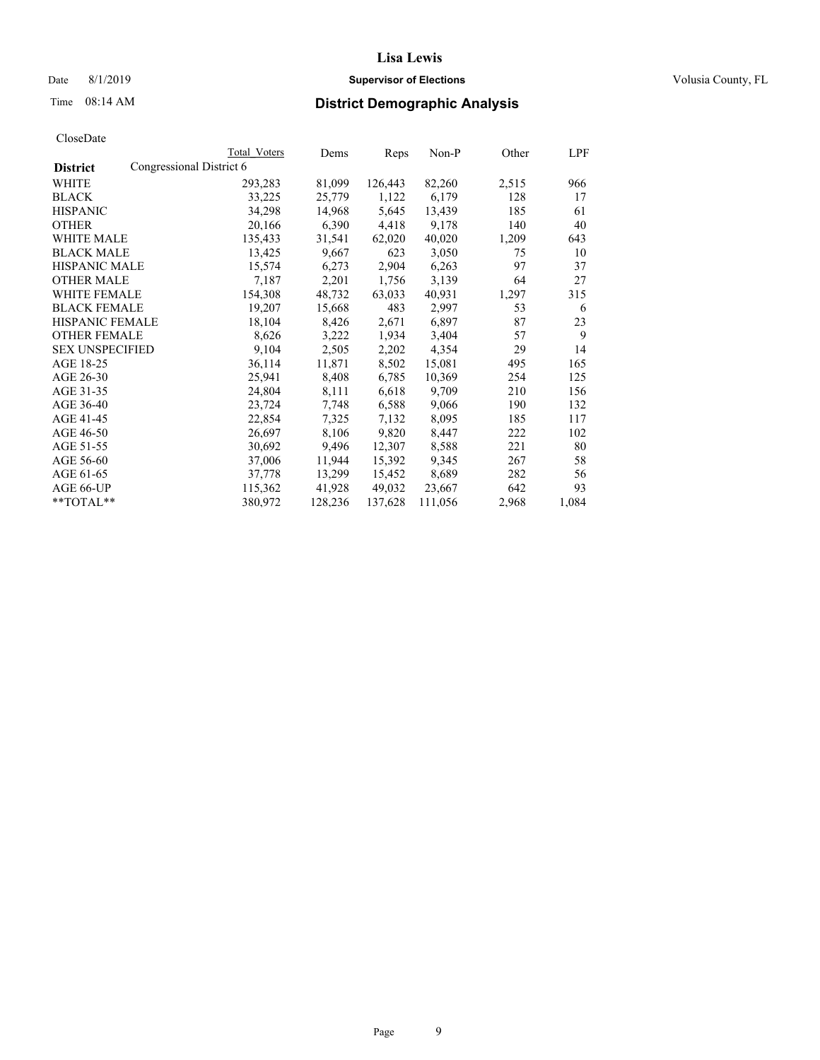# Lisa Lewis

Date 8/1/2019 **Supervisor of Elections** Volusia County, FL

Time 08:14 AM **District Demographic Analysis**

CloseDate

| District | Total Voters | Dems | Reps | Non-P | Other | LPF |
|---|---|---|---|---|---|---|
| Congressional District 6 | | | | | | |
| WHITE | 293,283 | 81,099 | 126,443 | 82,260 | 2,515 | 966 |
| BLACK | 33,225 | 25,779 | 1,122 | 6,179 | 128 | 17 |
| HISPANIC | 34,298 | 14,968 | 5,645 | 13,439 | 185 | 61 |
| OTHER | 20,166 | 6,390 | 4,418 | 9,178 | 140 | 40 |
| WHITE MALE | 135,433 | 31,541 | 62,020 | 40,020 | 1,209 | 643 |
| BLACK MALE | 13,425 | 9,667 | 623 | 3,050 | 75 | 10 |
| HISPANIC MALE | 15,574 | 6,273 | 2,904 | 6,263 | 97 | 37 |
| OTHER MALE | 7,187 | 2,201 | 1,756 | 3,139 | 64 | 27 |
| WHITE FEMALE | 154,308 | 48,732 | 63,033 | 40,931 | 1,297 | 315 |
| BLACK FEMALE | 19,207 | 15,668 | 483 | 2,997 | 53 | 6 |
| HISPANIC FEMALE | 18,104 | 8,426 | 2,671 | 6,897 | 87 | 23 |
| OTHER FEMALE | 8,626 | 3,222 | 1,934 | 3,404 | 57 | 9 |
| SEX UNSPECIFIED | 9,104 | 2,505 | 2,202 | 4,354 | 29 | 14 |
| AGE 18-25 | 36,114 | 11,871 | 8,502 | 15,081 | 495 | 165 |
| AGE 26-30 | 25,941 | 8,408 | 6,785 | 10,369 | 254 | 125 |
| AGE 31-35 | 24,804 | 8,111 | 6,618 | 9,709 | 210 | 156 |
| AGE 36-40 | 23,724 | 7,748 | 6,588 | 9,066 | 190 | 132 |
| AGE 41-45 | 22,854 | 7,325 | 7,132 | 8,095 | 185 | 117 |
| AGE 46-50 | 26,697 | 8,106 | 9,820 | 8,447 | 222 | 102 |
| AGE 51-55 | 30,692 | 9,496 | 12,307 | 8,588 | 221 | 80 |
| AGE 56-60 | 37,006 | 11,944 | 15,392 | 9,345 | 267 | 58 |
| AGE 61-65 | 37,778 | 13,299 | 15,452 | 8,689 | 282 | 56 |
| AGE 66-UP | 115,362 | 41,928 | 49,032 | 23,667 | 642 | 93 |
| **TOTAL** | 380,972 | 128,236 | 137,628 | 111,056 | 2,968 | 1,084 |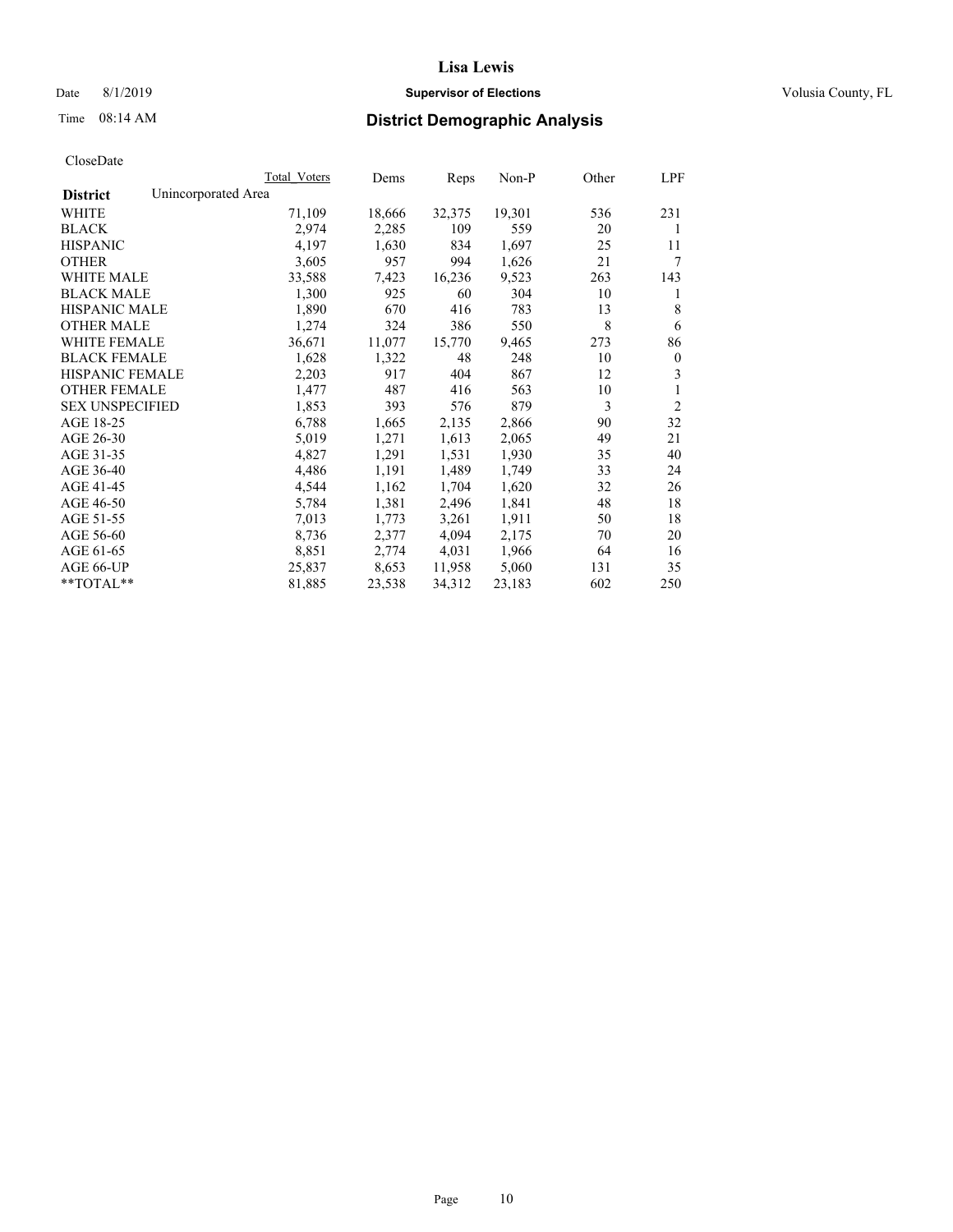# Lisa Lewis

Date 8/1/2019 **Supervisor of Elections** Volusia County, FL

Time 08:14 AM **District Demographic Analysis**

CloseDate

| | Total Voters | Dems | Reps | Non-P | Other | LPF |
|---|---|---|---|---|---|---|
| **District** Unincorporated Area | | | | | | |
| WHITE | 71,109 | 18,666 | 32,375 | 19,301 | 536 | 231 |
| BLACK | 2,974 | 2,285 | 109 | 559 | 20 | 1 |
| HISPANIC | 4,197 | 1,630 | 834 | 1,697 | 25 | 11 |
| OTHER | 3,605 | 957 | 994 | 1,626 | 21 | 7 |
| WHITE MALE | 33,588 | 7,423 | 16,236 | 9,523 | 263 | 143 |
| BLACK MALE | 1,300 | 925 | 60 | 304 | 10 | 1 |
| HISPANIC MALE | 1,890 | 670 | 416 | 783 | 13 | 8 |
| OTHER MALE | 1,274 | 324 | 386 | 550 | 8 | 6 |
| WHITE FEMALE | 36,671 | 11,077 | 15,770 | 9,465 | 273 | 86 |
| BLACK FEMALE | 1,628 | 1,322 | 48 | 248 | 10 | 0 |
| HISPANIC FEMALE | 2,203 | 917 | 404 | 867 | 12 | 3 |
| OTHER FEMALE | 1,477 | 487 | 416 | 563 | 10 | 1 |
| SEX UNSPECIFIED | 1,853 | 393 | 576 | 879 | 3 | 2 |
| AGE 18-25 | 6,788 | 1,665 | 2,135 | 2,866 | 90 | 32 |
| AGE 26-30 | 5,019 | 1,271 | 1,613 | 2,065 | 49 | 21 |
| AGE 31-35 | 4,827 | 1,291 | 1,531 | 1,930 | 35 | 40 |
| AGE 36-40 | 4,486 | 1,191 | 1,489 | 1,749 | 33 | 24 |
| AGE 41-45 | 4,544 | 1,162 | 1,704 | 1,620 | 32 | 26 |
| AGE 46-50 | 5,784 | 1,381 | 2,496 | 1,841 | 48 | 18 |
| AGE 51-55 | 7,013 | 1,773 | 3,261 | 1,911 | 50 | 18 |
| AGE 56-60 | 8,736 | 2,377 | 4,094 | 2,175 | 70 | 20 |
| AGE 61-65 | 8,851 | 2,774 | 4,031 | 1,966 | 64 | 16 |
| AGE 66-UP | 25,837 | 8,653 | 11,958 | 5,060 | 131 | 35 |
| **TOTAL** | 81,885 | 23,538 | 34,312 | 23,183 | 602 | 250 |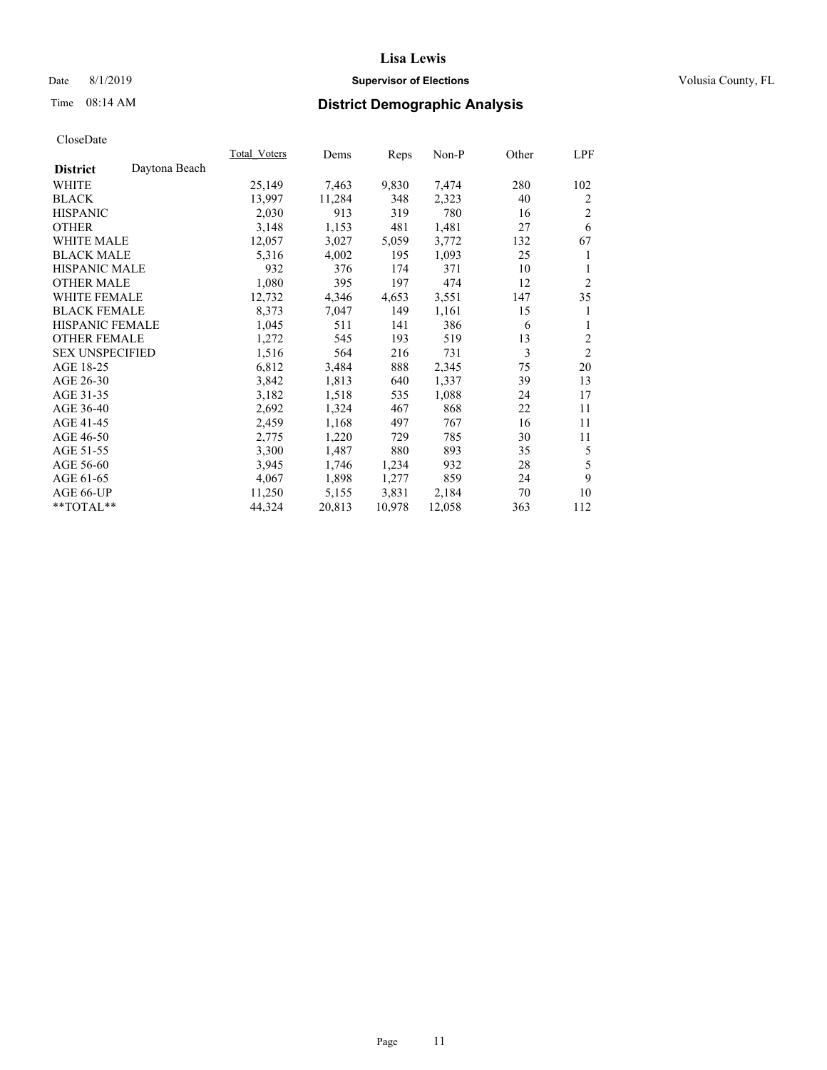# Lisa Lewis

Date 8/1/2019 **Supervisor of Elections** Volusia County, FL

Time 08:14 AM **District Demographic Analysis**

CloseDate

| **District** Daytona Beach | Total_Voters | Dems | Reps | Non-P | Other | LPF |
|---|---|---|---|---|---|---|
| WHITE | 25,149 | 7,463 | 9,830 | 7,474 | 280 | 102 |
| BLACK | 13,997 | 11,284 | 348 | 2,323 | 40 | 2 |
| HISPANIC | 2,030 | 913 | 319 | 780 | 16 | 2 |
| OTHER | 3,148 | 1,153 | 481 | 1,481 | 27 | 6 |
| WHITE MALE | 12,057 | 3,027 | 5,059 | 3,772 | 132 | 67 |
| BLACK MALE | 5,316 | 4,002 | 195 | 1,093 | 25 | 1 |
| HISPANIC MALE | 932 | 376 | 174 | 371 | 10 | 1 |
| OTHER MALE | 1,080 | 395 | 197 | 474 | 12 | 2 |
| WHITE FEMALE | 12,732 | 4,346 | 4,653 | 3,551 | 147 | 35 |
| BLACK FEMALE | 8,373 | 7,047 | 149 | 1,161 | 15 | 1 |
| HISPANIC FEMALE | 1,045 | 511 | 141 | 386 | 6 | 1 |
| OTHER FEMALE | 1,272 | 545 | 193 | 519 | 13 | 2 |
| SEX UNSPECIFIED | 1,516 | 564 | 216 | 731 | 3 | 2 |
| AGE 18-25 | 6,812 | 3,484 | 888 | 2,345 | 75 | 20 |
| AGE 26-30 | 3,842 | 1,813 | 640 | 1,337 | 39 | 13 |
| AGE 31-35 | 3,182 | 1,518 | 535 | 1,088 | 24 | 17 |
| AGE 36-40 | 2,692 | 1,324 | 467 | 868 | 22 | 11 |
| AGE 41-45 | 2,459 | 1,168 | 497 | 767 | 16 | 11 |
| AGE 46-50 | 2,775 | 1,220 | 729 | 785 | 30 | 11 |
| AGE 51-55 | 3,300 | 1,487 | 880 | 893 | 35 | 5 |
| AGE 56-60 | 3,945 | 1,746 | 1,234 | 932 | 28 | 5 |
| AGE 61-65 | 4,067 | 1,898 | 1,277 | 859 | 24 | 9 |
| AGE 66-UP | 11,250 | 5,155 | 3,831 | 2,184 | 70 | 10 |
| **TOTAL** | 44,324 | 20,813 | 10,978 | 12,058 | 363 | 112 |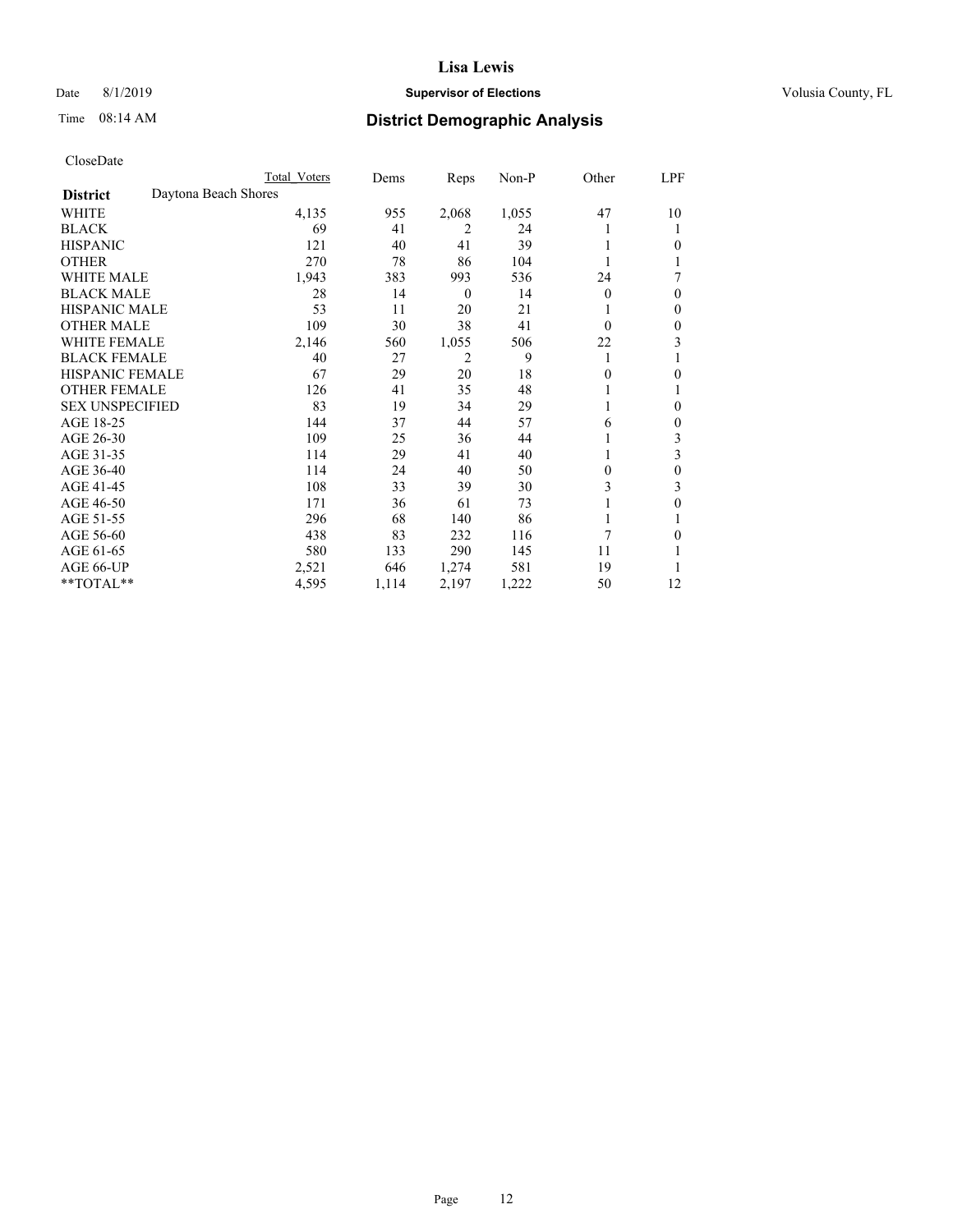# Lisa Lewis

Date 8/1/2019 **Supervisor of Elections** Volusia County, FL

Time 08:14 AM **District Demographic Analysis**

CloseDate

| | Total Voters | Dems | Reps | Non-P | Other | LPF |
|---|---|---|---|---|---|---|
| **District** Daytona Beach Shores | | | | | | |
| WHITE | 4,135 | 955 | 2,068 | 1,055 | 47 | 10 |
| BLACK | 69 | 41 | 2 | 24 | 1 | 1 |
| HISPANIC | 121 | 40 | 41 | 39 | 1 | 0 |
| OTHER | 270 | 78 | 86 | 104 | 1 | 1 |
| WHITE MALE | 1,943 | 383 | 993 | 536 | 24 | 7 |
| BLACK MALE | 28 | 14 | 0 | 14 | 0 | 0 |
| HISPANIC MALE | 53 | 11 | 20 | 21 | 1 | 0 |
| OTHER MALE | 109 | 30 | 38 | 41 | 0 | 0 |
| WHITE FEMALE | 2,146 | 560 | 1,055 | 506 | 22 | 3 |
| BLACK FEMALE | 40 | 27 | 2 | 9 | 1 | 1 |
| HISPANIC FEMALE | 67 | 29 | 20 | 18 | 0 | 0 |
| OTHER FEMALE | 126 | 41 | 35 | 48 | 1 | 1 |
| SEX UNSPECIFIED | 83 | 19 | 34 | 29 | 1 | 0 |
| AGE 18-25 | 144 | 37 | 44 | 57 | 6 | 0 |
| AGE 26-30 | 109 | 25 | 36 | 44 | 1 | 3 |
| AGE 31-35 | 114 | 29 | 41 | 40 | 1 | 3 |
| AGE 36-40 | 114 | 24 | 40 | 50 | 0 | 0 |
| AGE 41-45 | 108 | 33 | 39 | 30 | 3 | 3 |
| AGE 46-50 | 171 | 36 | 61 | 73 | 1 | 0 |
| AGE 51-55 | 296 | 68 | 140 | 86 | 1 | 1 |
| AGE 56-60 | 438 | 83 | 232 | 116 | 7 | 0 |
| AGE 61-65 | 580 | 133 | 290 | 145 | 11 | 1 |
| AGE 66-UP | 2,521 | 646 | 1,274 | 581 | 19 | 1 |
| **TOTAL** | 4,595 | 1,114 | 2,197 | 1,222 | 50 | 12 |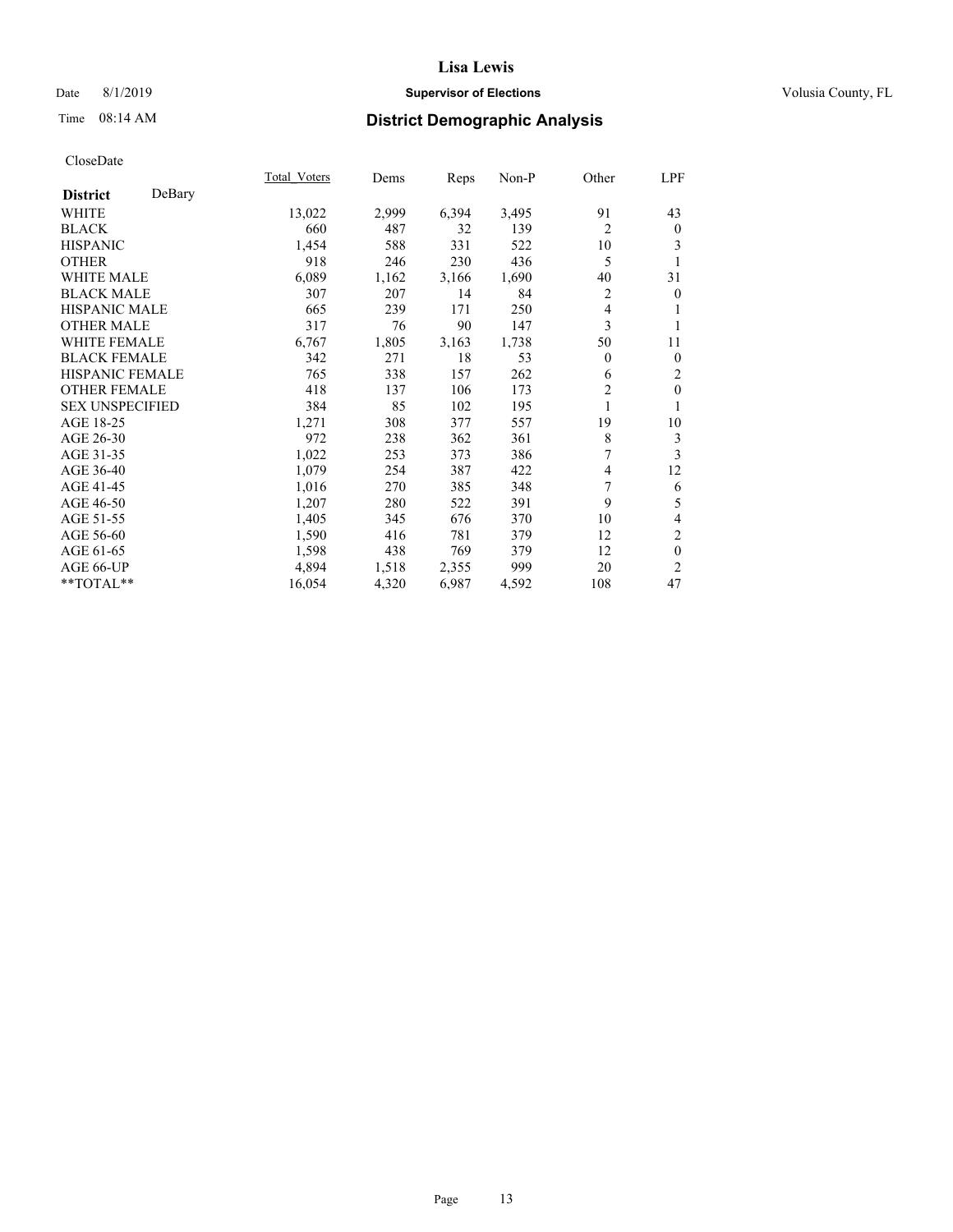# Lisa Lewis

Date 8/1/2019 **Supervisor of Elections** Volusia County, FL

Time 08:14 AM **District Demographic Analysis**

CloseDate

| District DeBary | Total_Voters | Dems | Reps | Non-P | Other | LPF |
|---|---|---|---|---|---|---|
| WHITE | 13,022 | 2,999 | 6,394 | 3,495 | 91 | 43 |
| BLACK | 660 | 487 | 32 | 139 | 2 | 0 |
| HISPANIC | 1,454 | 588 | 331 | 522 | 10 | 3 |
| OTHER | 918 | 246 | 230 | 436 | 5 | 1 |
| WHITE MALE | 6,089 | 1,162 | 3,166 | 1,690 | 40 | 31 |
| BLACK MALE | 307 | 207 | 14 | 84 | 2 | 0 |
| HISPANIC MALE | 665 | 239 | 171 | 250 | 4 | 1 |
| OTHER MALE | 317 | 76 | 90 | 147 | 3 | 1 |
| WHITE FEMALE | 6,767 | 1,805 | 3,163 | 1,738 | 50 | 11 |
| BLACK FEMALE | 342 | 271 | 18 | 53 | 0 | 0 |
| HISPANIC FEMALE | 765 | 338 | 157 | 262 | 6 | 2 |
| OTHER FEMALE | 418 | 137 | 106 | 173 | 2 | 0 |
| SEX UNSPECIFIED | 384 | 85 | 102 | 195 | 1 | 1 |
| AGE 18-25 | 1,271 | 308 | 377 | 557 | 19 | 10 |
| AGE 26-30 | 972 | 238 | 362 | 361 | 8 | 3 |
| AGE 31-35 | 1,022 | 253 | 373 | 386 | 7 | 3 |
| AGE 36-40 | 1,079 | 254 | 387 | 422 | 4 | 12 |
| AGE 41-45 | 1,016 | 270 | 385 | 348 | 7 | 6 |
| AGE 46-50 | 1,207 | 280 | 522 | 391 | 9 | 5 |
| AGE 51-55 | 1,405 | 345 | 676 | 370 | 10 | 4 |
| AGE 56-60 | 1,590 | 416 | 781 | 379 | 12 | 2 |
| AGE 61-65 | 1,598 | 438 | 769 | 379 | 12 | 0 |
| AGE 66-UP | 4,894 | 1,518 | 2,355 | 999 | 20 | 2 |
| **TOTAL** | 16,054 | 4,320 | 6,987 | 4,592 | 108 | 47 |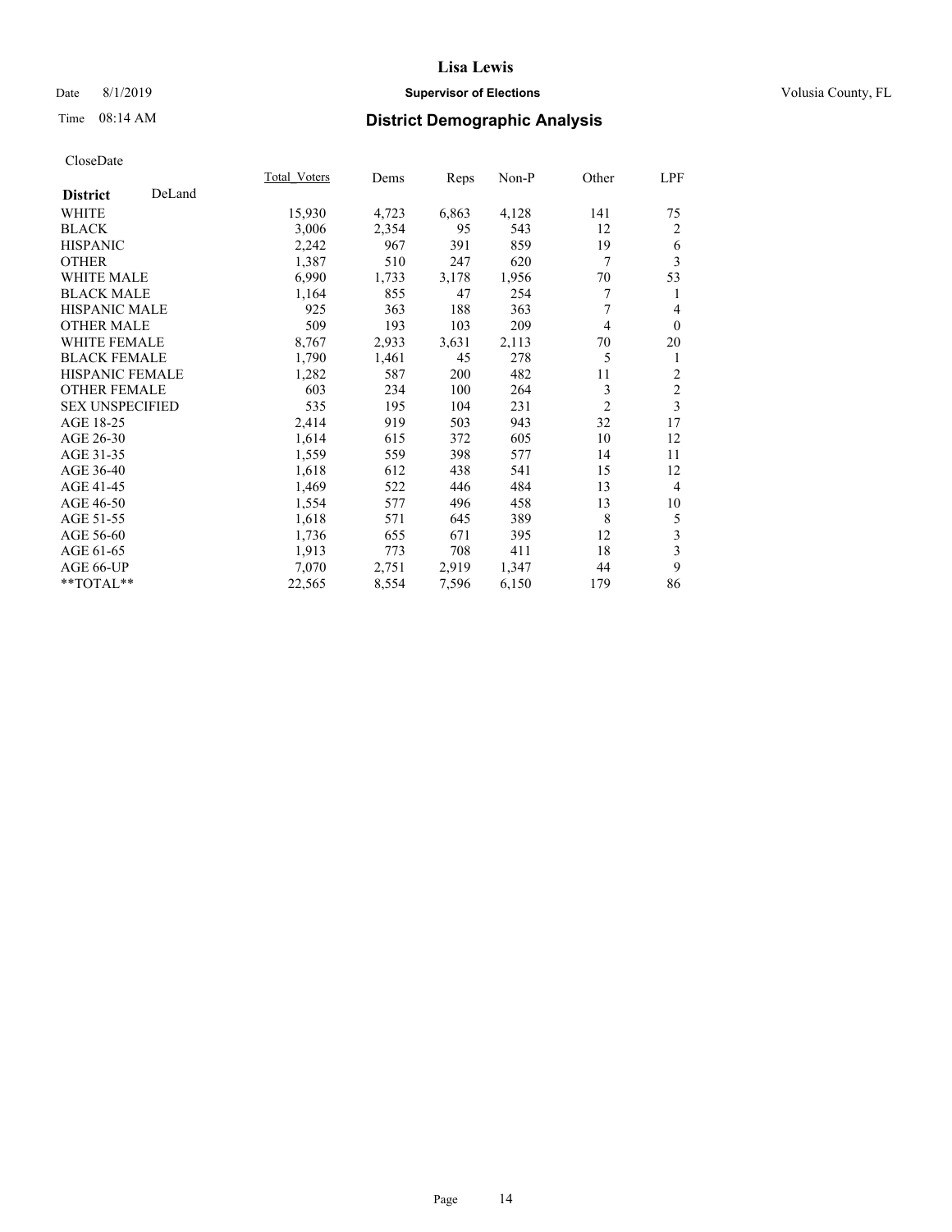# Lisa Lewis

Date 8/1/2019 **Supervisor of Elections** Volusia County, FL

Time 08:14 AM **District Demographic Analysis**

CloseDate

| | Total_Voters | Dems | Reps | Non-P | Other | LPF |
|---|---|---|---|---|---|---|
| **District** DeLand | | | | | | |
| WHITE | 15,930 | 4,723 | 6,863 | 4,128 | 141 | 75 |
| BLACK | 3,006 | 2,354 | 95 | 543 | 12 | 2 |
| HISPANIC | 2,242 | 967 | 391 | 859 | 19 | 6 |
| OTHER | 1,387 | 510 | 247 | 620 | 7 | 3 |
| WHITE MALE | 6,990 | 1,733 | 3,178 | 1,956 | 70 | 53 |
| BLACK MALE | 1,164 | 855 | 47 | 254 | 7 | 1 |
| HISPANIC MALE | 925 | 363 | 188 | 363 | 7 | 4 |
| OTHER MALE | 509 | 193 | 103 | 209 | 4 | 0 |
| WHITE FEMALE | 8,767 | 2,933 | 3,631 | 2,113 | 70 | 20 |
| BLACK FEMALE | 1,790 | 1,461 | 45 | 278 | 5 | 1 |
| HISPANIC FEMALE | 1,282 | 587 | 200 | 482 | 11 | 2 |
| OTHER FEMALE | 603 | 234 | 100 | 264 | 3 | 2 |
| SEX UNSPECIFIED | 535 | 195 | 104 | 231 | 2 | 3 |
| AGE 18-25 | 2,414 | 919 | 503 | 943 | 32 | 17 |
| AGE 26-30 | 1,614 | 615 | 372 | 605 | 10 | 12 |
| AGE 31-35 | 1,559 | 559 | 398 | 577 | 14 | 11 |
| AGE 36-40 | 1,618 | 612 | 438 | 541 | 15 | 12 |
| AGE 41-45 | 1,469 | 522 | 446 | 484 | 13 | 4 |
| AGE 46-50 | 1,554 | 577 | 496 | 458 | 13 | 10 |
| AGE 51-55 | 1,618 | 571 | 645 | 389 | 8 | 5 |
| AGE 56-60 | 1,736 | 655 | 671 | 395 | 12 | 3 |
| AGE 61-65 | 1,913 | 773 | 708 | 411 | 18 | 3 |
| AGE 66-UP | 7,070 | 2,751 | 2,919 | 1,347 | 44 | 9 |
| **TOTAL** | 22,565 | 8,554 | 7,596 | 6,150 | 179 | 86 |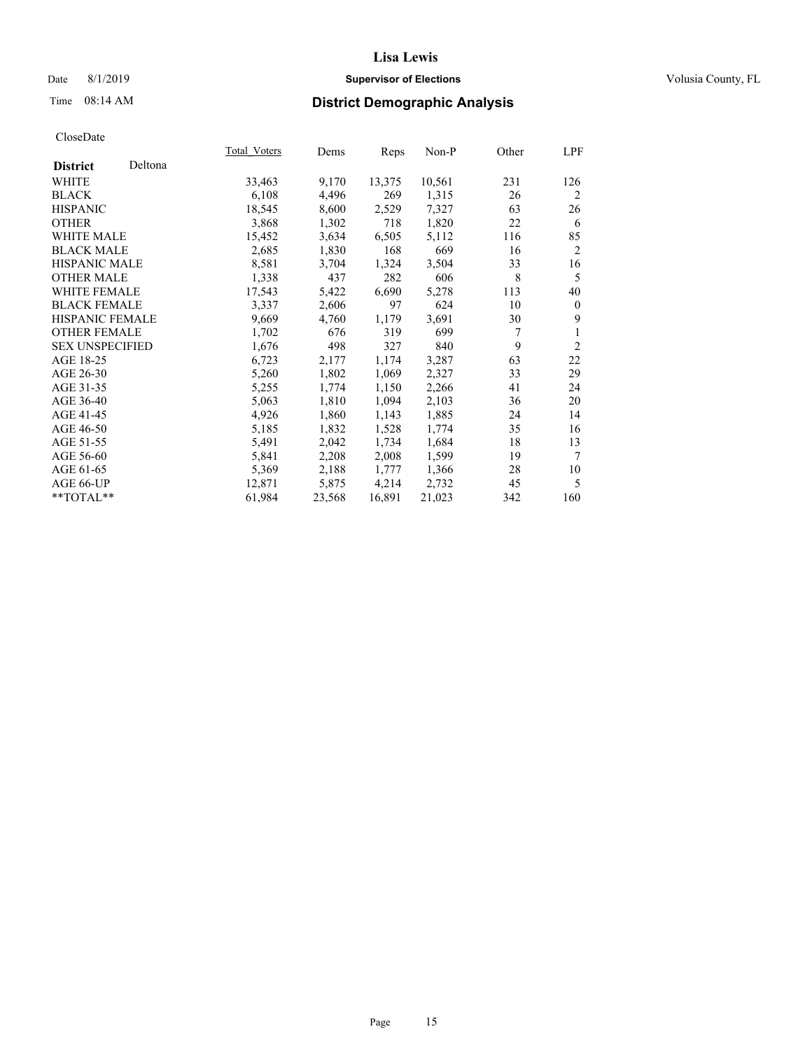# Lisa Lewis

Date 8/1/2019 **Supervisor of Elections** Volusia County, FL

Time 08:14 AM **District Demographic Analysis**

CloseDate

| **District** Deltona | Total_Voters | Dems | Reps | Non-P | Other | LPF |
|---|---|---|---|---|---|---|
| WHITE | 33,463 | 9,170 | 13,375 | 10,561 | 231 | 126 |
| BLACK | 6,108 | 4,496 | 269 | 1,315 | 26 | 2 |
| HISPANIC | 18,545 | 8,600 | 2,529 | 7,327 | 63 | 26 |
| OTHER | 3,868 | 1,302 | 718 | 1,820 | 22 | 6 |
| WHITE MALE | 15,452 | 3,634 | 6,505 | 5,112 | 116 | 85 |
| BLACK MALE | 2,685 | 1,830 | 168 | 669 | 16 | 2 |
| HISPANIC MALE | 8,581 | 3,704 | 1,324 | 3,504 | 33 | 16 |
| OTHER MALE | 1,338 | 437 | 282 | 606 | 8 | 5 |
| WHITE FEMALE | 17,543 | 5,422 | 6,690 | 5,278 | 113 | 40 |
| BLACK FEMALE | 3,337 | 2,606 | 97 | 624 | 10 | 0 |
| HISPANIC FEMALE | 9,669 | 4,760 | 1,179 | 3,691 | 30 | 9 |
| OTHER FEMALE | 1,702 | 676 | 319 | 699 | 7 | 1 |
| SEX UNSPECIFIED | 1,676 | 498 | 327 | 840 | 9 | 2 |
| AGE 18-25 | 6,723 | 2,177 | 1,174 | 3,287 | 63 | 22 |
| AGE 26-30 | 5,260 | 1,802 | 1,069 | 2,327 | 33 | 29 |
| AGE 31-35 | 5,255 | 1,774 | 1,150 | 2,266 | 41 | 24 |
| AGE 36-40 | 5,063 | 1,810 | 1,094 | 2,103 | 36 | 20 |
| AGE 41-45 | 4,926 | 1,860 | 1,143 | 1,885 | 24 | 14 |
| AGE 46-50 | 5,185 | 1,832 | 1,528 | 1,774 | 35 | 16 |
| AGE 51-55 | 5,491 | 2,042 | 1,734 | 1,684 | 18 | 13 |
| AGE 56-60 | 5,841 | 2,208 | 2,008 | 1,599 | 19 | 7 |
| AGE 61-65 | 5,369 | 2,188 | 1,777 | 1,366 | 28 | 10 |
| AGE 66-UP | 12,871 | 5,875 | 4,214 | 2,732 | 45 | 5 |
| **TOTAL** | 61,984 | 23,568 | 16,891 | 21,023 | 342 | 160 |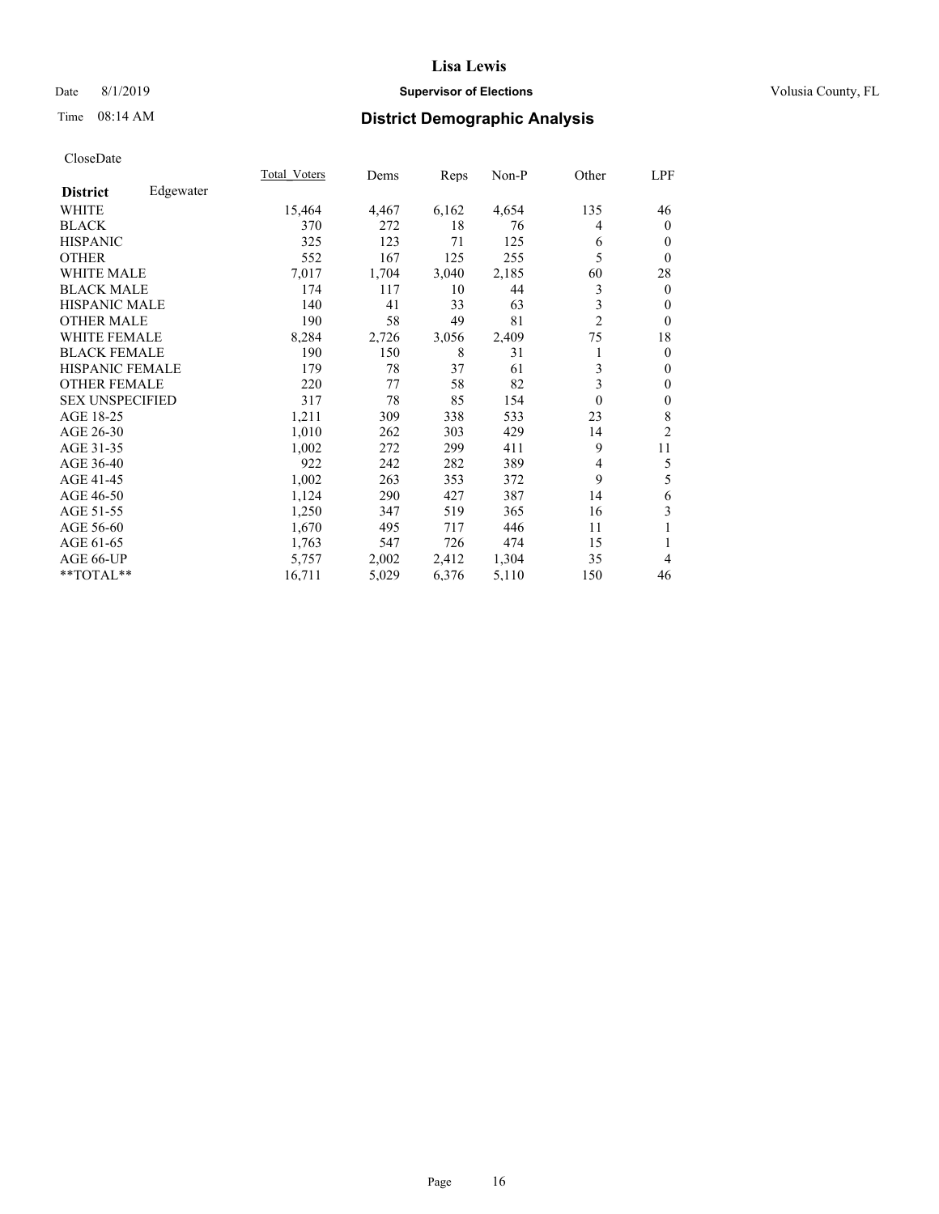# Lisa Lewis

Date 8/1/2019 **Supervisor of Elections** Volusia County, FL

Time 08:14 AM **District Demographic Analysis**

CloseDate

| District | Edgewater | Total_Voters | Dems | Reps | Non-P | Other | LPF |
|---|---|---|---|---|---|---|---|
| WHITE | | 15,464 | 4,467 | 6,162 | 4,654 | 135 | 46 |
| BLACK | | 370 | 272 | 18 | 76 | 4 | 0 |
| HISPANIC | | 325 | 123 | 71 | 125 | 6 | 0 |
| OTHER | | 552 | 167 | 125 | 255 | 5 | 0 |
| WHITE MALE | | 7,017 | 1,704 | 3,040 | 2,185 | 60 | 28 |
| BLACK MALE | | 174 | 117 | 10 | 44 | 3 | 0 |
| HISPANIC MALE | | 140 | 41 | 33 | 63 | 3 | 0 |
| OTHER MALE | | 190 | 58 | 49 | 81 | 2 | 0 |
| WHITE FEMALE | | 8,284 | 2,726 | 3,056 | 2,409 | 75 | 18 |
| BLACK FEMALE | | 190 | 150 | 8 | 31 | 1 | 0 |
| HISPANIC FEMALE | | 179 | 78 | 37 | 61 | 3 | 0 |
| OTHER FEMALE | | 220 | 77 | 58 | 82 | 3 | 0 |
| SEX UNSPECIFIED | | 317 | 78 | 85 | 154 | 0 | 0 |
| AGE 18-25 | | 1,211 | 309 | 338 | 533 | 23 | 8 |
| AGE 26-30 | | 1,010 | 262 | 303 | 429 | 14 | 2 |
| AGE 31-35 | | 1,002 | 272 | 299 | 411 | 9 | 11 |
| AGE 36-40 | | 922 | 242 | 282 | 389 | 4 | 5 |
| AGE 41-45 | | 1,002 | 263 | 353 | 372 | 9 | 5 |
| AGE 46-50 | | 1,124 | 290 | 427 | 387 | 14 | 6 |
| AGE 51-55 | | 1,250 | 347 | 519 | 365 | 16 | 3 |
| AGE 56-60 | | 1,670 | 495 | 717 | 446 | 11 | 1 |
| AGE 61-65 | | 1,763 | 547 | 726 | 474 | 15 | 1 |
| AGE 66-UP | | 5,757 | 2,002 | 2,412 | 1,304 | 35 | 4 |
| **TOTAL** | | 16,711 | 5,029 | 6,376 | 5,110 | 150 | 46 |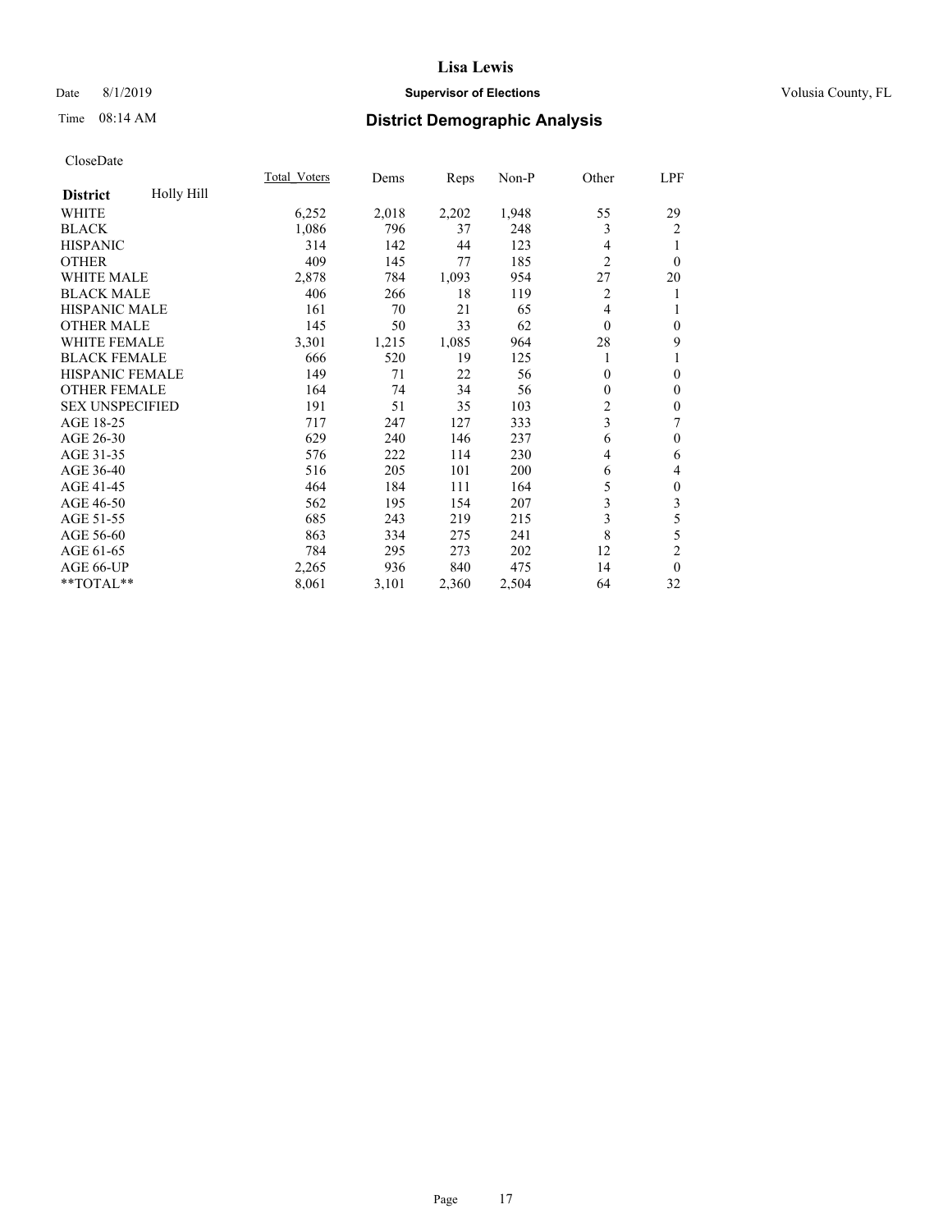CloseDate

| District | Holly Hill | Total_Voters | Dems | Reps | Non-P | Other | LPF |
|---|---|---|---|---|---|---|---|
| WHITE | | 6,252 | 2,018 | 2,202 | 1,948 | 55 | 29 |
| BLACK | | 1,086 | 796 | 37 | 248 | 3 | 2 |
| HISPANIC | | 314 | 142 | 44 | 123 | 4 | 1 |
| OTHER | | 409 | 145 | 77 | 185 | 2 | 0 |
| WHITE MALE | | 2,878 | 784 | 1,093 | 954 | 27 | 20 |
| BLACK MALE | | 406 | 266 | 18 | 119 | 2 | 1 |
| HISPANIC MALE | | 161 | 70 | 21 | 65 | 4 | 1 |
| OTHER MALE | | 145 | 50 | 33 | 62 | 0 | 0 |
| WHITE FEMALE | | 3,301 | 1,215 | 1,085 | 964 | 28 | 9 |
| BLACK FEMALE | | 666 | 520 | 19 | 125 | 1 | 1 |
| HISPANIC FEMALE | | 149 | 71 | 22 | 56 | 0 | 0 |
| OTHER FEMALE | | 164 | 74 | 34 | 56 | 0 | 0 |
| SEX UNSPECIFIED | | 191 | 51 | 35 | 103 | 2 | 0 |
| AGE 18-25 | | 717 | 247 | 127 | 333 | 3 | 7 |
| AGE 26-30 | | 629 | 240 | 146 | 237 | 6 | 0 |
| AGE 31-35 | | 576 | 222 | 114 | 230 | 4 | 6 |
| AGE 36-40 | | 516 | 205 | 101 | 200 | 6 | 4 |
| AGE 41-45 | | 464 | 184 | 111 | 164 | 5 | 0 |
| AGE 46-50 | | 562 | 195 | 154 | 207 | 3 | 3 |
| AGE 51-55 | | 685 | 243 | 219 | 215 | 3 | 5 |
| AGE 56-60 | | 863 | 334 | 275 | 241 | 8 | 5 |
| AGE 61-65 | | 784 | 295 | 273 | 202 | 12 | 2 |
| AGE 66-UP | | 2,265 | 936 | 840 | 475 | 14 | 0 |
| **TOTAL** | | 8,061 | 3,101 | 2,360 | 2,504 | 64 | 32 |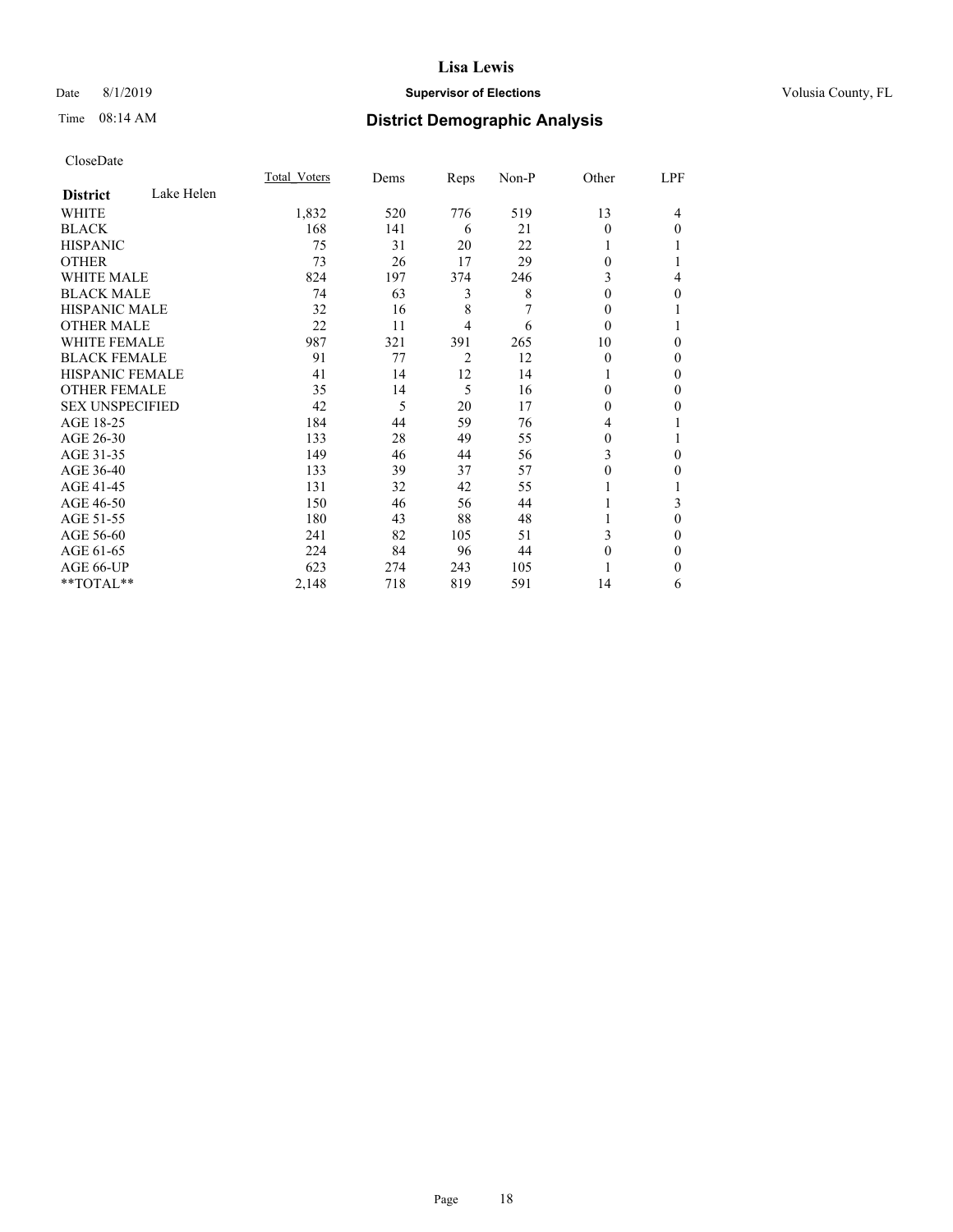# Lisa Lewis

Date 8/1/2019 **Supervisor of Elections** Volusia County, FL

Time 08:14 AM **District Demographic Analysis**

CloseDate

| **District** Lake Helen | Total_Voters | Dems | Reps | Non-P | Other | LPF |
|---|---|---|---|---|---|---|
| WHITE | 1,832 | 520 | 776 | 519 | 13 | 4 |
| BLACK | 168 | 141 | 6 | 21 | 0 | 0 |
| HISPANIC | 75 | 31 | 20 | 22 | 1 | 1 |
| OTHER | 73 | 26 | 17 | 29 | 0 | 1 |
| WHITE MALE | 824 | 197 | 374 | 246 | 3 | 4 |
| BLACK MALE | 74 | 63 | 3 | 8 | 0 | 0 |
| HISPANIC MALE | 32 | 16 | 8 | 7 | 0 | 1 |
| OTHER MALE | 22 | 11 | 4 | 6 | 0 | 1 |
| WHITE FEMALE | 987 | 321 | 391 | 265 | 10 | 0 |
| BLACK FEMALE | 91 | 77 | 2 | 12 | 0 | 0 |
| HISPANIC FEMALE | 41 | 14 | 12 | 14 | 1 | 0 |
| OTHER FEMALE | 35 | 14 | 5 | 16 | 0 | 0 |
| SEX UNSPECIFIED | 42 | 5 | 20 | 17 | 0 | 0 |
| AGE 18-25 | 184 | 44 | 59 | 76 | 4 | 1 |
| AGE 26-30 | 133 | 28 | 49 | 55 | 0 | 1 |
| AGE 31-35 | 149 | 46 | 44 | 56 | 3 | 0 |
| AGE 36-40 | 133 | 39 | 37 | 57 | 0 | 0 |
| AGE 41-45 | 131 | 32 | 42 | 55 | 1 | 1 |
| AGE 46-50 | 150 | 46 | 56 | 44 | 1 | 3 |
| AGE 51-55 | 180 | 43 | 88 | 48 | 1 | 0 |
| AGE 56-60 | 241 | 82 | 105 | 51 | 3 | 0 |
| AGE 61-65 | 224 | 84 | 96 | 44 | 0 | 0 |
| AGE 66-UP | 623 | 274 | 243 | 105 | 1 | 0 |
| **TOTAL** | 2,148 | 718 | 819 | 591 | 14 | 6 |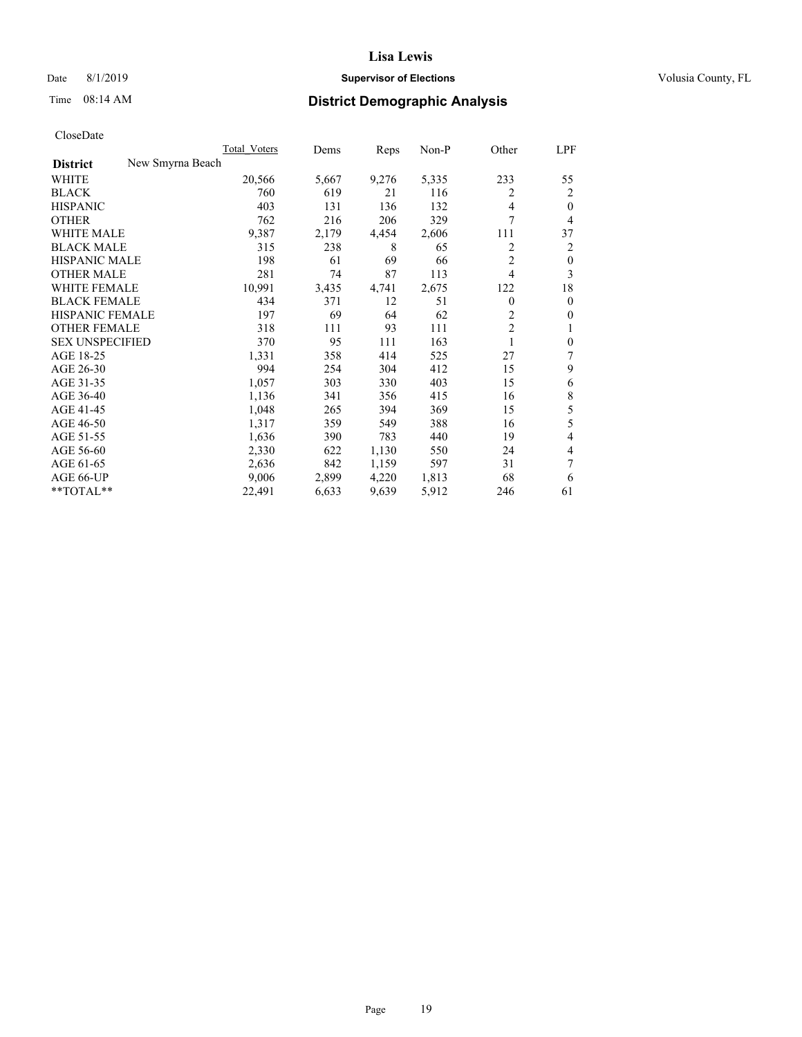Lisa Lewis

Date 8/1/2019 **Supervisor of Elections** Volusia County, FL

Time 08:14 AM

## District Demographic Analysis

CloseDate

| | Total_Voters | Dems | Reps | Non-P | Other | LPF |
|---|---|---|---|---|---|---|
| **District** New Smyrna Beach | | | | | | |
| WHITE | 20,566 | 5,667 | 9,276 | 5,335 | 233 | 55 |
| BLACK | 760 | 619 | 21 | 116 | 2 | 2 |
| HISPANIC | 403 | 131 | 136 | 132 | 4 | 0 |
| OTHER | 762 | 216 | 206 | 329 | 7 | 4 |
| WHITE MALE | 9,387 | 2,179 | 4,454 | 2,606 | 111 | 37 |
| BLACK MALE | 315 | 238 | 8 | 65 | 2 | 2 |
| HISPANIC MALE | 198 | 61 | 69 | 66 | 2 | 0 |
| OTHER MALE | 281 | 74 | 87 | 113 | 4 | 3 |
| WHITE FEMALE | 10,991 | 3,435 | 4,741 | 2,675 | 122 | 18 |
| BLACK FEMALE | 434 | 371 | 12 | 51 | 0 | 0 |
| HISPANIC FEMALE | 197 | 69 | 64 | 62 | 2 | 0 |
| OTHER FEMALE | 318 | 111 | 93 | 111 | 2 | 1 |
| SEX UNSPECIFIED | 370 | 95 | 111 | 163 | 1 | 0 |
| AGE 18-25 | 1,331 | 358 | 414 | 525 | 27 | 7 |
| AGE 26-30 | 994 | 254 | 304 | 412 | 15 | 9 |
| AGE 31-35 | 1,057 | 303 | 330 | 403 | 15 | 6 |
| AGE 36-40 | 1,136 | 341 | 356 | 415 | 16 | 8 |
| AGE 41-45 | 1,048 | 265 | 394 | 369 | 15 | 5 |
| AGE 46-50 | 1,317 | 359 | 549 | 388 | 16 | 5 |
| AGE 51-55 | 1,636 | 390 | 783 | 440 | 19 | 4 |
| AGE 56-60 | 2,330 | 622 | 1,130 | 550 | 24 | 4 |
| AGE 61-65 | 2,636 | 842 | 1,159 | 597 | 31 | 7 |
| AGE 66-UP | 9,006 | 2,899 | 4,220 | 1,813 | 68 | 6 |
| **TOTAL** | 22,491 | 6,633 | 9,639 | 5,912 | 246 | 61 |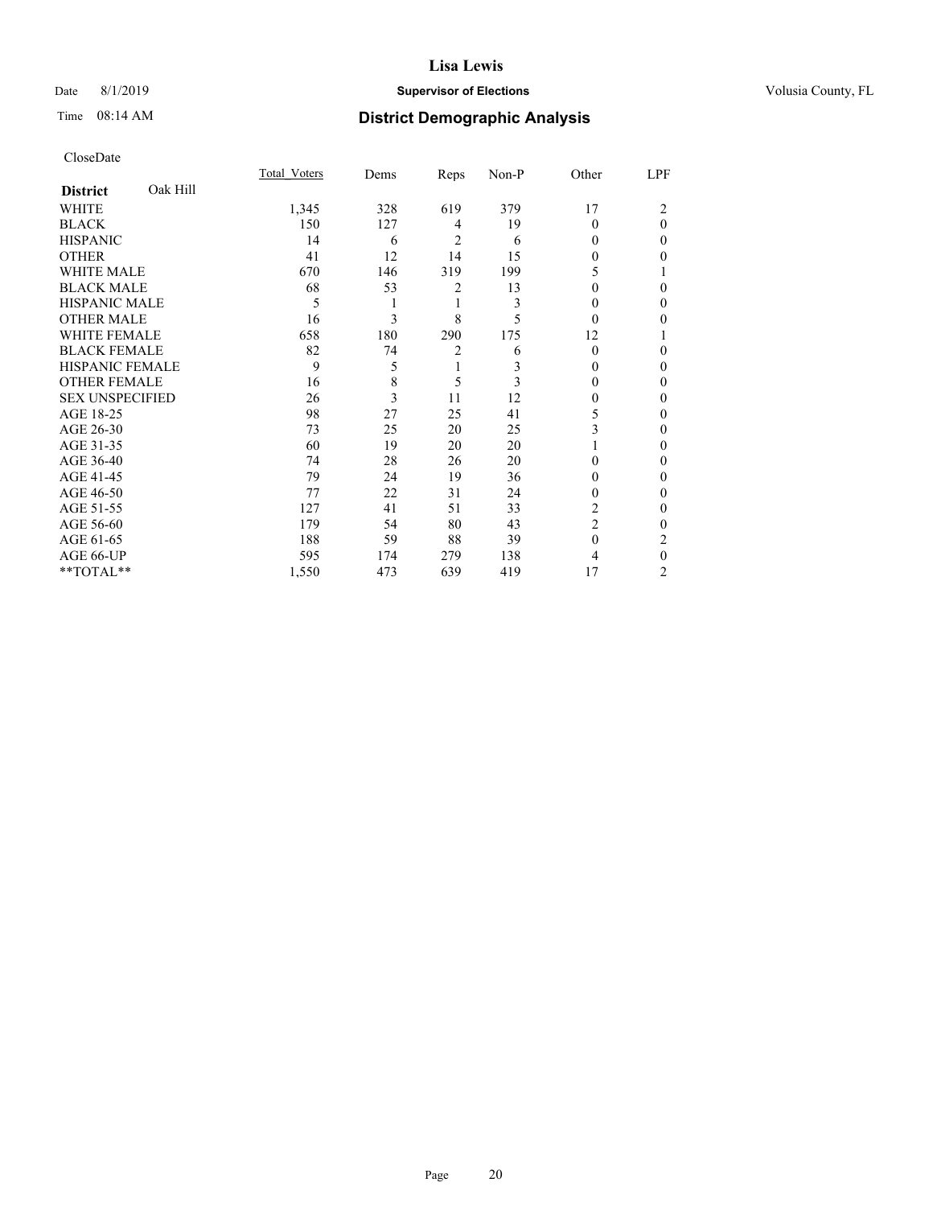# Lisa Lewis

Date 8/1/2019 **Supervisor of Elections** Volusia County, FL

Time 08:14 AM **District Demographic Analysis**

CloseDate

| **District** Oak Hill | Total_Voters | Dems | Reps | Non-P | Other | LPF |
|---|---|---|---|---|---|---|
| WHITE | 1,345 | 328 | 619 | 379 | 17 | 2 |
| BLACK | 150 | 127 | 4 | 19 | 0 | 0 |
| HISPANIC | 14 | 6 | 2 | 6 | 0 | 0 |
| OTHER | 41 | 12 | 14 | 15 | 0 | 0 |
| WHITE MALE | 670 | 146 | 319 | 199 | 5 | 1 |
| BLACK MALE | 68 | 53 | 2 | 13 | 0 | 0 |
| HISPANIC MALE | 5 | 1 | 1 | 3 | 0 | 0 |
| OTHER MALE | 16 | 3 | 8 | 5 | 0 | 0 |
| WHITE FEMALE | 658 | 180 | 290 | 175 | 12 | 1 |
| BLACK FEMALE | 82 | 74 | 2 | 6 | 0 | 0 |
| HISPANIC FEMALE | 9 | 5 | 1 | 3 | 0 | 0 |
| OTHER FEMALE | 16 | 8 | 5 | 3 | 0 | 0 |
| SEX UNSPECIFIED | 26 | 3 | 11 | 12 | 0 | 0 |
| AGE 18-25 | 98 | 27 | 25 | 41 | 5 | 0 |
| AGE 26-30 | 73 | 25 | 20 | 25 | 3 | 0 |
| AGE 31-35 | 60 | 19 | 20 | 20 | 1 | 0 |
| AGE 36-40 | 74 | 28 | 26 | 20 | 0 | 0 |
| AGE 41-45 | 79 | 24 | 19 | 36 | 0 | 0 |
| AGE 46-50 | 77 | 22 | 31 | 24 | 0 | 0 |
| AGE 51-55 | 127 | 41 | 51 | 33 | 2 | 0 |
| AGE 56-60 | 179 | 54 | 80 | 43 | 2 | 0 |
| AGE 61-65 | 188 | 59 | 88 | 39 | 0 | 2 |
| AGE 66-UP | 595 | 174 | 279 | 138 | 4 | 0 |
| **TOTAL** | 1,550 | 473 | 639 | 419 | 17 | 2 |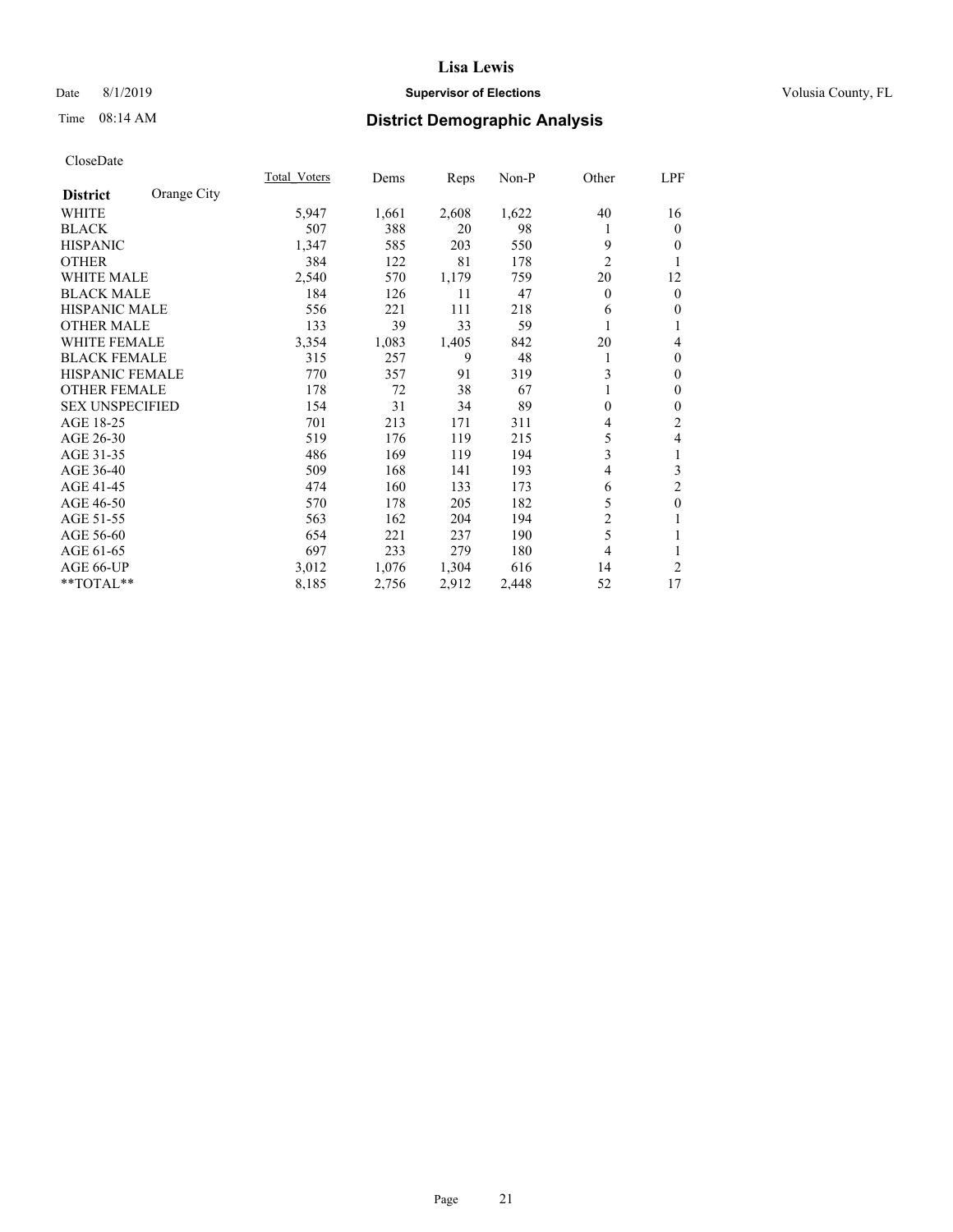# Lisa Lewis

Date 8/1/2019 **Supervisor of Elections** Volusia County, FL

Time 08:14 AM **District Demographic Analysis**

CloseDate

| **District** Orange City | Total_Voters | Dems | Reps | Non-P | Other | LPF |
|---|---|---|---|---|---|---|
| WHITE | 5,947 | 1,661 | 2,608 | 1,622 | 40 | 16 |
| BLACK | 507 | 388 | 20 | 98 | 1 | 0 |
| HISPANIC | 1,347 | 585 | 203 | 550 | 9 | 0 |
| OTHER | 384 | 122 | 81 | 178 | 2 | 1 |
| WHITE MALE | 2,540 | 570 | 1,179 | 759 | 20 | 12 |
| BLACK MALE | 184 | 126 | 11 | 47 | 0 | 0 |
| HISPANIC MALE | 556 | 221 | 111 | 218 | 6 | 0 |
| OTHER MALE | 133 | 39 | 33 | 59 | 1 | 1 |
| WHITE FEMALE | 3,354 | 1,083 | 1,405 | 842 | 20 | 4 |
| BLACK FEMALE | 315 | 257 | 9 | 48 | 1 | 0 |
| HISPANIC FEMALE | 770 | 357 | 91 | 319 | 3 | 0 |
| OTHER FEMALE | 178 | 72 | 38 | 67 | 1 | 0 |
| SEX UNSPECIFIED | 154 | 31 | 34 | 89 | 0 | 0 |
| AGE 18-25 | 701 | 213 | 171 | 311 | 4 | 2 |
| AGE 26-30 | 519 | 176 | 119 | 215 | 5 | 4 |
| AGE 31-35 | 486 | 169 | 119 | 194 | 3 | 1 |
| AGE 36-40 | 509 | 168 | 141 | 193 | 4 | 3 |
| AGE 41-45 | 474 | 160 | 133 | 173 | 6 | 2 |
| AGE 46-50 | 570 | 178 | 205 | 182 | 5 | 0 |
| AGE 51-55 | 563 | 162 | 204 | 194 | 2 | 1 |
| AGE 56-60 | 654 | 221 | 237 | 190 | 5 | 1 |
| AGE 61-65 | 697 | 233 | 279 | 180 | 4 | 1 |
| AGE 66-UP | 3,012 | 1,076 | 1,304 | 616 | 14 | 2 |
| **TOTAL** | 8,185 | 2,756 | 2,912 | 2,448 | 52 | 17 |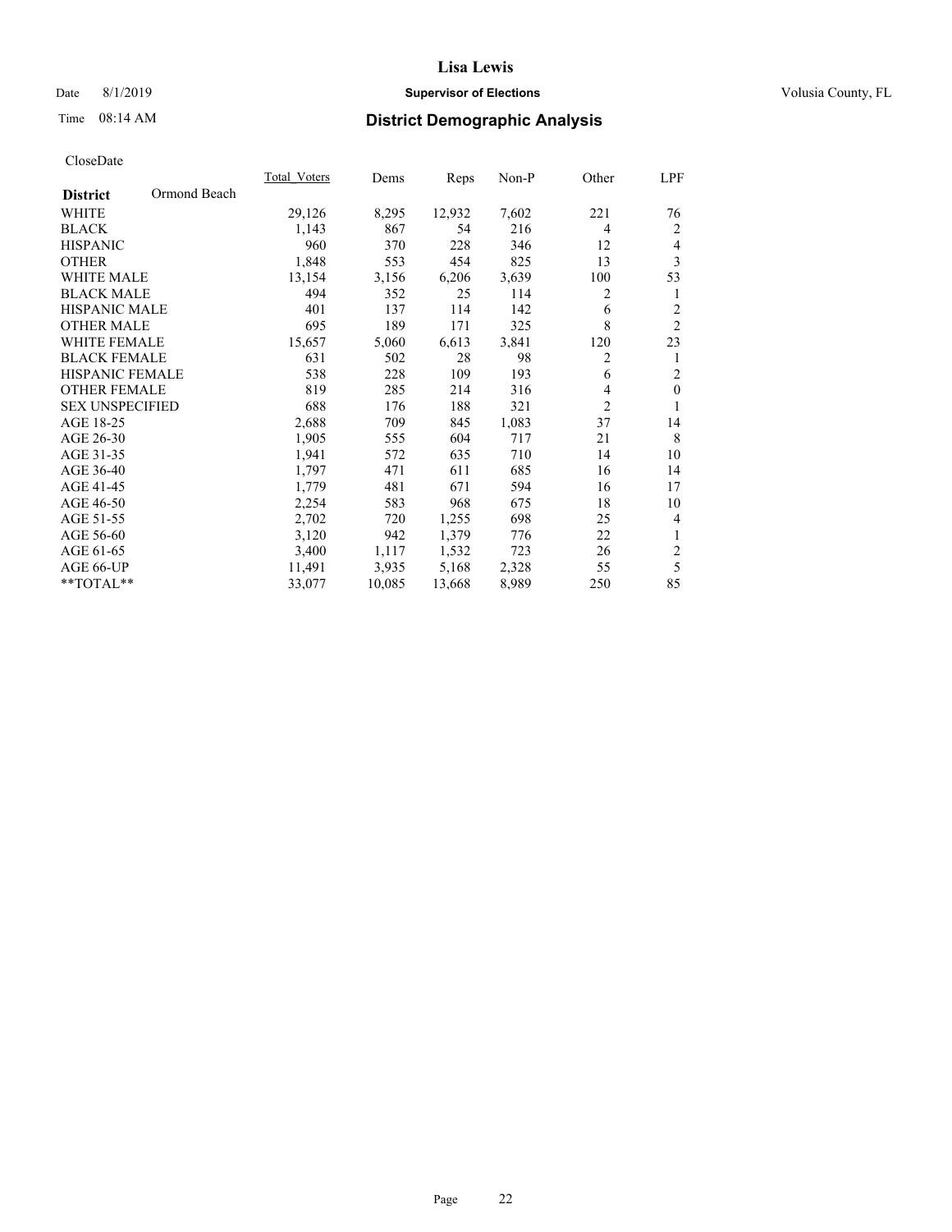Date 8/1/2019

Time 08:14 AM

# Lisa Lewis

## Supervisor of Elections

Volusia County, FL

## District Demographic Analysis

CloseDate

| District: Ormond Beach | Total_Voters | Dems | Reps | Non-P | Other | LPF |
|---|---|---|---|---|---|---|
| WHITE | 29,126 | 8,295 | 12,932 | 7,602 | 221 | 76 |
| BLACK | 1,143 | 867 | 54 | 216 | 4 | 2 |
| HISPANIC | 960 | 370 | 228 | 346 | 12 | 4 |
| OTHER | 1,848 | 553 | 454 | 825 | 13 | 3 |
| WHITE MALE | 13,154 | 3,156 | 6,206 | 3,639 | 100 | 53 |
| BLACK MALE | 494 | 352 | 25 | 114 | 2 | 1 |
| HISPANIC MALE | 401 | 137 | 114 | 142 | 6 | 2 |
| OTHER MALE | 695 | 189 | 171 | 325 | 8 | 2 |
| WHITE FEMALE | 15,657 | 5,060 | 6,613 | 3,841 | 120 | 23 |
| BLACK FEMALE | 631 | 502 | 28 | 98 | 2 | 1 |
| HISPANIC FEMALE | 538 | 228 | 109 | 193 | 6 | 2 |
| OTHER FEMALE | 819 | 285 | 214 | 316 | 4 | 0 |
| SEX UNSPECIFIED | 688 | 176 | 188 | 321 | 2 | 1 |
| AGE 18-25 | 2,688 | 709 | 845 | 1,083 | 37 | 14 |
| AGE 26-30 | 1,905 | 555 | 604 | 717 | 21 | 8 |
| AGE 31-35 | 1,941 | 572 | 635 | 710 | 14 | 10 |
| AGE 36-40 | 1,797 | 471 | 611 | 685 | 16 | 14 |
| AGE 41-45 | 1,779 | 481 | 671 | 594 | 16 | 17 |
| AGE 46-50 | 2,254 | 583 | 968 | 675 | 18 | 10 |
| AGE 51-55 | 2,702 | 720 | 1,255 | 698 | 25 | 4 |
| AGE 56-60 | 3,120 | 942 | 1,379 | 776 | 22 | 1 |
| AGE 61-65 | 3,400 | 1,117 | 1,532 | 723 | 26 | 2 |
| AGE 66-UP | 11,491 | 3,935 | 5,168 | 2,328 | 55 | 5 |
| **TOTAL** | 33,077 | 10,085 | 13,668 | 8,989 | 250 | 85 |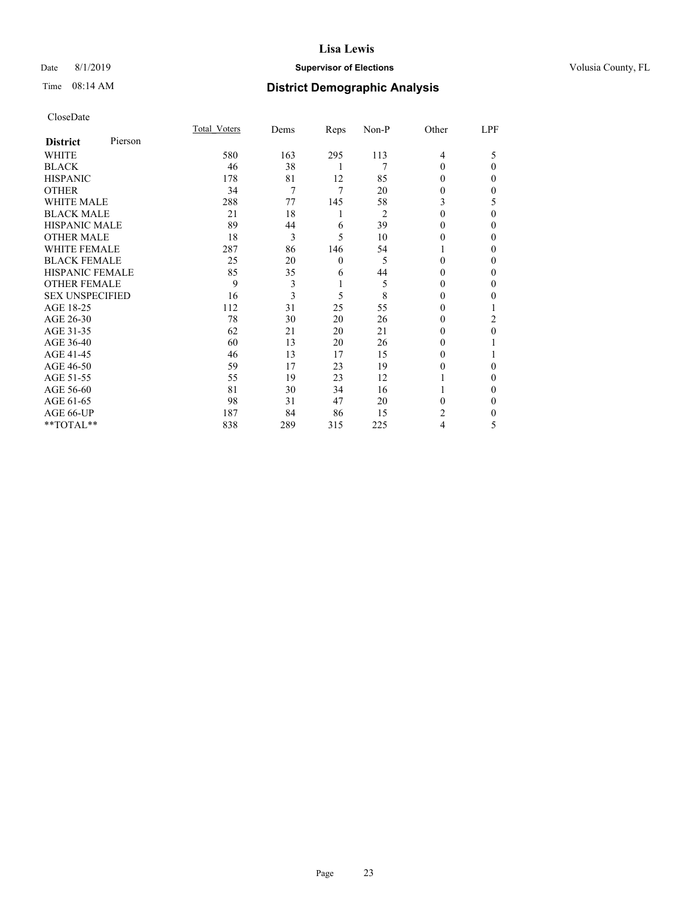# Lisa Lewis

Date 8/1/2019 **Supervisor of Elections** Volusia County, FL

Time 08:14 AM **District Demographic Analysis**

CloseDate

| **District** Pierson | Total_Voters | Dems | Reps | Non-P | Other | LPF |
|---|---|---|---|---|---|---|
| WHITE | 580 | 163 | 295 | 113 | 4 | 5 |
| BLACK | 46 | 38 | 1 | 7 | 0 | 0 |
| HISPANIC | 178 | 81 | 12 | 85 | 0 | 0 |
| OTHER | 34 | 7 | 7 | 20 | 0 | 0 |
| WHITE MALE | 288 | 77 | 145 | 58 | 3 | 5 |
| BLACK MALE | 21 | 18 | 1 | 2 | 0 | 0 |
| HISPANIC MALE | 89 | 44 | 6 | 39 | 0 | 0 |
| OTHER MALE | 18 | 3 | 5 | 10 | 0 | 0 |
| WHITE FEMALE | 287 | 86 | 146 | 54 | 1 | 0 |
| BLACK FEMALE | 25 | 20 | 0 | 5 | 0 | 0 |
| HISPANIC FEMALE | 85 | 35 | 6 | 44 | 0 | 0 |
| OTHER FEMALE | 9 | 3 | 1 | 5 | 0 | 0 |
| SEX UNSPECIFIED | 16 | 3 | 5 | 8 | 0 | 0 |
| AGE 18-25 | 112 | 31 | 25 | 55 | 0 | 1 |
| AGE 26-30 | 78 | 30 | 20 | 26 | 0 | 2 |
| AGE 31-35 | 62 | 21 | 20 | 21 | 0 | 0 |
| AGE 36-40 | 60 | 13 | 20 | 26 | 0 | 1 |
| AGE 41-45 | 46 | 13 | 17 | 15 | 0 | 1 |
| AGE 46-50 | 59 | 17 | 23 | 19 | 0 | 0 |
| AGE 51-55 | 55 | 19 | 23 | 12 | 1 | 0 |
| AGE 56-60 | 81 | 30 | 34 | 16 | 1 | 0 |
| AGE 61-65 | 98 | 31 | 47 | 20 | 0 | 0 |
| AGE 66-UP | 187 | 84 | 86 | 15 | 2 | 0 |
| **TOTAL** | 838 | 289 | 315 | 225 | 4 | 5 |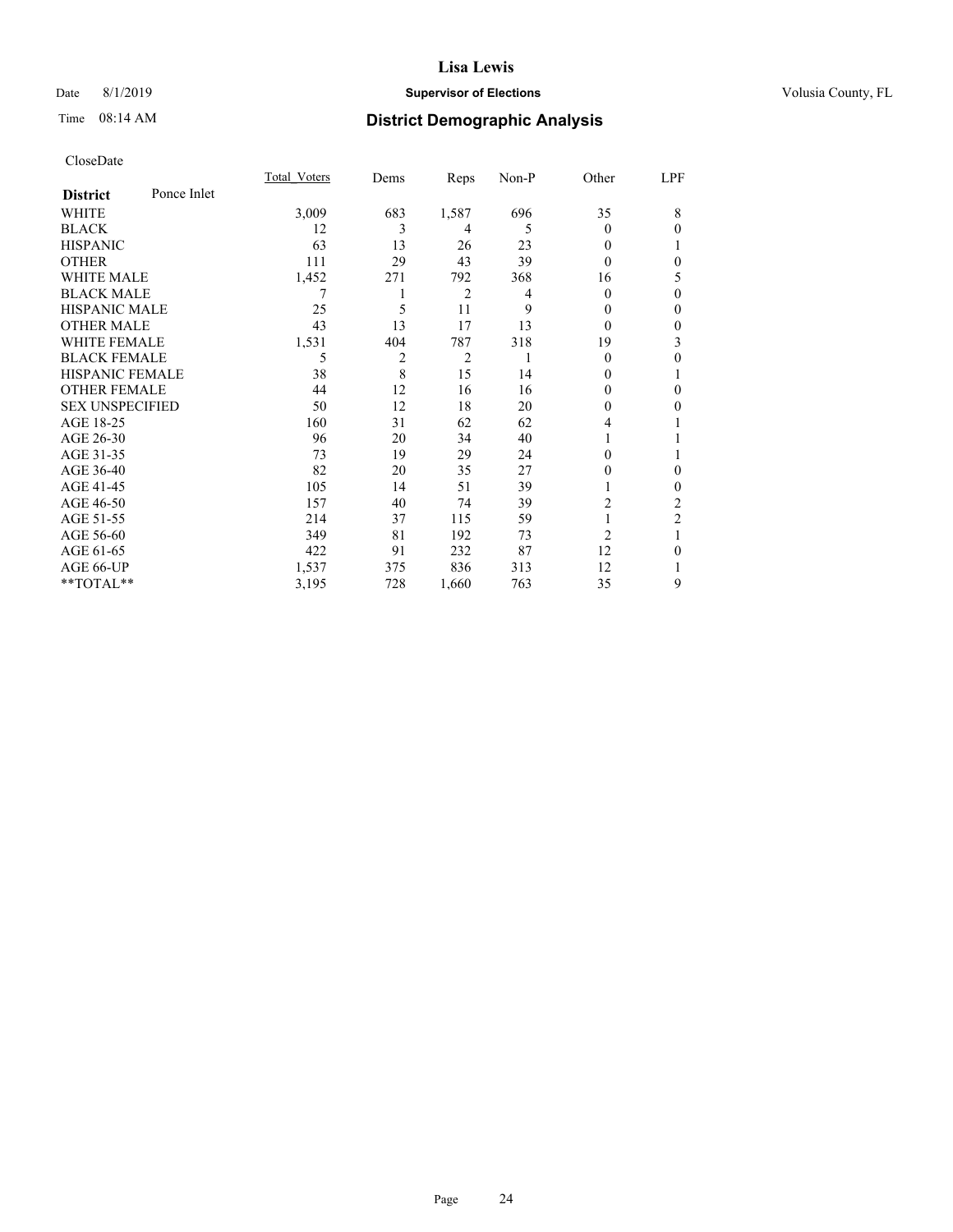# Lisa Lewis

Date 8/1/2019 **Supervisor of Elections** Volusia County, FL

Time 08:14 AM **District Demographic Analysis**

CloseDate

| District: Ponce Inlet | Total_Voters | Dems | Reps | Non-P | Other | LPF |
|---|---|---|---|---|---|---|
| WHITE | 3,009 | 683 | 1,587 | 696 | 35 | 8 |
| BLACK | 12 | 3 | 4 | 5 | 0 | 0 |
| HISPANIC | 63 | 13 | 26 | 23 | 0 | 1 |
| OTHER | 111 | 29 | 43 | 39 | 0 | 0 |
| WHITE MALE | 1,452 | 271 | 792 | 368 | 16 | 5 |
| BLACK MALE | 7 | 1 | 2 | 4 | 0 | 0 |
| HISPANIC MALE | 25 | 5 | 11 | 9 | 0 | 0 |
| OTHER MALE | 43 | 13 | 17 | 13 | 0 | 0 |
| WHITE FEMALE | 1,531 | 404 | 787 | 318 | 19 | 3 |
| BLACK FEMALE | 5 | 2 | 2 | 1 | 0 | 0 |
| HISPANIC FEMALE | 38 | 8 | 15 | 14 | 0 | 1 |
| OTHER FEMALE | 44 | 12 | 16 | 16 | 0 | 0 |
| SEX UNSPECIFIED | 50 | 12 | 18 | 20 | 0 | 0 |
| AGE 18-25 | 160 | 31 | 62 | 62 | 4 | 1 |
| AGE 26-30 | 96 | 20 | 34 | 40 | 1 | 1 |
| AGE 31-35 | 73 | 19 | 29 | 24 | 0 | 1 |
| AGE 36-40 | 82 | 20 | 35 | 27 | 0 | 0 |
| AGE 41-45 | 105 | 14 | 51 | 39 | 1 | 0 |
| AGE 46-50 | 157 | 40 | 74 | 39 | 2 | 2 |
| AGE 51-55 | 214 | 37 | 115 | 59 | 1 | 2 |
| AGE 56-60 | 349 | 81 | 192 | 73 | 2 | 1 |
| AGE 61-65 | 422 | 91 | 232 | 87 | 12 | 0 |
| AGE 66-UP | 1,537 | 375 | 836 | 313 | 12 | 1 |
| **TOTAL** | 3,195 | 728 | 1,660 | 763 | 35 | 9 |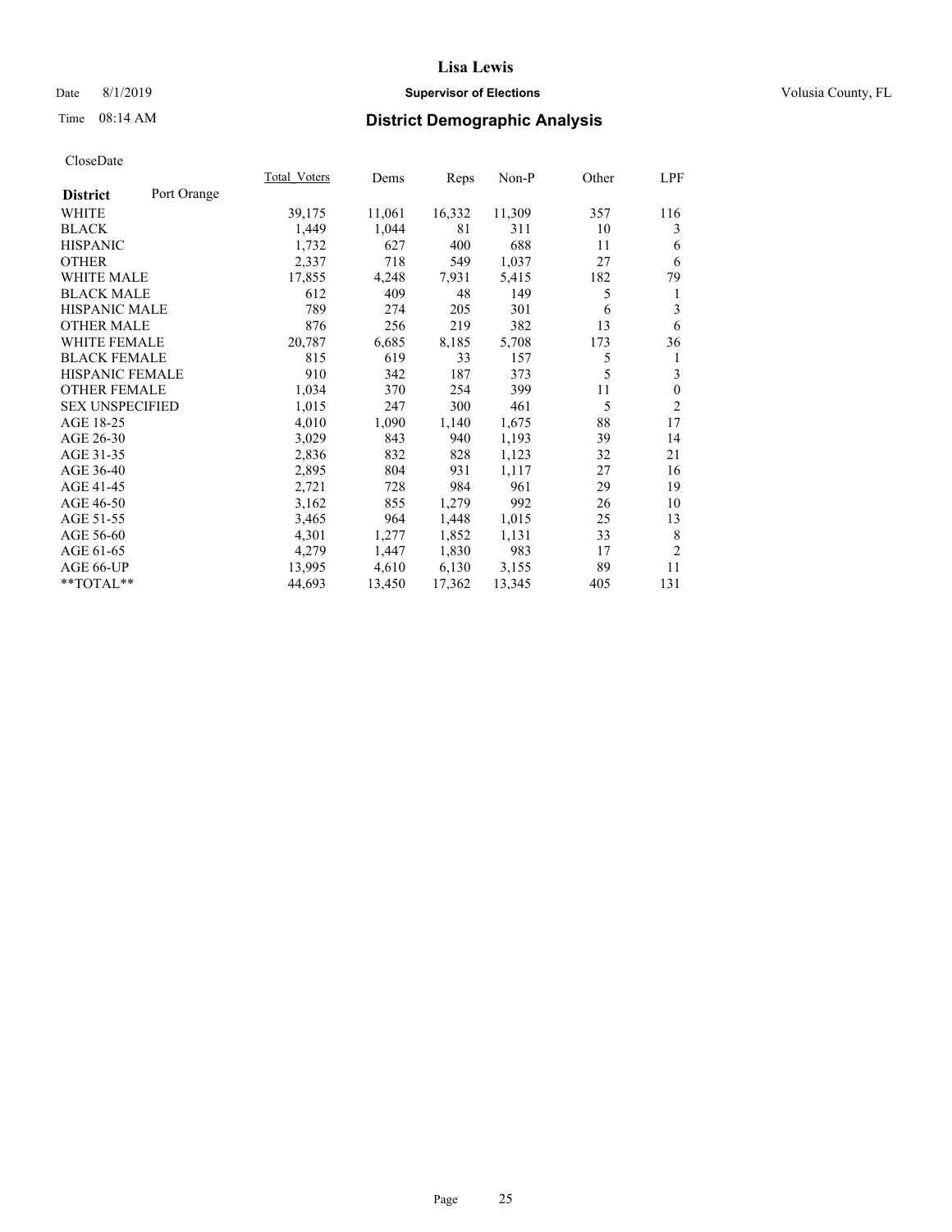CloseDate

| District | Port Orange | Total_Voters | Dems | Reps | Non-P | Other | LPF |
|---|---|---|---|---|---|---|---|
| WHITE | | 39,175 | 11,061 | 16,332 | 11,309 | 357 | 116 |
| BLACK | | 1,449 | 1,044 | 81 | 311 | 10 | 3 |
| HISPANIC | | 1,732 | 627 | 400 | 688 | 11 | 6 |
| OTHER | | 2,337 | 718 | 549 | 1,037 | 27 | 6 |
| WHITE MALE | | 17,855 | 4,248 | 7,931 | 5,415 | 182 | 79 |
| BLACK MALE | | 612 | 409 | 48 | 149 | 5 | 1 |
| HISPANIC MALE | | 789 | 274 | 205 | 301 | 6 | 3 |
| OTHER MALE | | 876 | 256 | 219 | 382 | 13 | 6 |
| WHITE FEMALE | | 20,787 | 6,685 | 8,185 | 5,708 | 173 | 36 |
| BLACK FEMALE | | 815 | 619 | 33 | 157 | 5 | 1 |
| HISPANIC FEMALE | | 910 | 342 | 187 | 373 | 5 | 3 |
| OTHER FEMALE | | 1,034 | 370 | 254 | 399 | 11 | 0 |
| SEX UNSPECIFIED | | 1,015 | 247 | 300 | 461 | 5 | 2 |
| AGE 18-25 | | 4,010 | 1,090 | 1,140 | 1,675 | 88 | 17 |
| AGE 26-30 | | 3,029 | 843 | 940 | 1,193 | 39 | 14 |
| AGE 31-35 | | 2,836 | 832 | 828 | 1,123 | 32 | 21 |
| AGE 36-40 | | 2,895 | 804 | 931 | 1,117 | 27 | 16 |
| AGE 41-45 | | 2,721 | 728 | 984 | 961 | 29 | 19 |
| AGE 46-50 | | 3,162 | 855 | 1,279 | 992 | 26 | 10 |
| AGE 51-55 | | 3,465 | 964 | 1,448 | 1,015 | 25 | 13 |
| AGE 56-60 | | 4,301 | 1,277 | 1,852 | 1,131 | 33 | 8 |
| AGE 61-65 | | 4,279 | 1,447 | 1,830 | 983 | 17 | 2 |
| AGE 66-UP | | 13,995 | 4,610 | 6,130 | 3,155 | 89 | 11 |
| **TOTAL** | | 44,693 | 13,450 | 17,362 | 13,345 | 405 | 131 |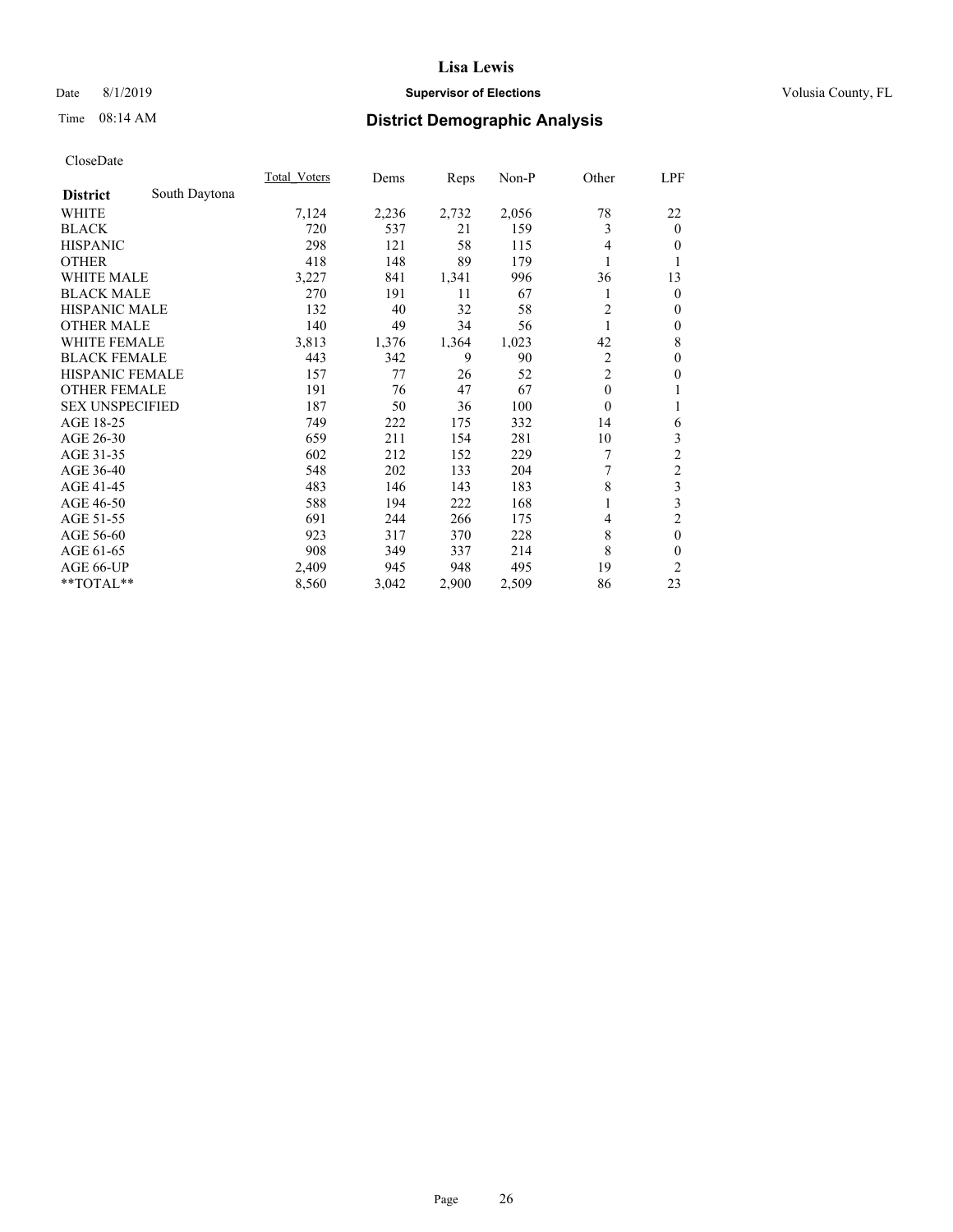# Lisa Lewis

Date 8/1/2019 **Supervisor of Elections** Volusia County, FL

Time 08:14 AM **District Demographic Analysis**

CloseDate

| **District** South Daytona | Total_Voters | Dems | Reps | Non-P | Other | LPF |
|---|---|---|---|---|---|---|
| WHITE | 7,124 | 2,236 | 2,732 | 2,056 | 78 | 22 |
| BLACK | 720 | 537 | 21 | 159 | 3 | 0 |
| HISPANIC | 298 | 121 | 58 | 115 | 4 | 0 |
| OTHER | 418 | 148 | 89 | 179 | 1 | 1 |
| WHITE MALE | 3,227 | 841 | 1,341 | 996 | 36 | 13 |
| BLACK MALE | 270 | 191 | 11 | 67 | 1 | 0 |
| HISPANIC MALE | 132 | 40 | 32 | 58 | 2 | 0 |
| OTHER MALE | 140 | 49 | 34 | 56 | 1 | 0 |
| WHITE FEMALE | 3,813 | 1,376 | 1,364 | 1,023 | 42 | 8 |
| BLACK FEMALE | 443 | 342 | 9 | 90 | 2 | 0 |
| HISPANIC FEMALE | 157 | 77 | 26 | 52 | 2 | 0 |
| OTHER FEMALE | 191 | 76 | 47 | 67 | 0 | 1 |
| SEX UNSPECIFIED | 187 | 50 | 36 | 100 | 0 | 1 |
| AGE 18-25 | 749 | 222 | 175 | 332 | 14 | 6 |
| AGE 26-30 | 659 | 211 | 154 | 281 | 10 | 3 |
| AGE 31-35 | 602 | 212 | 152 | 229 | 7 | 2 |
| AGE 36-40 | 548 | 202 | 133 | 204 | 7 | 2 |
| AGE 41-45 | 483 | 146 | 143 | 183 | 8 | 3 |
| AGE 46-50 | 588 | 194 | 222 | 168 | 1 | 3 |
| AGE 51-55 | 691 | 244 | 266 | 175 | 4 | 2 |
| AGE 56-60 | 923 | 317 | 370 | 228 | 8 | 0 |
| AGE 61-65 | 908 | 349 | 337 | 214 | 8 | 0 |
| AGE 66-UP | 2,409 | 945 | 948 | 495 | 19 | 2 |
| **TOTAL** | 8,560 | 3,042 | 2,900 | 2,509 | 86 | 23 |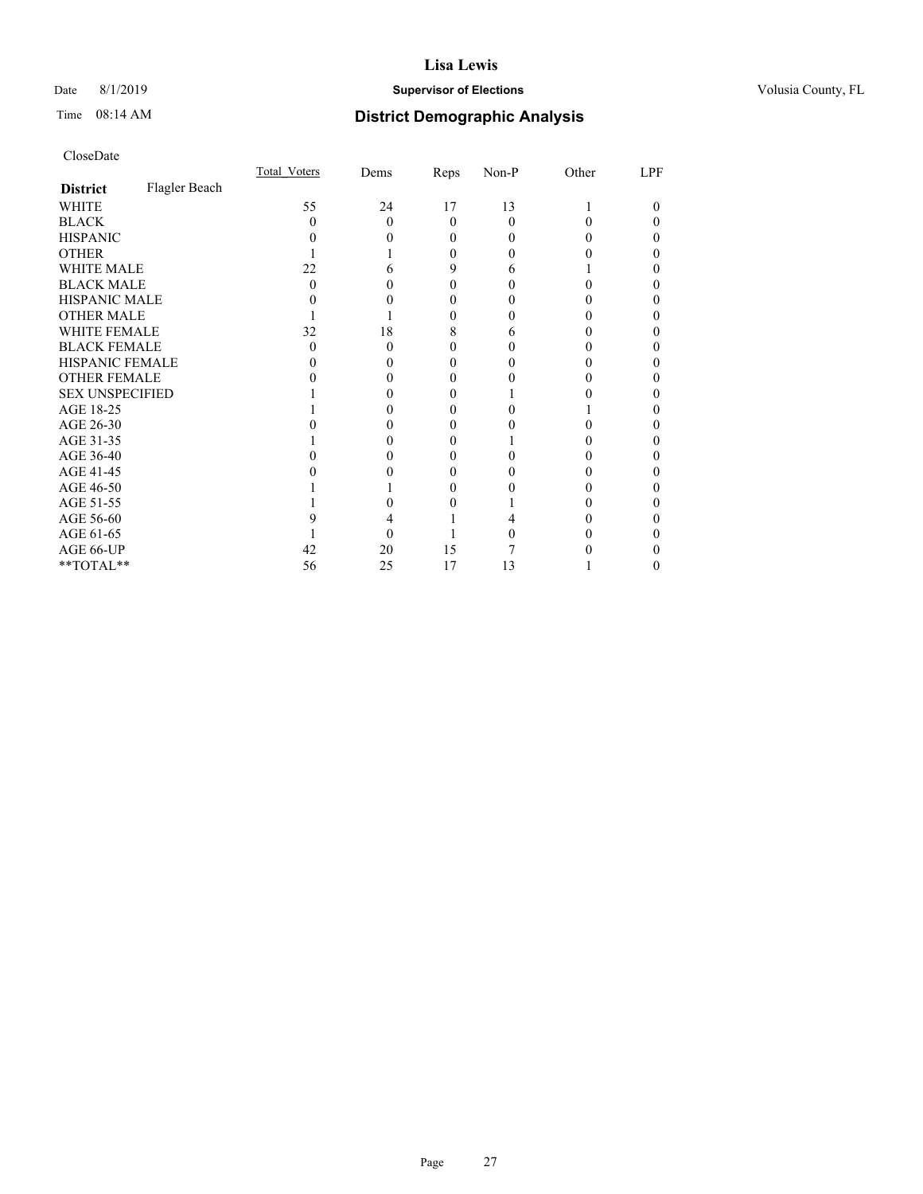# Lisa Lewis

Date 8/1/2019 **Supervisor of Elections** Volusia County, FL

Time 08:14 AM **District Demographic Analysis**

CloseDate

| **District** Flagler Beach | Total_Voters | Dems | Reps | Non-P | Other | LPF |
|---|---|---|---|---|---|---|
| WHITE | 55 | 24 | 17 | 13 | 1 | 0 |
| BLACK | 0 | 0 | 0 | 0 | 0 | 0 |
| HISPANIC | 0 | 0 | 0 | 0 | 0 | 0 |
| OTHER | 1 | 1 | 0 | 0 | 0 | 0 |
| WHITE MALE | 22 | 6 | 9 | 6 | 1 | 0 |
| BLACK MALE | 0 | 0 | 0 | 0 | 0 | 0 |
| HISPANIC MALE | 0 | 0 | 0 | 0 | 0 | 0 |
| OTHER MALE | 1 | 1 | 0 | 0 | 0 | 0 |
| WHITE FEMALE | 32 | 18 | 8 | 6 | 0 | 0 |
| BLACK FEMALE | 0 | 0 | 0 | 0 | 0 | 0 |
| HISPANIC FEMALE | 0 | 0 | 0 | 0 | 0 | 0 |
| OTHER FEMALE | 0 | 0 | 0 | 0 | 0 | 0 |
| SEX UNSPECIFIED | 1 | 0 | 0 | 1 | 0 | 0 |
| AGE 18-25 | 1 | 0 | 0 | 0 | 1 | 0 |
| AGE 26-30 | 0 | 0 | 0 | 0 | 0 | 0 |
| AGE 31-35 | 1 | 0 | 0 | 1 | 0 | 0 |
| AGE 36-40 | 0 | 0 | 0 | 0 | 0 | 0 |
| AGE 41-45 | 0 | 0 | 0 | 0 | 0 | 0 |
| AGE 46-50 | 1 | 1 | 0 | 0 | 0 | 0 |
| AGE 51-55 | 1 | 0 | 0 | 1 | 0 | 0 |
| AGE 56-60 | 9 | 4 | 1 | 4 | 0 | 0 |
| AGE 61-65 | 1 | 0 | 1 | 0 | 0 | 0 |
| AGE 66-UP | 42 | 20 | 15 | 7 | 0 | 0 |
| **TOTAL** | 56 | 25 | 17 | 13 | 1 | 0 |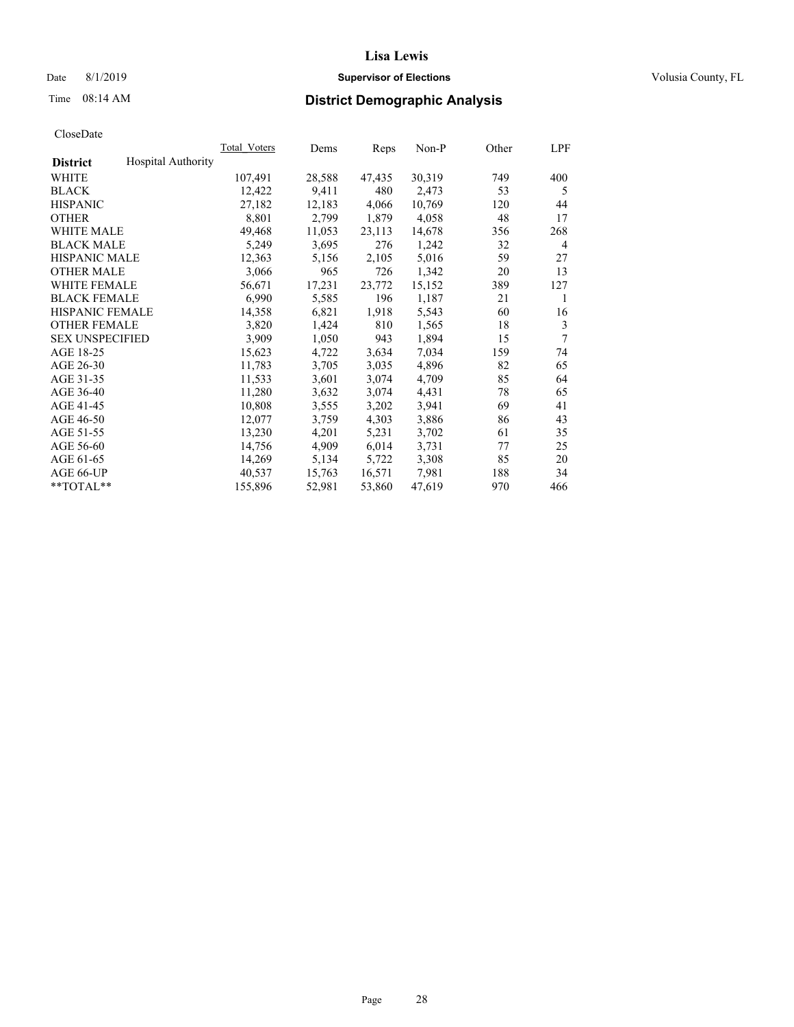Date 8/1/2019

Time 08:14 AM

# Lisa Lewis

## Supervisor of Elections

## District Demographic Analysis

Volusia County, FL

CloseDate

| | Total_Voters | Dems | Reps | Non-P | Other | LPF |
|---|---|---|---|---|---|---|
| **District** Hospital Authority | | | | | | |
| WHITE | 107,491 | 28,588 | 47,435 | 30,319 | 749 | 400 |
| BLACK | 12,422 | 9,411 | 480 | 2,473 | 53 | 5 |
| HISPANIC | 27,182 | 12,183 | 4,066 | 10,769 | 120 | 44 |
| OTHER | 8,801 | 2,799 | 1,879 | 4,058 | 48 | 17 |
| WHITE MALE | 49,468 | 11,053 | 23,113 | 14,678 | 356 | 268 |
| BLACK MALE | 5,249 | 3,695 | 276 | 1,242 | 32 | 4 |
| HISPANIC MALE | 12,363 | 5,156 | 2,105 | 5,016 | 59 | 27 |
| OTHER MALE | 3,066 | 965 | 726 | 1,342 | 20 | 13 |
| WHITE FEMALE | 56,671 | 17,231 | 23,772 | 15,152 | 389 | 127 |
| BLACK FEMALE | 6,990 | 5,585 | 196 | 1,187 | 21 | 1 |
| HISPANIC FEMALE | 14,358 | 6,821 | 1,918 | 5,543 | 60 | 16 |
| OTHER FEMALE | 3,820 | 1,424 | 810 | 1,565 | 18 | 3 |
| SEX UNSPECIFIED | 3,909 | 1,050 | 943 | 1,894 | 15 | 7 |
| AGE 18-25 | 15,623 | 4,722 | 3,634 | 7,034 | 159 | 74 |
| AGE 26-30 | 11,783 | 3,705 | 3,035 | 4,896 | 82 | 65 |
| AGE 31-35 | 11,533 | 3,601 | 3,074 | 4,709 | 85 | 64 |
| AGE 36-40 | 11,280 | 3,632 | 3,074 | 4,431 | 78 | 65 |
| AGE 41-45 | 10,808 | 3,555 | 3,202 | 3,941 | 69 | 41 |
| AGE 46-50 | 12,077 | 3,759 | 4,303 | 3,886 | 86 | 43 |
| AGE 51-55 | 13,230 | 4,201 | 5,231 | 3,702 | 61 | 35 |
| AGE 56-60 | 14,756 | 4,909 | 6,014 | 3,731 | 77 | 25 |
| AGE 61-65 | 14,269 | 5,134 | 5,722 | 3,308 | 85 | 20 |
| AGE 66-UP | 40,537 | 15,763 | 16,571 | 7,981 | 188 | 34 |
| **TOTAL** | 155,896 | 52,981 | 53,860 | 47,619 | 970 | 466 |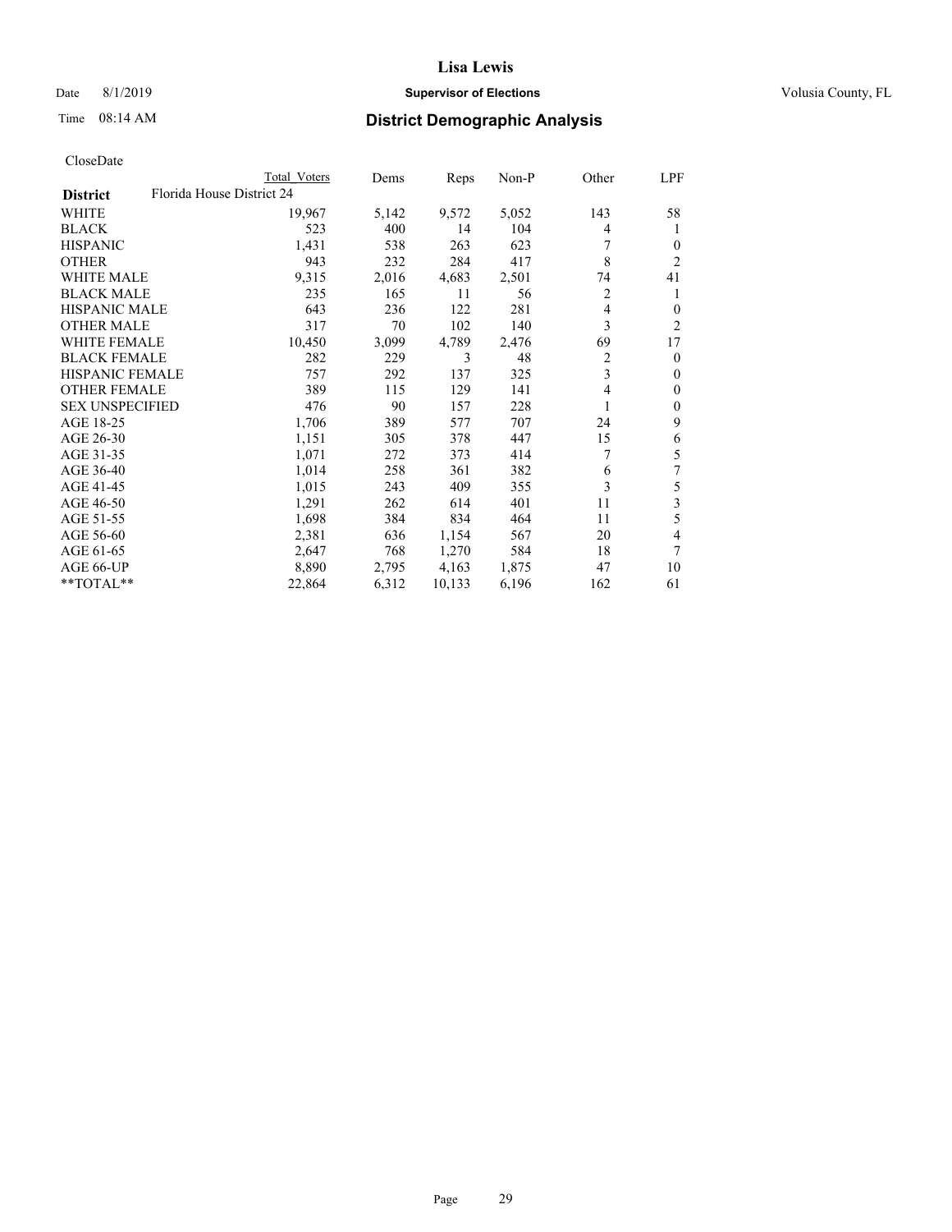# Lisa Lewis

Date 8/1/2019 **Supervisor of Elections** Volusia County, FL

Time 08:14 AM **District Demographic Analysis**

CloseDate

| | Total Voters | Dems | Reps | Non-P | Other | LPF |
|---|---|---|---|---|---|---|
| **District** Florida House District 24 | | | | | | |
| WHITE | 19,967 | 5,142 | 9,572 | 5,052 | 143 | 58 |
| BLACK | 523 | 400 | 14 | 104 | 4 | 1 |
| HISPANIC | 1,431 | 538 | 263 | 623 | 7 | 0 |
| OTHER | 943 | 232 | 284 | 417 | 8 | 2 |
| WHITE MALE | 9,315 | 2,016 | 4,683 | 2,501 | 74 | 41 |
| BLACK MALE | 235 | 165 | 11 | 56 | 2 | 1 |
| HISPANIC MALE | 643 | 236 | 122 | 281 | 4 | 0 |
| OTHER MALE | 317 | 70 | 102 | 140 | 3 | 2 |
| WHITE FEMALE | 10,450 | 3,099 | 4,789 | 2,476 | 69 | 17 |
| BLACK FEMALE | 282 | 229 | 3 | 48 | 2 | 0 |
| HISPANIC FEMALE | 757 | 292 | 137 | 325 | 3 | 0 |
| OTHER FEMALE | 389 | 115 | 129 | 141 | 4 | 0 |
| SEX UNSPECIFIED | 476 | 90 | 157 | 228 | 1 | 0 |
| AGE 18-25 | 1,706 | 389 | 577 | 707 | 24 | 9 |
| AGE 26-30 | 1,151 | 305 | 378 | 447 | 15 | 6 |
| AGE 31-35 | 1,071 | 272 | 373 | 414 | 7 | 5 |
| AGE 36-40 | 1,014 | 258 | 361 | 382 | 6 | 7 |
| AGE 41-45 | 1,015 | 243 | 409 | 355 | 3 | 5 |
| AGE 46-50 | 1,291 | 262 | 614 | 401 | 11 | 3 |
| AGE 51-55 | 1,698 | 384 | 834 | 464 | 11 | 5 |
| AGE 56-60 | 2,381 | 636 | 1,154 | 567 | 20 | 4 |
| AGE 61-65 | 2,647 | 768 | 1,270 | 584 | 18 | 7 |
| AGE 66-UP | 8,890 | 2,795 | 4,163 | 1,875 | 47 | 10 |
| **TOTAL** | 22,864 | 6,312 | 10,133 | 6,196 | 162 | 61 |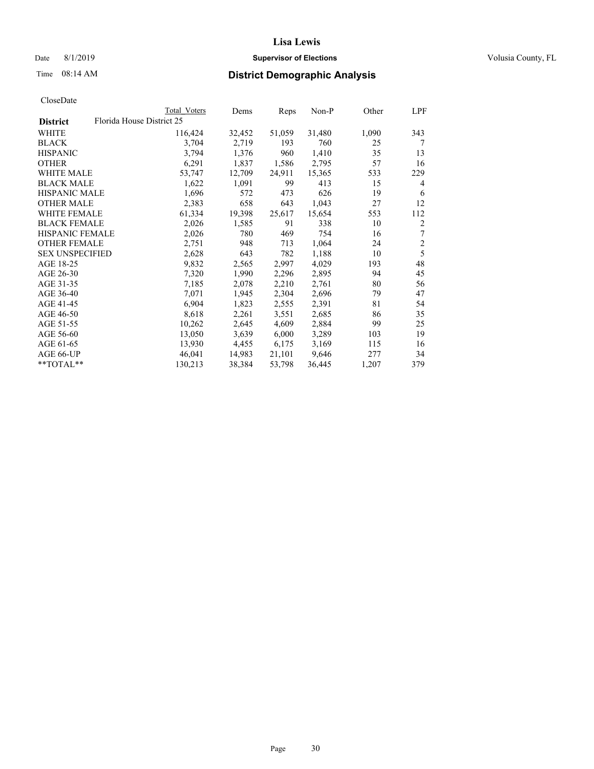**Lisa Lewis**

Date 8/1/2019 **Supervisor of Elections** Volusia County, FL

Time 08:14 AM **District Demographic Analysis**

CloseDate

| District | Florida House District 25 | Total Voters | Dems | Reps | Non-P | Other | LPF |
|---|---|---|---|---|---|---|---|
| WHITE | | 116,424 | 32,452 | 51,059 | 31,480 | 1,090 | 343 |
| BLACK | | 3,704 | 2,719 | 193 | 760 | 25 | 7 |
| HISPANIC | | 3,794 | 1,376 | 960 | 1,410 | 35 | 13 |
| OTHER | | 6,291 | 1,837 | 1,586 | 2,795 | 57 | 16 |
| WHITE MALE | | 53,747 | 12,709 | 24,911 | 15,365 | 533 | 229 |
| BLACK MALE | | 1,622 | 1,091 | 99 | 413 | 15 | 4 |
| HISPANIC MALE | | 1,696 | 572 | 473 | 626 | 19 | 6 |
| OTHER MALE | | 2,383 | 658 | 643 | 1,043 | 27 | 12 |
| WHITE FEMALE | | 61,334 | 19,398 | 25,617 | 15,654 | 553 | 112 |
| BLACK FEMALE | | 2,026 | 1,585 | 91 | 338 | 10 | 2 |
| HISPANIC FEMALE | | 2,026 | 780 | 469 | 754 | 16 | 7 |
| OTHER FEMALE | | 2,751 | 948 | 713 | 1,064 | 24 | 2 |
| SEX UNSPECIFIED | | 2,628 | 643 | 782 | 1,188 | 10 | 5 |
| AGE 18-25 | | 9,832 | 2,565 | 2,997 | 4,029 | 193 | 48 |
| AGE 26-30 | | 7,320 | 1,990 | 2,296 | 2,895 | 94 | 45 |
| AGE 31-35 | | 7,185 | 2,078 | 2,210 | 2,761 | 80 | 56 |
| AGE 36-40 | | 7,071 | 1,945 | 2,304 | 2,696 | 79 | 47 |
| AGE 41-45 | | 6,904 | 1,823 | 2,555 | 2,391 | 81 | 54 |
| AGE 46-50 | | 8,618 | 2,261 | 3,551 | 2,685 | 86 | 35 |
| AGE 51-55 | | 10,262 | 2,645 | 4,609 | 2,884 | 99 | 25 |
| AGE 56-60 | | 13,050 | 3,639 | 6,000 | 3,289 | 103 | 19 |
| AGE 61-65 | | 13,930 | 4,455 | 6,175 | 3,169 | 115 | 16 |
| AGE 66-UP | | 46,041 | 14,983 | 21,101 | 9,646 | 277 | 34 |
| **TOTAL** | | 130,213 | 38,384 | 53,798 | 36,445 | 1,207 | 379 |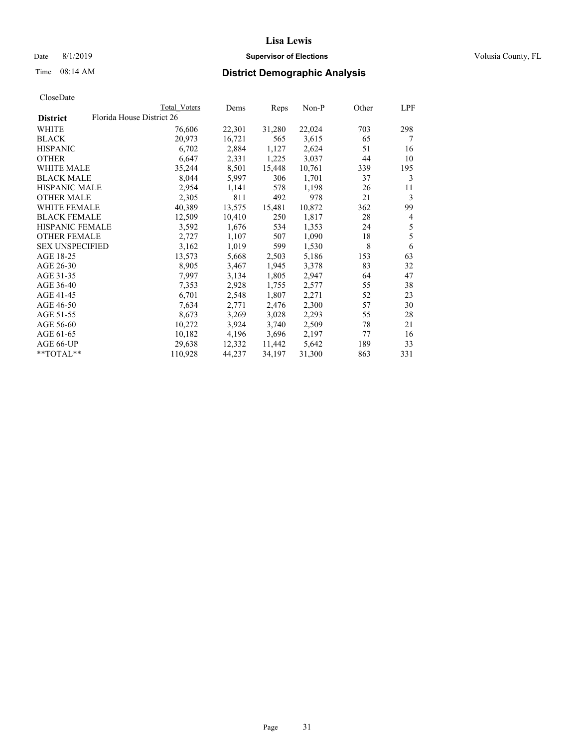**Lisa Lewis**

Date 8/1/2019 **Supervisor of Elections** Volusia County, FL

Time 08:14 AM **District Demographic Analysis**

CloseDate

| | Total Voters | Dems | Reps | Non-P | Other | LPF |
|---|---|---|---|---|---|---|
| **District** Florida House District 26 | | | | | | |
| WHITE | 76,606 | 22,301 | 31,280 | 22,024 | 703 | 298 |
| BLACK | 20,973 | 16,721 | 565 | 3,615 | 65 | 7 |
| HISPANIC | 6,702 | 2,884 | 1,127 | 2,624 | 51 | 16 |
| OTHER | 6,647 | 2,331 | 1,225 | 3,037 | 44 | 10 |
| WHITE MALE | 35,244 | 8,501 | 15,448 | 10,761 | 339 | 195 |
| BLACK MALE | 8,044 | 5,997 | 306 | 1,701 | 37 | 3 |
| HISPANIC MALE | 2,954 | 1,141 | 578 | 1,198 | 26 | 11 |
| OTHER MALE | 2,305 | 811 | 492 | 978 | 21 | 3 |
| WHITE FEMALE | 40,389 | 13,575 | 15,481 | 10,872 | 362 | 99 |
| BLACK FEMALE | 12,509 | 10,410 | 250 | 1,817 | 28 | 4 |
| HISPANIC FEMALE | 3,592 | 1,676 | 534 | 1,353 | 24 | 5 |
| OTHER FEMALE | 2,727 | 1,107 | 507 | 1,090 | 18 | 5 |
| SEX UNSPECIFIED | 3,162 | 1,019 | 599 | 1,530 | 8 | 6 |
| AGE 18-25 | 13,573 | 5,668 | 2,503 | 5,186 | 153 | 63 |
| AGE 26-30 | 8,905 | 3,467 | 1,945 | 3,378 | 83 | 32 |
| AGE 31-35 | 7,997 | 3,134 | 1,805 | 2,947 | 64 | 47 |
| AGE 36-40 | 7,353 | 2,928 | 1,755 | 2,577 | 55 | 38 |
| AGE 41-45 | 6,701 | 2,548 | 1,807 | 2,271 | 52 | 23 |
| AGE 46-50 | 7,634 | 2,771 | 2,476 | 2,300 | 57 | 30 |
| AGE 51-55 | 8,673 | 3,269 | 3,028 | 2,293 | 55 | 28 |
| AGE 56-60 | 10,272 | 3,924 | 3,740 | 2,509 | 78 | 21 |
| AGE 61-65 | 10,182 | 4,196 | 3,696 | 2,197 | 77 | 16 |
| AGE 66-UP | 29,638 | 12,332 | 11,442 | 5,642 | 189 | 33 |
| **TOTAL** | 110,928 | 44,237 | 34,197 | 31,300 | 863 | 331 |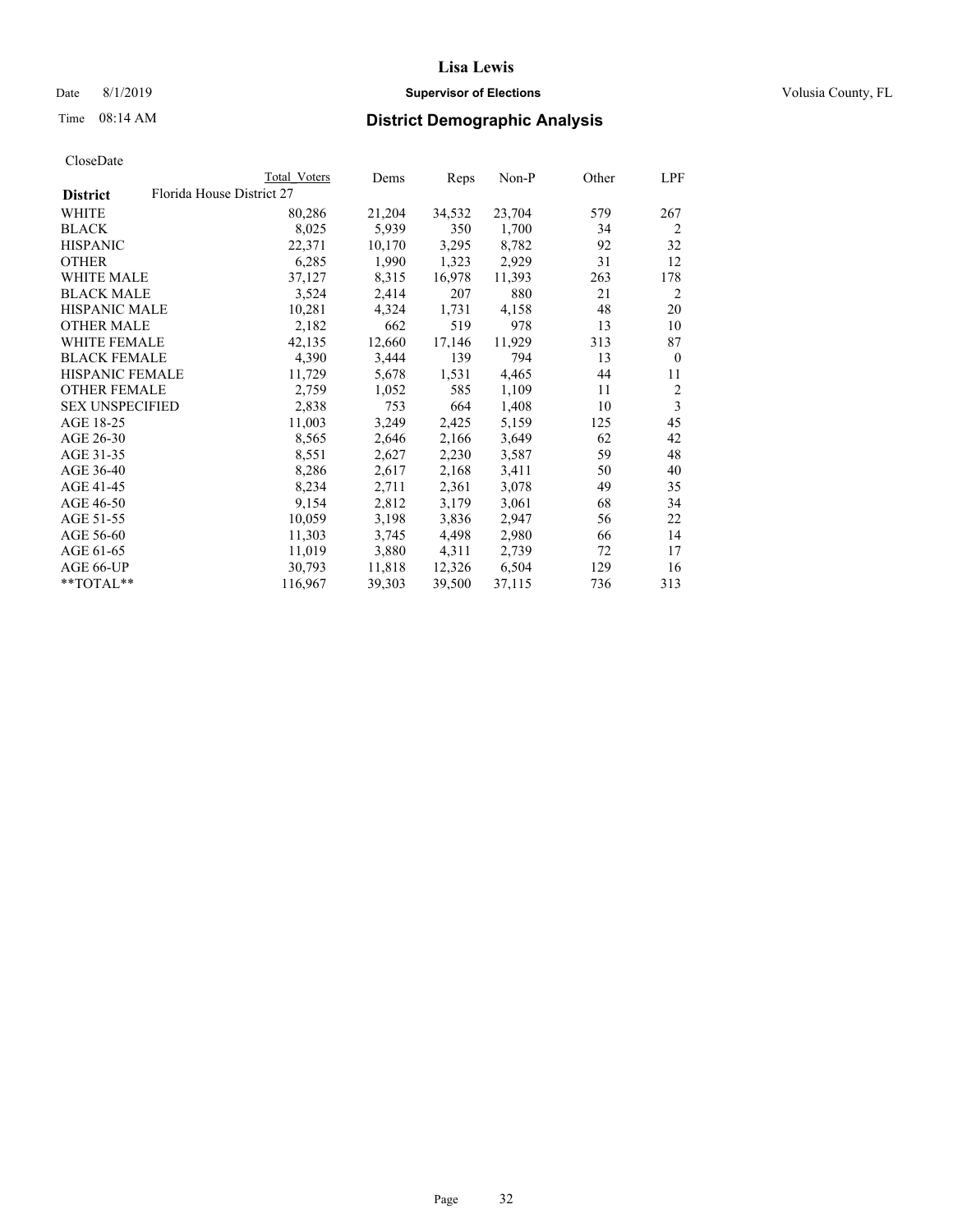**Lisa Lewis**

Date 8/1/2019 **Supervisor of Elections** Volusia County, FL

Time 08:14 AM **District Demographic Analysis**

CloseDate

| | Total Voters | Dems | Reps | Non-P | Other | LPF |
|---|---|---|---|---|---|---|
| **District** Florida House District 27 | | | | | | |
| WHITE | 80,286 | 21,204 | 34,532 | 23,704 | 579 | 267 |
| BLACK | 8,025 | 5,939 | 350 | 1,700 | 34 | 2 |
| HISPANIC | 22,371 | 10,170 | 3,295 | 8,782 | 92 | 32 |
| OTHER | 6,285 | 1,990 | 1,323 | 2,929 | 31 | 12 |
| WHITE MALE | 37,127 | 8,315 | 16,978 | 11,393 | 263 | 178 |
| BLACK MALE | 3,524 | 2,414 | 207 | 880 | 21 | 2 |
| HISPANIC MALE | 10,281 | 4,324 | 1,731 | 4,158 | 48 | 20 |
| OTHER MALE | 2,182 | 662 | 519 | 978 | 13 | 10 |
| WHITE FEMALE | 42,135 | 12,660 | 17,146 | 11,929 | 313 | 87 |
| BLACK FEMALE | 4,390 | 3,444 | 139 | 794 | 13 | 0 |
| HISPANIC FEMALE | 11,729 | 5,678 | 1,531 | 4,465 | 44 | 11 |
| OTHER FEMALE | 2,759 | 1,052 | 585 | 1,109 | 11 | 2 |
| SEX UNSPECIFIED | 2,838 | 753 | 664 | 1,408 | 10 | 3 |
| AGE 18-25 | 11,003 | 3,249 | 2,425 | 5,159 | 125 | 45 |
| AGE 26-30 | 8,565 | 2,646 | 2,166 | 3,649 | 62 | 42 |
| AGE 31-35 | 8,551 | 2,627 | 2,230 | 3,587 | 59 | 48 |
| AGE 36-40 | 8,286 | 2,617 | 2,168 | 3,411 | 50 | 40 |
| AGE 41-45 | 8,234 | 2,711 | 2,361 | 3,078 | 49 | 35 |
| AGE 46-50 | 9,154 | 2,812 | 3,179 | 3,061 | 68 | 34 |
| AGE 51-55 | 10,059 | 3,198 | 3,836 | 2,947 | 56 | 22 |
| AGE 56-60 | 11,303 | 3,745 | 4,498 | 2,980 | 66 | 14 |
| AGE 61-65 | 11,019 | 3,880 | 4,311 | 2,739 | 72 | 17 |
| AGE 66-UP | 30,793 | 11,818 | 12,326 | 6,504 | 129 | 16 |
| **TOTAL** | 116,967 | 39,303 | 39,500 | 37,115 | 736 | 313 |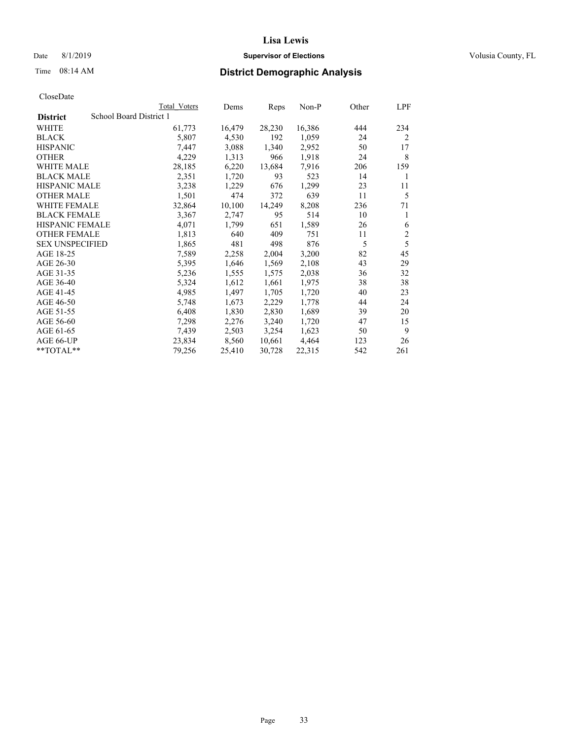# Lisa Lewis

Date 8/1/2019 | **Supervisor of Elections** | Volusia County, FL

Time 08:14 AM | **District Demographic Analysis**

CloseDate

| **District** | School Board District 1 | Total Voters | Dems | Reps | Non-P | Other | LPF |
|---|---|---|---|---|---|---|---|
| WHITE | | 61,773 | 16,479 | 28,230 | 16,386 | 444 | 234 |
| BLACK | | 5,807 | 4,530 | 192 | 1,059 | 24 | 2 |
| HISPANIC | | 7,447 | 3,088 | 1,340 | 2,952 | 50 | 17 |
| OTHER | | 4,229 | 1,313 | 966 | 1,918 | 24 | 8 |
| WHITE MALE | | 28,185 | 6,220 | 13,684 | 7,916 | 206 | 159 |
| BLACK MALE | | 2,351 | 1,720 | 93 | 523 | 14 | 1 |
| HISPANIC MALE | | 3,238 | 1,229 | 676 | 1,299 | 23 | 11 |
| OTHER MALE | | 1,501 | 474 | 372 | 639 | 11 | 5 |
| WHITE FEMALE | | 32,864 | 10,100 | 14,249 | 8,208 | 236 | 71 |
| BLACK FEMALE | | 3,367 | 2,747 | 95 | 514 | 10 | 1 |
| HISPANIC FEMALE | | 4,071 | 1,799 | 651 | 1,589 | 26 | 6 |
| OTHER FEMALE | | 1,813 | 640 | 409 | 751 | 11 | 2 |
| SEX UNSPECIFIED | | 1,865 | 481 | 498 | 876 | 5 | 5 |
| AGE 18-25 | | 7,589 | 2,258 | 2,004 | 3,200 | 82 | 45 |
| AGE 26-30 | | 5,395 | 1,646 | 1,569 | 2,108 | 43 | 29 |
| AGE 31-35 | | 5,236 | 1,555 | 1,575 | 2,038 | 36 | 32 |
| AGE 36-40 | | 5,324 | 1,612 | 1,661 | 1,975 | 38 | 38 |
| AGE 41-45 | | 4,985 | 1,497 | 1,705 | 1,720 | 40 | 23 |
| AGE 46-50 | | 5,748 | 1,673 | 2,229 | 1,778 | 44 | 24 |
| AGE 51-55 | | 6,408 | 1,830 | 2,830 | 1,689 | 39 | 20 |
| AGE 56-60 | | 7,298 | 2,276 | 3,240 | 1,720 | 47 | 15 |
| AGE 61-65 | | 7,439 | 2,503 | 3,254 | 1,623 | 50 | 9 |
| AGE 66-UP | | 23,834 | 8,560 | 10,661 | 4,464 | 123 | 26 |
| **TOTAL** | | 79,256 | 25,410 | 30,728 | 22,315 | 542 | 261 |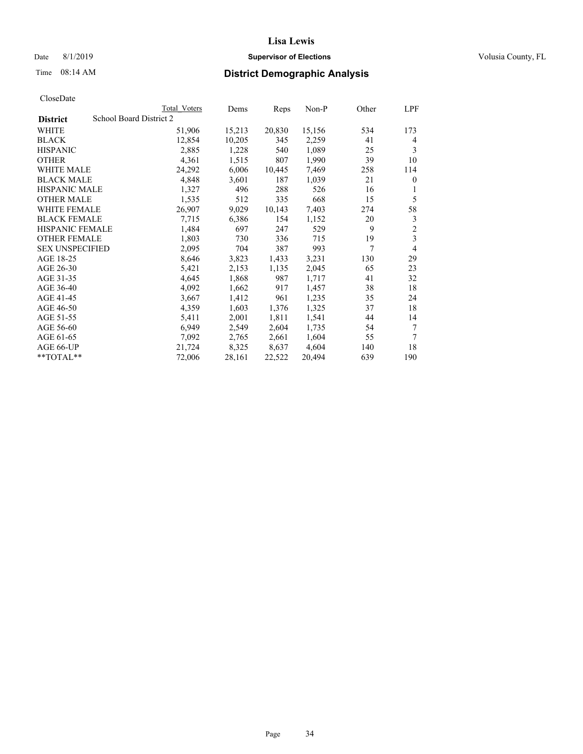# Lisa Lewis

Date 8/1/2019 **Supervisor of Elections** Volusia County, FL

Time 08:14 AM **District Demographic Analysis**

CloseDate

| | Total Voters | Dems | Reps | Non-P | Other | LPF |
|---|---|---|---|---|---|---|
| **District** School Board District 2 | | | | | | |
| WHITE | 51,906 | 15,213 | 20,830 | 15,156 | 534 | 173 |
| BLACK | 12,854 | 10,205 | 345 | 2,259 | 41 | 4 |
| HISPANIC | 2,885 | 1,228 | 540 | 1,089 | 25 | 3 |
| OTHER | 4,361 | 1,515 | 807 | 1,990 | 39 | 10 |
| WHITE MALE | 24,292 | 6,006 | 10,445 | 7,469 | 258 | 114 |
| BLACK MALE | 4,848 | 3,601 | 187 | 1,039 | 21 | 0 |
| HISPANIC MALE | 1,327 | 496 | 288 | 526 | 16 | 1 |
| OTHER MALE | 1,535 | 512 | 335 | 668 | 15 | 5 |
| WHITE FEMALE | 26,907 | 9,029 | 10,143 | 7,403 | 274 | 58 |
| BLACK FEMALE | 7,715 | 6,386 | 154 | 1,152 | 20 | 3 |
| HISPANIC FEMALE | 1,484 | 697 | 247 | 529 | 9 | 2 |
| OTHER FEMALE | 1,803 | 730 | 336 | 715 | 19 | 3 |
| SEX UNSPECIFIED | 2,095 | 704 | 387 | 993 | 7 | 4 |
| AGE 18-25 | 8,646 | 3,823 | 1,433 | 3,231 | 130 | 29 |
| AGE 26-30 | 5,421 | 2,153 | 1,135 | 2,045 | 65 | 23 |
| AGE 31-35 | 4,645 | 1,868 | 987 | 1,717 | 41 | 32 |
| AGE 36-40 | 4,092 | 1,662 | 917 | 1,457 | 38 | 18 |
| AGE 41-45 | 3,667 | 1,412 | 961 | 1,235 | 35 | 24 |
| AGE 46-50 | 4,359 | 1,603 | 1,376 | 1,325 | 37 | 18 |
| AGE 51-55 | 5,411 | 2,001 | 1,811 | 1,541 | 44 | 14 |
| AGE 56-60 | 6,949 | 2,549 | 2,604 | 1,735 | 54 | 7 |
| AGE 61-65 | 7,092 | 2,765 | 2,661 | 1,604 | 55 | 7 |
| AGE 66-UP | 21,724 | 8,325 | 8,637 | 4,604 | 140 | 18 |
| **TOTAL** | 72,006 | 28,161 | 22,522 | 20,494 | 639 | 190 |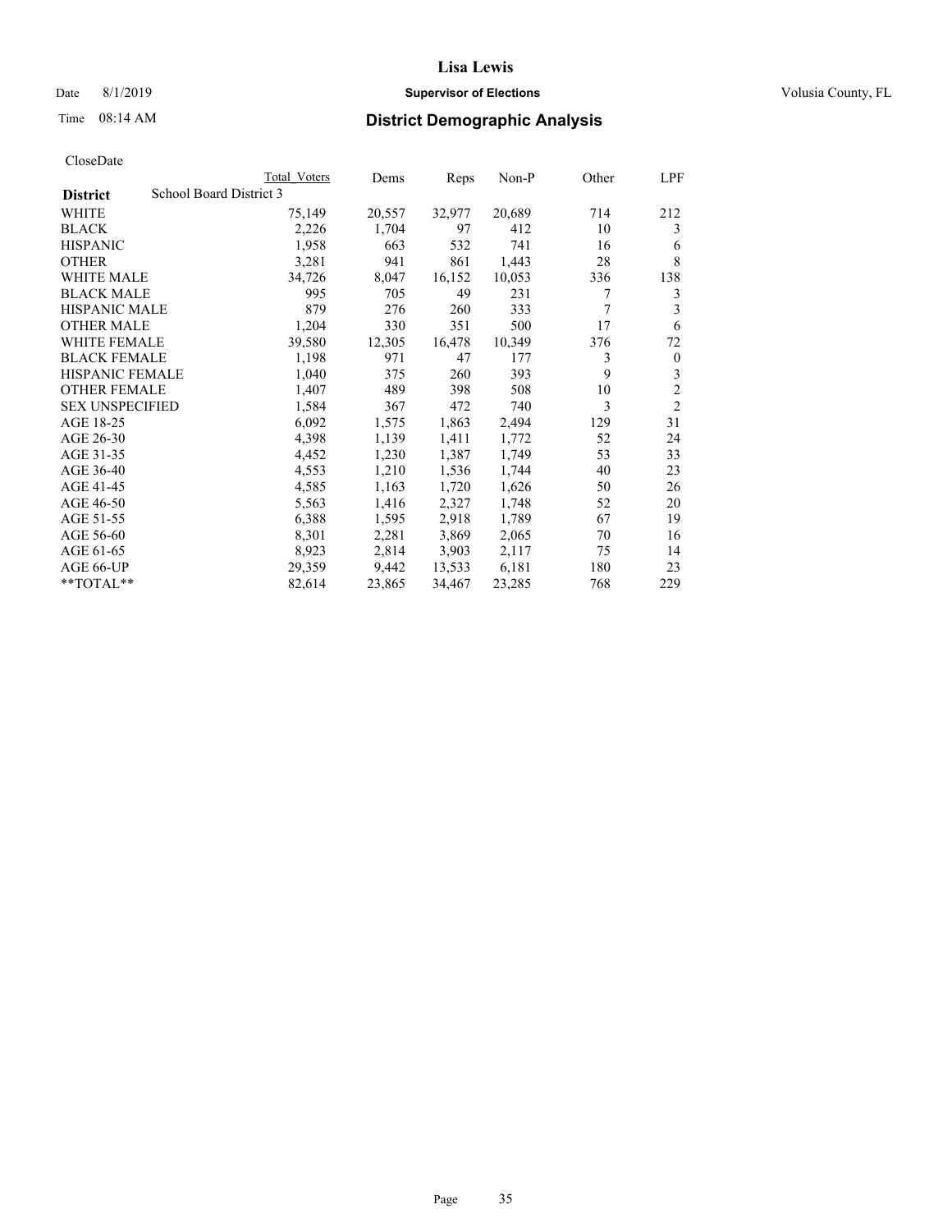# Lisa Lewis

Date 8/1/2019 **Supervisor of Elections** Volusia County, FL

Time 08:14 AM **District Demographic Analysis**

CloseDate

| **District** | School Board District 3 | Total Voters | Dems | Reps | Non-P | Other | LPF |
|---|---|---|---|---|---|---|---|
| WHITE | | 75,149 | 20,557 | 32,977 | 20,689 | 714 | 212 |
| BLACK | | 2,226 | 1,704 | 97 | 412 | 10 | 3 |
| HISPANIC | | 1,958 | 663 | 532 | 741 | 16 | 6 |
| OTHER | | 3,281 | 941 | 861 | 1,443 | 28 | 8 |
| WHITE MALE | | 34,726 | 8,047 | 16,152 | 10,053 | 336 | 138 |
| BLACK MALE | | 995 | 705 | 49 | 231 | 7 | 3 |
| HISPANIC MALE | | 879 | 276 | 260 | 333 | 7 | 3 |
| OTHER MALE | | 1,204 | 330 | 351 | 500 | 17 | 6 |
| WHITE FEMALE | | 39,580 | 12,305 | 16,478 | 10,349 | 376 | 72 |
| BLACK FEMALE | | 1,198 | 971 | 47 | 177 | 3 | 0 |
| HISPANIC FEMALE | | 1,040 | 375 | 260 | 393 | 9 | 3 |
| OTHER FEMALE | | 1,407 | 489 | 398 | 508 | 10 | 2 |
| SEX UNSPECIFIED | | 1,584 | 367 | 472 | 740 | 3 | 2 |
| AGE 18-25 | | 6,092 | 1,575 | 1,863 | 2,494 | 129 | 31 |
| AGE 26-30 | | 4,398 | 1,139 | 1,411 | 1,772 | 52 | 24 |
| AGE 31-35 | | 4,452 | 1,230 | 1,387 | 1,749 | 53 | 33 |
| AGE 36-40 | | 4,553 | 1,210 | 1,536 | 1,744 | 40 | 23 |
| AGE 41-45 | | 4,585 | 1,163 | 1,720 | 1,626 | 50 | 26 |
| AGE 46-50 | | 5,563 | 1,416 | 2,327 | 1,748 | 52 | 20 |
| AGE 51-55 | | 6,388 | 1,595 | 2,918 | 1,789 | 67 | 19 |
| AGE 56-60 | | 8,301 | 2,281 | 3,869 | 2,065 | 70 | 16 |
| AGE 61-65 | | 8,923 | 2,814 | 3,903 | 2,117 | 75 | 14 |
| AGE 66-UP | | 29,359 | 9,442 | 13,533 | 6,181 | 180 | 23 |
| **TOTAL** | | 82,614 | 23,865 | 34,467 | 23,285 | 768 | 229 |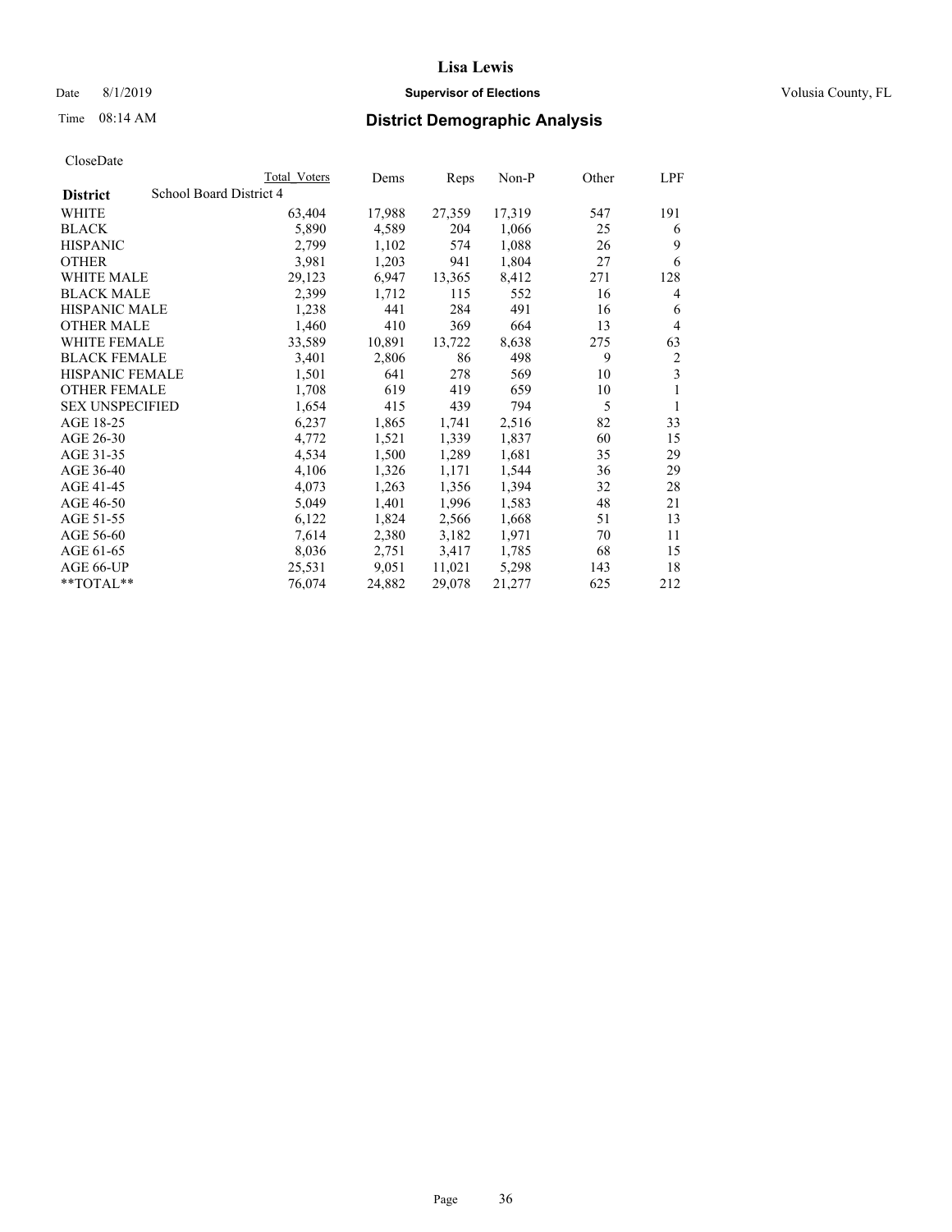**Lisa Lewis**

Date 8/1/2019 **Supervisor of Elections** Volusia County, FL

Time 08:14 AM **District Demographic Analysis**

CloseDate

| District | Total Voters | Dems | Reps | Non-P | Other | LPF |
|---|---|---|---|---|---|---|
| School Board District 4 | | | | | | |
| WHITE | 63,404 | 17,988 | 27,359 | 17,319 | 547 | 191 |
| BLACK | 5,890 | 4,589 | 204 | 1,066 | 25 | 6 |
| HISPANIC | 2,799 | 1,102 | 574 | 1,088 | 26 | 9 |
| OTHER | 3,981 | 1,203 | 941 | 1,804 | 27 | 6 |
| WHITE MALE | 29,123 | 6,947 | 13,365 | 8,412 | 271 | 128 |
| BLACK MALE | 2,399 | 1,712 | 115 | 552 | 16 | 4 |
| HISPANIC MALE | 1,238 | 441 | 284 | 491 | 16 | 6 |
| OTHER MALE | 1,460 | 410 | 369 | 664 | 13 | 4 |
| WHITE FEMALE | 33,589 | 10,891 | 13,722 | 8,638 | 275 | 63 |
| BLACK FEMALE | 3,401 | 2,806 | 86 | 498 | 9 | 2 |
| HISPANIC FEMALE | 1,501 | 641 | 278 | 569 | 10 | 3 |
| OTHER FEMALE | 1,708 | 619 | 419 | 659 | 10 | 1 |
| SEX UNSPECIFIED | 1,654 | 415 | 439 | 794 | 5 | 1 |
| AGE 18-25 | 6,237 | 1,865 | 1,741 | 2,516 | 82 | 33 |
| AGE 26-30 | 4,772 | 1,521 | 1,339 | 1,837 | 60 | 15 |
| AGE 31-35 | 4,534 | 1,500 | 1,289 | 1,681 | 35 | 29 |
| AGE 36-40 | 4,106 | 1,326 | 1,171 | 1,544 | 36 | 29 |
| AGE 41-45 | 4,073 | 1,263 | 1,356 | 1,394 | 32 | 28 |
| AGE 46-50 | 5,049 | 1,401 | 1,996 | 1,583 | 48 | 21 |
| AGE 51-55 | 6,122 | 1,824 | 2,566 | 1,668 | 51 | 13 |
| AGE 56-60 | 7,614 | 2,380 | 3,182 | 1,971 | 70 | 11 |
| AGE 61-65 | 8,036 | 2,751 | 3,417 | 1,785 | 68 | 15 |
| AGE 66-UP | 25,531 | 9,051 | 11,021 | 5,298 | 143 | 18 |
| **TOTAL** | 76,074 | 24,882 | 29,078 | 21,277 | 625 | 212 |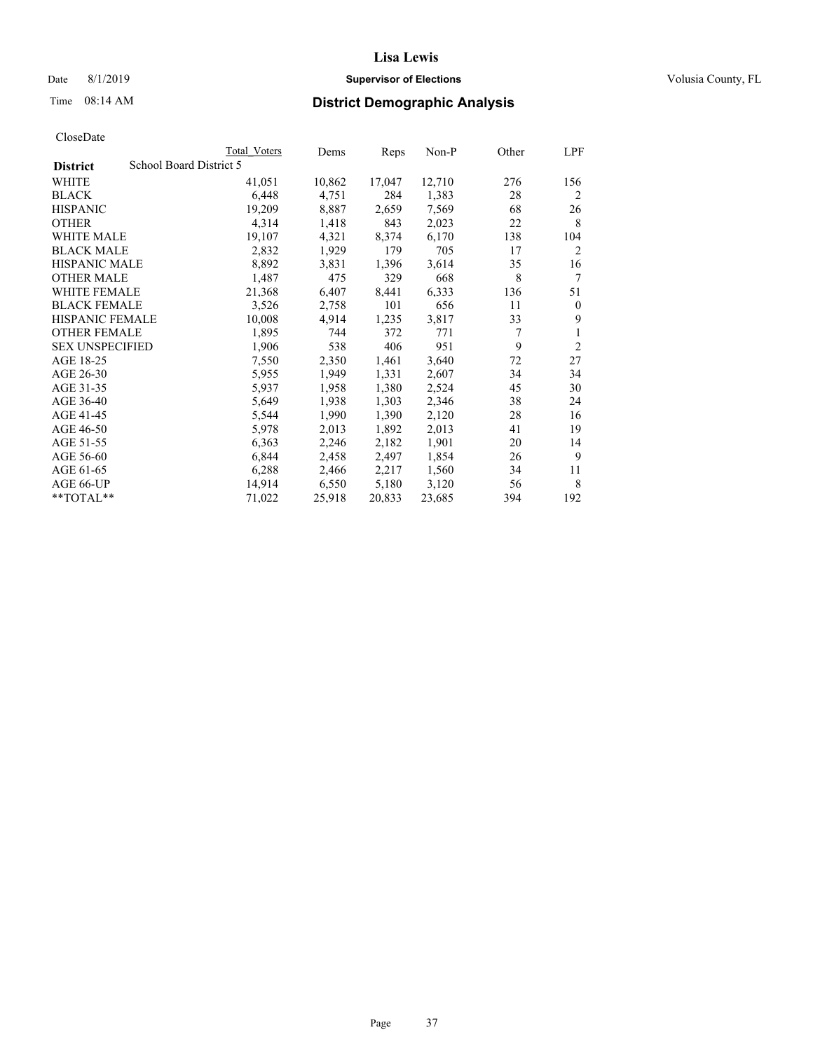# Lisa Lewis

Date 8/1/2019 **Supervisor of Elections** Volusia County, FL

Time 08:14 AM **District Demographic Analysis**

CloseDate

| | Total Voters | Dems | Reps | Non-P | Other | LPF |
|---|---|---|---|---|---|---|
| **District** School Board District 5 | | | | | | |
| WHITE | 41,051 | 10,862 | 17,047 | 12,710 | 276 | 156 |
| BLACK | 6,448 | 4,751 | 284 | 1,383 | 28 | 2 |
| HISPANIC | 19,209 | 8,887 | 2,659 | 7,569 | 68 | 26 |
| OTHER | 4,314 | 1,418 | 843 | 2,023 | 22 | 8 |
| WHITE MALE | 19,107 | 4,321 | 8,374 | 6,170 | 138 | 104 |
| BLACK MALE | 2,832 | 1,929 | 179 | 705 | 17 | 2 |
| HISPANIC MALE | 8,892 | 3,831 | 1,396 | 3,614 | 35 | 16 |
| OTHER MALE | 1,487 | 475 | 329 | 668 | 8 | 7 |
| WHITE FEMALE | 21,368 | 6,407 | 8,441 | 6,333 | 136 | 51 |
| BLACK FEMALE | 3,526 | 2,758 | 101 | 656 | 11 | 0 |
| HISPANIC FEMALE | 10,008 | 4,914 | 1,235 | 3,817 | 33 | 9 |
| OTHER FEMALE | 1,895 | 744 | 372 | 771 | 7 | 1 |
| SEX UNSPECIFIED | 1,906 | 538 | 406 | 951 | 9 | 2 |
| AGE 18-25 | 7,550 | 2,350 | 1,461 | 3,640 | 72 | 27 |
| AGE 26-30 | 5,955 | 1,949 | 1,331 | 2,607 | 34 | 34 |
| AGE 31-35 | 5,937 | 1,958 | 1,380 | 2,524 | 45 | 30 |
| AGE 36-40 | 5,649 | 1,938 | 1,303 | 2,346 | 38 | 24 |
| AGE 41-45 | 5,544 | 1,990 | 1,390 | 2,120 | 28 | 16 |
| AGE 46-50 | 5,978 | 2,013 | 1,892 | 2,013 | 41 | 19 |
| AGE 51-55 | 6,363 | 2,246 | 2,182 | 1,901 | 20 | 14 |
| AGE 56-60 | 6,844 | 2,458 | 2,497 | 1,854 | 26 | 9 |
| AGE 61-65 | 6,288 | 2,466 | 2,217 | 1,560 | 34 | 11 |
| AGE 66-UP | 14,914 | 6,550 | 5,180 | 3,120 | 56 | 8 |
| **TOTAL** | 71,022 | 25,918 | 20,833 | 23,685 | 394 | 192 |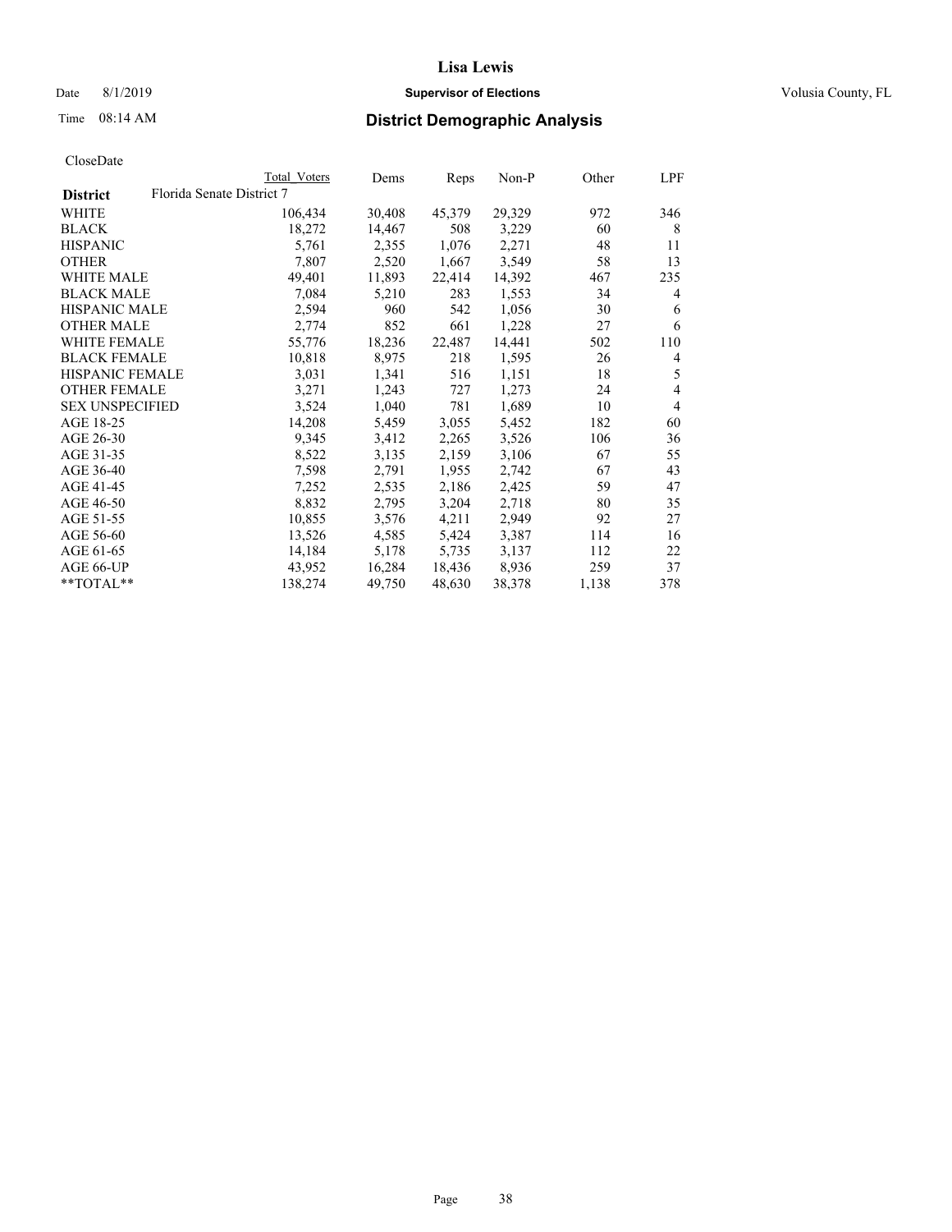**Lisa Lewis**

Date 8/1/2019 **Supervisor of Elections** Volusia County, FL

Time 08:14 AM **District Demographic Analysis**

CloseDate

| | Total Voters | Dems | Reps | Non-P | Other | LPF |
|---|---|---|---|---|---|---|
| **District** Florida Senate District 7 | | | | | | |
| WHITE | 106,434 | 30,408 | 45,379 | 29,329 | 972 | 346 |
| BLACK | 18,272 | 14,467 | 508 | 3,229 | 60 | 8 |
| HISPANIC | 5,761 | 2,355 | 1,076 | 2,271 | 48 | 11 |
| OTHER | 7,807 | 2,520 | 1,667 | 3,549 | 58 | 13 |
| WHITE MALE | 49,401 | 11,893 | 22,414 | 14,392 | 467 | 235 |
| BLACK MALE | 7,084 | 5,210 | 283 | 1,553 | 34 | 4 |
| HISPANIC MALE | 2,594 | 960 | 542 | 1,056 | 30 | 6 |
| OTHER MALE | 2,774 | 852 | 661 | 1,228 | 27 | 6 |
| WHITE FEMALE | 55,776 | 18,236 | 22,487 | 14,441 | 502 | 110 |
| BLACK FEMALE | 10,818 | 8,975 | 218 | 1,595 | 26 | 4 |
| HISPANIC FEMALE | 3,031 | 1,341 | 516 | 1,151 | 18 | 5 |
| OTHER FEMALE | 3,271 | 1,243 | 727 | 1,273 | 24 | 4 |
| SEX UNSPECIFIED | 3,524 | 1,040 | 781 | 1,689 | 10 | 4 |
| AGE 18-25 | 14,208 | 5,459 | 3,055 | 5,452 | 182 | 60 |
| AGE 26-30 | 9,345 | 3,412 | 2,265 | 3,526 | 106 | 36 |
| AGE 31-35 | 8,522 | 3,135 | 2,159 | 3,106 | 67 | 55 |
| AGE 36-40 | 7,598 | 2,791 | 1,955 | 2,742 | 67 | 43 |
| AGE 41-45 | 7,252 | 2,535 | 2,186 | 2,425 | 59 | 47 |
| AGE 46-50 | 8,832 | 2,795 | 3,204 | 2,718 | 80 | 35 |
| AGE 51-55 | 10,855 | 3,576 | 4,211 | 2,949 | 92 | 27 |
| AGE 56-60 | 13,526 | 4,585 | 5,424 | 3,387 | 114 | 16 |
| AGE 61-65 | 14,184 | 5,178 | 5,735 | 3,137 | 112 | 22 |
| AGE 66-UP | 43,952 | 16,284 | 18,436 | 8,936 | 259 | 37 |
| **TOTAL** | 138,274 | 49,750 | 48,630 | 38,378 | 1,138 | 378 |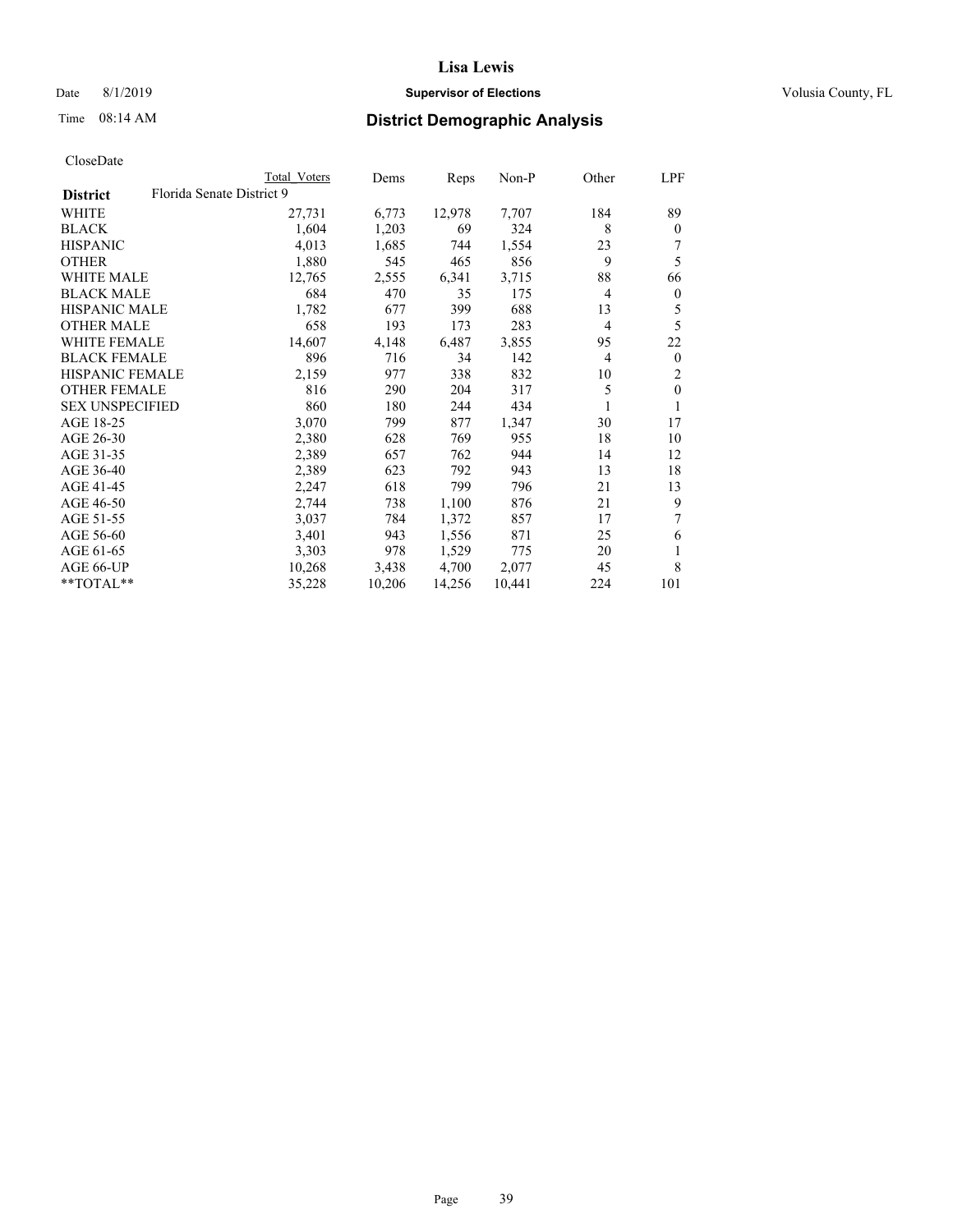# Lisa Lewis

Date 8/1/2019 **Supervisor of Elections** Volusia County, FL

Time 08:14 AM **District Demographic Analysis**

CloseDate

| | Total Voters | Dems | Reps | Non-P | Other | LPF |
|---|---|---|---|---|---|---|
| **District** Florida Senate District 9 | | | | | | |
| WHITE | 27,731 | 6,773 | 12,978 | 7,707 | 184 | 89 |
| BLACK | 1,604 | 1,203 | 69 | 324 | 8 | 0 |
| HISPANIC | 4,013 | 1,685 | 744 | 1,554 | 23 | 7 |
| OTHER | 1,880 | 545 | 465 | 856 | 9 | 5 |
| WHITE MALE | 12,765 | 2,555 | 6,341 | 3,715 | 88 | 66 |
| BLACK MALE | 684 | 470 | 35 | 175 | 4 | 0 |
| HISPANIC MALE | 1,782 | 677 | 399 | 688 | 13 | 5 |
| OTHER MALE | 658 | 193 | 173 | 283 | 4 | 5 |
| WHITE FEMALE | 14,607 | 4,148 | 6,487 | 3,855 | 95 | 22 |
| BLACK FEMALE | 896 | 716 | 34 | 142 | 4 | 0 |
| HISPANIC FEMALE | 2,159 | 977 | 338 | 832 | 10 | 2 |
| OTHER FEMALE | 816 | 290 | 204 | 317 | 5 | 0 |
| SEX UNSPECIFIED | 860 | 180 | 244 | 434 | 1 | 1 |
| AGE 18-25 | 3,070 | 799 | 877 | 1,347 | 30 | 17 |
| AGE 26-30 | 2,380 | 628 | 769 | 955 | 18 | 10 |
| AGE 31-35 | 2,389 | 657 | 762 | 944 | 14 | 12 |
| AGE 36-40 | 2,389 | 623 | 792 | 943 | 13 | 18 |
| AGE 41-45 | 2,247 | 618 | 799 | 796 | 21 | 13 |
| AGE 46-50 | 2,744 | 738 | 1,100 | 876 | 21 | 9 |
| AGE 51-55 | 3,037 | 784 | 1,372 | 857 | 17 | 7 |
| AGE 56-60 | 3,401 | 943 | 1,556 | 871 | 25 | 6 |
| AGE 61-65 | 3,303 | 978 | 1,529 | 775 | 20 | 1 |
| AGE 66-UP | 10,268 | 3,438 | 4,700 | 2,077 | 45 | 8 |
| **TOTAL** | 35,228 | 10,206 | 14,256 | 10,441 | 224 | 101 |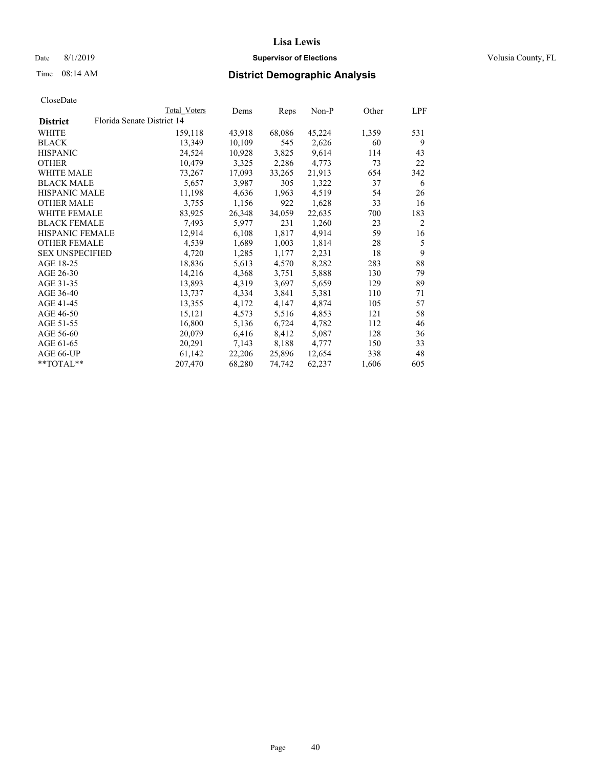# Lisa Lewis

Date 8/1/2019 **Supervisor of Elections** Volusia County, FL

Time 08:14 AM **District Demographic Analysis**

CloseDate

| | Total Voters | Dems | Reps | Non-P | Other | LPF |
|---|---|---|---|---|---|---|
| **District** Florida Senate District 14 | | | | | | |
| WHITE | 159,118 | 43,918 | 68,086 | 45,224 | 1,359 | 531 |
| BLACK | 13,349 | 10,109 | 545 | 2,626 | 60 | 9 |
| HISPANIC | 24,524 | 10,928 | 3,825 | 9,614 | 114 | 43 |
| OTHER | 10,479 | 3,325 | 2,286 | 4,773 | 73 | 22 |
| WHITE MALE | 73,267 | 17,093 | 33,265 | 21,913 | 654 | 342 |
| BLACK MALE | 5,657 | 3,987 | 305 | 1,322 | 37 | 6 |
| HISPANIC MALE | 11,198 | 4,636 | 1,963 | 4,519 | 54 | 26 |
| OTHER MALE | 3,755 | 1,156 | 922 | 1,628 | 33 | 16 |
| WHITE FEMALE | 83,925 | 26,348 | 34,059 | 22,635 | 700 | 183 |
| BLACK FEMALE | 7,493 | 5,977 | 231 | 1,260 | 23 | 2 |
| HISPANIC FEMALE | 12,914 | 6,108 | 1,817 | 4,914 | 59 | 16 |
| OTHER FEMALE | 4,539 | 1,689 | 1,003 | 1,814 | 28 | 5 |
| SEX UNSPECIFIED | 4,720 | 1,285 | 1,177 | 2,231 | 18 | 9 |
| AGE 18-25 | 18,836 | 5,613 | 4,570 | 8,282 | 283 | 88 |
| AGE 26-30 | 14,216 | 4,368 | 3,751 | 5,888 | 130 | 79 |
| AGE 31-35 | 13,893 | 4,319 | 3,697 | 5,659 | 129 | 89 |
| AGE 36-40 | 13,737 | 4,334 | 3,841 | 5,381 | 110 | 71 |
| AGE 41-45 | 13,355 | 4,172 | 4,147 | 4,874 | 105 | 57 |
| AGE 46-50 | 15,121 | 4,573 | 5,516 | 4,853 | 121 | 58 |
| AGE 51-55 | 16,800 | 5,136 | 6,724 | 4,782 | 112 | 46 |
| AGE 56-60 | 20,079 | 6,416 | 8,412 | 5,087 | 128 | 36 |
| AGE 61-65 | 20,291 | 7,143 | 8,188 | 4,777 | 150 | 33 |
| AGE 66-UP | 61,142 | 22,206 | 25,896 | 12,654 | 338 | 48 |
| **TOTAL** | 207,470 | 68,280 | 74,742 | 62,237 | 1,606 | 605 |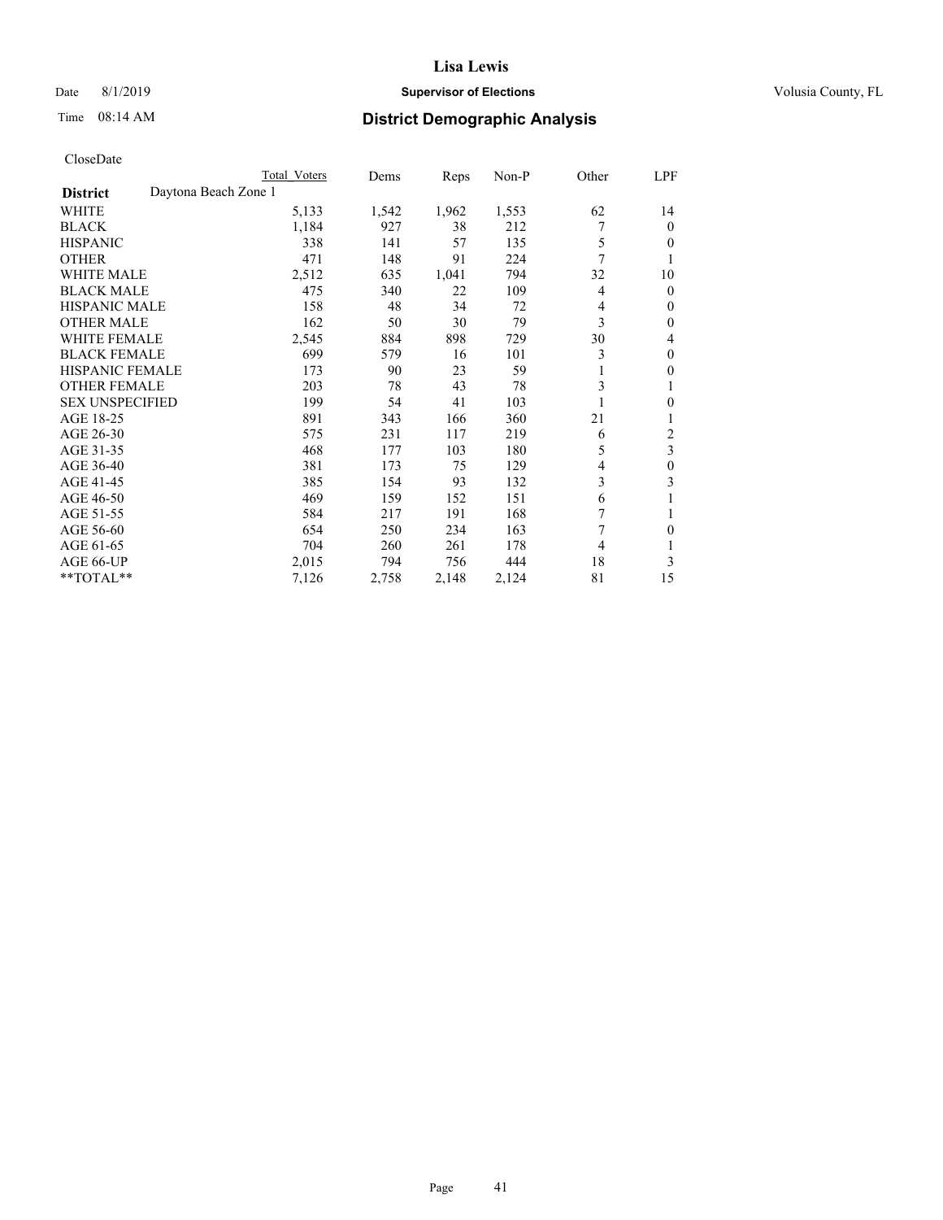# Lisa Lewis

Date 8/1/2019 **Supervisor of Elections** Volusia County, FL

Time 08:14 AM **District Demographic Analysis**

CloseDate

| District | Total Voters | Dems | Reps | Non-P | Other | LPF |
|---|---|---|---|---|---|---|
| Daytona Beach Zone 1 | | | | | | |
| WHITE | 5,133 | 1,542 | 1,962 | 1,553 | 62 | 14 |
| BLACK | 1,184 | 927 | 38 | 212 | 7 | 0 |
| HISPANIC | 338 | 141 | 57 | 135 | 5 | 0 |
| OTHER | 471 | 148 | 91 | 224 | 7 | 1 |
| WHITE MALE | 2,512 | 635 | 1,041 | 794 | 32 | 10 |
| BLACK MALE | 475 | 340 | 22 | 109 | 4 | 0 |
| HISPANIC MALE | 158 | 48 | 34 | 72 | 4 | 0 |
| OTHER MALE | 162 | 50 | 30 | 79 | 3 | 0 |
| WHITE FEMALE | 2,545 | 884 | 898 | 729 | 30 | 4 |
| BLACK FEMALE | 699 | 579 | 16 | 101 | 3 | 0 |
| HISPANIC FEMALE | 173 | 90 | 23 | 59 | 1 | 0 |
| OTHER FEMALE | 203 | 78 | 43 | 78 | 3 | 1 |
| SEX UNSPECIFIED | 199 | 54 | 41 | 103 | 1 | 0 |
| AGE 18-25 | 891 | 343 | 166 | 360 | 21 | 1 |
| AGE 26-30 | 575 | 231 | 117 | 219 | 6 | 2 |
| AGE 31-35 | 468 | 177 | 103 | 180 | 5 | 3 |
| AGE 36-40 | 381 | 173 | 75 | 129 | 4 | 0 |
| AGE 41-45 | 385 | 154 | 93 | 132 | 3 | 3 |
| AGE 46-50 | 469 | 159 | 152 | 151 | 6 | 1 |
| AGE 51-55 | 584 | 217 | 191 | 168 | 7 | 1 |
| AGE 56-60 | 654 | 250 | 234 | 163 | 7 | 0 |
| AGE 61-65 | 704 | 260 | 261 | 178 | 4 | 1 |
| AGE 66-UP | 2,015 | 794 | 756 | 444 | 18 | 3 |
| **TOTAL** | 7,126 | 2,758 | 2,148 | 2,124 | 81 | 15 |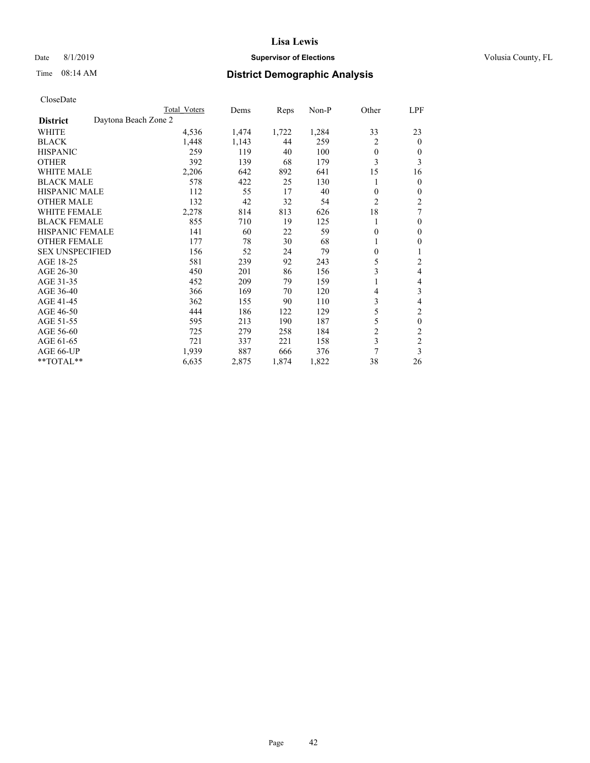# Lisa Lewis

Date 8/1/2019 **Supervisor of Elections** Volusia County, FL

Time 08:14 AM **District Demographic Analysis**

CloseDate

| | Total Voters | Dems | Reps | Non-P | Other | LPF |
|---|---|---|---|---|---|---|
| **District** Daytona Beach Zone 2 | | | | | | |
| WHITE | 4,536 | 1,474 | 1,722 | 1,284 | 33 | 23 |
| BLACK | 1,448 | 1,143 | 44 | 259 | 2 | 0 |
| HISPANIC | 259 | 119 | 40 | 100 | 0 | 0 |
| OTHER | 392 | 139 | 68 | 179 | 3 | 3 |
| WHITE MALE | 2,206 | 642 | 892 | 641 | 15 | 16 |
| BLACK MALE | 578 | 422 | 25 | 130 | 1 | 0 |
| HISPANIC MALE | 112 | 55 | 17 | 40 | 0 | 0 |
| OTHER MALE | 132 | 42 | 32 | 54 | 2 | 2 |
| WHITE FEMALE | 2,278 | 814 | 813 | 626 | 18 | 7 |
| BLACK FEMALE | 855 | 710 | 19 | 125 | 1 | 0 |
| HISPANIC FEMALE | 141 | 60 | 22 | 59 | 0 | 0 |
| OTHER FEMALE | 177 | 78 | 30 | 68 | 1 | 0 |
| SEX UNSPECIFIED | 156 | 52 | 24 | 79 | 0 | 1 |
| AGE 18-25 | 581 | 239 | 92 | 243 | 5 | 2 |
| AGE 26-30 | 450 | 201 | 86 | 156 | 3 | 4 |
| AGE 31-35 | 452 | 209 | 79 | 159 | 1 | 4 |
| AGE 36-40 | 366 | 169 | 70 | 120 | 4 | 3 |
| AGE 41-45 | 362 | 155 | 90 | 110 | 3 | 4 |
| AGE 46-50 | 444 | 186 | 122 | 129 | 5 | 2 |
| AGE 51-55 | 595 | 213 | 190 | 187 | 5 | 0 |
| AGE 56-60 | 725 | 279 | 258 | 184 | 2 | 2 |
| AGE 61-65 | 721 | 337 | 221 | 158 | 3 | 2 |
| AGE 66-UP | 1,939 | 887 | 666 | 376 | 7 | 3 |
| **TOTAL** | 6,635 | 2,875 | 1,874 | 1,822 | 38 | 26 |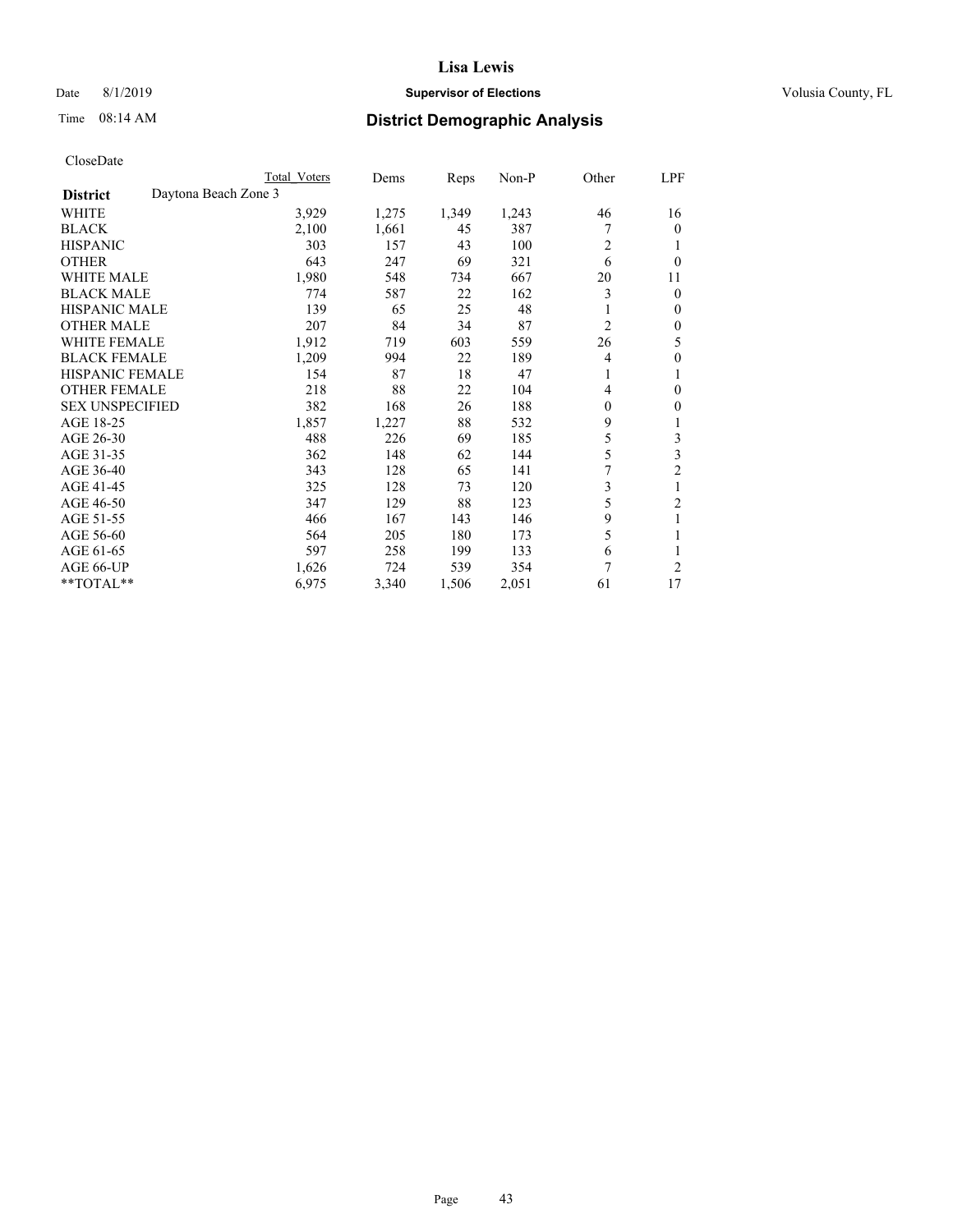Lisa Lewis

Date 8/1/2019 **Supervisor of Elections** Volusia County, FL

Time 08:14 AM **District Demographic Analysis**

CloseDate

| | Total Voters | Dems | Reps | Non-P | Other | LPF |
|---|---|---|---|---|---|---|
| **District** Daytona Beach Zone 3 | | | | | | |
| WHITE | 3,929 | 1,275 | 1,349 | 1,243 | 46 | 16 |
| BLACK | 2,100 | 1,661 | 45 | 387 | 7 | 0 |
| HISPANIC | 303 | 157 | 43 | 100 | 2 | 1 |
| OTHER | 643 | 247 | 69 | 321 | 6 | 0 |
| WHITE MALE | 1,980 | 548 | 734 | 667 | 20 | 11 |
| BLACK MALE | 774 | 587 | 22 | 162 | 3 | 0 |
| HISPANIC MALE | 139 | 65 | 25 | 48 | 1 | 0 |
| OTHER MALE | 207 | 84 | 34 | 87 | 2 | 0 |
| WHITE FEMALE | 1,912 | 719 | 603 | 559 | 26 | 5 |
| BLACK FEMALE | 1,209 | 994 | 22 | 189 | 4 | 0 |
| HISPANIC FEMALE | 154 | 87 | 18 | 47 | 1 | 1 |
| OTHER FEMALE | 218 | 88 | 22 | 104 | 4 | 0 |
| SEX UNSPECIFIED | 382 | 168 | 26 | 188 | 0 | 0 |
| AGE 18-25 | 1,857 | 1,227 | 88 | 532 | 9 | 1 |
| AGE 26-30 | 488 | 226 | 69 | 185 | 5 | 3 |
| AGE 31-35 | 362 | 148 | 62 | 144 | 5 | 3 |
| AGE 36-40 | 343 | 128 | 65 | 141 | 7 | 2 |
| AGE 41-45 | 325 | 128 | 73 | 120 | 3 | 1 |
| AGE 46-50 | 347 | 129 | 88 | 123 | 5 | 2 |
| AGE 51-55 | 466 | 167 | 143 | 146 | 9 | 1 |
| AGE 56-60 | 564 | 205 | 180 | 173 | 5 | 1 |
| AGE 61-65 | 597 | 258 | 199 | 133 | 6 | 1 |
| AGE 66-UP | 1,626 | 724 | 539 | 354 | 7 | 2 |
| **TOTAL** | 6,975 | 3,340 | 1,506 | 2,051 | 61 | 17 |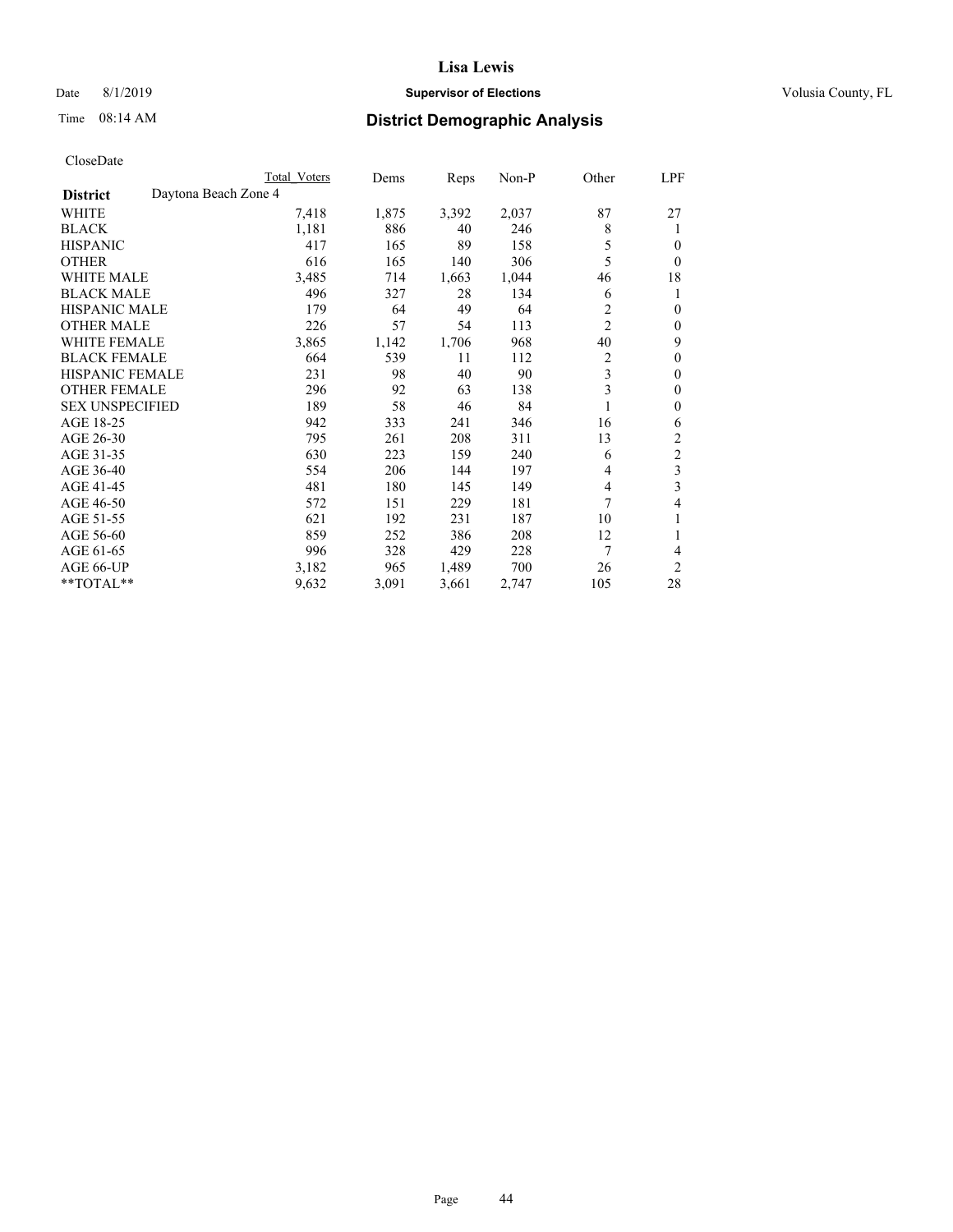**Lisa Lewis**

Date 8/1/2019 **Supervisor of Elections** Volusia County, FL

Time 08:14 AM **District Demographic Analysis**

CloseDate

| District | Daytona Beach Zone 4 Total Voters | Dems | Reps | Non-P | Other | LPF |
|---|---|---|---|---|---|---|
| WHITE | 7,418 | 1,875 | 3,392 | 2,037 | 87 | 27 |
| BLACK | 1,181 | 886 | 40 | 246 | 8 | 1 |
| HISPANIC | 417 | 165 | 89 | 158 | 5 | 0 |
| OTHER | 616 | 165 | 140 | 306 | 5 | 0 |
| WHITE MALE | 3,485 | 714 | 1,663 | 1,044 | 46 | 18 |
| BLACK MALE | 496 | 327 | 28 | 134 | 6 | 1 |
| HISPANIC MALE | 179 | 64 | 49 | 64 | 2 | 0 |
| OTHER MALE | 226 | 57 | 54 | 113 | 2 | 0 |
| WHITE FEMALE | 3,865 | 1,142 | 1,706 | 968 | 40 | 9 |
| BLACK FEMALE | 664 | 539 | 11 | 112 | 2 | 0 |
| HISPANIC FEMALE | 231 | 98 | 40 | 90 | 3 | 0 |
| OTHER FEMALE | 296 | 92 | 63 | 138 | 3 | 0 |
| SEX UNSPECIFIED | 189 | 58 | 46 | 84 | 1 | 0 |
| AGE 18-25 | 942 | 333 | 241 | 346 | 16 | 6 |
| AGE 26-30 | 795 | 261 | 208 | 311 | 13 | 2 |
| AGE 31-35 | 630 | 223 | 159 | 240 | 6 | 2 |
| AGE 36-40 | 554 | 206 | 144 | 197 | 4 | 3 |
| AGE 41-45 | 481 | 180 | 145 | 149 | 4 | 3 |
| AGE 46-50 | 572 | 151 | 229 | 181 | 7 | 4 |
| AGE 51-55 | 621 | 192 | 231 | 187 | 10 | 1 |
| AGE 56-60 | 859 | 252 | 386 | 208 | 12 | 1 |
| AGE 61-65 | 996 | 328 | 429 | 228 | 7 | 4 |
| AGE 66-UP | 3,182 | 965 | 1,489 | 700 | 26 | 2 |
| **TOTAL** | 9,632 | 3,091 | 3,661 | 2,747 | 105 | 28 |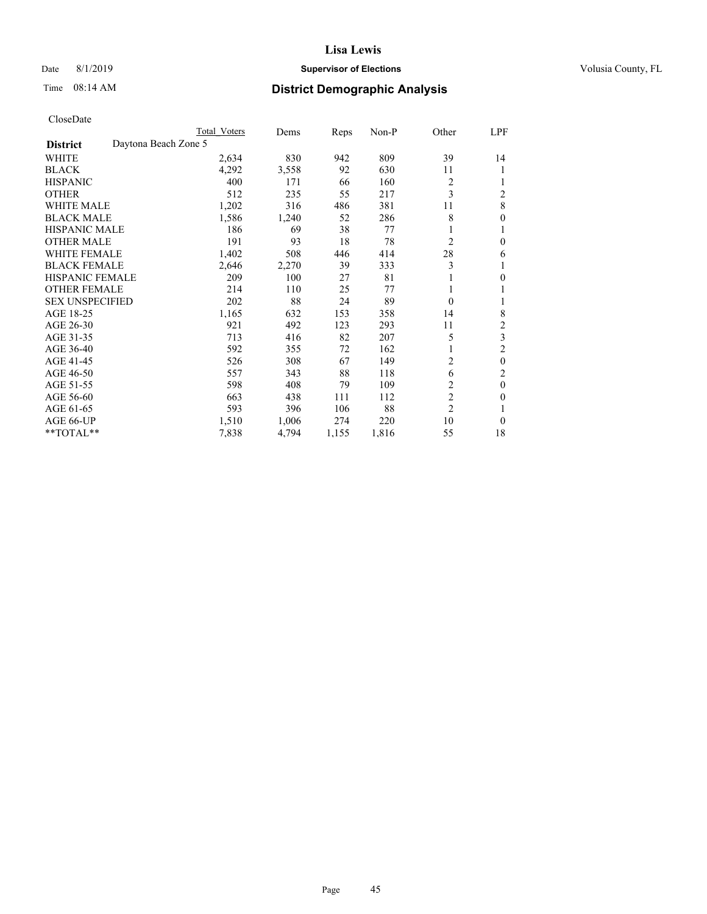# Lisa Lewis

Date 8/1/2019 **Supervisor of Elections** Volusia County, FL

Time 08:14 AM **District Demographic Analysis**

CloseDate

| District | Daytona Beach Zone 5 | Total Voters | Dems | Reps | Non-P | Other | LPF |
|---|---|---|---|---|---|---|---|
| WHITE | | 2,634 | 830 | 942 | 809 | 39 | 14 |
| BLACK | | 4,292 | 3,558 | 92 | 630 | 11 | 1 |
| HISPANIC | | 400 | 171 | 66 | 160 | 2 | 1 |
| OTHER | | 512 | 235 | 55 | 217 | 3 | 2 |
| WHITE MALE | | 1,202 | 316 | 486 | 381 | 11 | 8 |
| BLACK MALE | | 1,586 | 1,240 | 52 | 286 | 8 | 0 |
| HISPANIC MALE | | 186 | 69 | 38 | 77 | 1 | 1 |
| OTHER MALE | | 191 | 93 | 18 | 78 | 2 | 0 |
| WHITE FEMALE | | 1,402 | 508 | 446 | 414 | 28 | 6 |
| BLACK FEMALE | | 2,646 | 2,270 | 39 | 333 | 3 | 1 |
| HISPANIC FEMALE | | 209 | 100 | 27 | 81 | 1 | 0 |
| OTHER FEMALE | | 214 | 110 | 25 | 77 | 1 | 1 |
| SEX UNSPECIFIED | | 202 | 88 | 24 | 89 | 0 | 1 |
| AGE 18-25 | | 1,165 | 632 | 153 | 358 | 14 | 8 |
| AGE 26-30 | | 921 | 492 | 123 | 293 | 11 | 2 |
| AGE 31-35 | | 713 | 416 | 82 | 207 | 5 | 3 |
| AGE 36-40 | | 592 | 355 | 72 | 162 | 1 | 2 |
| AGE 41-45 | | 526 | 308 | 67 | 149 | 2 | 0 |
| AGE 46-50 | | 557 | 343 | 88 | 118 | 6 | 2 |
| AGE 51-55 | | 598 | 408 | 79 | 109 | 2 | 0 |
| AGE 56-60 | | 663 | 438 | 111 | 112 | 2 | 0 |
| AGE 61-65 | | 593 | 396 | 106 | 88 | 2 | 1 |
| AGE 66-UP | | 1,510 | 1,006 | 274 | 220 | 10 | 0 |
| **TOTAL** | | 7,838 | 4,794 | 1,155 | 1,816 | 55 | 18 |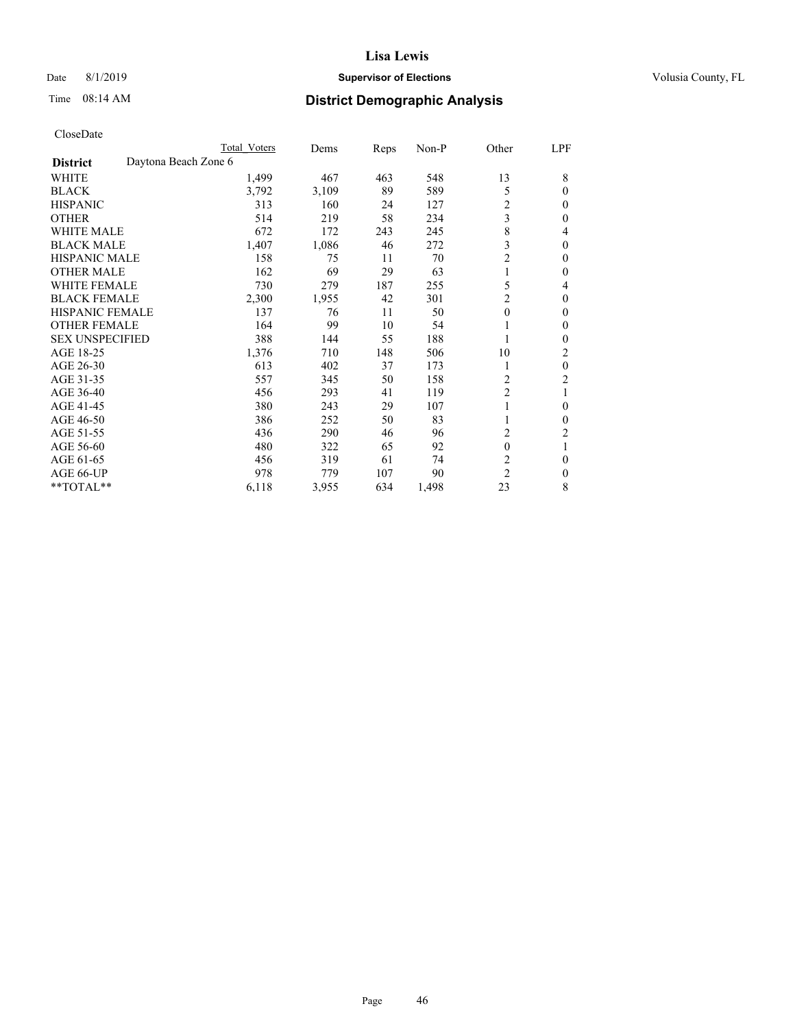**Lisa Lewis**

Date 8/1/2019 **Supervisor of Elections** Volusia County, FL

Time 08:14 AM **District Demographic Analysis**

CloseDate

| District | Total Voters | Dems | Reps | Non-P | Other | LPF |
|---|---|---|---|---|---|---|
| Daytona Beach Zone 6 | | | | | | |
| WHITE | 1,499 | 467 | 463 | 548 | 13 | 8 |
| BLACK | 3,792 | 3,109 | 89 | 589 | 5 | 0 |
| HISPANIC | 313 | 160 | 24 | 127 | 2 | 0 |
| OTHER | 514 | 219 | 58 | 234 | 3 | 0 |
| WHITE MALE | 672 | 172 | 243 | 245 | 8 | 4 |
| BLACK MALE | 1,407 | 1,086 | 46 | 272 | 3 | 0 |
| HISPANIC MALE | 158 | 75 | 11 | 70 | 2 | 0 |
| OTHER MALE | 162 | 69 | 29 | 63 | 1 | 0 |
| WHITE FEMALE | 730 | 279 | 187 | 255 | 5 | 4 |
| BLACK FEMALE | 2,300 | 1,955 | 42 | 301 | 2 | 0 |
| HISPANIC FEMALE | 137 | 76 | 11 | 50 | 0 | 0 |
| OTHER FEMALE | 164 | 99 | 10 | 54 | 1 | 0 |
| SEX UNSPECIFIED | 388 | 144 | 55 | 188 | 1 | 0 |
| AGE 18-25 | 1,376 | 710 | 148 | 506 | 10 | 2 |
| AGE 26-30 | 613 | 402 | 37 | 173 | 1 | 0 |
| AGE 31-35 | 557 | 345 | 50 | 158 | 2 | 2 |
| AGE 36-40 | 456 | 293 | 41 | 119 | 2 | 1 |
| AGE 41-45 | 380 | 243 | 29 | 107 | 1 | 0 |
| AGE 46-50 | 386 | 252 | 50 | 83 | 1 | 0 |
| AGE 51-55 | 436 | 290 | 46 | 96 | 2 | 2 |
| AGE 56-60 | 480 | 322 | 65 | 92 | 0 | 1 |
| AGE 61-65 | 456 | 319 | 61 | 74 | 2 | 0 |
| AGE 66-UP | 978 | 779 | 107 | 90 | 2 | 0 |
| **TOTAL** | 6,118 | 3,955 | 634 | 1,498 | 23 | 8 |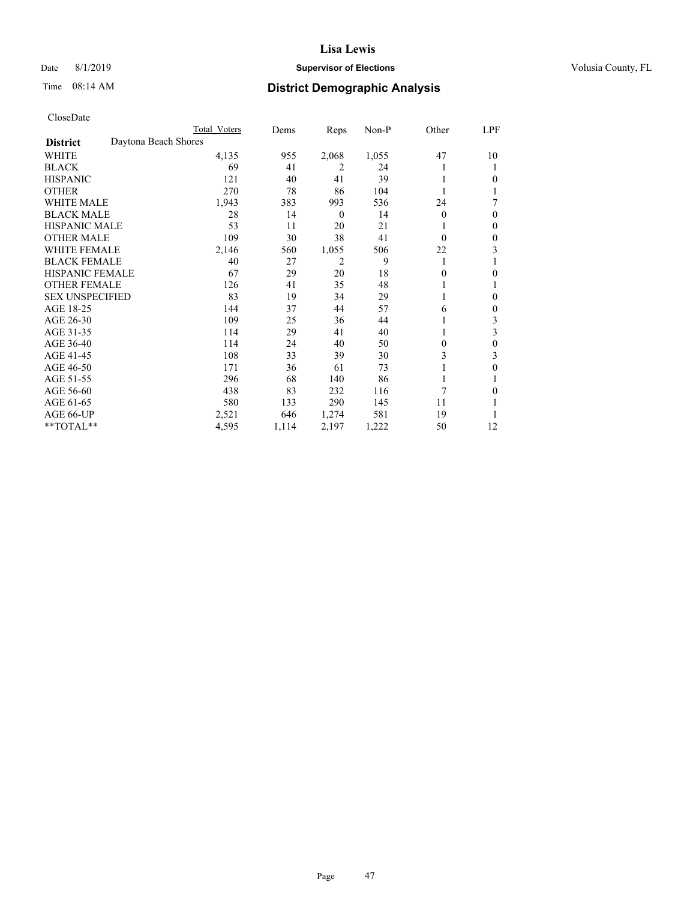# Lisa Lewis

Date 8/1/2019 **Supervisor of Elections** Volusia County, FL

Time 08:14 AM **District Demographic Analysis**

CloseDate

| District | Daytona Beach Shores | Total Voters | Dems | Reps | Non-P | Other | LPF |
|---|---|---|---|---|---|---|---|
| WHITE | | 4,135 | 955 | 2,068 | 1,055 | 47 | 10 |
| BLACK | | 69 | 41 | 2 | 24 | 1 | 1 |
| HISPANIC | | 121 | 40 | 41 | 39 | 1 | 0 |
| OTHER | | 270 | 78 | 86 | 104 | 1 | 1 |
| WHITE MALE | | 1,943 | 383 | 993 | 536 | 24 | 7 |
| BLACK MALE | | 28 | 14 | 0 | 14 | 0 | 0 |
| HISPANIC MALE | | 53 | 11 | 20 | 21 | 1 | 0 |
| OTHER MALE | | 109 | 30 | 38 | 41 | 0 | 0 |
| WHITE FEMALE | | 2,146 | 560 | 1,055 | 506 | 22 | 3 |
| BLACK FEMALE | | 40 | 27 | 2 | 9 | 1 | 1 |
| HISPANIC FEMALE | | 67 | 29 | 20 | 18 | 0 | 0 |
| OTHER FEMALE | | 126 | 41 | 35 | 48 | 1 | 1 |
| SEX UNSPECIFIED | | 83 | 19 | 34 | 29 | 1 | 0 |
| AGE 18-25 | | 144 | 37 | 44 | 57 | 6 | 0 |
| AGE 26-30 | | 109 | 25 | 36 | 44 | 1 | 3 |
| AGE 31-35 | | 114 | 29 | 41 | 40 | 1 | 3 |
| AGE 36-40 | | 114 | 24 | 40 | 50 | 0 | 0 |
| AGE 41-45 | | 108 | 33 | 39 | 30 | 3 | 3 |
| AGE 46-50 | | 171 | 36 | 61 | 73 | 1 | 0 |
| AGE 51-55 | | 296 | 68 | 140 | 86 | 1 | 1 |
| AGE 56-60 | | 438 | 83 | 232 | 116 | 7 | 0 |
| AGE 61-65 | | 580 | 133 | 290 | 145 | 11 | 1 |
| AGE 66-UP | | 2,521 | 646 | 1,274 | 581 | 19 | 1 |
| **TOTAL** | | 4,595 | 1,114 | 2,197 | 1,222 | 50 | 12 |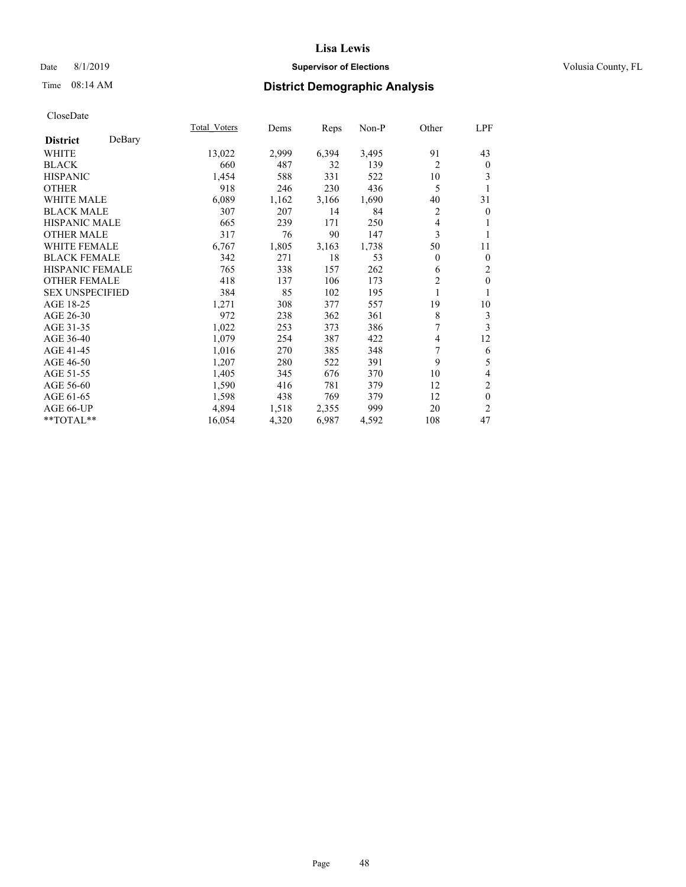# Lisa Lewis

Date 8/1/2019

**Supervisor of Elections**

Volusia County, FL

Time 08:14 AM

## District Demographic Analysis

CloseDate

| **District** DeBary | Total_Voters | Dems | Reps | Non-P | Other | LPF |
|---|---|---|---|---|---|---|
| WHITE | 13,022 | 2,999 | 6,394 | 3,495 | 91 | 43 |
| BLACK | 660 | 487 | 32 | 139 | 2 | 0 |
| HISPANIC | 1,454 | 588 | 331 | 522 | 10 | 3 |
| OTHER | 918 | 246 | 230 | 436 | 5 | 1 |
| WHITE MALE | 6,089 | 1,162 | 3,166 | 1,690 | 40 | 31 |
| BLACK MALE | 307 | 207 | 14 | 84 | 2 | 0 |
| HISPANIC MALE | 665 | 239 | 171 | 250 | 4 | 1 |
| OTHER MALE | 317 | 76 | 90 | 147 | 3 | 1 |
| WHITE FEMALE | 6,767 | 1,805 | 3,163 | 1,738 | 50 | 11 |
| BLACK FEMALE | 342 | 271 | 18 | 53 | 0 | 0 |
| HISPANIC FEMALE | 765 | 338 | 157 | 262 | 6 | 2 |
| OTHER FEMALE | 418 | 137 | 106 | 173 | 2 | 0 |
| SEX UNSPECIFIED | 384 | 85 | 102 | 195 | 1 | 1 |
| AGE 18-25 | 1,271 | 308 | 377 | 557 | 19 | 10 |
| AGE 26-30 | 972 | 238 | 362 | 361 | 8 | 3 |
| AGE 31-35 | 1,022 | 253 | 373 | 386 | 7 | 3 |
| AGE 36-40 | 1,079 | 254 | 387 | 422 | 4 | 12 |
| AGE 41-45 | 1,016 | 270 | 385 | 348 | 7 | 6 |
| AGE 46-50 | 1,207 | 280 | 522 | 391 | 9 | 5 |
| AGE 51-55 | 1,405 | 345 | 676 | 370 | 10 | 4 |
| AGE 56-60 | 1,590 | 416 | 781 | 379 | 12 | 2 |
| AGE 61-65 | 1,598 | 438 | 769 | 379 | 12 | 0 |
| AGE 66-UP | 4,894 | 1,518 | 2,355 | 999 | 20 | 2 |
| **TOTAL** | 16,054 | 4,320 | 6,987 | 4,592 | 108 | 47 |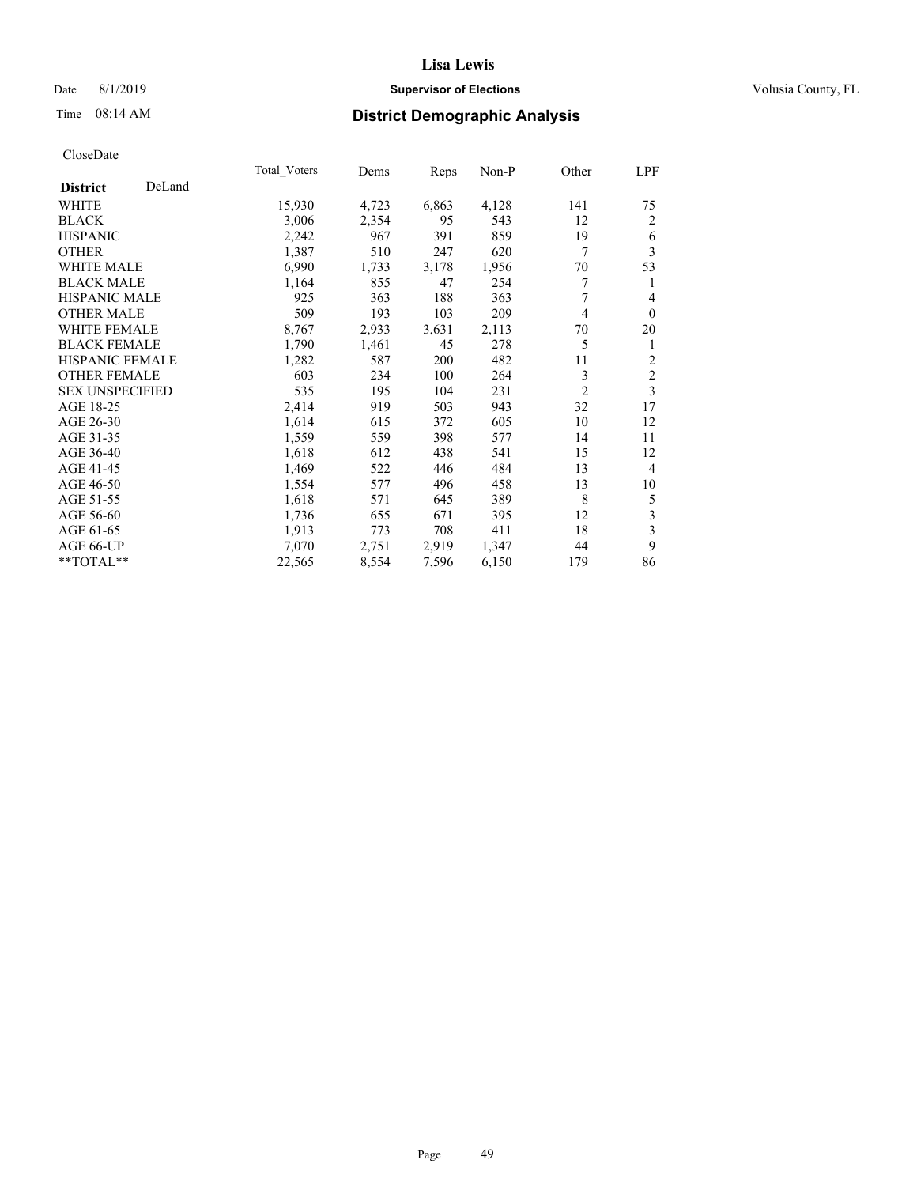# Lisa Lewis

Date 8/1/2019 **Supervisor of Elections** Volusia County, FL

Time 08:14 AM **District Demographic Analysis**

CloseDate

| | Total_Voters | Dems | Reps | Non-P | Other | LPF |
|---|---|---|---|---|---|---|
| **District** DeLand | | | | | | |
| WHITE | 15,930 | 4,723 | 6,863 | 4,128 | 141 | 75 |
| BLACK | 3,006 | 2,354 | 95 | 543 | 12 | 2 |
| HISPANIC | 2,242 | 967 | 391 | 859 | 19 | 6 |
| OTHER | 1,387 | 510 | 247 | 620 | 7 | 3 |
| WHITE MALE | 6,990 | 1,733 | 3,178 | 1,956 | 70 | 53 |
| BLACK MALE | 1,164 | 855 | 47 | 254 | 7 | 1 |
| HISPANIC MALE | 925 | 363 | 188 | 363 | 7 | 4 |
| OTHER MALE | 509 | 193 | 103 | 209 | 4 | 0 |
| WHITE FEMALE | 8,767 | 2,933 | 3,631 | 2,113 | 70 | 20 |
| BLACK FEMALE | 1,790 | 1,461 | 45 | 278 | 5 | 1 |
| HISPANIC FEMALE | 1,282 | 587 | 200 | 482 | 11 | 2 |
| OTHER FEMALE | 603 | 234 | 100 | 264 | 3 | 2 |
| SEX UNSPECIFIED | 535 | 195 | 104 | 231 | 2 | 3 |
| AGE 18-25 | 2,414 | 919 | 503 | 943 | 32 | 17 |
| AGE 26-30 | 1,614 | 615 | 372 | 605 | 10 | 12 |
| AGE 31-35 | 1,559 | 559 | 398 | 577 | 14 | 11 |
| AGE 36-40 | 1,618 | 612 | 438 | 541 | 15 | 12 |
| AGE 41-45 | 1,469 | 522 | 446 | 484 | 13 | 4 |
| AGE 46-50 | 1,554 | 577 | 496 | 458 | 13 | 10 |
| AGE 51-55 | 1,618 | 571 | 645 | 389 | 8 | 5 |
| AGE 56-60 | 1,736 | 655 | 671 | 395 | 12 | 3 |
| AGE 61-65 | 1,913 | 773 | 708 | 411 | 18 | 3 |
| AGE 66-UP | 7,070 | 2,751 | 2,919 | 1,347 | 44 | 9 |
| **TOTAL** | 22,565 | 8,554 | 7,596 | 6,150 | 179 | 86 |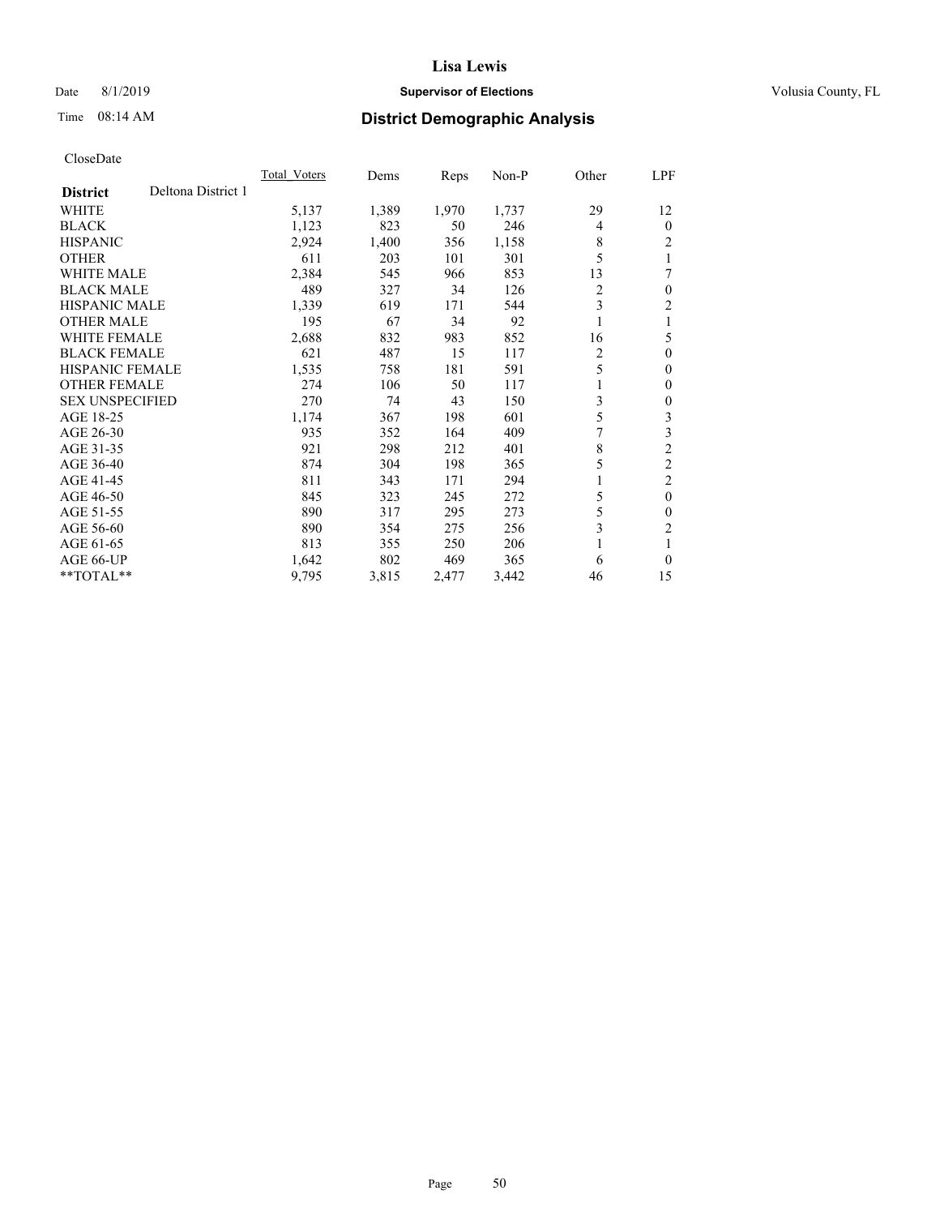# District Demographic Analysis

CloseDate

| District | Deltona District 1 | Total_Voters | Dems | Reps | Non-P | Other | LPF |
|---|---|---|---|---|---|---|---|
| WHITE | | 5,137 | 1,389 | 1,970 | 1,737 | 29 | 12 |
| BLACK | | 1,123 | 823 | 50 | 246 | 4 | 0 |
| HISPANIC | | 2,924 | 1,400 | 356 | 1,158 | 8 | 2 |
| OTHER | | 611 | 203 | 101 | 301 | 5 | 1 |
| WHITE MALE | | 2,384 | 545 | 966 | 853 | 13 | 7 |
| BLACK MALE | | 489 | 327 | 34 | 126 | 2 | 0 |
| HISPANIC MALE | | 1,339 | 619 | 171 | 544 | 3 | 2 |
| OTHER MALE | | 195 | 67 | 34 | 92 | 1 | 1 |
| WHITE FEMALE | | 2,688 | 832 | 983 | 852 | 16 | 5 |
| BLACK FEMALE | | 621 | 487 | 15 | 117 | 2 | 0 |
| HISPANIC FEMALE | | 1,535 | 758 | 181 | 591 | 5 | 0 |
| OTHER FEMALE | | 274 | 106 | 50 | 117 | 1 | 0 |
| SEX UNSPECIFIED | | 270 | 74 | 43 | 150 | 3 | 0 |
| AGE 18-25 | | 1,174 | 367 | 198 | 601 | 5 | 3 |
| AGE 26-30 | | 935 | 352 | 164 | 409 | 7 | 3 |
| AGE 31-35 | | 921 | 298 | 212 | 401 | 8 | 2 |
| AGE 36-40 | | 874 | 304 | 198 | 365 | 5 | 2 |
| AGE 41-45 | | 811 | 343 | 171 | 294 | 1 | 2 |
| AGE 46-50 | | 845 | 323 | 245 | 272 | 5 | 0 |
| AGE 51-55 | | 890 | 317 | 295 | 273 | 5 | 0 |
| AGE 56-60 | | 890 | 354 | 275 | 256 | 3 | 2 |
| AGE 61-65 | | 813 | 355 | 250 | 206 | 1 | 1 |
| AGE 66-UP | | 1,642 | 802 | 469 | 365 | 6 | 0 |
| **TOTAL** | | 9,795 | 3,815 | 2,477 | 3,442 | 46 | 15 |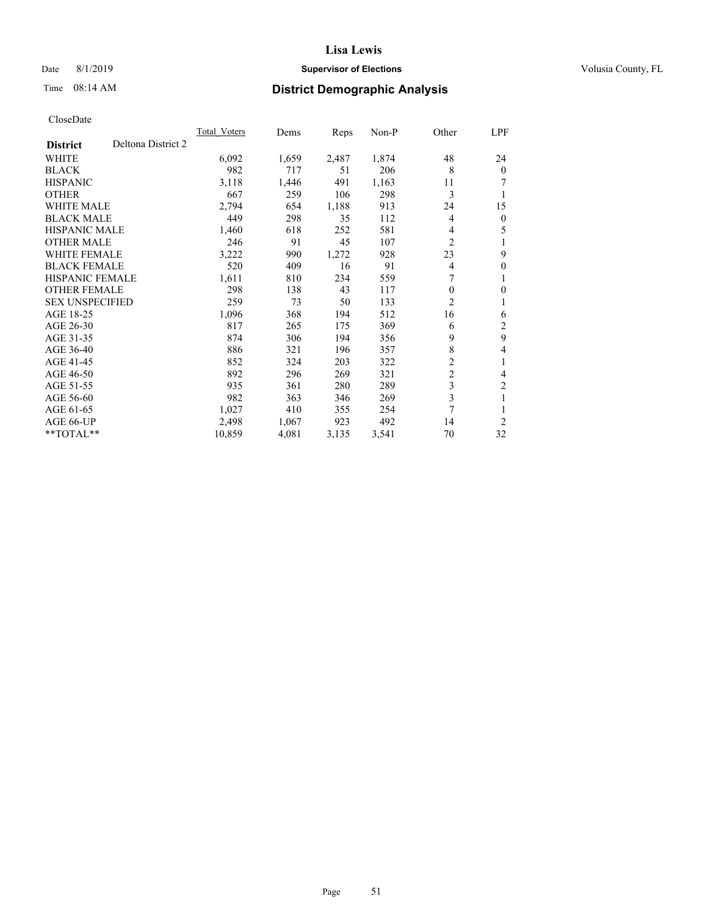Lisa Lewis

Date 8/1/2019 **Supervisor of Elections** Volusia County, FL

Time 08:14 AM **District Demographic Analysis**

CloseDate

| **District** | Deltona District 2 | Total_Voters | Dems | Reps | Non-P | Other | LPF |
|---|---|---|---|---|---|---|---|
| WHITE | | 6,092 | 1,659 | 2,487 | 1,874 | 48 | 24 |
| BLACK | | 982 | 717 | 51 | 206 | 8 | 0 |
| HISPANIC | | 3,118 | 1,446 | 491 | 1,163 | 11 | 7 |
| OTHER | | 667 | 259 | 106 | 298 | 3 | 1 |
| WHITE MALE | | 2,794 | 654 | 1,188 | 913 | 24 | 15 |
| BLACK MALE | | 449 | 298 | 35 | 112 | 4 | 0 |
| HISPANIC MALE | | 1,460 | 618 | 252 | 581 | 4 | 5 |
| OTHER MALE | | 246 | 91 | 45 | 107 | 2 | 1 |
| WHITE FEMALE | | 3,222 | 990 | 1,272 | 928 | 23 | 9 |
| BLACK FEMALE | | 520 | 409 | 16 | 91 | 4 | 0 |
| HISPANIC FEMALE | | 1,611 | 810 | 234 | 559 | 7 | 1 |
| OTHER FEMALE | | 298 | 138 | 43 | 117 | 0 | 0 |
| SEX UNSPECIFIED | | 259 | 73 | 50 | 133 | 2 | 1 |
| AGE 18-25 | | 1,096 | 368 | 194 | 512 | 16 | 6 |
| AGE 26-30 | | 817 | 265 | 175 | 369 | 6 | 2 |
| AGE 31-35 | | 874 | 306 | 194 | 356 | 9 | 9 |
| AGE 36-40 | | 886 | 321 | 196 | 357 | 8 | 4 |
| AGE 41-45 | | 852 | 324 | 203 | 322 | 2 | 1 |
| AGE 46-50 | | 892 | 296 | 269 | 321 | 2 | 4 |
| AGE 51-55 | | 935 | 361 | 280 | 289 | 3 | 2 |
| AGE 56-60 | | 982 | 363 | 346 | 269 | 3 | 1 |
| AGE 61-65 | | 1,027 | 410 | 355 | 254 | 7 | 1 |
| AGE 66-UP | | 2,498 | 1,067 | 923 | 492 | 14 | 2 |
| **TOTAL** | | 10,859 | 4,081 | 3,135 | 3,541 | 70 | 32 |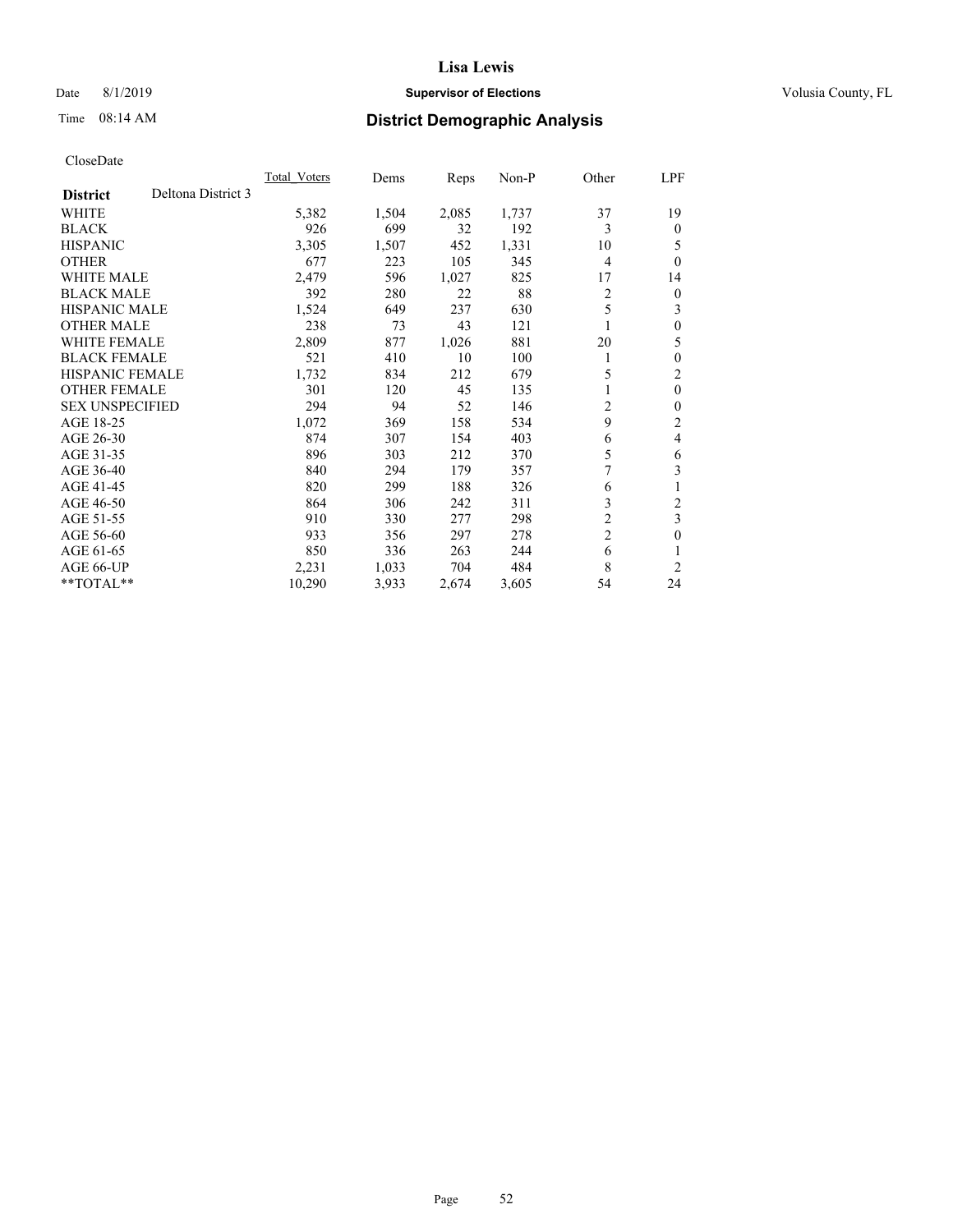# Lisa Lewis

Date 8/1/2019 **Supervisor of Elections** Volusia County, FL

Time 08:14 AM **District Demographic Analysis**

CloseDate

| | Total_Voters | Dems | Reps | Non-P | Other | LPF |
|---|---|---|---|---|---|---|
| **District** Deltona District 3 | | | | | | |
| WHITE | 5,382 | 1,504 | 2,085 | 1,737 | 37 | 19 |
| BLACK | 926 | 699 | 32 | 192 | 3 | 0 |
| HISPANIC | 3,305 | 1,507 | 452 | 1,331 | 10 | 5 |
| OTHER | 677 | 223 | 105 | 345 | 4 | 0 |
| WHITE MALE | 2,479 | 596 | 1,027 | 825 | 17 | 14 |
| BLACK MALE | 392 | 280 | 22 | 88 | 2 | 0 |
| HISPANIC MALE | 1,524 | 649 | 237 | 630 | 5 | 3 |
| OTHER MALE | 238 | 73 | 43 | 121 | 1 | 0 |
| WHITE FEMALE | 2,809 | 877 | 1,026 | 881 | 20 | 5 |
| BLACK FEMALE | 521 | 410 | 10 | 100 | 1 | 0 |
| HISPANIC FEMALE | 1,732 | 834 | 212 | 679 | 5 | 2 |
| OTHER FEMALE | 301 | 120 | 45 | 135 | 1 | 0 |
| SEX UNSPECIFIED | 294 | 94 | 52 | 146 | 2 | 0 |
| AGE 18-25 | 1,072 | 369 | 158 | 534 | 9 | 2 |
| AGE 26-30 | 874 | 307 | 154 | 403 | 6 | 4 |
| AGE 31-35 | 896 | 303 | 212 | 370 | 5 | 6 |
| AGE 36-40 | 840 | 294 | 179 | 357 | 7 | 3 |
| AGE 41-45 | 820 | 299 | 188 | 326 | 6 | 1 |
| AGE 46-50 | 864 | 306 | 242 | 311 | 3 | 2 |
| AGE 51-55 | 910 | 330 | 277 | 298 | 2 | 3 |
| AGE 56-60 | 933 | 356 | 297 | 278 | 2 | 0 |
| AGE 61-65 | 850 | 336 | 263 | 244 | 6 | 1 |
| AGE 66-UP | 2,231 | 1,033 | 704 | 484 | 8 | 2 |
| **TOTAL** | 10,290 | 3,933 | 2,674 | 3,605 | 54 | 24 |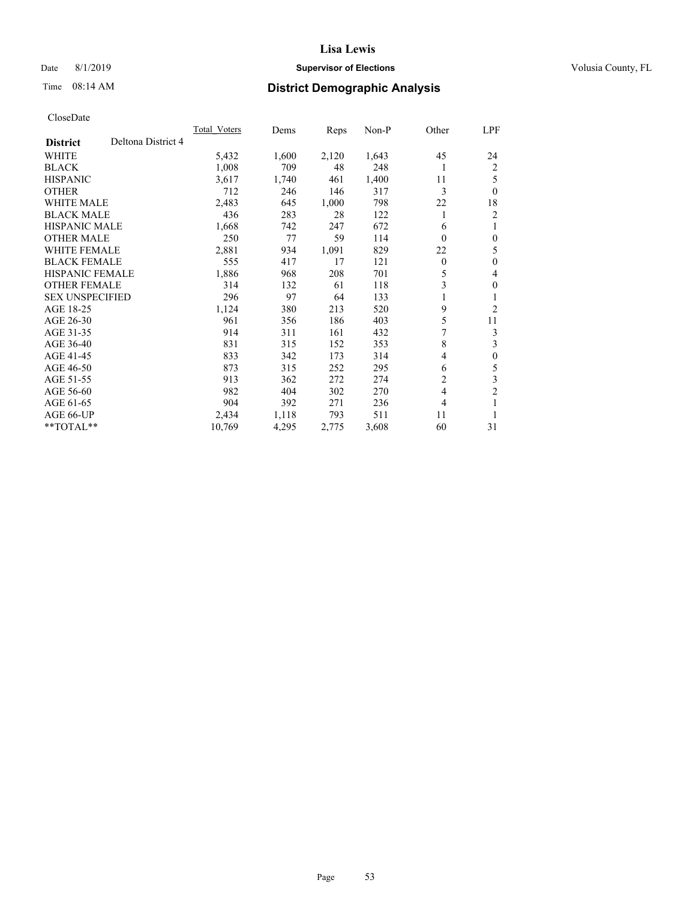# Lisa Lewis

Date 8/1/2019 **Supervisor of Elections** Volusia County, FL

Time 08:14 AM **District Demographic Analysis**

CloseDate

| **District** Deltona District 4 | Total_Voters | Dems | Reps | Non-P | Other | LPF |
|---|---|---|---|---|---|---|
| WHITE | 5,432 | 1,600 | 2,120 | 1,643 | 45 | 24 |
| BLACK | 1,008 | 709 | 48 | 248 | 1 | 2 |
| HISPANIC | 3,617 | 1,740 | 461 | 1,400 | 11 | 5 |
| OTHER | 712 | 246 | 146 | 317 | 3 | 0 |
| WHITE MALE | 2,483 | 645 | 1,000 | 798 | 22 | 18 |
| BLACK MALE | 436 | 283 | 28 | 122 | 1 | 2 |
| HISPANIC MALE | 1,668 | 742 | 247 | 672 | 6 | 1 |
| OTHER MALE | 250 | 77 | 59 | 114 | 0 | 0 |
| WHITE FEMALE | 2,881 | 934 | 1,091 | 829 | 22 | 5 |
| BLACK FEMALE | 555 | 417 | 17 | 121 | 0 | 0 |
| HISPANIC FEMALE | 1,886 | 968 | 208 | 701 | 5 | 4 |
| OTHER FEMALE | 314 | 132 | 61 | 118 | 3 | 0 |
| SEX UNSPECIFIED | 296 | 97 | 64 | 133 | 1 | 1 |
| AGE 18-25 | 1,124 | 380 | 213 | 520 | 9 | 2 |
| AGE 26-30 | 961 | 356 | 186 | 403 | 5 | 11 |
| AGE 31-35 | 914 | 311 | 161 | 432 | 7 | 3 |
| AGE 36-40 | 831 | 315 | 152 | 353 | 8 | 3 |
| AGE 41-45 | 833 | 342 | 173 | 314 | 4 | 0 |
| AGE 46-50 | 873 | 315 | 252 | 295 | 6 | 5 |
| AGE 51-55 | 913 | 362 | 272 | 274 | 2 | 3 |
| AGE 56-60 | 982 | 404 | 302 | 270 | 4 | 2 |
| AGE 61-65 | 904 | 392 | 271 | 236 | 4 | 1 |
| AGE 66-UP | 2,434 | 1,118 | 793 | 511 | 11 | 1 |
| **TOTAL** | 10,769 | 4,295 | 2,775 | 3,608 | 60 | 31 |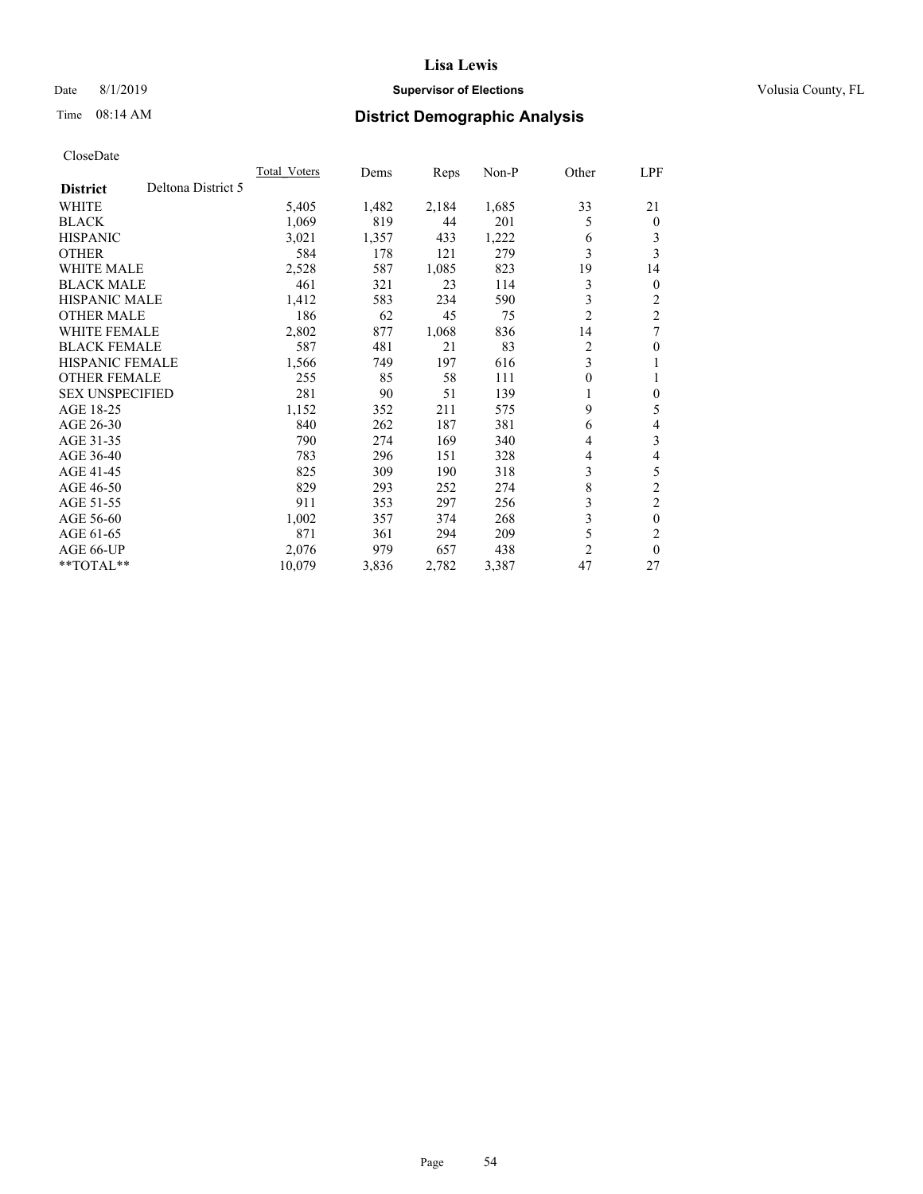# Lisa Lewis

Date 8/1/2019 **Supervisor of Elections** Volusia County, FL

Time 08:14 AM **District Demographic Analysis**

CloseDate

| District | Deltona District 5 | Total_Voters | Dems | Reps | Non-P | Other | LPF |
|---|---|---|---|---|---|---|---|
| WHITE | | 5,405 | 1,482 | 2,184 | 1,685 | 33 | 21 |
| BLACK | | 1,069 | 819 | 44 | 201 | 5 | 0 |
| HISPANIC | | 3,021 | 1,357 | 433 | 1,222 | 6 | 3 |
| OTHER | | 584 | 178 | 121 | 279 | 3 | 3 |
| WHITE MALE | | 2,528 | 587 | 1,085 | 823 | 19 | 14 |
| BLACK MALE | | 461 | 321 | 23 | 114 | 3 | 0 |
| HISPANIC MALE | | 1,412 | 583 | 234 | 590 | 3 | 2 |
| OTHER MALE | | 186 | 62 | 45 | 75 | 2 | 2 |
| WHITE FEMALE | | 2,802 | 877 | 1,068 | 836 | 14 | 7 |
| BLACK FEMALE | | 587 | 481 | 21 | 83 | 2 | 0 |
| HISPANIC FEMALE | | 1,566 | 749 | 197 | 616 | 3 | 1 |
| OTHER FEMALE | | 255 | 85 | 58 | 111 | 0 | 1 |
| SEX UNSPECIFIED | | 281 | 90 | 51 | 139 | 1 | 0 |
| AGE 18-25 | | 1,152 | 352 | 211 | 575 | 9 | 5 |
| AGE 26-30 | | 840 | 262 | 187 | 381 | 6 | 4 |
| AGE 31-35 | | 790 | 274 | 169 | 340 | 4 | 3 |
| AGE 36-40 | | 783 | 296 | 151 | 328 | 4 | 4 |
| AGE 41-45 | | 825 | 309 | 190 | 318 | 3 | 5 |
| AGE 46-50 | | 829 | 293 | 252 | 274 | 8 | 2 |
| AGE 51-55 | | 911 | 353 | 297 | 256 | 3 | 2 |
| AGE 56-60 | | 1,002 | 357 | 374 | 268 | 3 | 0 |
| AGE 61-65 | | 871 | 361 | 294 | 209 | 5 | 2 |
| AGE 66-UP | | 2,076 | 979 | 657 | 438 | 2 | 0 |
| **TOTAL** | | 10,079 | 3,836 | 2,782 | 3,387 | 47 | 27 |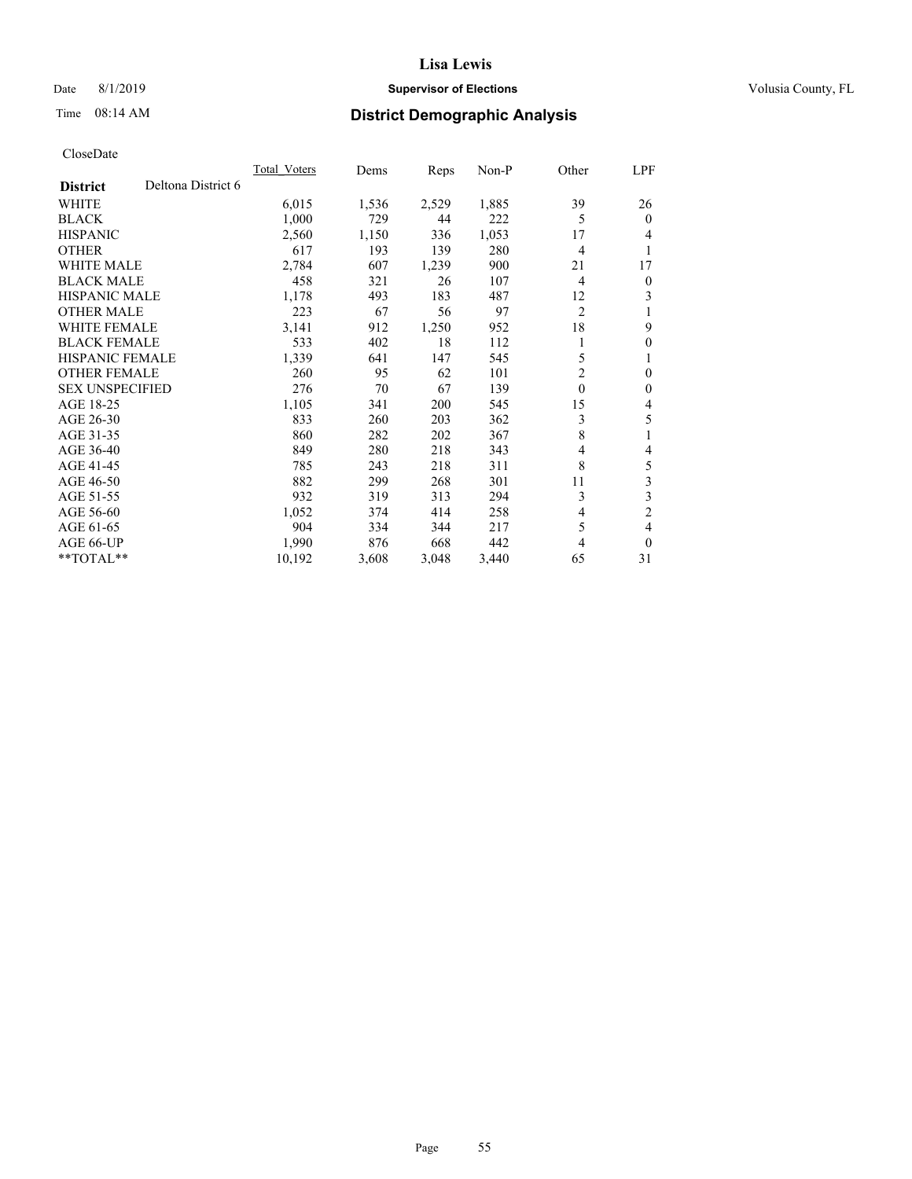Lisa Lewis

Date 8/1/2019 **Supervisor of Elections** Volusia County, FL

Time 08:14 AM **District Demographic Analysis**

CloseDate

| District | Deltona District 6 | Total_Voters | Dems | Reps | Non-P | Other | LPF |
|---|---|---|---|---|---|---|---|
| WHITE | | 6,015 | 1,536 | 2,529 | 1,885 | 39 | 26 |
| BLACK | | 1,000 | 729 | 44 | 222 | 5 | 0 |
| HISPANIC | | 2,560 | 1,150 | 336 | 1,053 | 17 | 4 |
| OTHER | | 617 | 193 | 139 | 280 | 4 | 1 |
| WHITE MALE | | 2,784 | 607 | 1,239 | 900 | 21 | 17 |
| BLACK MALE | | 458 | 321 | 26 | 107 | 4 | 0 |
| HISPANIC MALE | | 1,178 | 493 | 183 | 487 | 12 | 3 |
| OTHER MALE | | 223 | 67 | 56 | 97 | 2 | 1 |
| WHITE FEMALE | | 3,141 | 912 | 1,250 | 952 | 18 | 9 |
| BLACK FEMALE | | 533 | 402 | 18 | 112 | 1 | 0 |
| HISPANIC FEMALE | | 1,339 | 641 | 147 | 545 | 5 | 1 |
| OTHER FEMALE | | 260 | 95 | 62 | 101 | 2 | 0 |
| SEX UNSPECIFIED | | 276 | 70 | 67 | 139 | 0 | 0 |
| AGE 18-25 | | 1,105 | 341 | 200 | 545 | 15 | 4 |
| AGE 26-30 | | 833 | 260 | 203 | 362 | 3 | 5 |
| AGE 31-35 | | 860 | 282 | 202 | 367 | 8 | 1 |
| AGE 36-40 | | 849 | 280 | 218 | 343 | 4 | 4 |
| AGE 41-45 | | 785 | 243 | 218 | 311 | 8 | 5 |
| AGE 46-50 | | 882 | 299 | 268 | 301 | 11 | 3 |
| AGE 51-55 | | 932 | 319 | 313 | 294 | 3 | 3 |
| AGE 56-60 | | 1,052 | 374 | 414 | 258 | 4 | 2 |
| AGE 61-65 | | 904 | 334 | 344 | 217 | 5 | 4 |
| AGE 66-UP | | 1,990 | 876 | 668 | 442 | 4 | 0 |
| **TOTAL** | | 10,192 | 3,608 | 3,048 | 3,440 | 65 | 31 |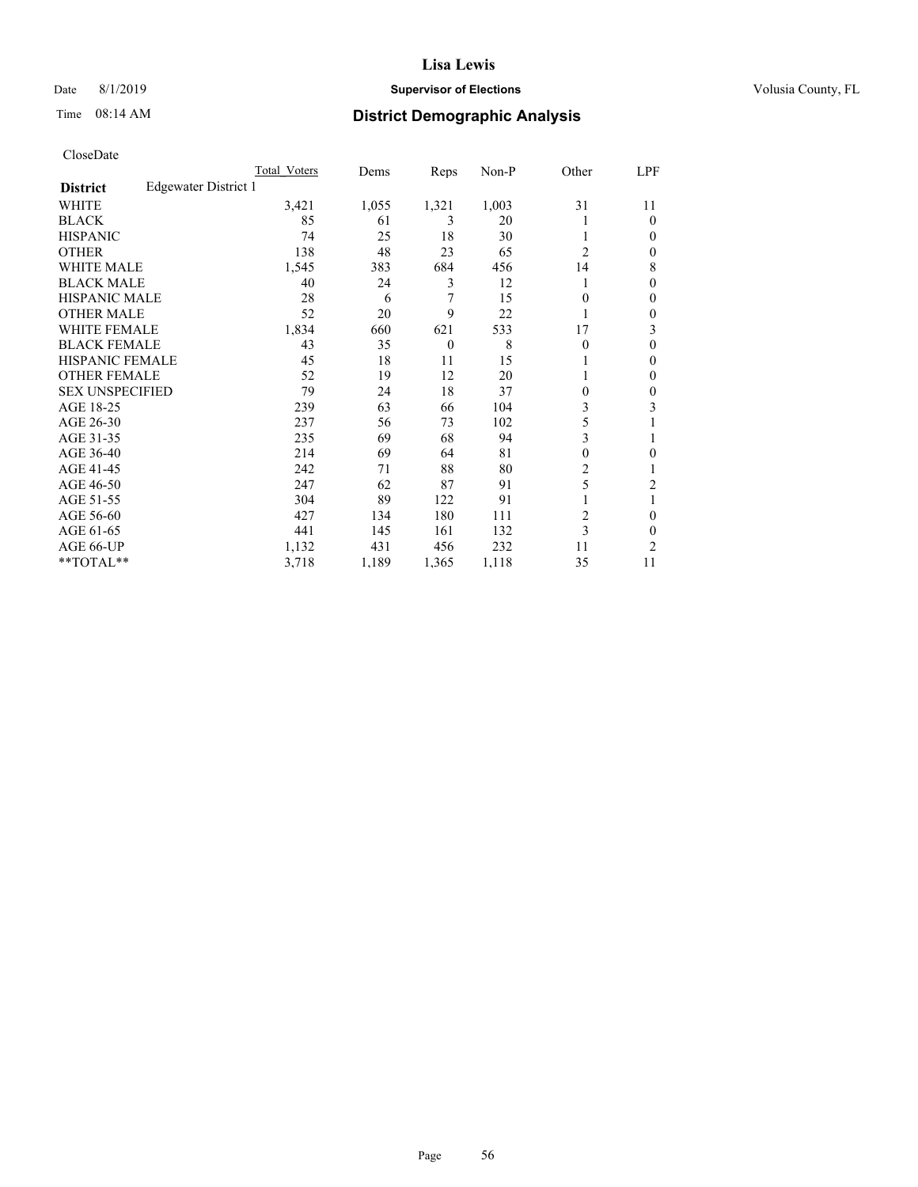# Lisa Lewis

Date 8/1/2019 **Supervisor of Elections** Volusia County, FL

Time 08:14 AM **District Demographic Analysis**

CloseDate

| **District** Edgewater District 1 | Total Voters | Dems | Reps | Non-P | Other | LPF |
|---|---|---|---|---|---|---|
| WHITE | 3,421 | 1,055 | 1,321 | 1,003 | 31 | 11 |
| BLACK | 85 | 61 | 3 | 20 | 1 | 0 |
| HISPANIC | 74 | 25 | 18 | 30 | 1 | 0 |
| OTHER | 138 | 48 | 23 | 65 | 2 | 0 |
| WHITE MALE | 1,545 | 383 | 684 | 456 | 14 | 8 |
| BLACK MALE | 40 | 24 | 3 | 12 | 1 | 0 |
| HISPANIC MALE | 28 | 6 | 7 | 15 | 0 | 0 |
| OTHER MALE | 52 | 20 | 9 | 22 | 1 | 0 |
| WHITE FEMALE | 1,834 | 660 | 621 | 533 | 17 | 3 |
| BLACK FEMALE | 43 | 35 | 0 | 8 | 0 | 0 |
| HISPANIC FEMALE | 45 | 18 | 11 | 15 | 1 | 0 |
| OTHER FEMALE | 52 | 19 | 12 | 20 | 1 | 0 |
| SEX UNSPECIFIED | 79 | 24 | 18 | 37 | 0 | 0 |
| AGE 18-25 | 239 | 63 | 66 | 104 | 3 | 3 |
| AGE 26-30 | 237 | 56 | 73 | 102 | 5 | 1 |
| AGE 31-35 | 235 | 69 | 68 | 94 | 3 | 1 |
| AGE 36-40 | 214 | 69 | 64 | 81 | 0 | 0 |
| AGE 41-45 | 242 | 71 | 88 | 80 | 2 | 1 |
| AGE 46-50 | 247 | 62 | 87 | 91 | 5 | 2 |
| AGE 51-55 | 304 | 89 | 122 | 91 | 1 | 1 |
| AGE 56-60 | 427 | 134 | 180 | 111 | 2 | 0 |
| AGE 61-65 | 441 | 145 | 161 | 132 | 3 | 0 |
| AGE 66-UP | 1,132 | 431 | 456 | 232 | 11 | 2 |
| **TOTAL** | 3,718 | 1,189 | 1,365 | 1,118 | 35 | 11 |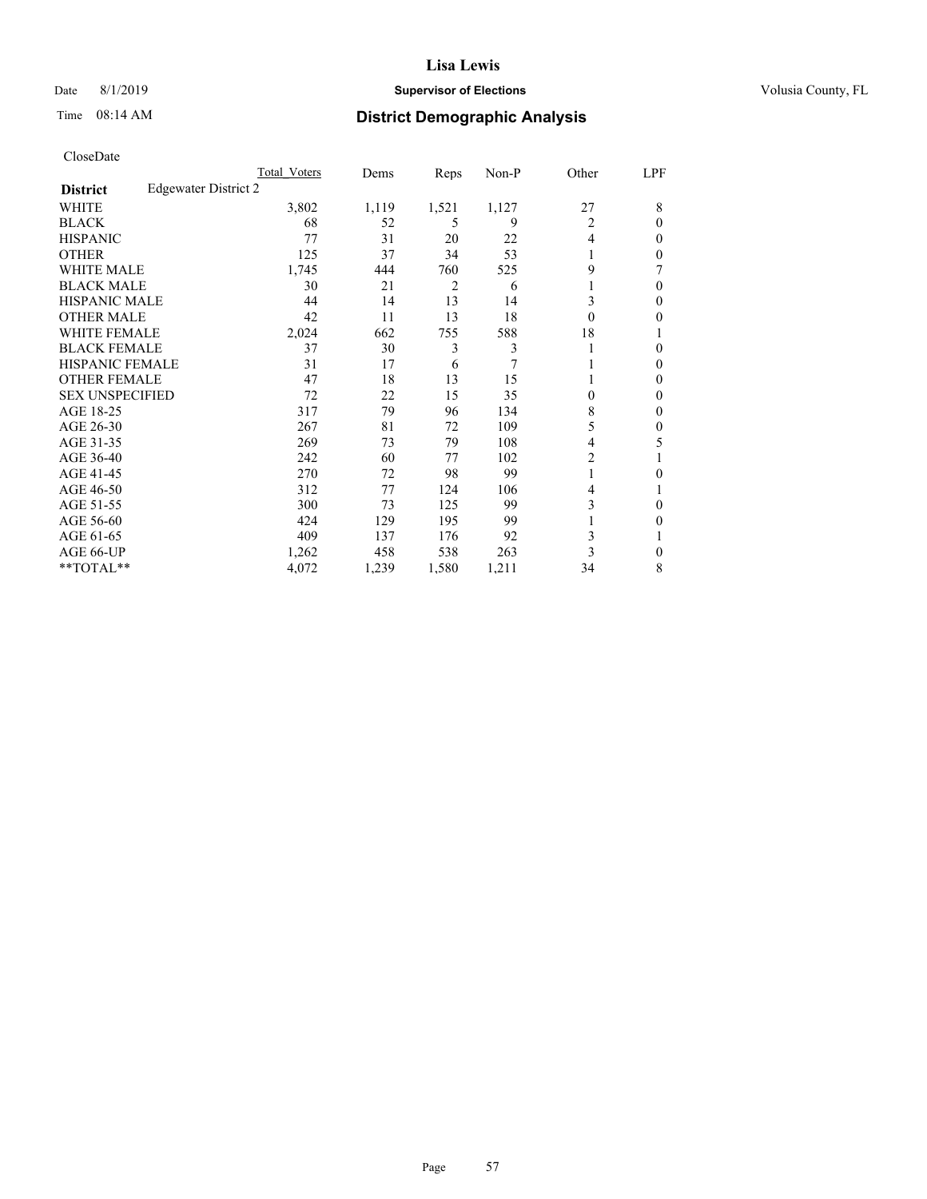# Lisa Lewis

Date 8/1/2019 **Supervisor of Elections** Volusia County, FL

Time 08:14 AM **District Demographic Analysis**

CloseDate

| **District** Edgewater District 2 | Total Voters | Dems | Reps | Non-P | Other | LPF |
|---|---|---|---|---|---|---|
| WHITE | 3,802 | 1,119 | 1,521 | 1,127 | 27 | 8 |
| BLACK | 68 | 52 | 5 | 9 | 2 | 0 |
| HISPANIC | 77 | 31 | 20 | 22 | 4 | 0 |
| OTHER | 125 | 37 | 34 | 53 | 1 | 0 |
| WHITE MALE | 1,745 | 444 | 760 | 525 | 9 | 7 |
| BLACK MALE | 30 | 21 | 2 | 6 | 1 | 0 |
| HISPANIC MALE | 44 | 14 | 13 | 14 | 3 | 0 |
| OTHER MALE | 42 | 11 | 13 | 18 | 0 | 0 |
| WHITE FEMALE | 2,024 | 662 | 755 | 588 | 18 | 1 |
| BLACK FEMALE | 37 | 30 | 3 | 3 | 1 | 0 |
| HISPANIC FEMALE | 31 | 17 | 6 | 7 | 1 | 0 |
| OTHER FEMALE | 47 | 18 | 13 | 15 | 1 | 0 |
| SEX UNSPECIFIED | 72 | 22 | 15 | 35 | 0 | 0 |
| AGE 18-25 | 317 | 79 | 96 | 134 | 8 | 0 |
| AGE 26-30 | 267 | 81 | 72 | 109 | 5 | 0 |
| AGE 31-35 | 269 | 73 | 79 | 108 | 4 | 5 |
| AGE 36-40 | 242 | 60 | 77 | 102 | 2 | 1 |
| AGE 41-45 | 270 | 72 | 98 | 99 | 1 | 0 |
| AGE 46-50 | 312 | 77 | 124 | 106 | 4 | 1 |
| AGE 51-55 | 300 | 73 | 125 | 99 | 3 | 0 |
| AGE 56-60 | 424 | 129 | 195 | 99 | 1 | 0 |
| AGE 61-65 | 409 | 137 | 176 | 92 | 3 | 1 |
| AGE 66-UP | 1,262 | 458 | 538 | 263 | 3 | 0 |
| **TOTAL** | 4,072 | 1,239 | 1,580 | 1,211 | 34 | 8 |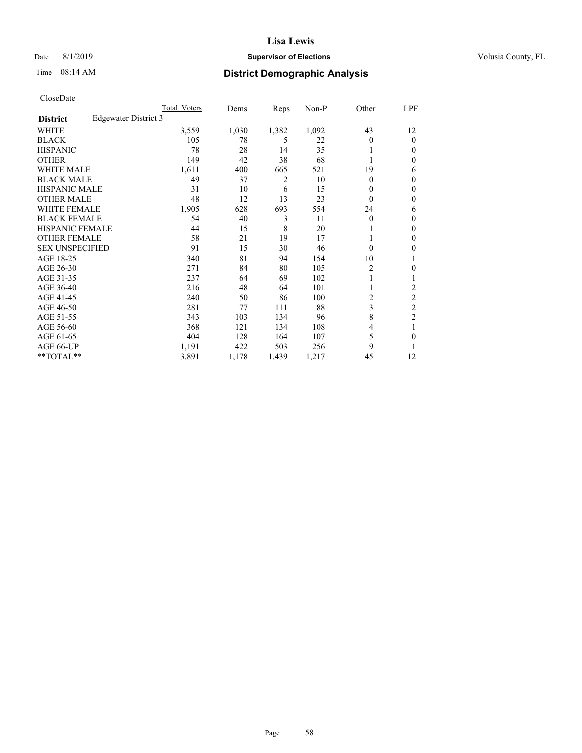# Lisa Lewis

Date 8/1/2019 **Supervisor of Elections** Volusia County, FL

Time 08:14 AM **District Demographic Analysis**

CloseDate

| **District** Edgewater District 3 | Total Voters | Dems | Reps | Non-P | Other | LPF |
|---|---|---|---|---|---|---|
| WHITE | 3,559 | 1,030 | 1,382 | 1,092 | 43 | 12 |
| BLACK | 105 | 78 | 5 | 22 | 0 | 0 |
| HISPANIC | 78 | 28 | 14 | 35 | 1 | 0 |
| OTHER | 149 | 42 | 38 | 68 | 1 | 0 |
| WHITE MALE | 1,611 | 400 | 665 | 521 | 19 | 6 |
| BLACK MALE | 49 | 37 | 2 | 10 | 0 | 0 |
| HISPANIC MALE | 31 | 10 | 6 | 15 | 0 | 0 |
| OTHER MALE | 48 | 12 | 13 | 23 | 0 | 0 |
| WHITE FEMALE | 1,905 | 628 | 693 | 554 | 24 | 6 |
| BLACK FEMALE | 54 | 40 | 3 | 11 | 0 | 0 |
| HISPANIC FEMALE | 44 | 15 | 8 | 20 | 1 | 0 |
| OTHER FEMALE | 58 | 21 | 19 | 17 | 1 | 0 |
| SEX UNSPECIFIED | 91 | 15 | 30 | 46 | 0 | 0 |
| AGE 18-25 | 340 | 81 | 94 | 154 | 10 | 1 |
| AGE 26-30 | 271 | 84 | 80 | 105 | 2 | 0 |
| AGE 31-35 | 237 | 64 | 69 | 102 | 1 | 1 |
| AGE 36-40 | 216 | 48 | 64 | 101 | 1 | 2 |
| AGE 41-45 | 240 | 50 | 86 | 100 | 2 | 2 |
| AGE 46-50 | 281 | 77 | 111 | 88 | 3 | 2 |
| AGE 51-55 | 343 | 103 | 134 | 96 | 8 | 2 |
| AGE 56-60 | 368 | 121 | 134 | 108 | 4 | 1 |
| AGE 61-65 | 404 | 128 | 164 | 107 | 5 | 0 |
| AGE 66-UP | 1,191 | 422 | 503 | 256 | 9 | 1 |
| **TOTAL** | 3,891 | 1,178 | 1,439 | 1,217 | 45 | 12 |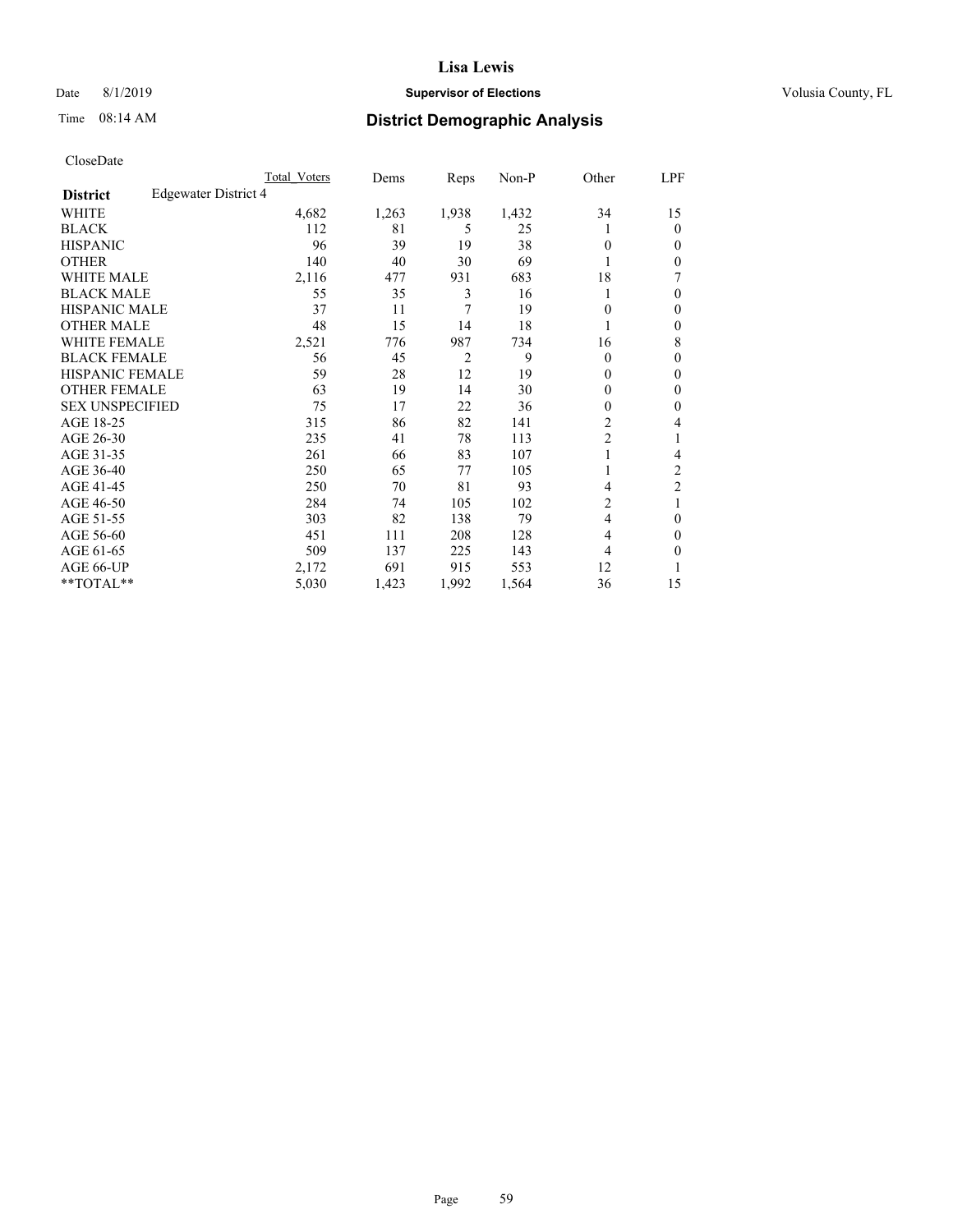# Lisa Lewis

Date 8/1/2019 **Supervisor of Elections** Volusia County, FL

Time 08:14 AM **District Demographic Analysis**

CloseDate

| | Total Voters | Dems | Reps | Non-P | Other | LPF |
|---|---|---|---|---|---|---|
| **District** Edgewater District 4 | | | | | | |
| WHITE | 4,682 | 1,263 | 1,938 | 1,432 | 34 | 15 |
| BLACK | 112 | 81 | 5 | 25 | 1 | 0 |
| HISPANIC | 96 | 39 | 19 | 38 | 0 | 0 |
| OTHER | 140 | 40 | 30 | 69 | 1 | 0 |
| WHITE MALE | 2,116 | 477 | 931 | 683 | 18 | 7 |
| BLACK MALE | 55 | 35 | 3 | 16 | 1 | 0 |
| HISPANIC MALE | 37 | 11 | 7 | 19 | 0 | 0 |
| OTHER MALE | 48 | 15 | 14 | 18 | 1 | 0 |
| WHITE FEMALE | 2,521 | 776 | 987 | 734 | 16 | 8 |
| BLACK FEMALE | 56 | 45 | 2 | 9 | 0 | 0 |
| HISPANIC FEMALE | 59 | 28 | 12 | 19 | 0 | 0 |
| OTHER FEMALE | 63 | 19 | 14 | 30 | 0 | 0 |
| SEX UNSPECIFIED | 75 | 17 | 22 | 36 | 0 | 0 |
| AGE 18-25 | 315 | 86 | 82 | 141 | 2 | 4 |
| AGE 26-30 | 235 | 41 | 78 | 113 | 2 | 1 |
| AGE 31-35 | 261 | 66 | 83 | 107 | 1 | 4 |
| AGE 36-40 | 250 | 65 | 77 | 105 | 1 | 2 |
| AGE 41-45 | 250 | 70 | 81 | 93 | 4 | 2 |
| AGE 46-50 | 284 | 74 | 105 | 102 | 2 | 1 |
| AGE 51-55 | 303 | 82 | 138 | 79 | 4 | 0 |
| AGE 56-60 | 451 | 111 | 208 | 128 | 4 | 0 |
| AGE 61-65 | 509 | 137 | 225 | 143 | 4 | 0 |
| AGE 66-UP | 2,172 | 691 | 915 | 553 | 12 | 1 |
| **TOTAL** | 5,030 | 1,423 | 1,992 | 1,564 | 36 | 15 |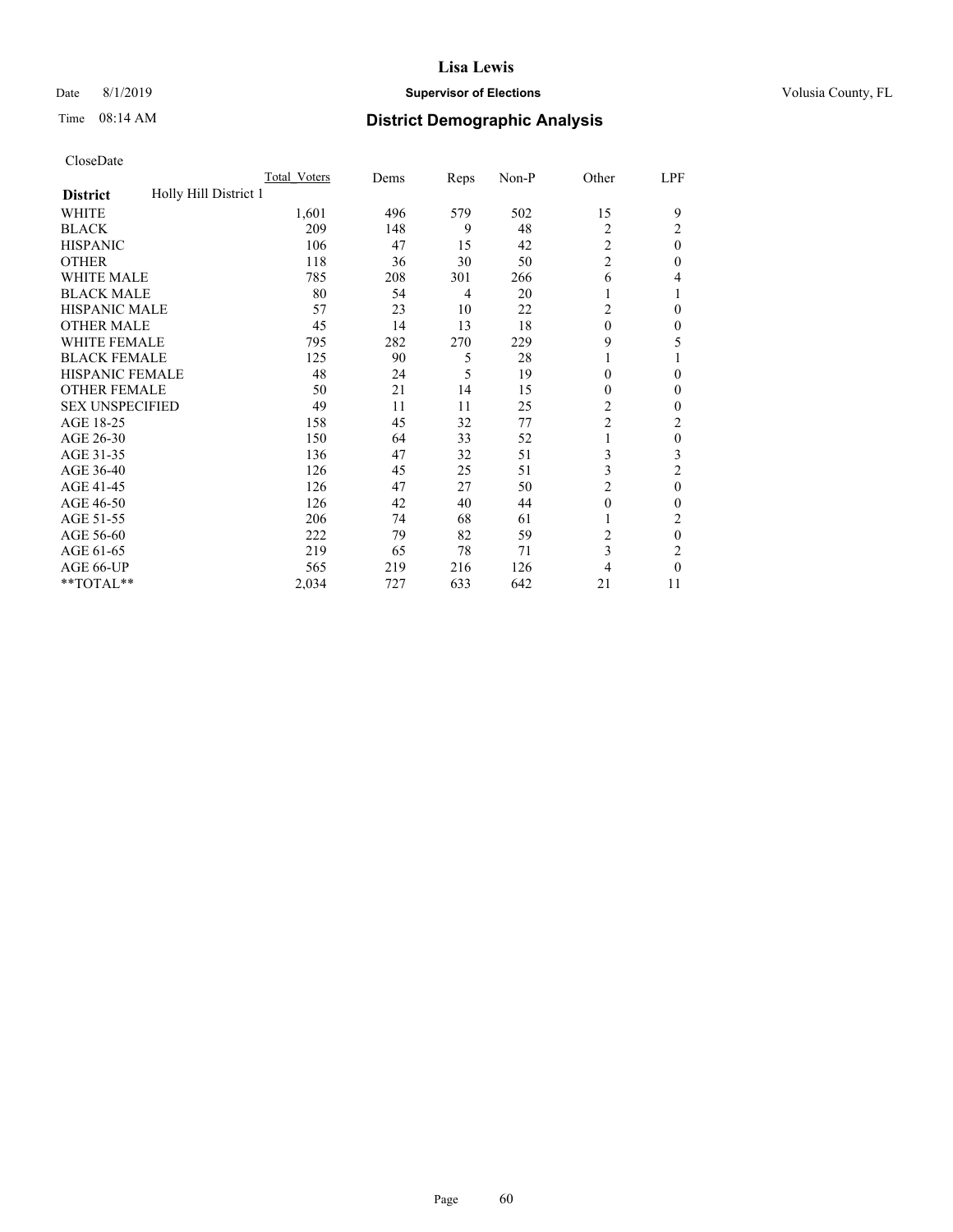**Lisa Lewis**

Date 8/1/2019 **Supervisor of Elections** Volusia County, FL

Time 08:14 AM **District Demographic Analysis**

CloseDate

| **District** Holly Hill District 1 | Total_Voters | Dems | Reps | Non-P | Other | LPF |
|---|---|---|---|---|---|---|
| WHITE | 1,601 | 496 | 579 | 502 | 15 | 9 |
| BLACK | 209 | 148 | 9 | 48 | 2 | 2 |
| HISPANIC | 106 | 47 | 15 | 42 | 2 | 0 |
| OTHER | 118 | 36 | 30 | 50 | 2 | 0 |
| WHITE MALE | 785 | 208 | 301 | 266 | 6 | 4 |
| BLACK MALE | 80 | 54 | 4 | 20 | 1 | 1 |
| HISPANIC MALE | 57 | 23 | 10 | 22 | 2 | 0 |
| OTHER MALE | 45 | 14 | 13 | 18 | 0 | 0 |
| WHITE FEMALE | 795 | 282 | 270 | 229 | 9 | 5 |
| BLACK FEMALE | 125 | 90 | 5 | 28 | 1 | 1 |
| HISPANIC FEMALE | 48 | 24 | 5 | 19 | 0 | 0 |
| OTHER FEMALE | 50 | 21 | 14 | 15 | 0 | 0 |
| SEX UNSPECIFIED | 49 | 11 | 11 | 25 | 2 | 0 |
| AGE 18-25 | 158 | 45 | 32 | 77 | 2 | 2 |
| AGE 26-30 | 150 | 64 | 33 | 52 | 1 | 0 |
| AGE 31-35 | 136 | 47 | 32 | 51 | 3 | 3 |
| AGE 36-40 | 126 | 45 | 25 | 51 | 3 | 2 |
| AGE 41-45 | 126 | 47 | 27 | 50 | 2 | 0 |
| AGE 46-50 | 126 | 42 | 40 | 44 | 0 | 0 |
| AGE 51-55 | 206 | 74 | 68 | 61 | 1 | 2 |
| AGE 56-60 | 222 | 79 | 82 | 59 | 2 | 0 |
| AGE 61-65 | 219 | 65 | 78 | 71 | 3 | 2 |
| AGE 66-UP | 565 | 219 | 216 | 126 | 4 | 0 |
| **TOTAL** | 2,034 | 727 | 633 | 642 | 21 | 11 |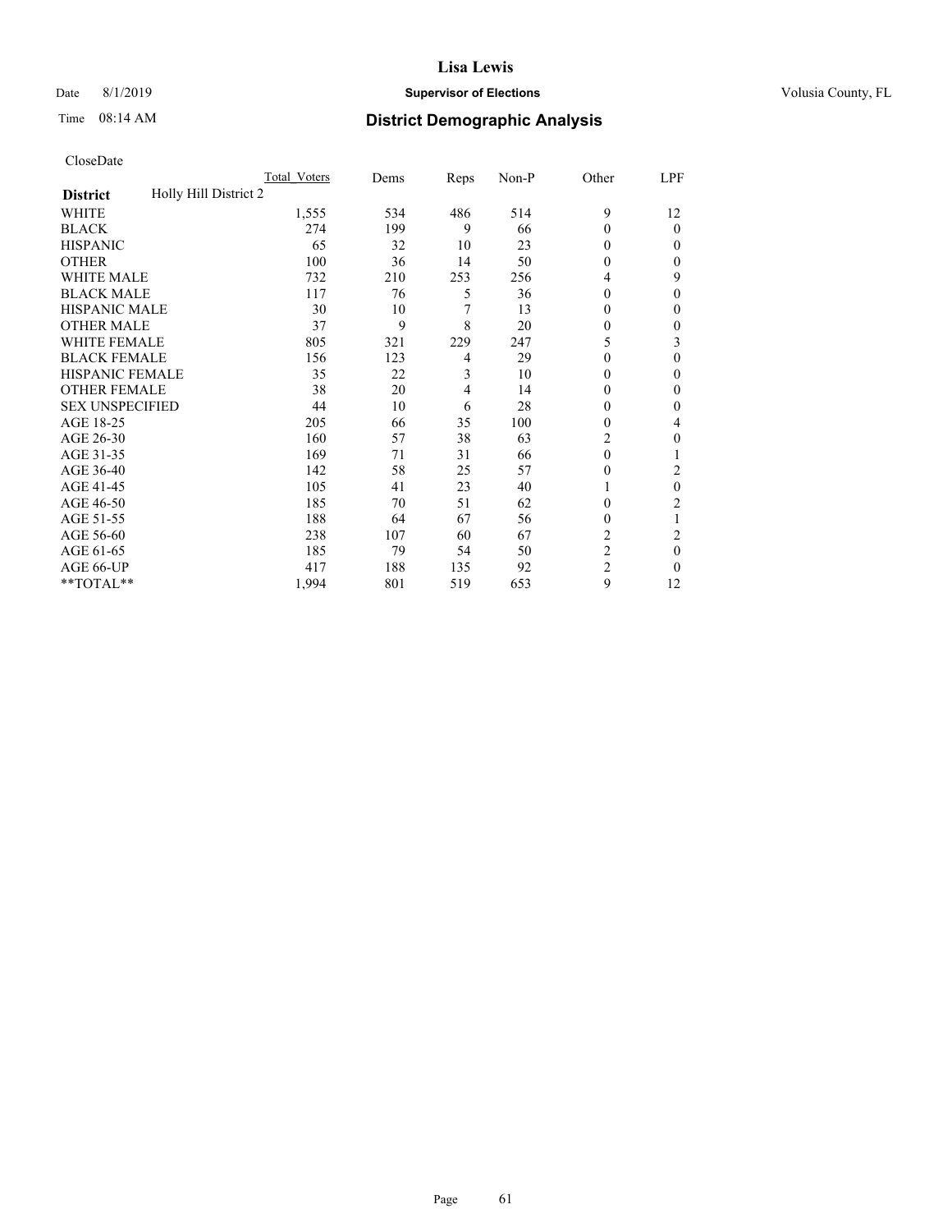**Lisa Lewis**

Date 8/1/2019 **Supervisor of Elections** Volusia County, FL

Time 08:14 AM **District Demographic Analysis**

CloseDate

| | Total_Voters | Dems | Reps | Non-P | Other | LPF |
|---|---|---|---|---|---|---|
| **District** Holly Hill District 2 | | | | | | |
| WHITE | 1,555 | 534 | 486 | 514 | 9 | 12 |
| BLACK | 274 | 199 | 9 | 66 | 0 | 0 |
| HISPANIC | 65 | 32 | 10 | 23 | 0 | 0 |
| OTHER | 100 | 36 | 14 | 50 | 0 | 0 |
| WHITE MALE | 732 | 210 | 253 | 256 | 4 | 9 |
| BLACK MALE | 117 | 76 | 5 | 36 | 0 | 0 |
| HISPANIC MALE | 30 | 10 | 7 | 13 | 0 | 0 |
| OTHER MALE | 37 | 9 | 8 | 20 | 0 | 0 |
| WHITE FEMALE | 805 | 321 | 229 | 247 | 5 | 3 |
| BLACK FEMALE | 156 | 123 | 4 | 29 | 0 | 0 |
| HISPANIC FEMALE | 35 | 22 | 3 | 10 | 0 | 0 |
| OTHER FEMALE | 38 | 20 | 4 | 14 | 0 | 0 |
| SEX UNSPECIFIED | 44 | 10 | 6 | 28 | 0 | 0 |
| AGE 18-25 | 205 | 66 | 35 | 100 | 0 | 4 |
| AGE 26-30 | 160 | 57 | 38 | 63 | 2 | 0 |
| AGE 31-35 | 169 | 71 | 31 | 66 | 0 | 1 |
| AGE 36-40 | 142 | 58 | 25 | 57 | 0 | 2 |
| AGE 41-45 | 105 | 41 | 23 | 40 | 1 | 0 |
| AGE 46-50 | 185 | 70 | 51 | 62 | 0 | 2 |
| AGE 51-55 | 188 | 64 | 67 | 56 | 0 | 1 |
| AGE 56-60 | 238 | 107 | 60 | 67 | 2 | 2 |
| AGE 61-65 | 185 | 79 | 54 | 50 | 2 | 0 |
| AGE 66-UP | 417 | 188 | 135 | 92 | 2 | 0 |
| **TOTAL** | 1,994 | 801 | 519 | 653 | 9 | 12 |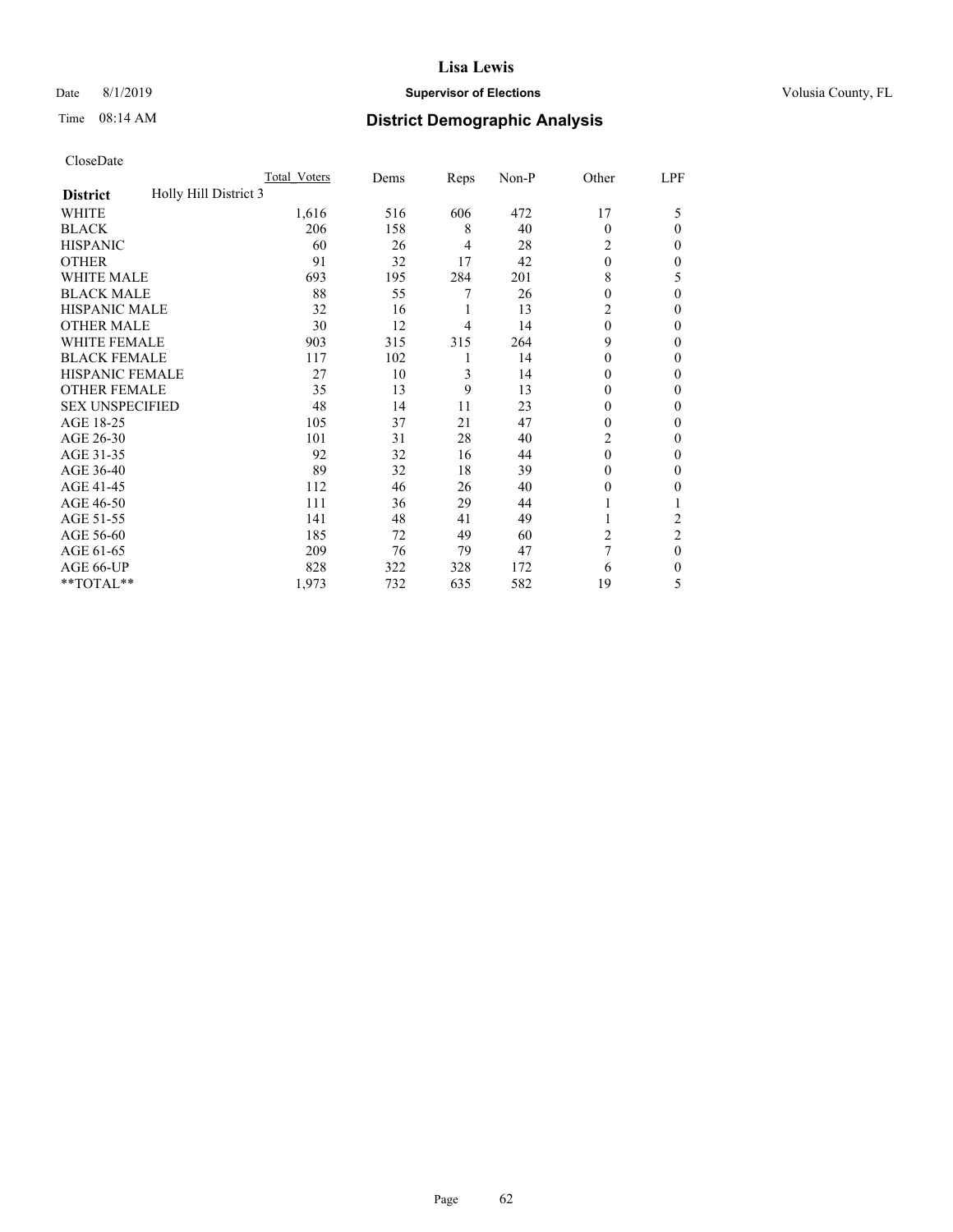# Lisa Lewis

Date 8/1/2019 **Supervisor of Elections** Volusia County, FL

Time 08:14 AM **District Demographic Analysis**

CloseDate

| District | Holly Hill District 3 | Total_Voters | Dems | Reps | Non-P | Other | LPF |
|---|---|---|---|---|---|---|---|
| WHITE | | 1,616 | 516 | 606 | 472 | 17 | 5 |
| BLACK | | 206 | 158 | 8 | 40 | 0 | 0 |
| HISPANIC | | 60 | 26 | 4 | 28 | 2 | 0 |
| OTHER | | 91 | 32 | 17 | 42 | 0 | 0 |
| WHITE MALE | | 693 | 195 | 284 | 201 | 8 | 5 |
| BLACK MALE | | 88 | 55 | 7 | 26 | 0 | 0 |
| HISPANIC MALE | | 32 | 16 | 1 | 13 | 2 | 0 |
| OTHER MALE | | 30 | 12 | 4 | 14 | 0 | 0 |
| WHITE FEMALE | | 903 | 315 | 315 | 264 | 9 | 0 |
| BLACK FEMALE | | 117 | 102 | 1 | 14 | 0 | 0 |
| HISPANIC FEMALE | | 27 | 10 | 3 | 14 | 0 | 0 |
| OTHER FEMALE | | 35 | 13 | 9 | 13 | 0 | 0 |
| SEX UNSPECIFIED | | 48 | 14 | 11 | 23 | 0 | 0 |
| AGE 18-25 | | 105 | 37 | 21 | 47 | 0 | 0 |
| AGE 26-30 | | 101 | 31 | 28 | 40 | 2 | 0 |
| AGE 31-35 | | 92 | 32 | 16 | 44 | 0 | 0 |
| AGE 36-40 | | 89 | 32 | 18 | 39 | 0 | 0 |
| AGE 41-45 | | 112 | 46 | 26 | 40 | 0 | 0 |
| AGE 46-50 | | 111 | 36 | 29 | 44 | 1 | 1 |
| AGE 51-55 | | 141 | 48 | 41 | 49 | 1 | 2 |
| AGE 56-60 | | 185 | 72 | 49 | 60 | 2 | 2 |
| AGE 61-65 | | 209 | 76 | 79 | 47 | 7 | 0 |
| AGE 66-UP | | 828 | 322 | 328 | 172 | 6 | 0 |
| **TOTAL** | | 1,973 | 732 | 635 | 582 | 19 | 5 |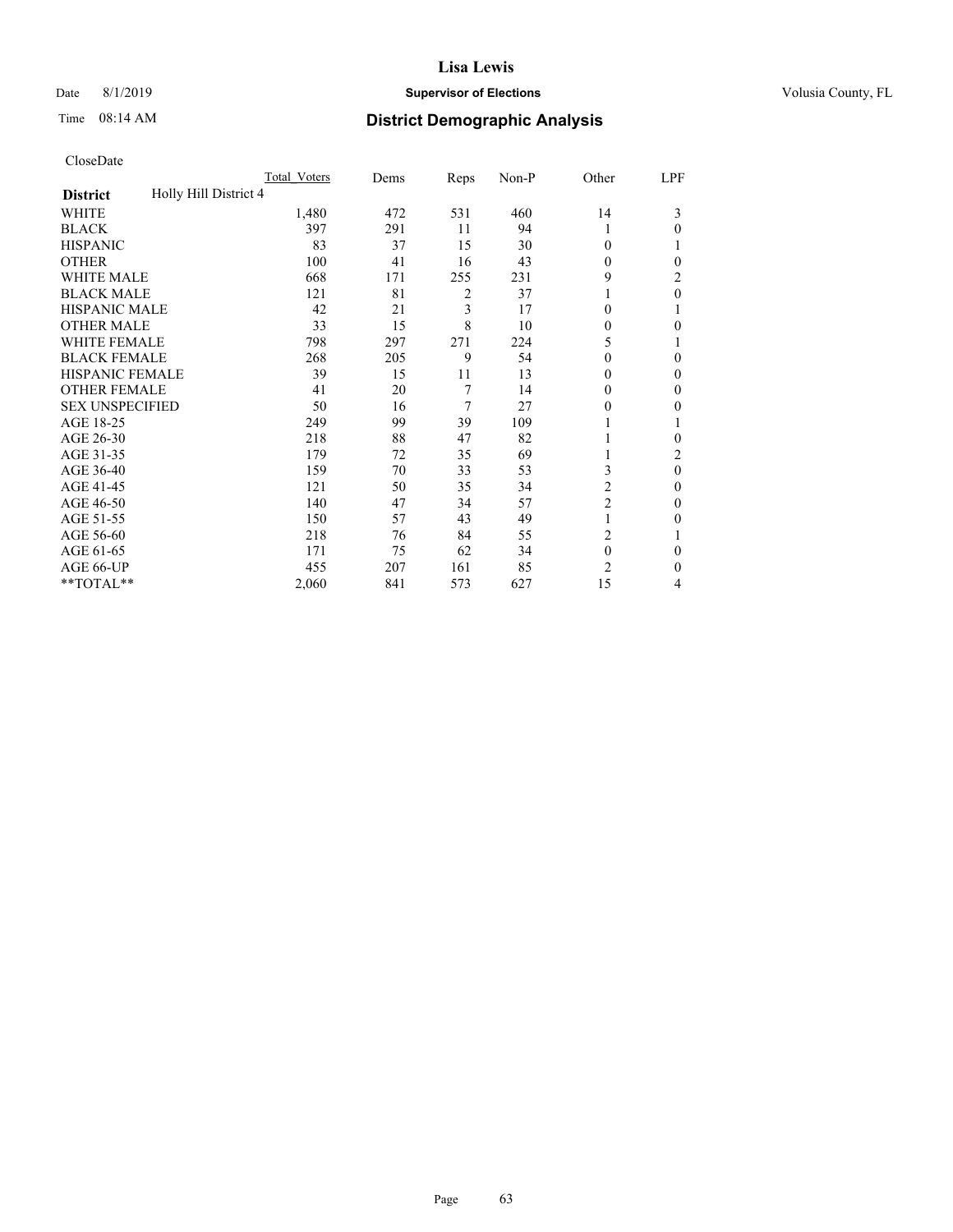# Lisa Lewis

Date 8/1/2019 **Supervisor of Elections** Volusia County, FL

Time 08:14 AM **District Demographic Analysis**

CloseDate

| **District** | Holly Hill District 4 | Total Voters | Dems | Reps | Non-P | Other | LPF |
|---|---|---|---|---|---|---|---|
| WHITE | | 1,480 | 472 | 531 | 460 | 14 | 3 |
| BLACK | | 397 | 291 | 11 | 94 | 1 | 0 |
| HISPANIC | | 83 | 37 | 15 | 30 | 0 | 1 |
| OTHER | | 100 | 41 | 16 | 43 | 0 | 0 |
| WHITE MALE | | 668 | 171 | 255 | 231 | 9 | 2 |
| BLACK MALE | | 121 | 81 | 2 | 37 | 1 | 0 |
| HISPANIC MALE | | 42 | 21 | 3 | 17 | 0 | 1 |
| OTHER MALE | | 33 | 15 | 8 | 10 | 0 | 0 |
| WHITE FEMALE | | 798 | 297 | 271 | 224 | 5 | 1 |
| BLACK FEMALE | | 268 | 205 | 9 | 54 | 0 | 0 |
| HISPANIC FEMALE | | 39 | 15 | 11 | 13 | 0 | 0 |
| OTHER FEMALE | | 41 | 20 | 7 | 14 | 0 | 0 |
| SEX UNSPECIFIED | | 50 | 16 | 7 | 27 | 0 | 0 |
| AGE 18-25 | | 249 | 99 | 39 | 109 | 1 | 1 |
| AGE 26-30 | | 218 | 88 | 47 | 82 | 1 | 0 |
| AGE 31-35 | | 179 | 72 | 35 | 69 | 1 | 2 |
| AGE 36-40 | | 159 | 70 | 33 | 53 | 3 | 0 |
| AGE 41-45 | | 121 | 50 | 35 | 34 | 2 | 0 |
| AGE 46-50 | | 140 | 47 | 34 | 57 | 2 | 0 |
| AGE 51-55 | | 150 | 57 | 43 | 49 | 1 | 0 |
| AGE 56-60 | | 218 | 76 | 84 | 55 | 2 | 1 |
| AGE 61-65 | | 171 | 75 | 62 | 34 | 0 | 0 |
| AGE 66-UP | | 455 | 207 | 161 | 85 | 2 | 0 |
| **TOTAL** | | 2,060 | 841 | 573 | 627 | 15 | 4 |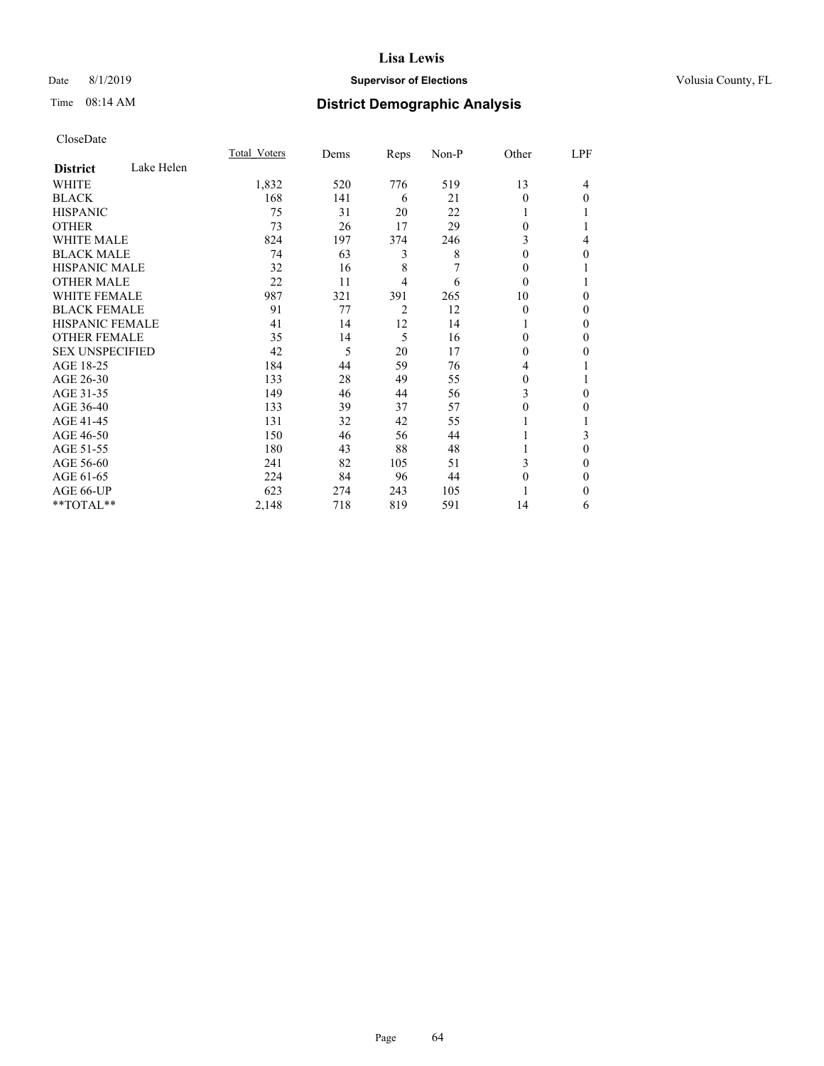# Lisa Lewis

Date 8/1/2019 **Supervisor of Elections** Volusia County, FL

Time 08:14 AM **District Demographic Analysis**

CloseDate

| | Total_Voters | Dems | Reps | Non-P | Other | LPF |
|---|---|---|---|---|---|---|
| **District** Lake Helen | | | | | | |
| WHITE | 1,832 | 520 | 776 | 519 | 13 | 4 |
| BLACK | 168 | 141 | 6 | 21 | 0 | 0 |
| HISPANIC | 75 | 31 | 20 | 22 | 1 | 1 |
| OTHER | 73 | 26 | 17 | 29 | 0 | 1 |
| WHITE MALE | 824 | 197 | 374 | 246 | 3 | 4 |
| BLACK MALE | 74 | 63 | 3 | 8 | 0 | 0 |
| HISPANIC MALE | 32 | 16 | 8 | 7 | 0 | 1 |
| OTHER MALE | 22 | 11 | 4 | 6 | 0 | 1 |
| WHITE FEMALE | 987 | 321 | 391 | 265 | 10 | 0 |
| BLACK FEMALE | 91 | 77 | 2 | 12 | 0 | 0 |
| HISPANIC FEMALE | 41 | 14 | 12 | 14 | 1 | 0 |
| OTHER FEMALE | 35 | 14 | 5 | 16 | 0 | 0 |
| SEX UNSPECIFIED | 42 | 5 | 20 | 17 | 0 | 0 |
| AGE 18-25 | 184 | 44 | 59 | 76 | 4 | 1 |
| AGE 26-30 | 133 | 28 | 49 | 55 | 0 | 1 |
| AGE 31-35 | 149 | 46 | 44 | 56 | 3 | 0 |
| AGE 36-40 | 133 | 39 | 37 | 57 | 0 | 0 |
| AGE 41-45 | 131 | 32 | 42 | 55 | 1 | 1 |
| AGE 46-50 | 150 | 46 | 56 | 44 | 1 | 3 |
| AGE 51-55 | 180 | 43 | 88 | 48 | 1 | 0 |
| AGE 56-60 | 241 | 82 | 105 | 51 | 3 | 0 |
| AGE 61-65 | 224 | 84 | 96 | 44 | 0 | 0 |
| AGE 66-UP | 623 | 274 | 243 | 105 | 1 | 0 |
| **TOTAL** | 2,148 | 718 | 819 | 591 | 14 | 6 |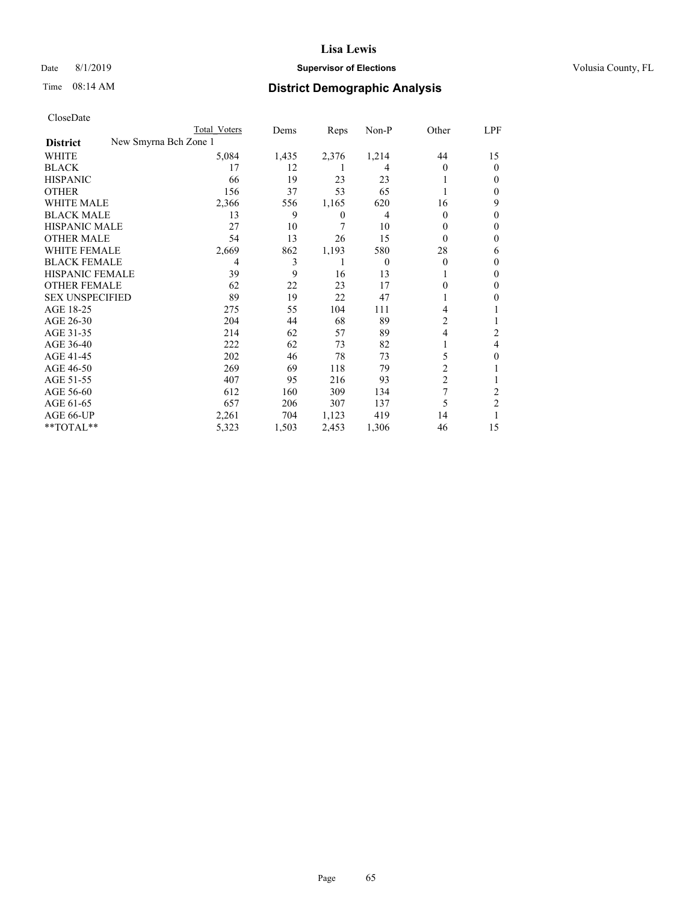**Lisa Lewis**

Date 8/1/2019 **Supervisor of Elections** Volusia County, FL

Time 08:14 AM **District Demographic Analysis**

CloseDate

| | Total Voters | Dems | Reps | Non-P | Other | LPF |
|---|---|---|---|---|---|---|
| **District** New Smyrna Bch Zone 1 | | | | | | |
| WHITE | 5,084 | 1,435 | 2,376 | 1,214 | 44 | 15 |
| BLACK | 17 | 12 | 1 | 4 | 0 | 0 |
| HISPANIC | 66 | 19 | 23 | 23 | 1 | 0 |
| OTHER | 156 | 37 | 53 | 65 | 1 | 0 |
| WHITE MALE | 2,366 | 556 | 1,165 | 620 | 16 | 9 |
| BLACK MALE | 13 | 9 | 0 | 4 | 0 | 0 |
| HISPANIC MALE | 27 | 10 | 7 | 10 | 0 | 0 |
| OTHER MALE | 54 | 13 | 26 | 15 | 0 | 0 |
| WHITE FEMALE | 2,669 | 862 | 1,193 | 580 | 28 | 6 |
| BLACK FEMALE | 4 | 3 | 1 | 0 | 0 | 0 |
| HISPANIC FEMALE | 39 | 9 | 16 | 13 | 1 | 0 |
| OTHER FEMALE | 62 | 22 | 23 | 17 | 0 | 0 |
| SEX UNSPECIFIED | 89 | 19 | 22 | 47 | 1 | 0 |
| AGE 18-25 | 275 | 55 | 104 | 111 | 4 | 1 |
| AGE 26-30 | 204 | 44 | 68 | 89 | 2 | 1 |
| AGE 31-35 | 214 | 62 | 57 | 89 | 4 | 2 |
| AGE 36-40 | 222 | 62 | 73 | 82 | 1 | 4 |
| AGE 41-45 | 202 | 46 | 78 | 73 | 5 | 0 |
| AGE 46-50 | 269 | 69 | 118 | 79 | 2 | 1 |
| AGE 51-55 | 407 | 95 | 216 | 93 | 2 | 1 |
| AGE 56-60 | 612 | 160 | 309 | 134 | 7 | 2 |
| AGE 61-65 | 657 | 206 | 307 | 137 | 5 | 2 |
| AGE 66-UP | 2,261 | 704 | 1,123 | 419 | 14 | 1 |
| **TOTAL** | 5,323 | 1,503 | 2,453 | 1,306 | 46 | 15 |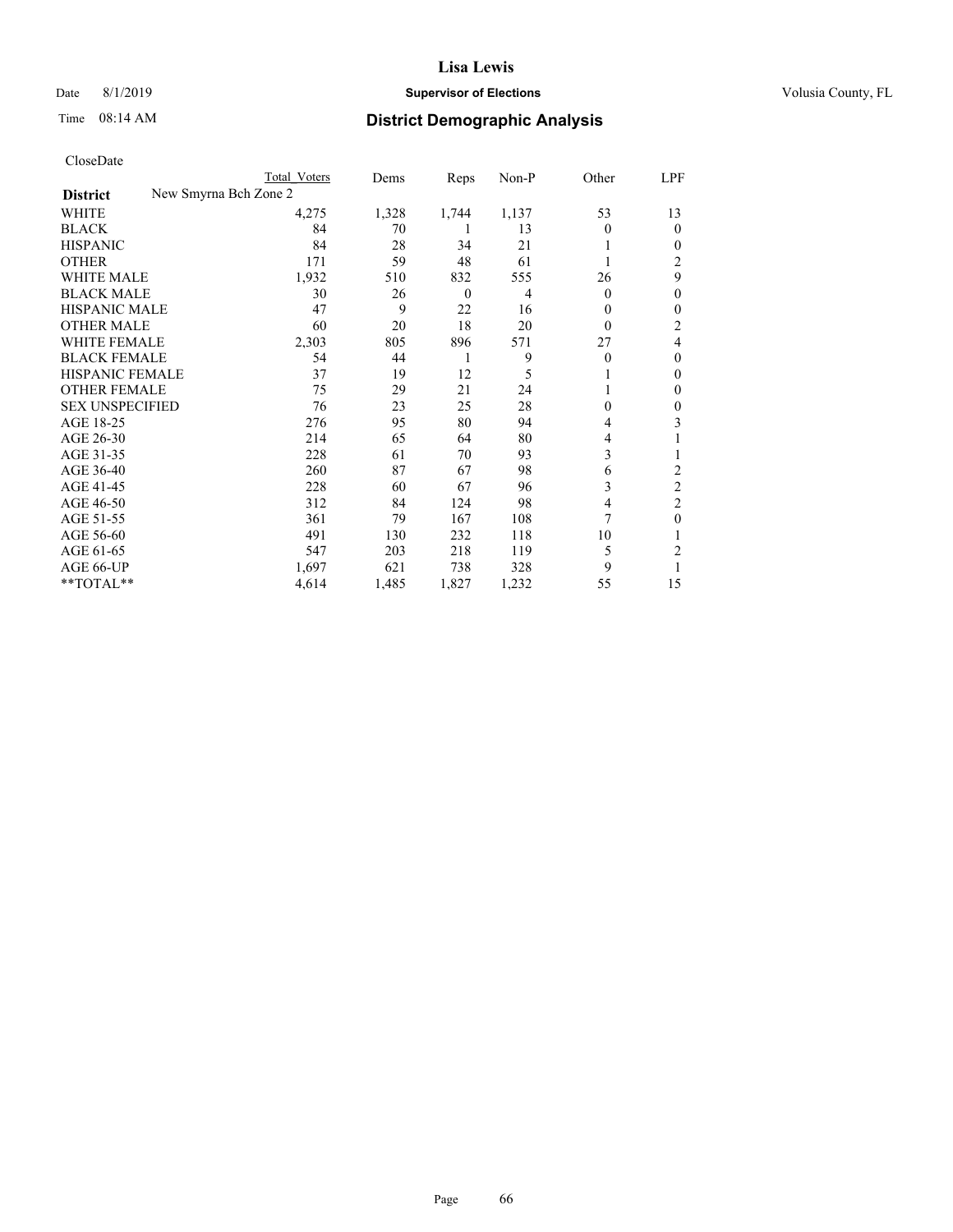# Lisa Lewis

Date 8/1/2019 **Supervisor of Elections** Volusia County, FL

Time 08:14 AM **District Demographic Analysis**

CloseDate

| District | Total Voters | Dems | Reps | Non-P | Other | LPF |
|---|---|---|---|---|---|---|
| New Smyrna Bch Zone 2 | | | | | | |
| WHITE | 4,275 | 1,328 | 1,744 | 1,137 | 53 | 13 |
| BLACK | 84 | 70 | 1 | 13 | 0 | 0 |
| HISPANIC | 84 | 28 | 34 | 21 | 1 | 0 |
| OTHER | 171 | 59 | 48 | 61 | 1 | 2 |
| WHITE MALE | 1,932 | 510 | 832 | 555 | 26 | 9 |
| BLACK MALE | 30 | 26 | 0 | 4 | 0 | 0 |
| HISPANIC MALE | 47 | 9 | 22 | 16 | 0 | 0 |
| OTHER MALE | 60 | 20 | 18 | 20 | 0 | 2 |
| WHITE FEMALE | 2,303 | 805 | 896 | 571 | 27 | 4 |
| BLACK FEMALE | 54 | 44 | 1 | 9 | 0 | 0 |
| HISPANIC FEMALE | 37 | 19 | 12 | 5 | 1 | 0 |
| OTHER FEMALE | 75 | 29 | 21 | 24 | 1 | 0 |
| SEX UNSPECIFIED | 76 | 23 | 25 | 28 | 0 | 0 |
| AGE 18-25 | 276 | 95 | 80 | 94 | 4 | 3 |
| AGE 26-30 | 214 | 65 | 64 | 80 | 4 | 1 |
| AGE 31-35 | 228 | 61 | 70 | 93 | 3 | 1 |
| AGE 36-40 | 260 | 87 | 67 | 98 | 6 | 2 |
| AGE 41-45 | 228 | 60 | 67 | 96 | 3 | 2 |
| AGE 46-50 | 312 | 84 | 124 | 98 | 4 | 2 |
| AGE 51-55 | 361 | 79 | 167 | 108 | 7 | 0 |
| AGE 56-60 | 491 | 130 | 232 | 118 | 10 | 1 |
| AGE 61-65 | 547 | 203 | 218 | 119 | 5 | 2 |
| AGE 66-UP | 1,697 | 621 | 738 | 328 | 9 | 1 |
| **TOTAL** | 4,614 | 1,485 | 1,827 | 1,232 | 55 | 15 |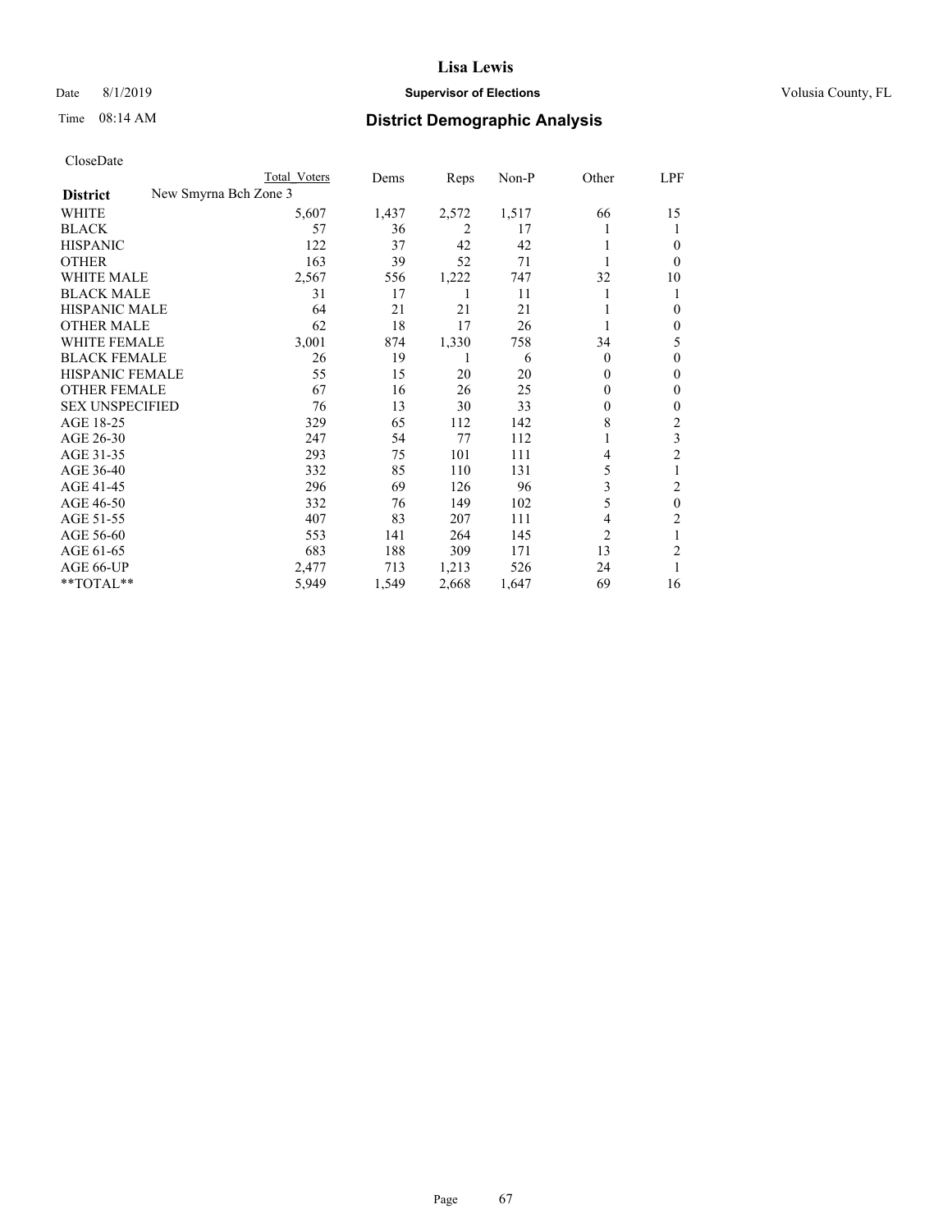# Lisa Lewis

Date 8/1/2019 **Supervisor of Elections** Volusia County, FL

Time 08:14 AM **District Demographic Analysis**

CloseDate

| District | New Smyrna Bch Zone 3 | Total Voters | Dems | Reps | Non-P | Other | LPF |
|---|---|---|---|---|---|---|---|
| WHITE | | 5,607 | 1,437 | 2,572 | 1,517 | 66 | 15 |
| BLACK | | 57 | 36 | 2 | 17 | 1 | 1 |
| HISPANIC | | 122 | 37 | 42 | 42 | 1 | 0 |
| OTHER | | 163 | 39 | 52 | 71 | 1 | 0 |
| WHITE MALE | | 2,567 | 556 | 1,222 | 747 | 32 | 10 |
| BLACK MALE | | 31 | 17 | 1 | 11 | 1 | 1 |
| HISPANIC MALE | | 64 | 21 | 21 | 21 | 1 | 0 |
| OTHER MALE | | 62 | 18 | 17 | 26 | 1 | 0 |
| WHITE FEMALE | | 3,001 | 874 | 1,330 | 758 | 34 | 5 |
| BLACK FEMALE | | 26 | 19 | 1 | 6 | 0 | 0 |
| HISPANIC FEMALE | | 55 | 15 | 20 | 20 | 0 | 0 |
| OTHER FEMALE | | 67 | 16 | 26 | 25 | 0 | 0 |
| SEX UNSPECIFIED | | 76 | 13 | 30 | 33 | 0 | 0 |
| AGE 18-25 | | 329 | 65 | 112 | 142 | 8 | 2 |
| AGE 26-30 | | 247 | 54 | 77 | 112 | 1 | 3 |
| AGE 31-35 | | 293 | 75 | 101 | 111 | 4 | 2 |
| AGE 36-40 | | 332 | 85 | 110 | 131 | 5 | 1 |
| AGE 41-45 | | 296 | 69 | 126 | 96 | 3 | 2 |
| AGE 46-50 | | 332 | 76 | 149 | 102 | 5 | 0 |
| AGE 51-55 | | 407 | 83 | 207 | 111 | 4 | 2 |
| AGE 56-60 | | 553 | 141 | 264 | 145 | 2 | 1 |
| AGE 61-65 | | 683 | 188 | 309 | 171 | 13 | 2 |
| AGE 66-UP | | 2,477 | 713 | 1,213 | 526 | 24 | 1 |
| **TOTAL** | | 5,949 | 1,549 | 2,668 | 1,647 | 69 | 16 |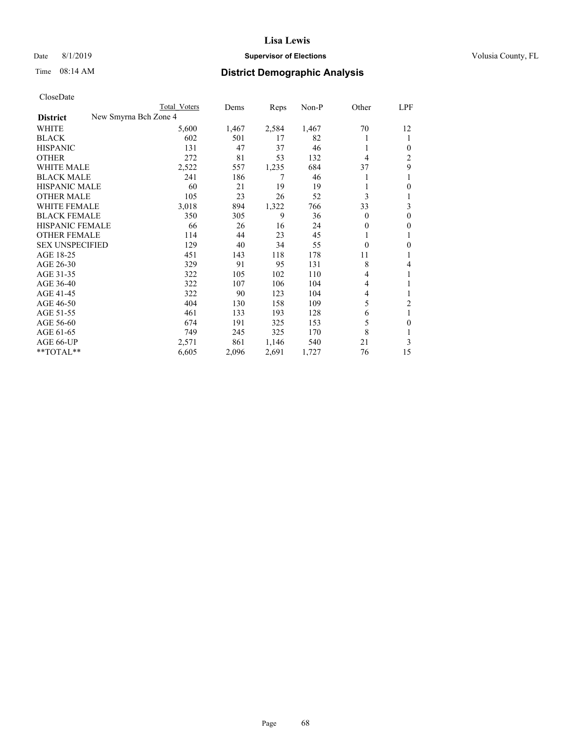# Lisa Lewis

Date 8/1/2019 **Supervisor of Elections** Volusia County, FL

Time 08:14 AM **District Demographic Analysis**

CloseDate

| District | New Smyrna Bch Zone 4 Total Voters | Dems | Reps | Non-P | Other | LPF |
|---|---|---|---|---|---|---|
| WHITE | 5,600 | 1,467 | 2,584 | 1,467 | 70 | 12 |
| BLACK | 602 | 501 | 17 | 82 | 1 | 1 |
| HISPANIC | 131 | 47 | 37 | 46 | 1 | 0 |
| OTHER | 272 | 81 | 53 | 132 | 4 | 2 |
| WHITE MALE | 2,522 | 557 | 1,235 | 684 | 37 | 9 |
| BLACK MALE | 241 | 186 | 7 | 46 | 1 | 1 |
| HISPANIC MALE | 60 | 21 | 19 | 19 | 1 | 0 |
| OTHER MALE | 105 | 23 | 26 | 52 | 3 | 1 |
| WHITE FEMALE | 3,018 | 894 | 1,322 | 766 | 33 | 3 |
| BLACK FEMALE | 350 | 305 | 9 | 36 | 0 | 0 |
| HISPANIC FEMALE | 66 | 26 | 16 | 24 | 0 | 0 |
| OTHER FEMALE | 114 | 44 | 23 | 45 | 1 | 1 |
| SEX UNSPECIFIED | 129 | 40 | 34 | 55 | 0 | 0 |
| AGE 18-25 | 451 | 143 | 118 | 178 | 11 | 1 |
| AGE 26-30 | 329 | 91 | 95 | 131 | 8 | 4 |
| AGE 31-35 | 322 | 105 | 102 | 110 | 4 | 1 |
| AGE 36-40 | 322 | 107 | 106 | 104 | 4 | 1 |
| AGE 41-45 | 322 | 90 | 123 | 104 | 4 | 1 |
| AGE 46-50 | 404 | 130 | 158 | 109 | 5 | 2 |
| AGE 51-55 | 461 | 133 | 193 | 128 | 6 | 1 |
| AGE 56-60 | 674 | 191 | 325 | 153 | 5 | 0 |
| AGE 61-65 | 749 | 245 | 325 | 170 | 8 | 1 |
| AGE 66-UP | 2,571 | 861 | 1,146 | 540 | 21 | 3 |
| **TOTAL** | 6,605 | 2,096 | 2,691 | 1,727 | 76 | 15 |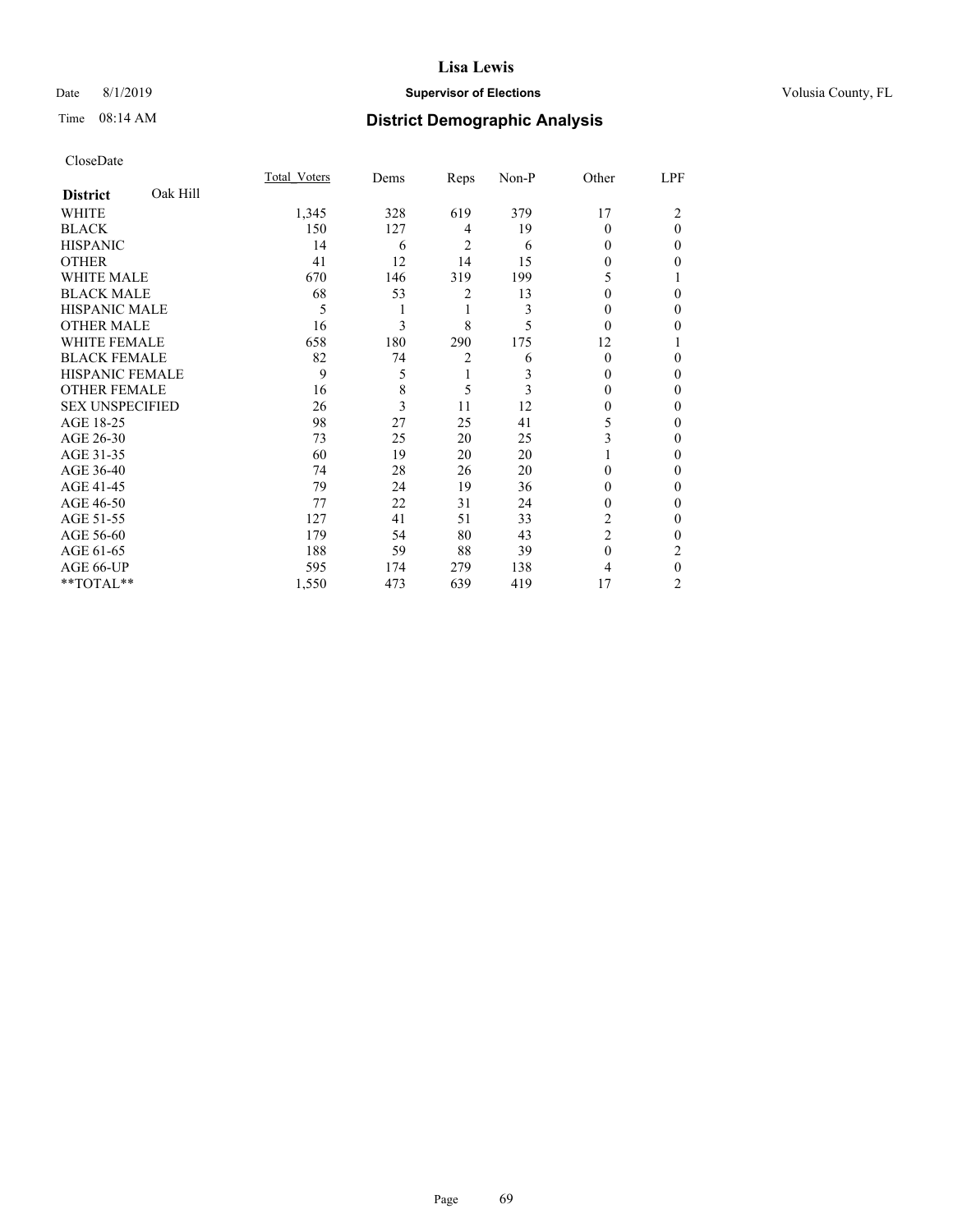# Lisa Lewis

Date 8/1/2019 **Supervisor of Elections** Volusia County, FL

Time 08:14 AM **District Demographic Analysis**

CloseDate

| **District** Oak Hill | Total_Voters | Dems | Reps | Non-P | Other | LPF |
|---|---|---|---|---|---|---|
| WHITE | 1,345 | 328 | 619 | 379 | 17 | 2 |
| BLACK | 150 | 127 | 4 | 19 | 0 | 0 |
| HISPANIC | 14 | 6 | 2 | 6 | 0 | 0 |
| OTHER | 41 | 12 | 14 | 15 | 0 | 0 |
| WHITE MALE | 670 | 146 | 319 | 199 | 5 | 1 |
| BLACK MALE | 68 | 53 | 2 | 13 | 0 | 0 |
| HISPANIC MALE | 5 | 1 | 1 | 3 | 0 | 0 |
| OTHER MALE | 16 | 3 | 8 | 5 | 0 | 0 |
| WHITE FEMALE | 658 | 180 | 290 | 175 | 12 | 1 |
| BLACK FEMALE | 82 | 74 | 2 | 6 | 0 | 0 |
| HISPANIC FEMALE | 9 | 5 | 1 | 3 | 0 | 0 |
| OTHER FEMALE | 16 | 8 | 5 | 3 | 0 | 0 |
| SEX UNSPECIFIED | 26 | 3 | 11 | 12 | 0 | 0 |
| AGE 18-25 | 98 | 27 | 25 | 41 | 5 | 0 |
| AGE 26-30 | 73 | 25 | 20 | 25 | 3 | 0 |
| AGE 31-35 | 60 | 19 | 20 | 20 | 1 | 0 |
| AGE 36-40 | 74 | 28 | 26 | 20 | 0 | 0 |
| AGE 41-45 | 79 | 24 | 19 | 36 | 0 | 0 |
| AGE 46-50 | 77 | 22 | 31 | 24 | 0 | 0 |
| AGE 51-55 | 127 | 41 | 51 | 33 | 2 | 0 |
| AGE 56-60 | 179 | 54 | 80 | 43 | 2 | 0 |
| AGE 61-65 | 188 | 59 | 88 | 39 | 0 | 2 |
| AGE 66-UP | 595 | 174 | 279 | 138 | 4 | 0 |
| **TOTAL** | 1,550 | 473 | 639 | 419 | 17 | 2 |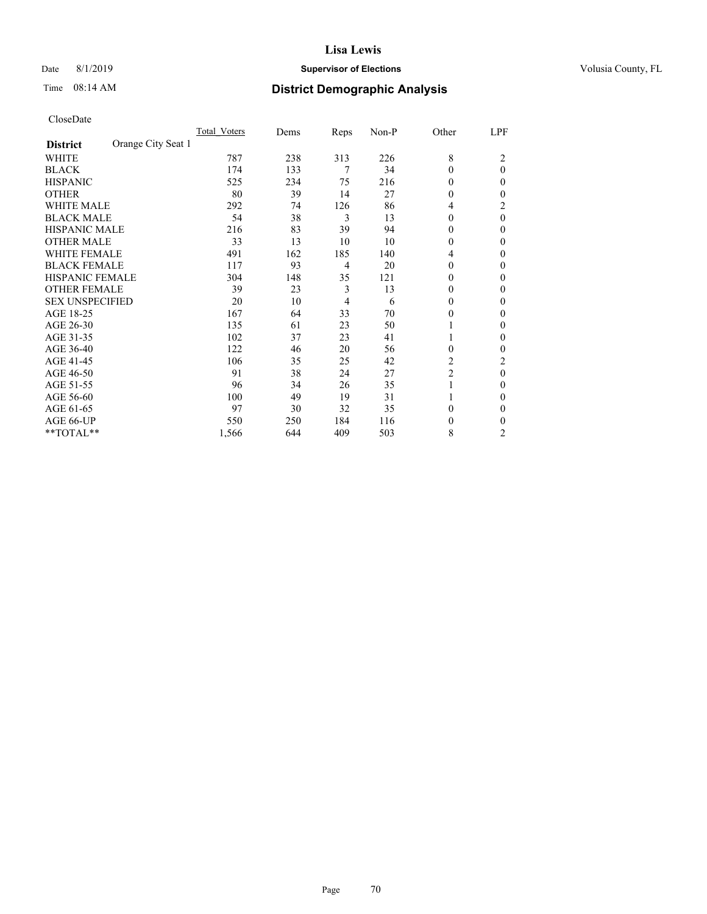**Lisa Lewis**

Date 8/1/2019 **Supervisor of Elections** Volusia County, FL

Time 08:14 AM

## District Demographic Analysis

CloseDate

| District: Orange City Seat 1 | Total_Voters | Dems | Reps | Non-P | Other | LPF |
|---|---|---|---|---|---|---|
| WHITE | 787 | 238 | 313 | 226 | 8 | 2 |
| BLACK | 174 | 133 | 7 | 34 | 0 | 0 |
| HISPANIC | 525 | 234 | 75 | 216 | 0 | 0 |
| OTHER | 80 | 39 | 14 | 27 | 0 | 0 |
| WHITE MALE | 292 | 74 | 126 | 86 | 4 | 2 |
| BLACK MALE | 54 | 38 | 3 | 13 | 0 | 0 |
| HISPANIC MALE | 216 | 83 | 39 | 94 | 0 | 0 |
| OTHER MALE | 33 | 13 | 10 | 10 | 0 | 0 |
| WHITE FEMALE | 491 | 162 | 185 | 140 | 4 | 0 |
| BLACK FEMALE | 117 | 93 | 4 | 20 | 0 | 0 |
| HISPANIC FEMALE | 304 | 148 | 35 | 121 | 0 | 0 |
| OTHER FEMALE | 39 | 23 | 3 | 13 | 0 | 0 |
| SEX UNSPECIFIED | 20 | 10 | 4 | 6 | 0 | 0 |
| AGE 18-25 | 167 | 64 | 33 | 70 | 0 | 0 |
| AGE 26-30 | 135 | 61 | 23 | 50 | 1 | 0 |
| AGE 31-35 | 102 | 37 | 23 | 41 | 1 | 0 |
| AGE 36-40 | 122 | 46 | 20 | 56 | 0 | 0 |
| AGE 41-45 | 106 | 35 | 25 | 42 | 2 | 2 |
| AGE 46-50 | 91 | 38 | 24 | 27 | 2 | 0 |
| AGE 51-55 | 96 | 34 | 26 | 35 | 1 | 0 |
| AGE 56-60 | 100 | 49 | 19 | 31 | 1 | 0 |
| AGE 61-65 | 97 | 30 | 32 | 35 | 0 | 0 |
| AGE 66-UP | 550 | 250 | 184 | 116 | 0 | 0 |
| **TOTAL** | 1,566 | 644 | 409 | 503 | 8 | 2 |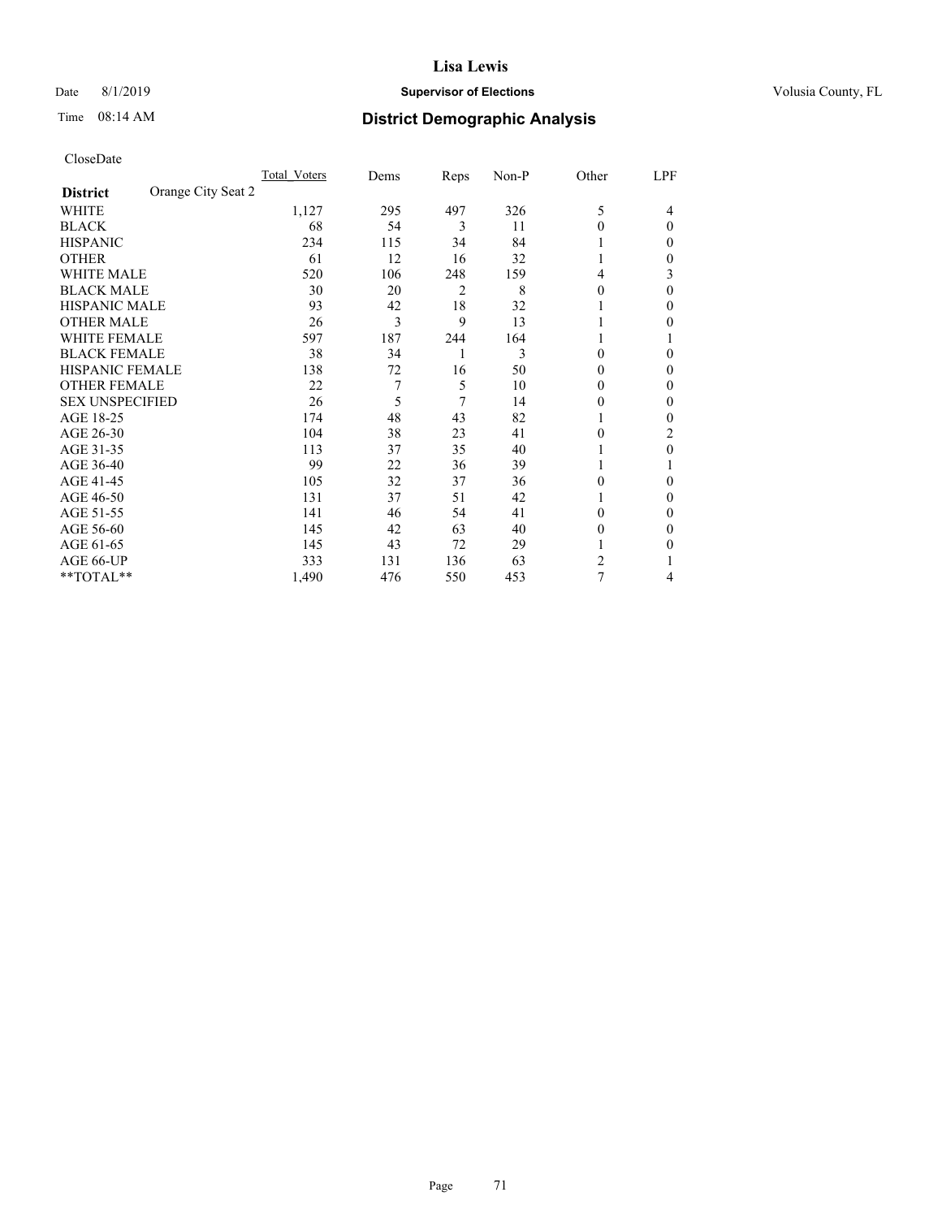# District Demographic Analysis

CloseDate

| District | Orange City Seat 2 | Total_Voters | Dems | Reps | Non-P | Other | LPF |
|---|---|---|---|---|---|---|---|
| WHITE | | 1,127 | 295 | 497 | 326 | 5 | 4 |
| BLACK | | 68 | 54 | 3 | 11 | 0 | 0 |
| HISPANIC | | 234 | 115 | 34 | 84 | 1 | 0 |
| OTHER | | 61 | 12 | 16 | 32 | 1 | 0 |
| WHITE MALE | | 520 | 106 | 248 | 159 | 4 | 3 |
| BLACK MALE | | 30 | 20 | 2 | 8 | 0 | 0 |
| HISPANIC MALE | | 93 | 42 | 18 | 32 | 1 | 0 |
| OTHER MALE | | 26 | 3 | 9 | 13 | 1 | 0 |
| WHITE FEMALE | | 597 | 187 | 244 | 164 | 1 | 1 |
| BLACK FEMALE | | 38 | 34 | 1 | 3 | 0 | 0 |
| HISPANIC FEMALE | | 138 | 72 | 16 | 50 | 0 | 0 |
| OTHER FEMALE | | 22 | 7 | 5 | 10 | 0 | 0 |
| SEX UNSPECIFIED | | 26 | 5 | 7 | 14 | 0 | 0 |
| AGE 18-25 | | 174 | 48 | 43 | 82 | 1 | 0 |
| AGE 26-30 | | 104 | 38 | 23 | 41 | 0 | 2 |
| AGE 31-35 | | 113 | 37 | 35 | 40 | 1 | 0 |
| AGE 36-40 | | 99 | 22 | 36 | 39 | 1 | 1 |
| AGE 41-45 | | 105 | 32 | 37 | 36 | 0 | 0 |
| AGE 46-50 | | 131 | 37 | 51 | 42 | 1 | 0 |
| AGE 51-55 | | 141 | 46 | 54 | 41 | 0 | 0 |
| AGE 56-60 | | 145 | 42 | 63 | 40 | 0 | 0 |
| AGE 61-65 | | 145 | 43 | 72 | 29 | 1 | 0 |
| AGE 66-UP | | 333 | 131 | 136 | 63 | 2 | 1 |
| **TOTAL** | | 1,490 | 476 | 550 | 453 | 7 | 4 |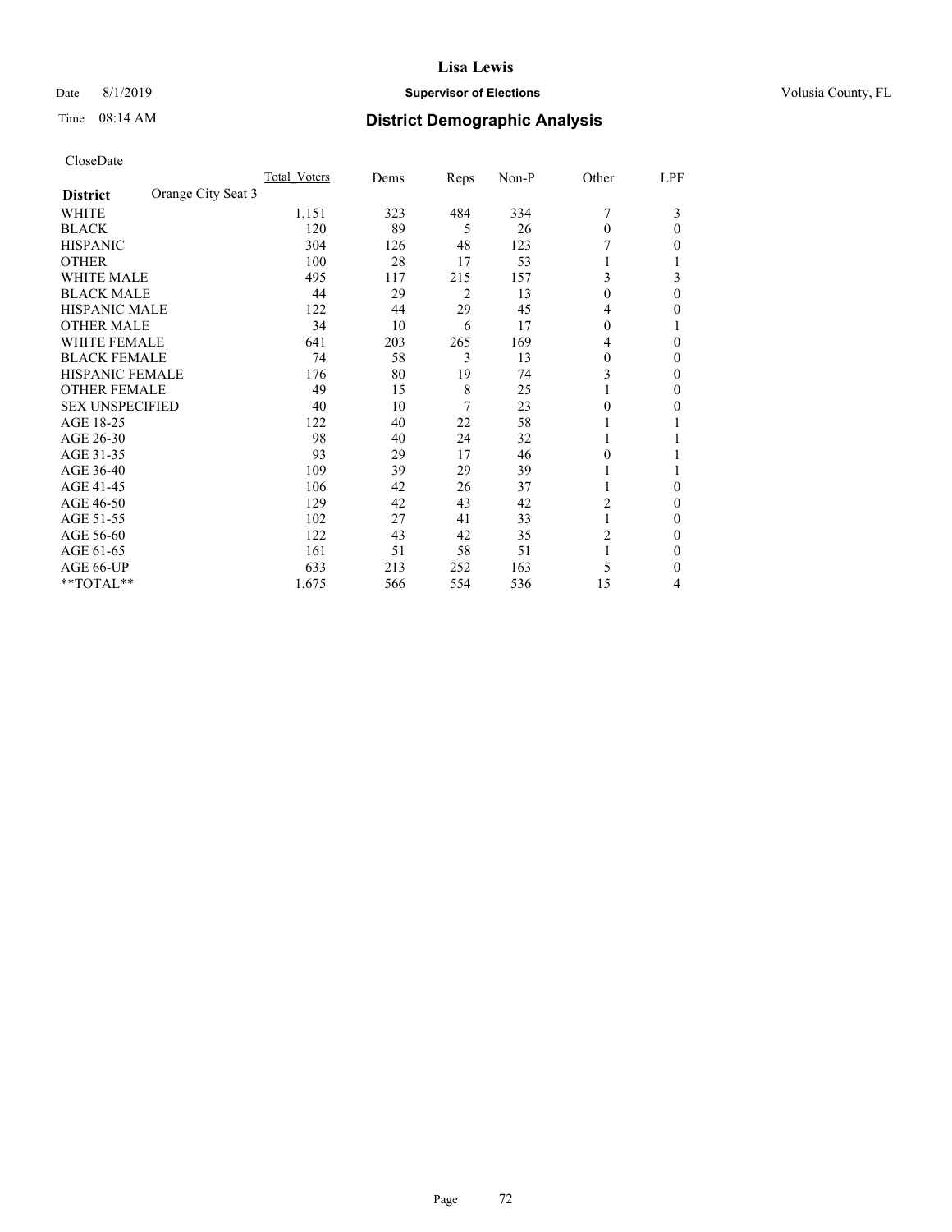# Lisa Lewis

Date 8/1/2019 **Supervisor of Elections** Volusia County, FL

Time 08:14 AM **District Demographic Analysis**

CloseDate

| District | Orange City Seat 3 | Total_Voters | Dems | Reps | Non-P | Other | LPF |
|---|---|---|---|---|---|---|---|
| WHITE | | 1,151 | 323 | 484 | 334 | 7 | 3 |
| BLACK | | 120 | 89 | 5 | 26 | 0 | 0 |
| HISPANIC | | 304 | 126 | 48 | 123 | 7 | 0 |
| OTHER | | 100 | 28 | 17 | 53 | 1 | 1 |
| WHITE MALE | | 495 | 117 | 215 | 157 | 3 | 3 |
| BLACK MALE | | 44 | 29 | 2 | 13 | 0 | 0 |
| HISPANIC MALE | | 122 | 44 | 29 | 45 | 4 | 0 |
| OTHER MALE | | 34 | 10 | 6 | 17 | 0 | 1 |
| WHITE FEMALE | | 641 | 203 | 265 | 169 | 4 | 0 |
| BLACK FEMALE | | 74 | 58 | 3 | 13 | 0 | 0 |
| HISPANIC FEMALE | | 176 | 80 | 19 | 74 | 3 | 0 |
| OTHER FEMALE | | 49 | 15 | 8 | 25 | 1 | 0 |
| SEX UNSPECIFIED | | 40 | 10 | 7 | 23 | 0 | 0 |
| AGE 18-25 | | 122 | 40 | 22 | 58 | 1 | 1 |
| AGE 26-30 | | 98 | 40 | 24 | 32 | 1 | 1 |
| AGE 31-35 | | 93 | 29 | 17 | 46 | 0 | 1 |
| AGE 36-40 | | 109 | 39 | 29 | 39 | 1 | 1 |
| AGE 41-45 | | 106 | 42 | 26 | 37 | 1 | 0 |
| AGE 46-50 | | 129 | 42 | 43 | 42 | 2 | 0 |
| AGE 51-55 | | 102 | 27 | 41 | 33 | 1 | 0 |
| AGE 56-60 | | 122 | 43 | 42 | 35 | 2 | 0 |
| AGE 61-65 | | 161 | 51 | 58 | 51 | 1 | 0 |
| AGE 66-UP | | 633 | 213 | 252 | 163 | 5 | 0 |
| **TOTAL** | | 1,675 | 566 | 554 | 536 | 15 | 4 |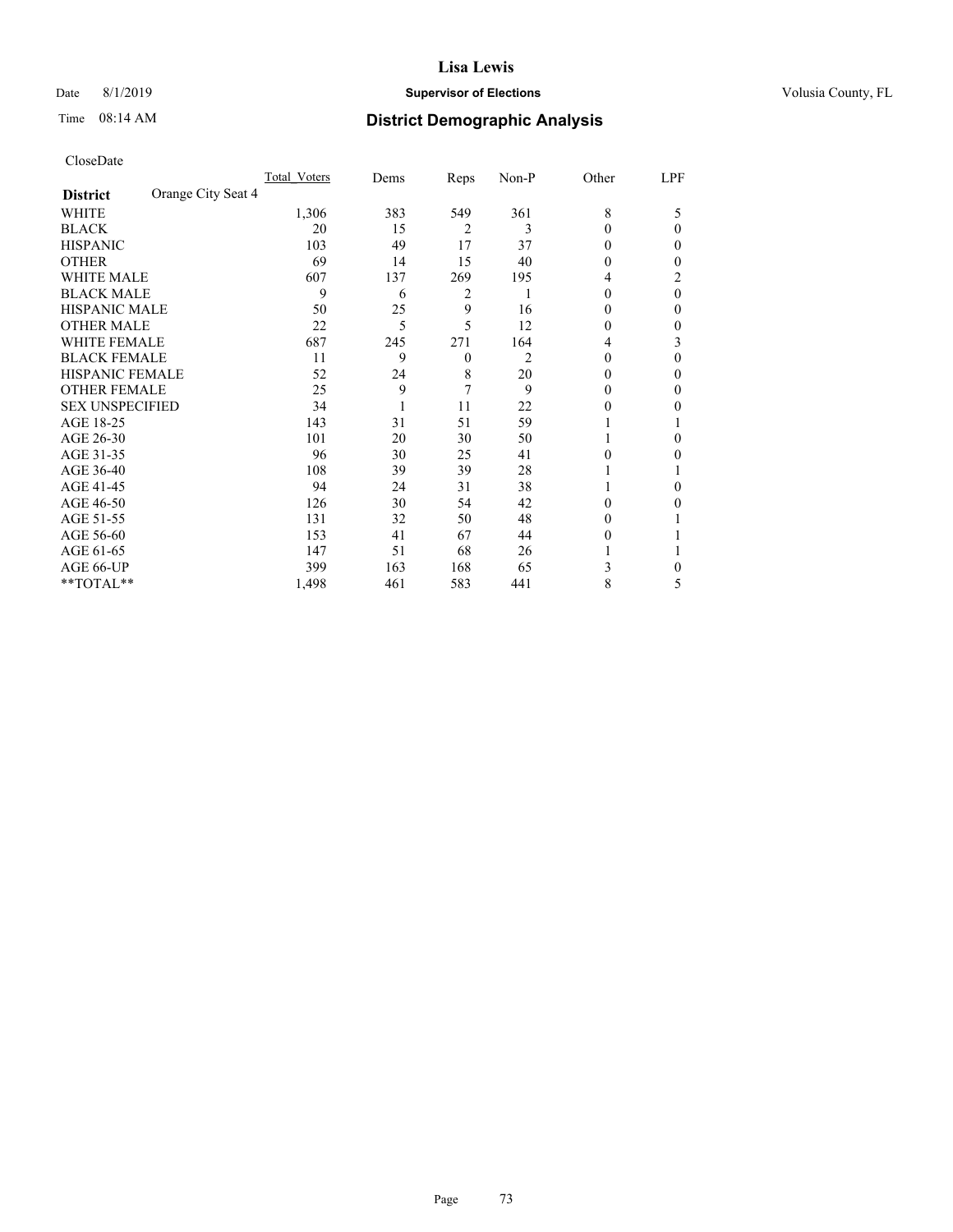Lisa Lewis

Date 8/1/2019 **Supervisor of Elections** Volusia County, FL

Time 08:14 AM **District Demographic Analysis**

CloseDate

| **District** Orange City Seat 4 | Total_Voters | Dems | Reps | Non-P | Other | LPF |
|---|---|---|---|---|---|---|
| WHITE | 1,306 | 383 | 549 | 361 | 8 | 5 |
| BLACK | 20 | 15 | 2 | 3 | 0 | 0 |
| HISPANIC | 103 | 49 | 17 | 37 | 0 | 0 |
| OTHER | 69 | 14 | 15 | 40 | 0 | 0 |
| WHITE MALE | 607 | 137 | 269 | 195 | 4 | 2 |
| BLACK MALE | 9 | 6 | 2 | 1 | 0 | 0 |
| HISPANIC MALE | 50 | 25 | 9 | 16 | 0 | 0 |
| OTHER MALE | 22 | 5 | 5 | 12 | 0 | 0 |
| WHITE FEMALE | 687 | 245 | 271 | 164 | 4 | 3 |
| BLACK FEMALE | 11 | 9 | 0 | 2 | 0 | 0 |
| HISPANIC FEMALE | 52 | 24 | 8 | 20 | 0 | 0 |
| OTHER FEMALE | 25 | 9 | 7 | 9 | 0 | 0 |
| SEX UNSPECIFIED | 34 | 1 | 11 | 22 | 0 | 0 |
| AGE 18-25 | 143 | 31 | 51 | 59 | 1 | 1 |
| AGE 26-30 | 101 | 20 | 30 | 50 | 1 | 0 |
| AGE 31-35 | 96 | 30 | 25 | 41 | 0 | 0 |
| AGE 36-40 | 108 | 39 | 39 | 28 | 1 | 1 |
| AGE 41-45 | 94 | 24 | 31 | 38 | 1 | 0 |
| AGE 46-50 | 126 | 30 | 54 | 42 | 0 | 0 |
| AGE 51-55 | 131 | 32 | 50 | 48 | 0 | 1 |
| AGE 56-60 | 153 | 41 | 67 | 44 | 0 | 1 |
| AGE 61-65 | 147 | 51 | 68 | 26 | 1 | 1 |
| AGE 66-UP | 399 | 163 | 168 | 65 | 3 | 0 |
| **TOTAL** | 1,498 | 461 | 583 | 441 | 8 | 5 |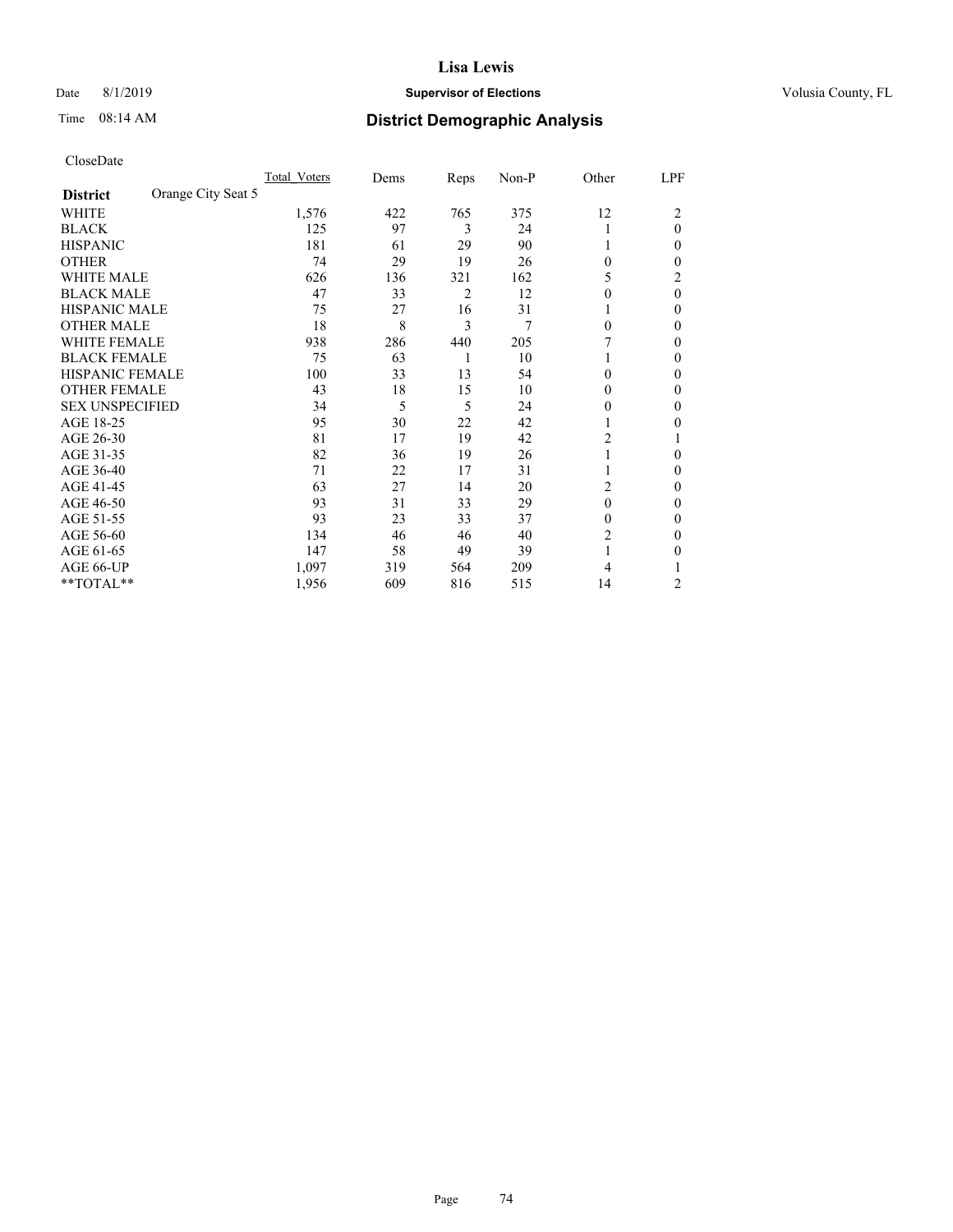Lisa Lewis

Date 8/1/2019 **Supervisor of Elections** Volusia County, FL

Time 08:14 AM **District Demographic Analysis**

CloseDate

| District | Orange City Seat 5 | Total_Voters | Dems | Reps | Non-P | Other | LPF |
|---|---|---|---|---|---|---|---|
| WHITE | | 1,576 | 422 | 765 | 375 | 12 | 2 |
| BLACK | | 125 | 97 | 3 | 24 | 1 | 0 |
| HISPANIC | | 181 | 61 | 29 | 90 | 1 | 0 |
| OTHER | | 74 | 29 | 19 | 26 | 0 | 0 |
| WHITE MALE | | 626 | 136 | 321 | 162 | 5 | 2 |
| BLACK MALE | | 47 | 33 | 2 | 12 | 0 | 0 |
| HISPANIC MALE | | 75 | 27 | 16 | 31 | 1 | 0 |
| OTHER MALE | | 18 | 8 | 3 | 7 | 0 | 0 |
| WHITE FEMALE | | 938 | 286 | 440 | 205 | 7 | 0 |
| BLACK FEMALE | | 75 | 63 | 1 | 10 | 1 | 0 |
| HISPANIC FEMALE | | 100 | 33 | 13 | 54 | 0 | 0 |
| OTHER FEMALE | | 43 | 18 | 15 | 10 | 0 | 0 |
| SEX UNSPECIFIED | | 34 | 5 | 5 | 24 | 0 | 0 |
| AGE 18-25 | | 95 | 30 | 22 | 42 | 1 | 0 |
| AGE 26-30 | | 81 | 17 | 19 | 42 | 2 | 1 |
| AGE 31-35 | | 82 | 36 | 19 | 26 | 1 | 0 |
| AGE 36-40 | | 71 | 22 | 17 | 31 | 1 | 0 |
| AGE 41-45 | | 63 | 27 | 14 | 20 | 2 | 0 |
| AGE 46-50 | | 93 | 31 | 33 | 29 | 0 | 0 |
| AGE 51-55 | | 93 | 23 | 33 | 37 | 0 | 0 |
| AGE 56-60 | | 134 | 46 | 46 | 40 | 2 | 0 |
| AGE 61-65 | | 147 | 58 | 49 | 39 | 1 | 0 |
| AGE 66-UP | | 1,097 | 319 | 564 | 209 | 4 | 1 |
| **TOTAL** | | 1,956 | 609 | 816 | 515 | 14 | 2 |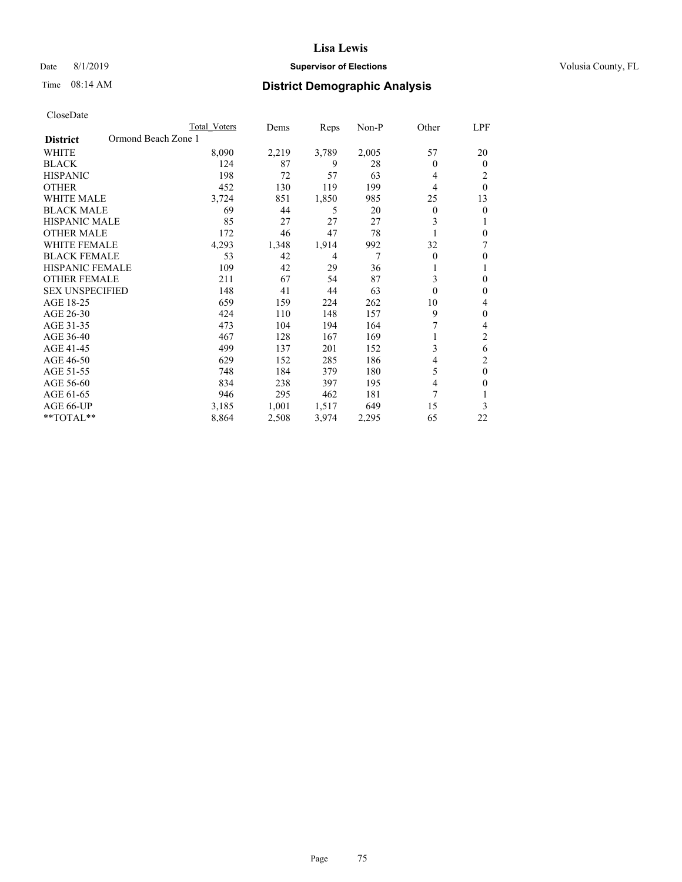# Lisa Lewis

Date 8/1/2019 **Supervisor of Elections** Volusia County, FL

Time 08:14 AM **District Demographic Analysis**

CloseDate

| District: Ormond Beach Zone 1 | Total Voters | Dems | Reps | Non-P | Other | LPF |
|---|---|---|---|---|---|---|
| WHITE | 8,090 | 2,219 | 3,789 | 2,005 | 57 | 20 |
| BLACK | 124 | 87 | 9 | 28 | 0 | 0 |
| HISPANIC | 198 | 72 | 57 | 63 | 4 | 2 |
| OTHER | 452 | 130 | 119 | 199 | 4 | 0 |
| WHITE MALE | 3,724 | 851 | 1,850 | 985 | 25 | 13 |
| BLACK MALE | 69 | 44 | 5 | 20 | 0 | 0 |
| HISPANIC MALE | 85 | 27 | 27 | 27 | 3 | 1 |
| OTHER MALE | 172 | 46 | 47 | 78 | 1 | 0 |
| WHITE FEMALE | 4,293 | 1,348 | 1,914 | 992 | 32 | 7 |
| BLACK FEMALE | 53 | 42 | 4 | 7 | 0 | 0 |
| HISPANIC FEMALE | 109 | 42 | 29 | 36 | 1 | 1 |
| OTHER FEMALE | 211 | 67 | 54 | 87 | 3 | 0 |
| SEX UNSPECIFIED | 148 | 41 | 44 | 63 | 0 | 0 |
| AGE 18-25 | 659 | 159 | 224 | 262 | 10 | 4 |
| AGE 26-30 | 424 | 110 | 148 | 157 | 9 | 0 |
| AGE 31-35 | 473 | 104 | 194 | 164 | 7 | 4 |
| AGE 36-40 | 467 | 128 | 167 | 169 | 1 | 2 |
| AGE 41-45 | 499 | 137 | 201 | 152 | 3 | 6 |
| AGE 46-50 | 629 | 152 | 285 | 186 | 4 | 2 |
| AGE 51-55 | 748 | 184 | 379 | 180 | 5 | 0 |
| AGE 56-60 | 834 | 238 | 397 | 195 | 4 | 0 |
| AGE 61-65 | 946 | 295 | 462 | 181 | 7 | 1 |
| AGE 66-UP | 3,185 | 1,001 | 1,517 | 649 | 15 | 3 |
| **TOTAL** | 8,864 | 2,508 | 3,974 | 2,295 | 65 | 22 |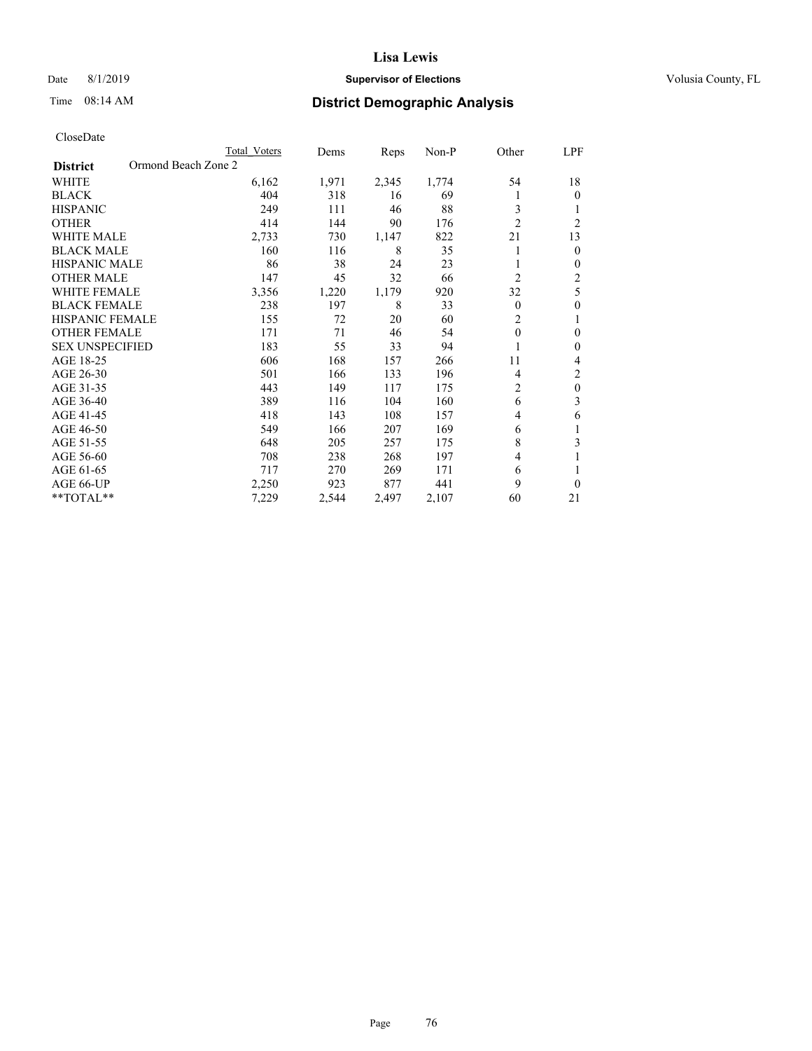Lisa Lewis

Date 8/1/2019 **Supervisor of Elections** Volusia County, FL

Time 08:14 AM **District Demographic Analysis**

CloseDate

| District: Ormond Beach Zone 2 | Total Voters | Dems | Reps | Non-P | Other | LPF |
|---|---|---|---|---|---|---|
| WHITE | 6,162 | 1,971 | 2,345 | 1,774 | 54 | 18 |
| BLACK | 404 | 318 | 16 | 69 | 1 | 0 |
| HISPANIC | 249 | 111 | 46 | 88 | 3 | 1 |
| OTHER | 414 | 144 | 90 | 176 | 2 | 2 |
| WHITE MALE | 2,733 | 730 | 1,147 | 822 | 21 | 13 |
| BLACK MALE | 160 | 116 | 8 | 35 | 1 | 0 |
| HISPANIC MALE | 86 | 38 | 24 | 23 | 1 | 0 |
| OTHER MALE | 147 | 45 | 32 | 66 | 2 | 2 |
| WHITE FEMALE | 3,356 | 1,220 | 1,179 | 920 | 32 | 5 |
| BLACK FEMALE | 238 | 197 | 8 | 33 | 0 | 0 |
| HISPANIC FEMALE | 155 | 72 | 20 | 60 | 2 | 1 |
| OTHER FEMALE | 171 | 71 | 46 | 54 | 0 | 0 |
| SEX UNSPECIFIED | 183 | 55 | 33 | 94 | 1 | 0 |
| AGE 18-25 | 606 | 168 | 157 | 266 | 11 | 4 |
| AGE 26-30 | 501 | 166 | 133 | 196 | 4 | 2 |
| AGE 31-35 | 443 | 149 | 117 | 175 | 2 | 0 |
| AGE 36-40 | 389 | 116 | 104 | 160 | 6 | 3 |
| AGE 41-45 | 418 | 143 | 108 | 157 | 4 | 6 |
| AGE 46-50 | 549 | 166 | 207 | 169 | 6 | 1 |
| AGE 51-55 | 648 | 205 | 257 | 175 | 8 | 3 |
| AGE 56-60 | 708 | 238 | 268 | 197 | 4 | 1 |
| AGE 61-65 | 717 | 270 | 269 | 171 | 6 | 1 |
| AGE 66-UP | 2,250 | 923 | 877 | 441 | 9 | 0 |
| **TOTAL** | 7,229 | 2,544 | 2,497 | 2,107 | 60 | 21 |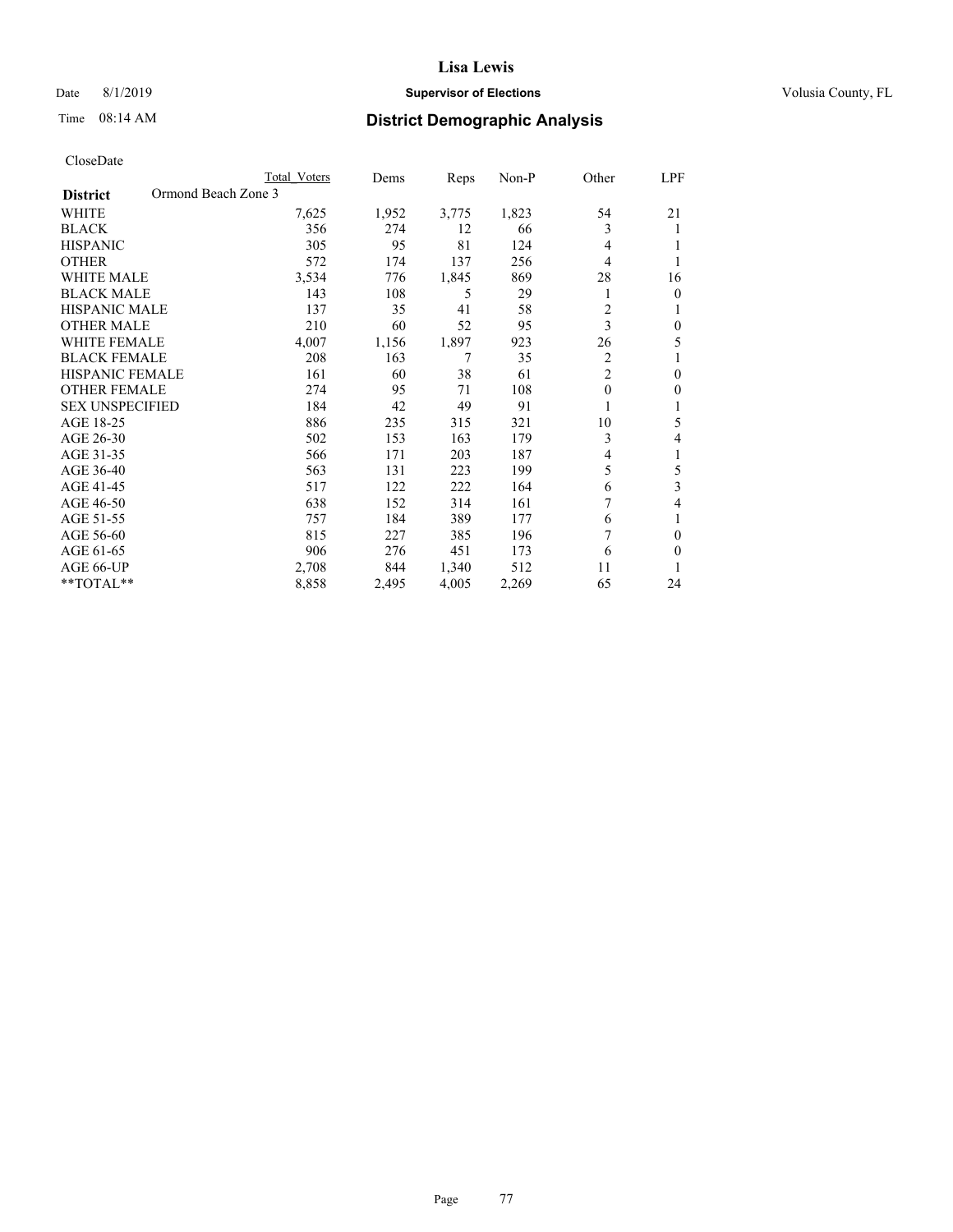**Lisa Lewis**

Date 8/1/2019 **Supervisor of Elections** Volusia County, FL

Time 08:14 AM **District Demographic Analysis**

CloseDate

| District | Ormond Beach Zone 3 | Total Voters | Dems | Reps | Non-P | Other | LPF |
|---|---|---|---|---|---|---|---|
| WHITE | | 7,625 | 1,952 | 3,775 | 1,823 | 54 | 21 |
| BLACK | | 356 | 274 | 12 | 66 | 3 | 1 |
| HISPANIC | | 305 | 95 | 81 | 124 | 4 | 1 |
| OTHER | | 572 | 174 | 137 | 256 | 4 | 1 |
| WHITE MALE | | 3,534 | 776 | 1,845 | 869 | 28 | 16 |
| BLACK MALE | | 143 | 108 | 5 | 29 | 1 | 0 |
| HISPANIC MALE | | 137 | 35 | 41 | 58 | 2 | 1 |
| OTHER MALE | | 210 | 60 | 52 | 95 | 3 | 0 |
| WHITE FEMALE | | 4,007 | 1,156 | 1,897 | 923 | 26 | 5 |
| BLACK FEMALE | | 208 | 163 | 7 | 35 | 2 | 1 |
| HISPANIC FEMALE | | 161 | 60 | 38 | 61 | 2 | 0 |
| OTHER FEMALE | | 274 | 95 | 71 | 108 | 0 | 0 |
| SEX UNSPECIFIED | | 184 | 42 | 49 | 91 | 1 | 1 |
| AGE 18-25 | | 886 | 235 | 315 | 321 | 10 | 5 |
| AGE 26-30 | | 502 | 153 | 163 | 179 | 3 | 4 |
| AGE 31-35 | | 566 | 171 | 203 | 187 | 4 | 1 |
| AGE 36-40 | | 563 | 131 | 223 | 199 | 5 | 5 |
| AGE 41-45 | | 517 | 122 | 222 | 164 | 6 | 3 |
| AGE 46-50 | | 638 | 152 | 314 | 161 | 7 | 4 |
| AGE 51-55 | | 757 | 184 | 389 | 177 | 6 | 1 |
| AGE 56-60 | | 815 | 227 | 385 | 196 | 7 | 0 |
| AGE 61-65 | | 906 | 276 | 451 | 173 | 6 | 0 |
| AGE 66-UP | | 2,708 | 844 | 1,340 | 512 | 11 | 1 |
| **TOTAL** | | 8,858 | 2,495 | 4,005 | 2,269 | 65 | 24 |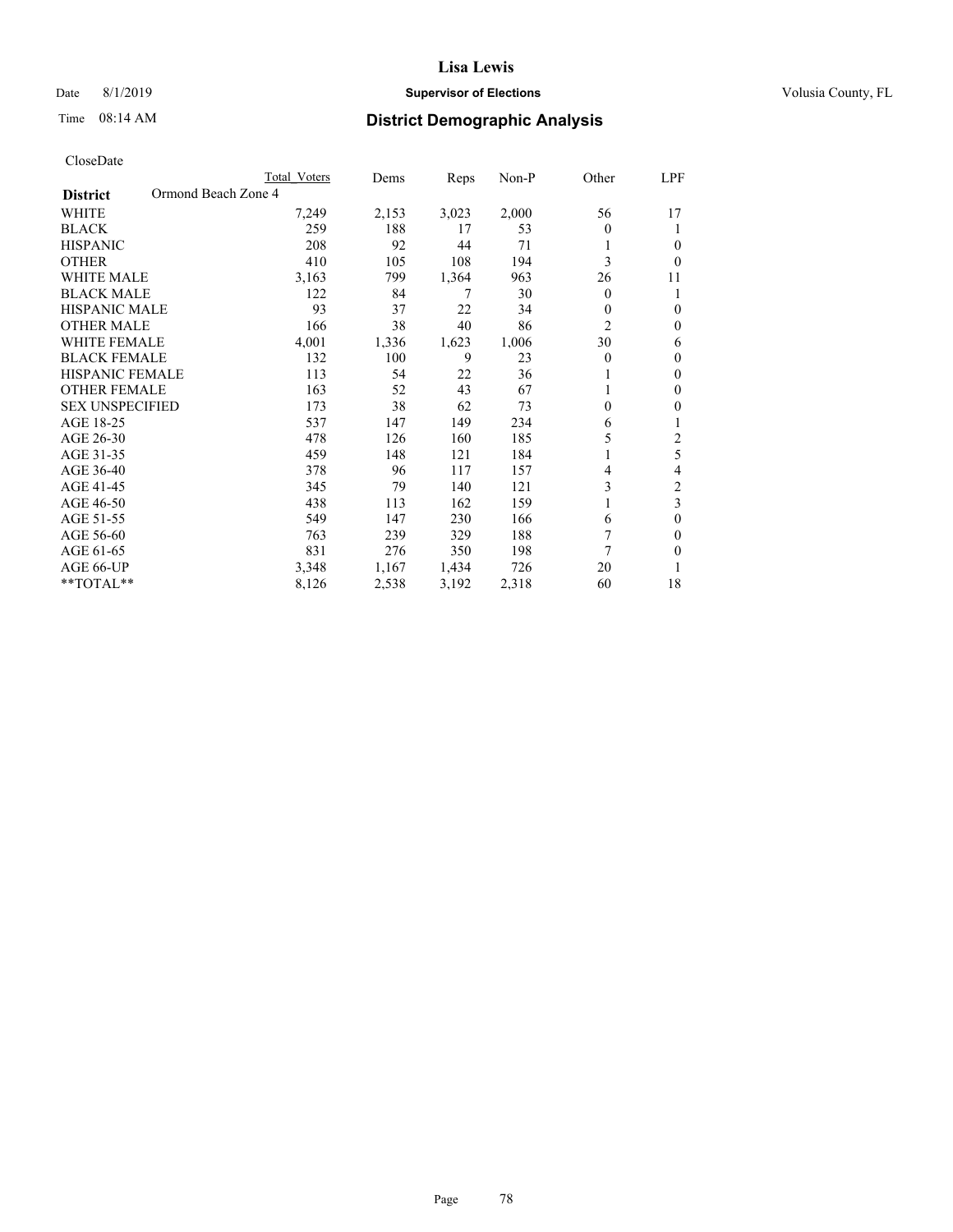# Lisa Lewis

Date 8/1/2019 **Supervisor of Elections** Volusia County, FL

Time 08:14 AM **District Demographic Analysis**

CloseDate

| District | Ormond Beach Zone 4 | Total Voters | Dems | Reps | Non-P | Other | LPF |
|---|---|---|---|---|---|---|---|
| WHITE | | 7,249 | 2,153 | 3,023 | 2,000 | 56 | 17 |
| BLACK | | 259 | 188 | 17 | 53 | 0 | 1 |
| HISPANIC | | 208 | 92 | 44 | 71 | 1 | 0 |
| OTHER | | 410 | 105 | 108 | 194 | 3 | 0 |
| WHITE MALE | | 3,163 | 799 | 1,364 | 963 | 26 | 11 |
| BLACK MALE | | 122 | 84 | 7 | 30 | 0 | 1 |
| HISPANIC MALE | | 93 | 37 | 22 | 34 | 0 | 0 |
| OTHER MALE | | 166 | 38 | 40 | 86 | 2 | 0 |
| WHITE FEMALE | | 4,001 | 1,336 | 1,623 | 1,006 | 30 | 6 |
| BLACK FEMALE | | 132 | 100 | 9 | 23 | 0 | 0 |
| HISPANIC FEMALE | | 113 | 54 | 22 | 36 | 1 | 0 |
| OTHER FEMALE | | 163 | 52 | 43 | 67 | 1 | 0 |
| SEX UNSPECIFIED | | 173 | 38 | 62 | 73 | 0 | 0 |
| AGE 18-25 | | 537 | 147 | 149 | 234 | 6 | 1 |
| AGE 26-30 | | 478 | 126 | 160 | 185 | 5 | 2 |
| AGE 31-35 | | 459 | 148 | 121 | 184 | 1 | 5 |
| AGE 36-40 | | 378 | 96 | 117 | 157 | 4 | 4 |
| AGE 41-45 | | 345 | 79 | 140 | 121 | 3 | 2 |
| AGE 46-50 | | 438 | 113 | 162 | 159 | 1 | 3 |
| AGE 51-55 | | 549 | 147 | 230 | 166 | 6 | 0 |
| AGE 56-60 | | 763 | 239 | 329 | 188 | 7 | 0 |
| AGE 61-65 | | 831 | 276 | 350 | 198 | 7 | 0 |
| AGE 66-UP | | 3,348 | 1,167 | 1,434 | 726 | 20 | 1 |
| **TOTAL** | | 8,126 | 2,538 | 3,192 | 2,318 | 60 | 18 |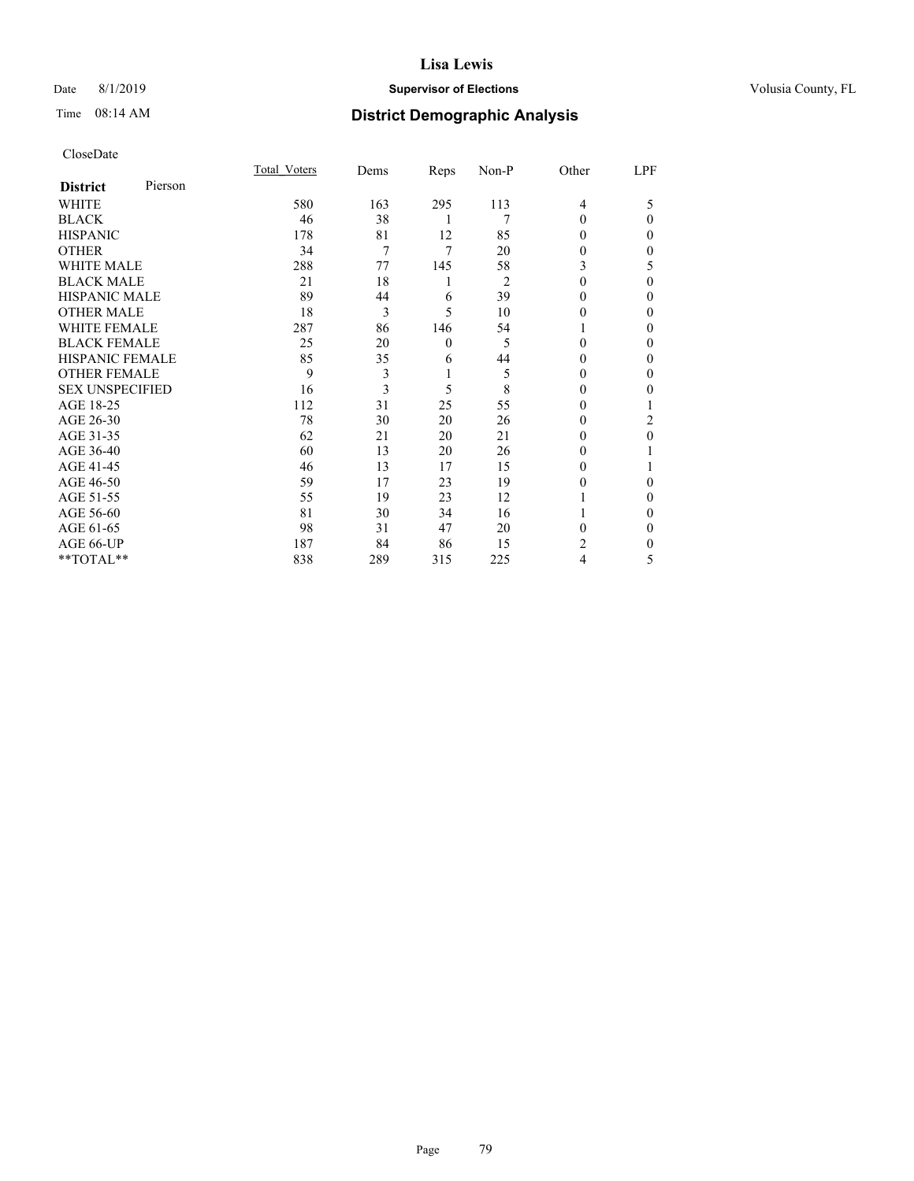# Lisa Lewis

Date 8/1/2019 **Supervisor of Elections** Volusia County, FL

Time 08:14 AM

## District Demographic Analysis

CloseDate

| **District** Pierson | Total_Voters | Dems | Reps | Non-P | Other | LPF |
|---|---|---|---|---|---|---|
| WHITE | 580 | 163 | 295 | 113 | 4 | 5 |
| BLACK | 46 | 38 | 1 | 7 | 0 | 0 |
| HISPANIC | 178 | 81 | 12 | 85 | 0 | 0 |
| OTHER | 34 | 7 | 7 | 20 | 0 | 0 |
| WHITE MALE | 288 | 77 | 145 | 58 | 3 | 5 |
| BLACK MALE | 21 | 18 | 1 | 2 | 0 | 0 |
| HISPANIC MALE | 89 | 44 | 6 | 39 | 0 | 0 |
| OTHER MALE | 18 | 3 | 5 | 10 | 0 | 0 |
| WHITE FEMALE | 287 | 86 | 146 | 54 | 1 | 0 |
| BLACK FEMALE | 25 | 20 | 0 | 5 | 0 | 0 |
| HISPANIC FEMALE | 85 | 35 | 6 | 44 | 0 | 0 |
| OTHER FEMALE | 9 | 3 | 1 | 5 | 0 | 0 |
| SEX UNSPECIFIED | 16 | 3 | 5 | 8 | 0 | 0 |
| AGE 18-25 | 112 | 31 | 25 | 55 | 0 | 1 |
| AGE 26-30 | 78 | 30 | 20 | 26 | 0 | 2 |
| AGE 31-35 | 62 | 21 | 20 | 21 | 0 | 0 |
| AGE 36-40 | 60 | 13 | 20 | 26 | 0 | 1 |
| AGE 41-45 | 46 | 13 | 17 | 15 | 0 | 1 |
| AGE 46-50 | 59 | 17 | 23 | 19 | 0 | 0 |
| AGE 51-55 | 55 | 19 | 23 | 12 | 1 | 0 |
| AGE 56-60 | 81 | 30 | 34 | 16 | 1 | 0 |
| AGE 61-65 | 98 | 31 | 47 | 20 | 0 | 0 |
| AGE 66-UP | 187 | 84 | 86 | 15 | 2 | 0 |
| **TOTAL** | 838 | 289 | 315 | 225 | 4 | 5 |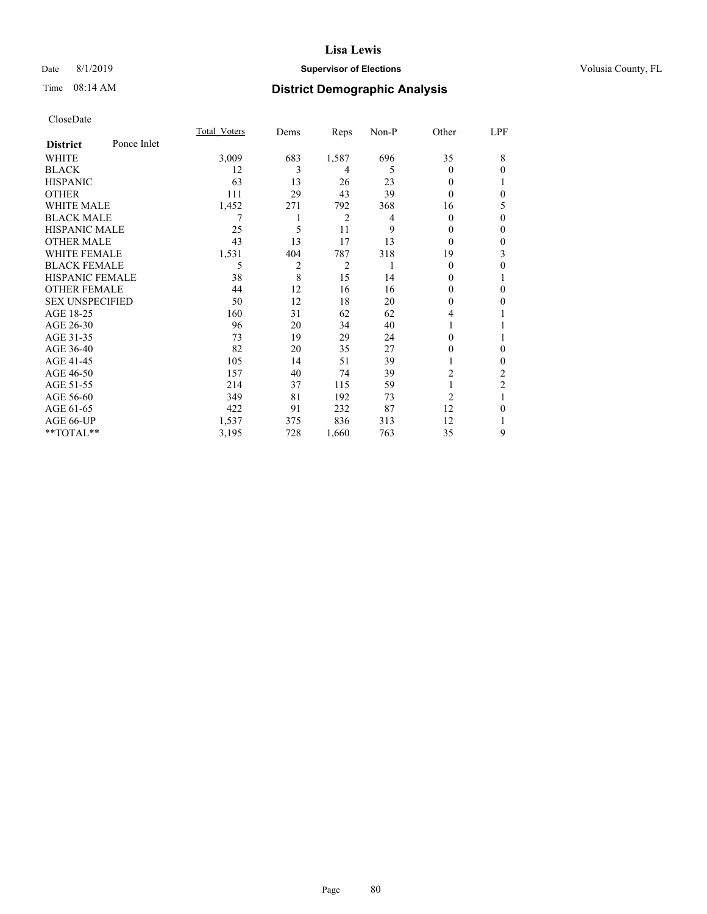# Lisa Lewis

Date 8/1/2019 **Supervisor of Elections** Volusia County, FL

Time 08:14 AM **District Demographic Analysis**

CloseDate

| **District** Ponce Inlet | Total_Voters | Dems | Reps | Non-P | Other | LPF |
|---|---|---|---|---|---|---|
| WHITE | 3,009 | 683 | 1,587 | 696 | 35 | 8 |
| BLACK | 12 | 3 | 4 | 5 | 0 | 0 |
| HISPANIC | 63 | 13 | 26 | 23 | 0 | 1 |
| OTHER | 111 | 29 | 43 | 39 | 0 | 0 |
| WHITE MALE | 1,452 | 271 | 792 | 368 | 16 | 5 |
| BLACK MALE | 7 | 1 | 2 | 4 | 0 | 0 |
| HISPANIC MALE | 25 | 5 | 11 | 9 | 0 | 0 |
| OTHER MALE | 43 | 13 | 17 | 13 | 0 | 0 |
| WHITE FEMALE | 1,531 | 404 | 787 | 318 | 19 | 3 |
| BLACK FEMALE | 5 | 2 | 2 | 1 | 0 | 0 |
| HISPANIC FEMALE | 38 | 8 | 15 | 14 | 0 | 1 |
| OTHER FEMALE | 44 | 12 | 16 | 16 | 0 | 0 |
| SEX UNSPECIFIED | 50 | 12 | 18 | 20 | 0 | 0 |
| AGE 18-25 | 160 | 31 | 62 | 62 | 4 | 1 |
| AGE 26-30 | 96 | 20 | 34 | 40 | 1 | 1 |
| AGE 31-35 | 73 | 19 | 29 | 24 | 0 | 1 |
| AGE 36-40 | 82 | 20 | 35 | 27 | 0 | 0 |
| AGE 41-45 | 105 | 14 | 51 | 39 | 1 | 0 |
| AGE 46-50 | 157 | 40 | 74 | 39 | 2 | 2 |
| AGE 51-55 | 214 | 37 | 115 | 59 | 1 | 2 |
| AGE 56-60 | 349 | 81 | 192 | 73 | 2 | 1 |
| AGE 61-65 | 422 | 91 | 232 | 87 | 12 | 0 |
| AGE 66-UP | 1,537 | 375 | 836 | 313 | 12 | 1 |
| **TOTAL** | 3,195 | 728 | 1,660 | 763 | 35 | 9 |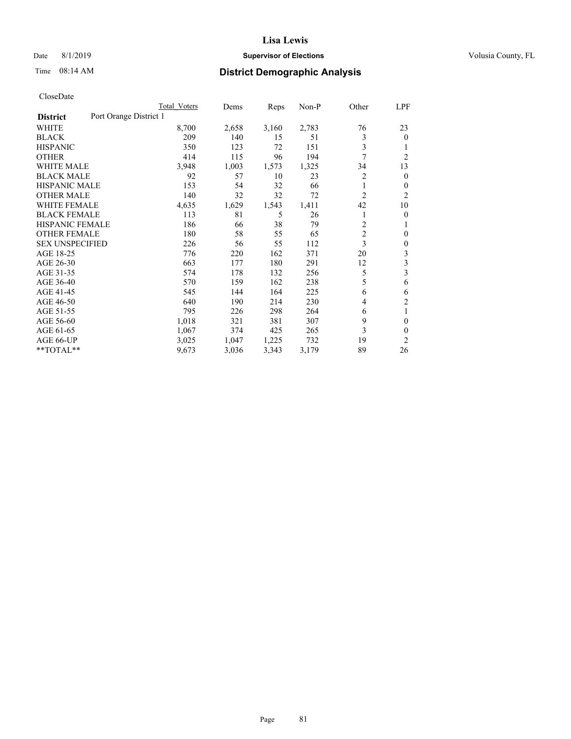# District Demographic Analysis

CloseDate

| District | Port Orange District 1 | Total Voters | Dems | Reps | Non-P | Other | LPF |
|---|---|---|---|---|---|---|---|
| WHITE | | 8,700 | 2,658 | 3,160 | 2,783 | 76 | 23 |
| BLACK | | 209 | 140 | 15 | 51 | 3 | 0 |
| HISPANIC | | 350 | 123 | 72 | 151 | 3 | 1 |
| OTHER | | 414 | 115 | 96 | 194 | 7 | 2 |
| WHITE MALE | | 3,948 | 1,003 | 1,573 | 1,325 | 34 | 13 |
| BLACK MALE | | 92 | 57 | 10 | 23 | 2 | 0 |
| HISPANIC MALE | | 153 | 54 | 32 | 66 | 1 | 0 |
| OTHER MALE | | 140 | 32 | 32 | 72 | 2 | 2 |
| WHITE FEMALE | | 4,635 | 1,629 | 1,543 | 1,411 | 42 | 10 |
| BLACK FEMALE | | 113 | 81 | 5 | 26 | 1 | 0 |
| HISPANIC FEMALE | | 186 | 66 | 38 | 79 | 2 | 1 |
| OTHER FEMALE | | 180 | 58 | 55 | 65 | 2 | 0 |
| SEX UNSPECIFIED | | 226 | 56 | 55 | 112 | 3 | 0 |
| AGE 18-25 | | 776 | 220 | 162 | 371 | 20 | 3 |
| AGE 26-30 | | 663 | 177 | 180 | 291 | 12 | 3 |
| AGE 31-35 | | 574 | 178 | 132 | 256 | 5 | 3 |
| AGE 36-40 | | 570 | 159 | 162 | 238 | 5 | 6 |
| AGE 41-45 | | 545 | 144 | 164 | 225 | 6 | 6 |
| AGE 46-50 | | 640 | 190 | 214 | 230 | 4 | 2 |
| AGE 51-55 | | 795 | 226 | 298 | 264 | 6 | 1 |
| AGE 56-60 | | 1,018 | 321 | 381 | 307 | 9 | 0 |
| AGE 61-65 | | 1,067 | 374 | 425 | 265 | 3 | 0 |
| AGE 66-UP | | 3,025 | 1,047 | 1,225 | 732 | 19 | 2 |
| **TOTAL** | | 9,673 | 3,036 | 3,343 | 3,179 | 89 | 26 |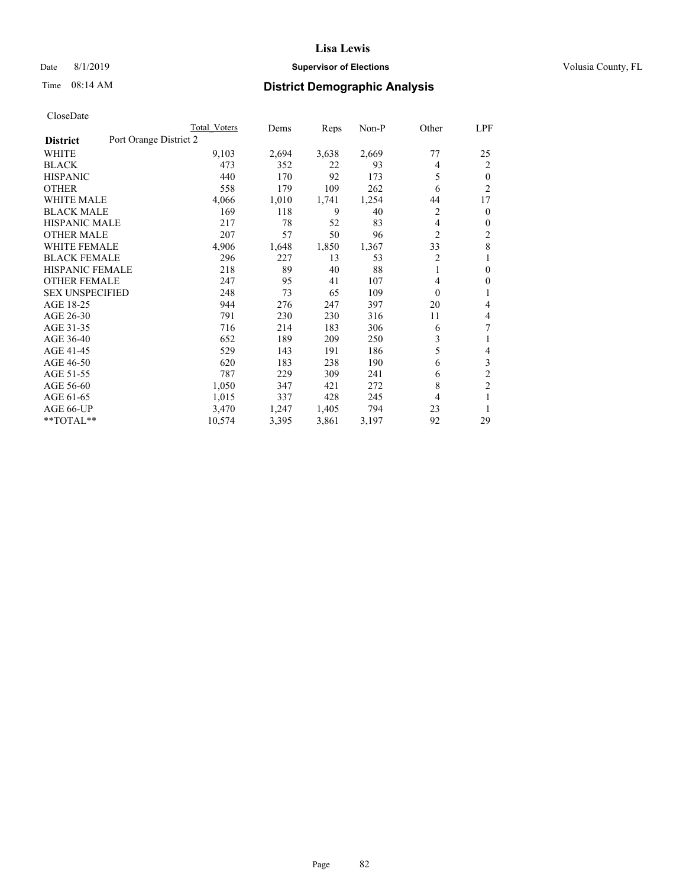# Lisa Lewis

Date 8/1/2019 **Supervisor of Elections** Volusia County, FL

Time 08:14 AM **District Demographic Analysis**

CloseDate

| District | Port Orange District 2 | Total Voters | Dems | Reps | Non-P | Other | LPF |
|---|---|---|---|---|---|---|---|
| WHITE | | 9,103 | 2,694 | 3,638 | 2,669 | 77 | 25 |
| BLACK | | 473 | 352 | 22 | 93 | 4 | 2 |
| HISPANIC | | 440 | 170 | 92 | 173 | 5 | 0 |
| OTHER | | 558 | 179 | 109 | 262 | 6 | 2 |
| WHITE MALE | | 4,066 | 1,010 | 1,741 | 1,254 | 44 | 17 |
| BLACK MALE | | 169 | 118 | 9 | 40 | 2 | 0 |
| HISPANIC MALE | | 217 | 78 | 52 | 83 | 4 | 0 |
| OTHER MALE | | 207 | 57 | 50 | 96 | 2 | 2 |
| WHITE FEMALE | | 4,906 | 1,648 | 1,850 | 1,367 | 33 | 8 |
| BLACK FEMALE | | 296 | 227 | 13 | 53 | 2 | 1 |
| HISPANIC FEMALE | | 218 | 89 | 40 | 88 | 1 | 0 |
| OTHER FEMALE | | 247 | 95 | 41 | 107 | 4 | 0 |
| SEX UNSPECIFIED | | 248 | 73 | 65 | 109 | 0 | 1 |
| AGE 18-25 | | 944 | 276 | 247 | 397 | 20 | 4 |
| AGE 26-30 | | 791 | 230 | 230 | 316 | 11 | 4 |
| AGE 31-35 | | 716 | 214 | 183 | 306 | 6 | 7 |
| AGE 36-40 | | 652 | 189 | 209 | 250 | 3 | 1 |
| AGE 41-45 | | 529 | 143 | 191 | 186 | 5 | 4 |
| AGE 46-50 | | 620 | 183 | 238 | 190 | 6 | 3 |
| AGE 51-55 | | 787 | 229 | 309 | 241 | 6 | 2 |
| AGE 56-60 | | 1,050 | 347 | 421 | 272 | 8 | 2 |
| AGE 61-65 | | 1,015 | 337 | 428 | 245 | 4 | 1 |
| AGE 66-UP | | 3,470 | 1,247 | 1,405 | 794 | 23 | 1 |
| **TOTAL** | | 10,574 | 3,395 | 3,861 | 3,197 | 92 | 29 |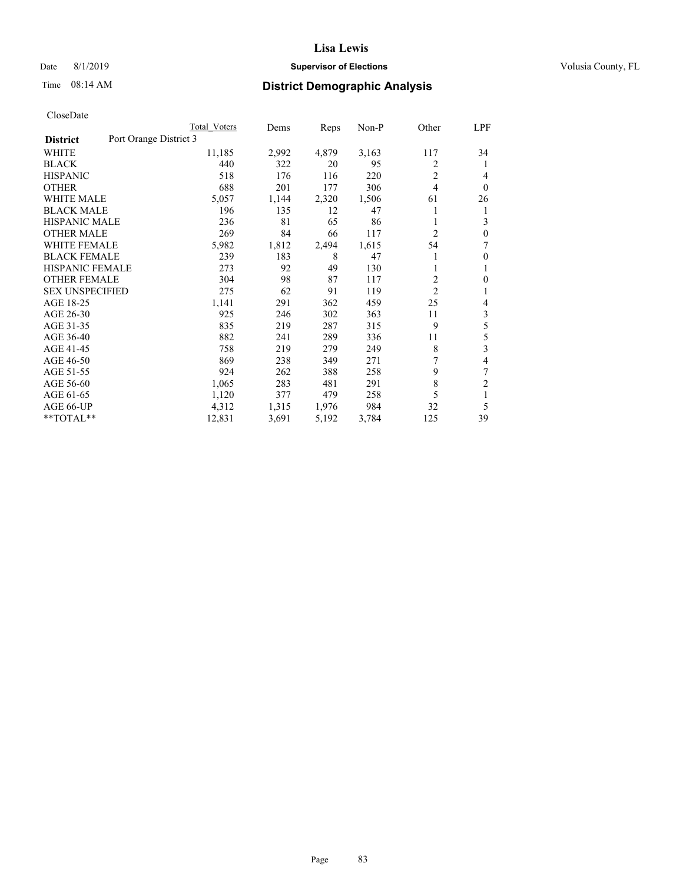# Lisa Lewis

Date 8/1/2019 **Supervisor of Elections** Volusia County, FL

Time 08:14 AM **District Demographic Analysis**

CloseDate

| District | Total Voters | Dems | Reps | Non-P | Other | LPF |
|---|---|---|---|---|---|---|
| **Port Orange District 3** | | | | | | |
| WHITE | 11,185 | 2,992 | 4,879 | 3,163 | 117 | 34 |
| BLACK | 440 | 322 | 20 | 95 | 2 | 1 |
| HISPANIC | 518 | 176 | 116 | 220 | 2 | 4 |
| OTHER | 688 | 201 | 177 | 306 | 4 | 0 |
| WHITE MALE | 5,057 | 1,144 | 2,320 | 1,506 | 61 | 26 |
| BLACK MALE | 196 | 135 | 12 | 47 | 1 | 1 |
| HISPANIC MALE | 236 | 81 | 65 | 86 | 1 | 3 |
| OTHER MALE | 269 | 84 | 66 | 117 | 2 | 0 |
| WHITE FEMALE | 5,982 | 1,812 | 2,494 | 1,615 | 54 | 7 |
| BLACK FEMALE | 239 | 183 | 8 | 47 | 1 | 0 |
| HISPANIC FEMALE | 273 | 92 | 49 | 130 | 1 | 1 |
| OTHER FEMALE | 304 | 98 | 87 | 117 | 2 | 0 |
| SEX UNSPECIFIED | 275 | 62 | 91 | 119 | 2 | 1 |
| AGE 18-25 | 1,141 | 291 | 362 | 459 | 25 | 4 |
| AGE 26-30 | 925 | 246 | 302 | 363 | 11 | 3 |
| AGE 31-35 | 835 | 219 | 287 | 315 | 9 | 5 |
| AGE 36-40 | 882 | 241 | 289 | 336 | 11 | 5 |
| AGE 41-45 | 758 | 219 | 279 | 249 | 8 | 3 |
| AGE 46-50 | 869 | 238 | 349 | 271 | 7 | 4 |
| AGE 51-55 | 924 | 262 | 388 | 258 | 9 | 7 |
| AGE 56-60 | 1,065 | 283 | 481 | 291 | 8 | 2 |
| AGE 61-65 | 1,120 | 377 | 479 | 258 | 5 | 1 |
| AGE 66-UP | 4,312 | 1,315 | 1,976 | 984 | 32 | 5 |
| **TOTAL** | 12,831 | 3,691 | 5,192 | 3,784 | 125 | 39 |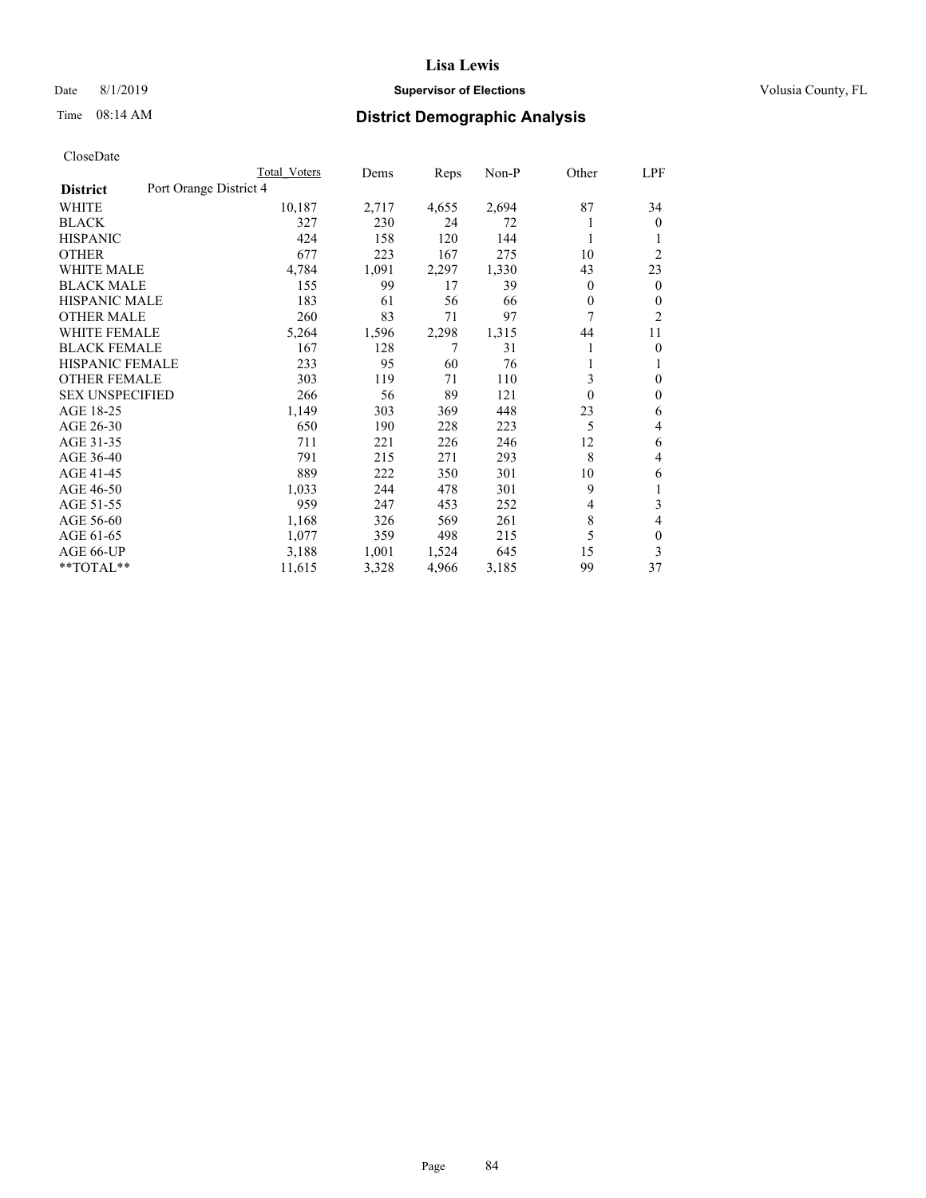# Lisa Lewis

Date 8/1/2019 **Supervisor of Elections** Volusia County, FL

Time 08:14 AM **District Demographic Analysis**

CloseDate

| District | Port Orange District 4 | Total Voters | Dems | Reps | Non-P | Other | LPF |
|---|---|---|---|---|---|---|---|
| WHITE | | 10,187 | 2,717 | 4,655 | 2,694 | 87 | 34 |
| BLACK | | 327 | 230 | 24 | 72 | 1 | 0 |
| HISPANIC | | 424 | 158 | 120 | 144 | 1 | 1 |
| OTHER | | 677 | 223 | 167 | 275 | 10 | 2 |
| WHITE MALE | | 4,784 | 1,091 | 2,297 | 1,330 | 43 | 23 |
| BLACK MALE | | 155 | 99 | 17 | 39 | 0 | 0 |
| HISPANIC MALE | | 183 | 61 | 56 | 66 | 0 | 0 |
| OTHER MALE | | 260 | 83 | 71 | 97 | 7 | 2 |
| WHITE FEMALE | | 5,264 | 1,596 | 2,298 | 1,315 | 44 | 11 |
| BLACK FEMALE | | 167 | 128 | 7 | 31 | 1 | 0 |
| HISPANIC FEMALE | | 233 | 95 | 60 | 76 | 1 | 1 |
| OTHER FEMALE | | 303 | 119 | 71 | 110 | 3 | 0 |
| SEX UNSPECIFIED | | 266 | 56 | 89 | 121 | 0 | 0 |
| AGE 18-25 | | 1,149 | 303 | 369 | 448 | 23 | 6 |
| AGE 26-30 | | 650 | 190 | 228 | 223 | 5 | 4 |
| AGE 31-35 | | 711 | 221 | 226 | 246 | 12 | 6 |
| AGE 36-40 | | 791 | 215 | 271 | 293 | 8 | 4 |
| AGE 41-45 | | 889 | 222 | 350 | 301 | 10 | 6 |
| AGE 46-50 | | 1,033 | 244 | 478 | 301 | 9 | 1 |
| AGE 51-55 | | 959 | 247 | 453 | 252 | 4 | 3 |
| AGE 56-60 | | 1,168 | 326 | 569 | 261 | 8 | 4 |
| AGE 61-65 | | 1,077 | 359 | 498 | 215 | 5 | 0 |
| AGE 66-UP | | 3,188 | 1,001 | 1,524 | 645 | 15 | 3 |
| **TOTAL** | | 11,615 | 3,328 | 4,966 | 3,185 | 99 | 37 |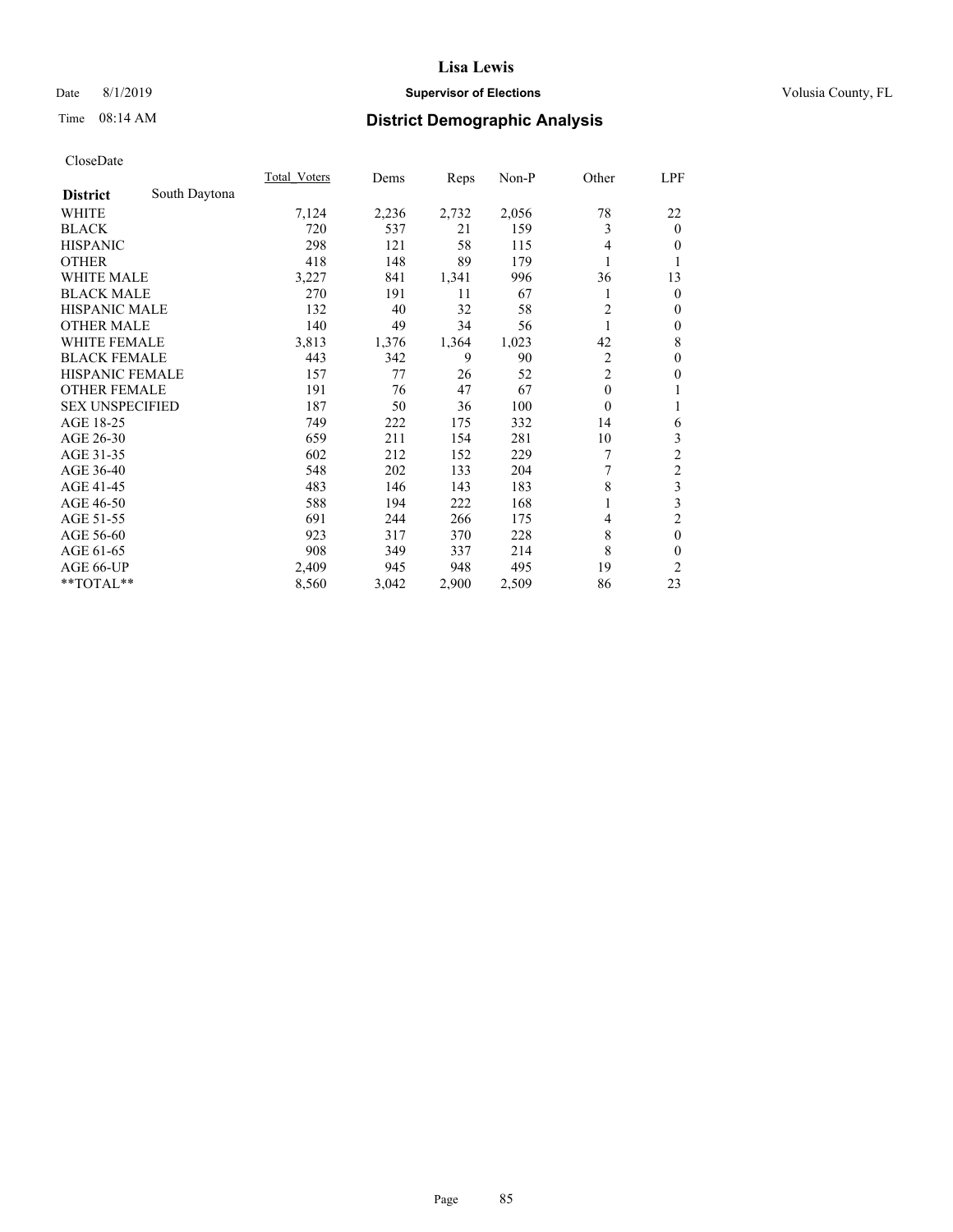# Lisa Lewis

Date 8/1/2019 **Supervisor of Elections** Volusia County, FL

Time 08:14 AM **District Demographic Analysis**

CloseDate

| District: South Daytona | Total_Voters | Dems | Reps | Non-P | Other | LPF |
|---|---|---|---|---|---|---|
| WHITE | 7,124 | 2,236 | 2,732 | 2,056 | 78 | 22 |
| BLACK | 720 | 537 | 21 | 159 | 3 | 0 |
| HISPANIC | 298 | 121 | 58 | 115 | 4 | 0 |
| OTHER | 418 | 148 | 89 | 179 | 1 | 1 |
| WHITE MALE | 3,227 | 841 | 1,341 | 996 | 36 | 13 |
| BLACK MALE | 270 | 191 | 11 | 67 | 1 | 0 |
| HISPANIC MALE | 132 | 40 | 32 | 58 | 2 | 0 |
| OTHER MALE | 140 | 49 | 34 | 56 | 1 | 0 |
| WHITE FEMALE | 3,813 | 1,376 | 1,364 | 1,023 | 42 | 8 |
| BLACK FEMALE | 443 | 342 | 9 | 90 | 2 | 0 |
| HISPANIC FEMALE | 157 | 77 | 26 | 52 | 2 | 0 |
| OTHER FEMALE | 191 | 76 | 47 | 67 | 0 | 1 |
| SEX UNSPECIFIED | 187 | 50 | 36 | 100 | 0 | 1 |
| AGE 18-25 | 749 | 222 | 175 | 332 | 14 | 6 |
| AGE 26-30 | 659 | 211 | 154 | 281 | 10 | 3 |
| AGE 31-35 | 602 | 212 | 152 | 229 | 7 | 2 |
| AGE 36-40 | 548 | 202 | 133 | 204 | 7 | 2 |
| AGE 41-45 | 483 | 146 | 143 | 183 | 8 | 3 |
| AGE 46-50 | 588 | 194 | 222 | 168 | 1 | 3 |
| AGE 51-55 | 691 | 244 | 266 | 175 | 4 | 2 |
| AGE 56-60 | 923 | 317 | 370 | 228 | 8 | 0 |
| AGE 61-65 | 908 | 349 | 337 | 214 | 8 | 0 |
| AGE 66-UP | 2,409 | 945 | 948 | 495 | 19 | 2 |
| **TOTAL** | 8,560 | 3,042 | 2,900 | 2,509 | 86 | 23 |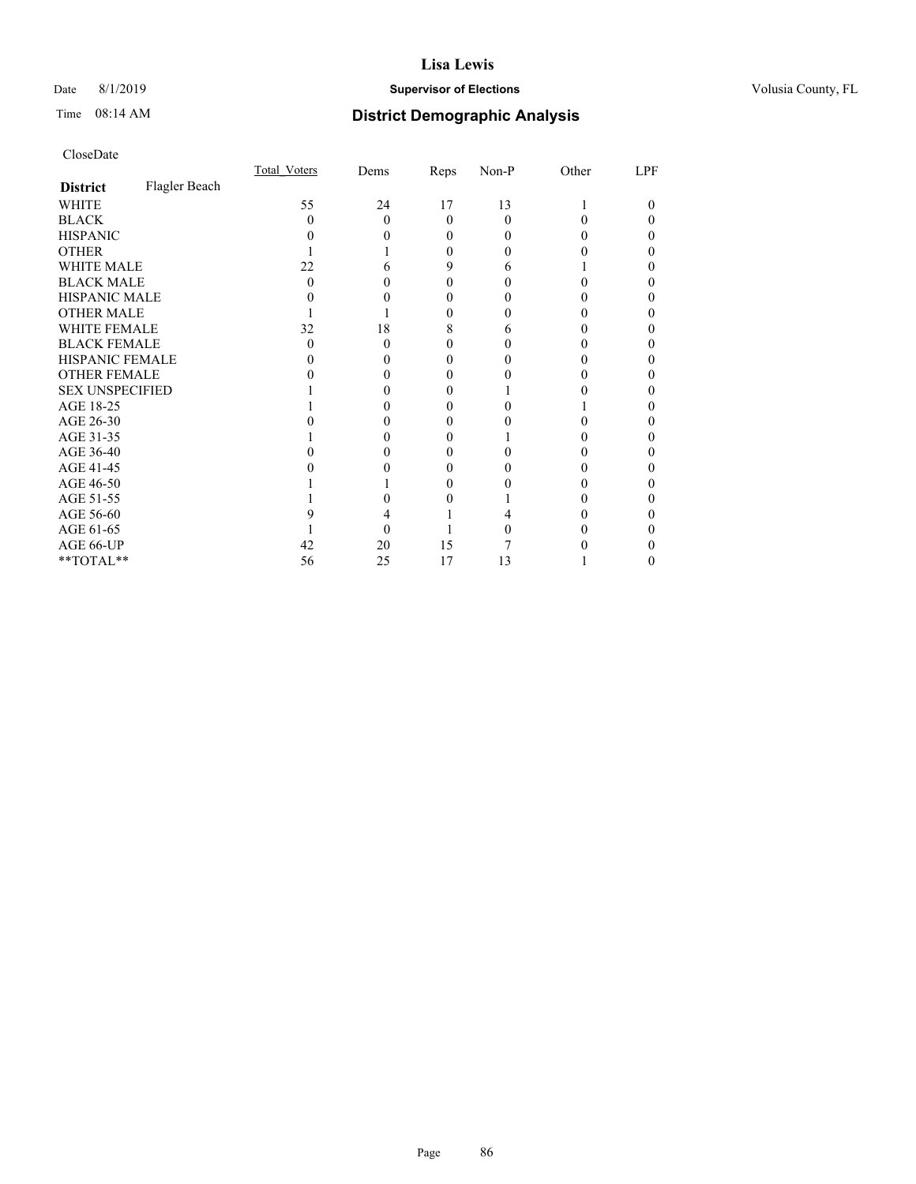**Lisa Lewis**

Date 8/1/2019 **Supervisor of Elections** Volusia County, FL

Time 08:14 AM

## District Demographic Analysis

CloseDate

| | Total_Voters | Dems | Reps | Non-P | Other | LPF |
|---|---|---|---|---|---|---|
| **District** Flagler Beach | | | | | | |
| WHITE | 55 | 24 | 17 | 13 | 1 | 0 |
| BLACK | 0 | 0 | 0 | 0 | 0 | 0 |
| HISPANIC | 0 | 0 | 0 | 0 | 0 | 0 |
| OTHER | 1 | 1 | 0 | 0 | 0 | 0 |
| WHITE MALE | 22 | 6 | 9 | 6 | 1 | 0 |
| BLACK MALE | 0 | 0 | 0 | 0 | 0 | 0 |
| HISPANIC MALE | 0 | 0 | 0 | 0 | 0 | 0 |
| OTHER MALE | 1 | 1 | 0 | 0 | 0 | 0 |
| WHITE FEMALE | 32 | 18 | 8 | 6 | 0 | 0 |
| BLACK FEMALE | 0 | 0 | 0 | 0 | 0 | 0 |
| HISPANIC FEMALE | 0 | 0 | 0 | 0 | 0 | 0 |
| OTHER FEMALE | 0 | 0 | 0 | 0 | 0 | 0 |
| SEX UNSPECIFIED | 1 | 0 | 0 | 1 | 0 | 0 |
| AGE 18-25 | 1 | 0 | 0 | 0 | 1 | 0 |
| AGE 26-30 | 0 | 0 | 0 | 0 | 0 | 0 |
| AGE 31-35 | 1 | 0 | 0 | 1 | 0 | 0 |
| AGE 36-40 | 0 | 0 | 0 | 0 | 0 | 0 |
| AGE 41-45 | 0 | 0 | 0 | 0 | 0 | 0 |
| AGE 46-50 | 1 | 1 | 0 | 0 | 0 | 0 |
| AGE 51-55 | 1 | 0 | 0 | 1 | 0 | 0 |
| AGE 56-60 | 9 | 4 | 1 | 4 | 0 | 0 |
| AGE 61-65 | 1 | 0 | 1 | 0 | 0 | 0 |
| AGE 66-UP | 42 | 20 | 15 | 7 | 0 | 0 |
| **TOTAL** | 56 | 25 | 17 | 13 | 1 | 0 |